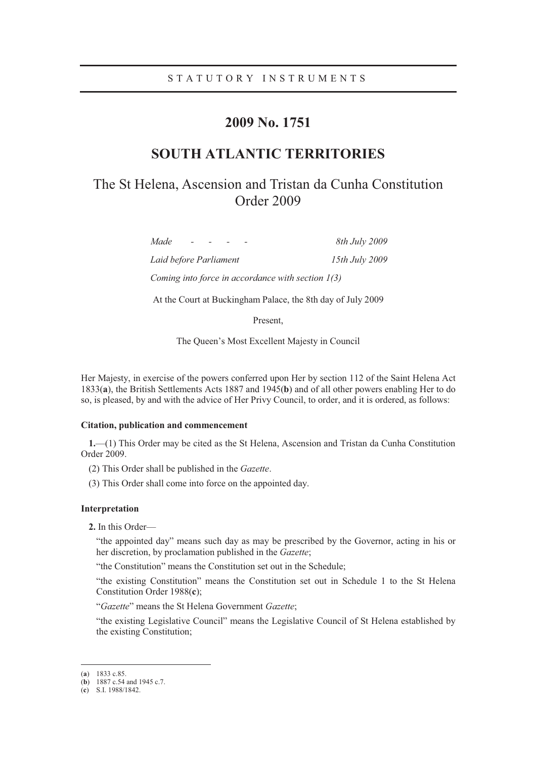STATUTORY INSTRUMENTS

# 2009 No. 1751

# SOUTH ATLANTIC TERRITORIES

## The St Helena, Ascension and Tristan da Cunha Constitution Order 2009

| | |
|---|---|
| *Made - - - -* | *8th July 2009* |
| *Laid before Parliament* | *15th July 2009* |
| *Coming into force in accordance with section 1(3)* | |

At the Court at Buckingham Palace, the 8th day of July 2009

Present,

The Queen's Most Excellent Majesty in Council

Her Majesty, in exercise of the powers conferred upon Her by section 112 of the Saint Helena Act 1833(**a**), the British Settlements Acts 1887 and 1945(**b**) and of all other powers enabling Her to do so, is pleased, by and with the advice of Her Privy Council, to order, and it is ordered, as follows:

### Citation, publication and commencement

**1.**—(1) This Order may be cited as the St Helena, Ascension and Tristan da Cunha Constitution Order 2009.

(2) This Order shall be published in the *Gazette*.

(3) This Order shall come into force on the appointed day.

### Interpretation

**2.** In this Order—

"the appointed day" means such day as may be prescribed by the Governor, acting in his or her discretion, by proclamation published in the *Gazette*;

"the Constitution" means the Constitution set out in the Schedule;

"the existing Constitution" means the Constitution set out in Schedule 1 to the St Helena Constitution Order 1988(**c**);

"*Gazette*" means the St Helena Government *Gazette*;

"the existing Legislative Council" means the Legislative Council of St Helena established by the existing Constitution;

---

(**a**) 1833 c.85.
(**b**) 1887 c.54 and 1945 c.7.
(**c**) S.I. 1988/1842.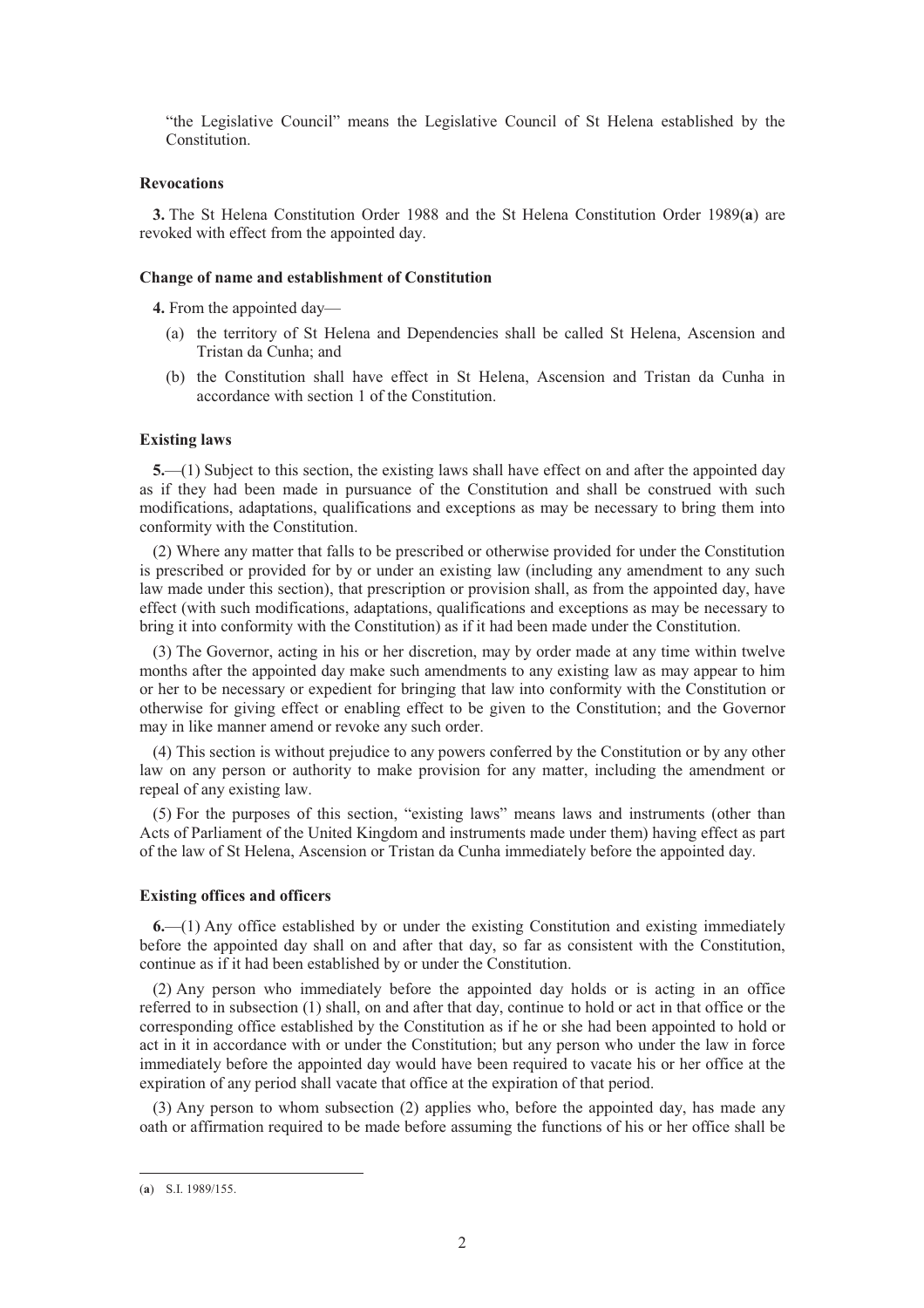"the Legislative Council" means the Legislative Council of St Helena established by the Constitution.

**Revocations**

**3.** The St Helena Constitution Order 1988 and the St Helena Constitution Order 1989(**a**) are revoked with effect from the appointed day.

**Change of name and establishment of Constitution**

**4.** From the appointed day—

(a) the territory of St Helena and Dependencies shall be called St Helena, Ascension and Tristan da Cunha; and

(b) the Constitution shall have effect in St Helena, Ascension and Tristan da Cunha in accordance with section 1 of the Constitution.

**Existing laws**

**5.**—(1) Subject to this section, the existing laws shall have effect on and after the appointed day as if they had been made in pursuance of the Constitution and shall be construed with such modifications, adaptations, qualifications and exceptions as may be necessary to bring them into conformity with the Constitution.

(2) Where any matter that falls to be prescribed or otherwise provided for under the Constitution is prescribed or provided for by or under an existing law (including any amendment to any such law made under this section), that prescription or provision shall, as from the appointed day, have effect (with such modifications, adaptations, qualifications and exceptions as may be necessary to bring it into conformity with the Constitution) as if it had been made under the Constitution.

(3) The Governor, acting in his or her discretion, may by order made at any time within twelve months after the appointed day make such amendments to any existing law as may appear to him or her to be necessary or expedient for bringing that law into conformity with the Constitution or otherwise for giving effect or enabling effect to be given to the Constitution; and the Governor may in like manner amend or revoke any such order.

(4) This section is without prejudice to any powers conferred by the Constitution or by any other law on any person or authority to make provision for any matter, including the amendment or repeal of any existing law.

(5) For the purposes of this section, "existing laws" means laws and instruments (other than Acts of Parliament of the United Kingdom and instruments made under them) having effect as part of the law of St Helena, Ascension or Tristan da Cunha immediately before the appointed day.

**Existing offices and officers**

**6.**—(1) Any office established by or under the existing Constitution and existing immediately before the appointed day shall on and after that day, so far as consistent with the Constitution, continue as if it had been established by or under the Constitution.

(2) Any person who immediately before the appointed day holds or is acting in an office referred to in subsection (1) shall, on and after that day, continue to hold or act in that office or the corresponding office established by the Constitution as if he or she had been appointed to hold or act in it in accordance with or under the Constitution; but any person who under the law in force immediately before the appointed day would have been required to vacate his or her office at the expiration of any period shall vacate that office at the expiration of that period.

(3) Any person to whom subsection (2) applies who, before the appointed day, has made any oath or affirmation required to be made before assuming the functions of his or her office shall be

(**a**) S.I. 1989/155.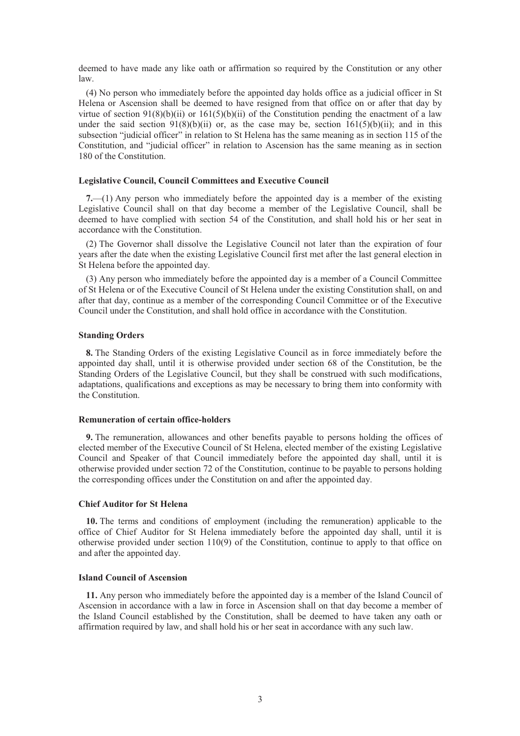deemed to have made any like oath or affirmation so required by the Constitution or any other law.

(4) No person who immediately before the appointed day holds office as a judicial officer in St Helena or Ascension shall be deemed to have resigned from that office on or after that day by virtue of section 91(8)(b)(ii) or 161(5)(b)(ii) of the Constitution pending the enactment of a law under the said section 91(8)(b)(ii) or, as the case may be, section 161(5)(b)(ii); and in this subsection "judicial officer" in relation to St Helena has the same meaning as in section 115 of the Constitution, and "judicial officer" in relation to Ascension has the same meaning as in section 180 of the Constitution.

**Legislative Council, Council Committees and Executive Council**

**7.**—(1) Any person who immediately before the appointed day is a member of the existing Legislative Council shall on that day become a member of the Legislative Council, shall be deemed to have complied with section 54 of the Constitution, and shall hold his or her seat in accordance with the Constitution.

(2) The Governor shall dissolve the Legislative Council not later than the expiration of four years after the date when the existing Legislative Council first met after the last general election in St Helena before the appointed day.

(3) Any person who immediately before the appointed day is a member of a Council Committee of St Helena or of the Executive Council of St Helena under the existing Constitution shall, on and after that day, continue as a member of the corresponding Council Committee or of the Executive Council under the Constitution, and shall hold office in accordance with the Constitution.

**Standing Orders**

**8.** The Standing Orders of the existing Legislative Council as in force immediately before the appointed day shall, until it is otherwise provided under section 68 of the Constitution, be the Standing Orders of the Legislative Council, but they shall be construed with such modifications, adaptations, qualifications and exceptions as may be necessary to bring them into conformity with the Constitution.

**Remuneration of certain office-holders**

**9.** The remuneration, allowances and other benefits payable to persons holding the offices of elected member of the Executive Council of St Helena, elected member of the existing Legislative Council and Speaker of that Council immediately before the appointed day shall, until it is otherwise provided under section 72 of the Constitution, continue to be payable to persons holding the corresponding offices under the Constitution on and after the appointed day.

**Chief Auditor for St Helena**

**10.** The terms and conditions of employment (including the remuneration) applicable to the office of Chief Auditor for St Helena immediately before the appointed day shall, until it is otherwise provided under section 110(9) of the Constitution, continue to apply to that office on and after the appointed day.

**Island Council of Ascension**

**11.** Any person who immediately before the appointed day is a member of the Island Council of Ascension in accordance with a law in force in Ascension shall on that day become a member of the Island Council established by the Constitution, shall be deemed to have taken any oath or affirmation required by law, and shall hold his or her seat in accordance with any such law.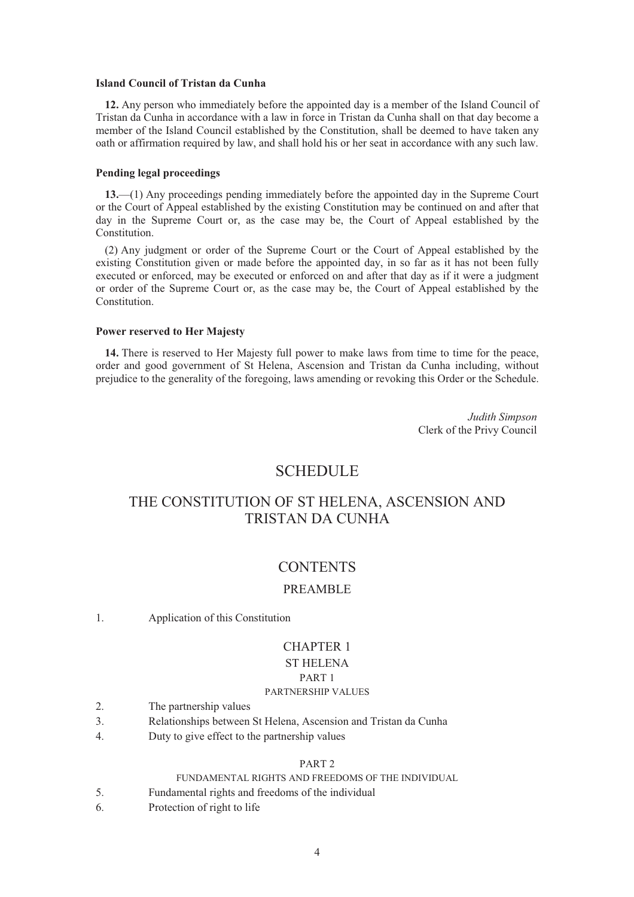**Island Council of Tristan da Cunha**

**12.** Any person who immediately before the appointed day is a member of the Island Council of Tristan da Cunha in accordance with a law in force in Tristan da Cunha shall on that day become a member of the Island Council established by the Constitution, shall be deemed to have taken any oath or affirmation required by law, and shall hold his or her seat in accordance with any such law.

**Pending legal proceedings**

**13.**—(1) Any proceedings pending immediately before the appointed day in the Supreme Court or the Court of Appeal established by the existing Constitution may be continued on and after that day in the Supreme Court or, as the case may be, the Court of Appeal established by the Constitution.

(2) Any judgment or order of the Supreme Court or the Court of Appeal established by the existing Constitution given or made before the appointed day, in so far as it has not been fully executed or enforced, may be executed or enforced on and after that day as if it were a judgment or order of the Supreme Court or, as the case may be, the Court of Appeal established by the Constitution.

**Power reserved to Her Majesty**

**14.** There is reserved to Her Majesty full power to make laws from time to time for the peace, order and good government of St Helena, Ascension and Tristan da Cunha including, without prejudice to the generality of the foregoing, laws amending or revoking this Order or the Schedule.

*Judith Simpson*
Clerk of the Privy Council

# SCHEDULE

# THE CONSTITUTION OF ST HELENA, ASCENSION AND TRISTAN DA CUNHA

## CONTENTS

### PREAMBLE

1. Application of this Constitution

### CHAPTER 1
### ST HELENA
#### PART 1
#### PARTNERSHIP VALUES

2. The partnership values
3. Relationships between St Helena, Ascension and Tristan da Cunha
4. Duty to give effect to the partnership values

#### PART 2
#### FUNDAMENTAL RIGHTS AND FREEDOMS OF THE INDIVIDUAL

5. Fundamental rights and freedoms of the individual
6. Protection of right to life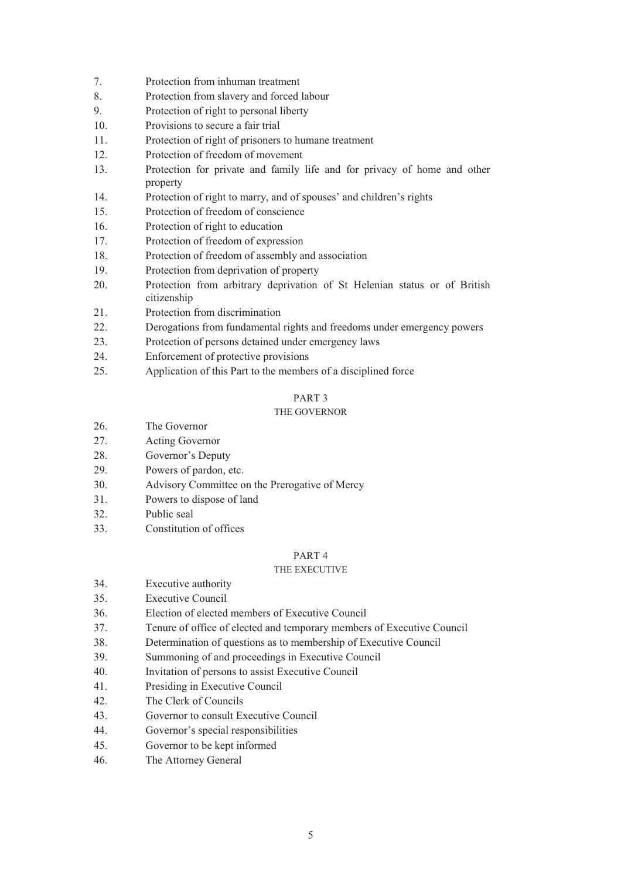7. Protection from inhuman treatment
8. Protection from slavery and forced labour
9. Protection of right to personal liberty
10. Provisions to secure a fair trial
11. Protection of right of prisoners to humane treatment
12. Protection of freedom of movement
13. Protection for private and family life and for privacy of home and other property
14. Protection of right to marry, and of spouses' and children's rights
15. Protection of freedom of conscience
16. Protection of right to education
17. Protection of freedom of expression
18. Protection of freedom of assembly and association
19. Protection from deprivation of property
20. Protection from arbitrary deprivation of St Helenian status or of British citizenship
21. Protection from discrimination
22. Derogations from fundamental rights and freedoms under emergency powers
23. Protection of persons detained under emergency laws
24. Enforcement of protective provisions
25. Application of this Part to the members of a disciplined force

PART 3

THE GOVERNOR

26. The Governor
27. Acting Governor
28. Governor's Deputy
29. Powers of pardon, etc.
30. Advisory Committee on the Prerogative of Mercy
31. Powers to dispose of land
32. Public seal
33. Constitution of offices

PART 4

THE EXECUTIVE

34. Executive authority
35. Executive Council
36. Election of elected members of Executive Council
37. Tenure of office of elected and temporary members of Executive Council
38. Determination of questions as to membership of Executive Council
39. Summoning of and proceedings in Executive Council
40. Invitation of persons to assist Executive Council
41. Presiding in Executive Council
42. The Clerk of Councils
43. Governor to consult Executive Council
44. Governor's special responsibilities
45. Governor to be kept informed
46. The Attorney General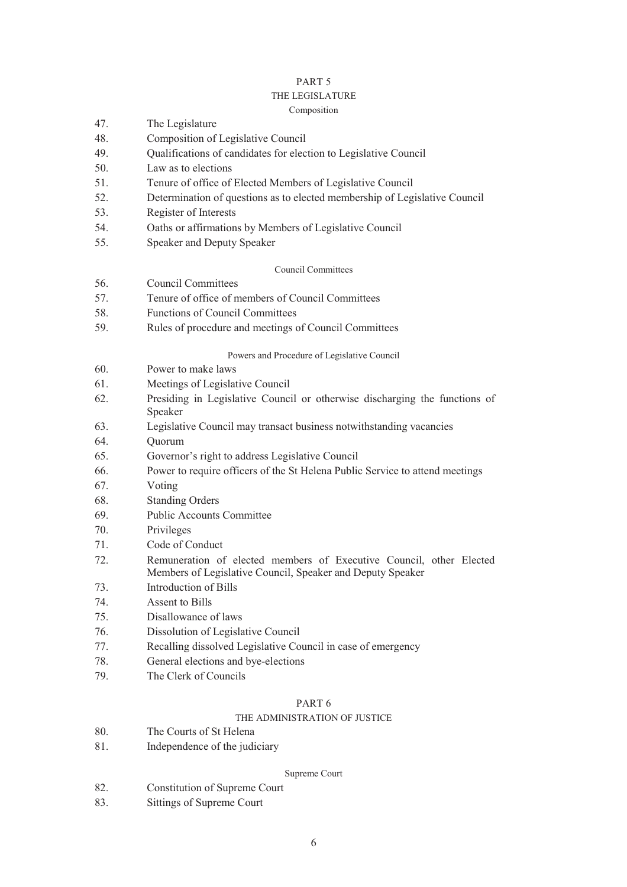## PART 5

### THE LEGISLATURE

#### Composition

47. The Legislature
48. Composition of Legislative Council
49. Qualifications of candidates for election to Legislative Council
50. Law as to elections
51. Tenure of office of Elected Members of Legislative Council
52. Determination of questions as to elected membership of Legislative Council
53. Register of Interests
54. Oaths or affirmations by Members of Legislative Council
55. Speaker and Deputy Speaker

#### Council Committees

56. Council Committees
57. Tenure of office of members of Council Committees
58. Functions of Council Committees
59. Rules of procedure and meetings of Council Committees

#### Powers and Procedure of Legislative Council

60. Power to make laws
61. Meetings of Legislative Council
62. Presiding in Legislative Council or otherwise discharging the functions of Speaker
63. Legislative Council may transact business notwithstanding vacancies
64. Quorum
65. Governor's right to address Legislative Council
66. Power to require officers of the St Helena Public Service to attend meetings
67. Voting
68. Standing Orders
69. Public Accounts Committee
70. Privileges
71. Code of Conduct
72. Remuneration of elected members of Executive Council, other Elected Members of Legislative Council, Speaker and Deputy Speaker
73. Introduction of Bills
74. Assent to Bills
75. Disallowance of laws
76. Dissolution of Legislative Council
77. Recalling dissolved Legislative Council in case of emergency
78. General elections and bye-elections
79. The Clerk of Councils

## PART 6

### THE ADMINISTRATION OF JUSTICE

80. The Courts of St Helena
81. Independence of the judiciary

#### Supreme Court

82. Constitution of Supreme Court
83. Sittings of Supreme Court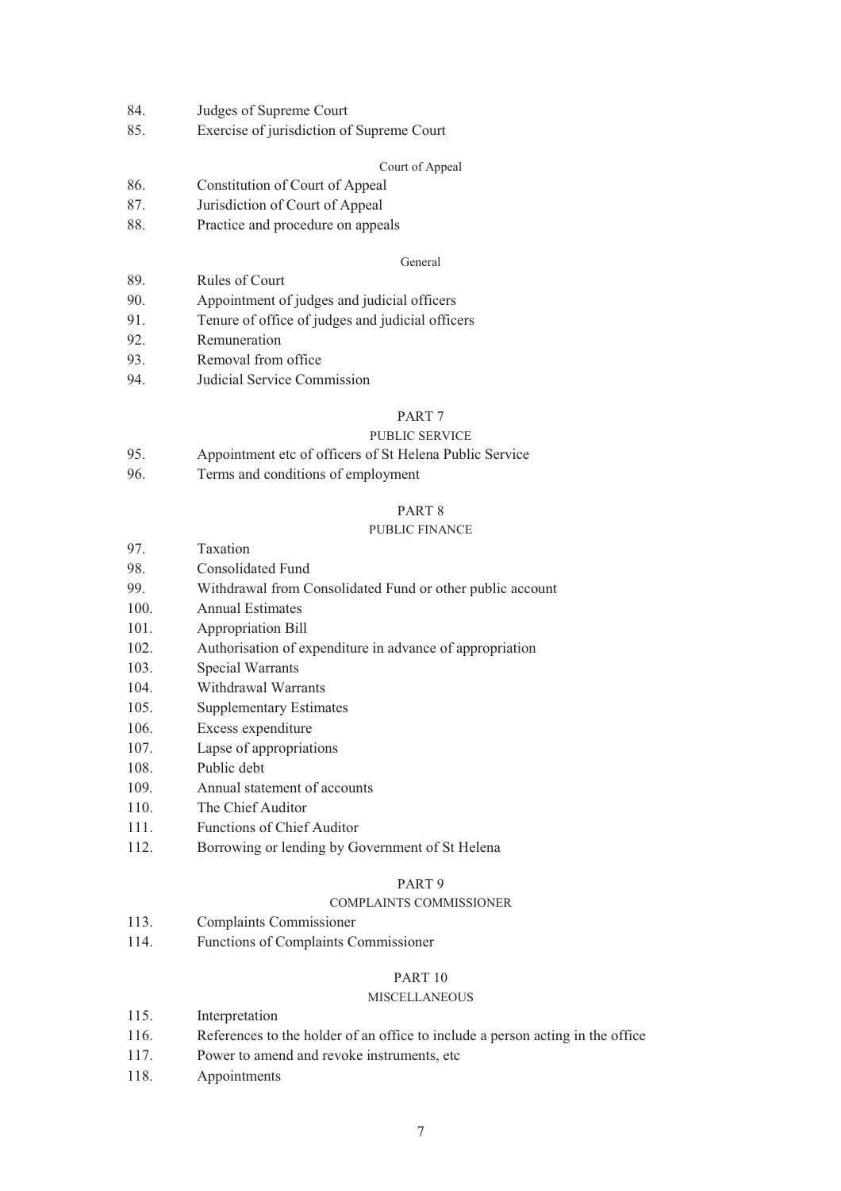84. Judges of Supreme Court
85. Exercise of jurisdiction of Supreme Court

Court of Appeal

86. Constitution of Court of Appeal
87. Jurisdiction of Court of Appeal
88. Practice and procedure on appeals

General

89. Rules of Court
90. Appointment of judges and judicial officers
91. Tenure of office of judges and judicial officers
92. Remuneration
93. Removal from office
94. Judicial Service Commission

PART 7

PUBLIC SERVICE

95. Appointment etc of officers of St Helena Public Service
96. Terms and conditions of employment

PART 8

PUBLIC FINANCE

97. Taxation
98. Consolidated Fund
99. Withdrawal from Consolidated Fund or other public account
100. Annual Estimates
101. Appropriation Bill
102. Authorisation of expenditure in advance of appropriation
103. Special Warrants
104. Withdrawal Warrants
105. Supplementary Estimates
106. Excess expenditure
107. Lapse of appropriations
108. Public debt
109. Annual statement of accounts
110. The Chief Auditor
111. Functions of Chief Auditor
112. Borrowing or lending by Government of St Helena

PART 9

COMPLAINTS COMMISSIONER

113. Complaints Commissioner
114. Functions of Complaints Commissioner

PART 10

MISCELLANEOUS

115. Interpretation
116. References to the holder of an office to include a person acting in the office
117. Power to amend and revoke instruments, etc
118. Appointments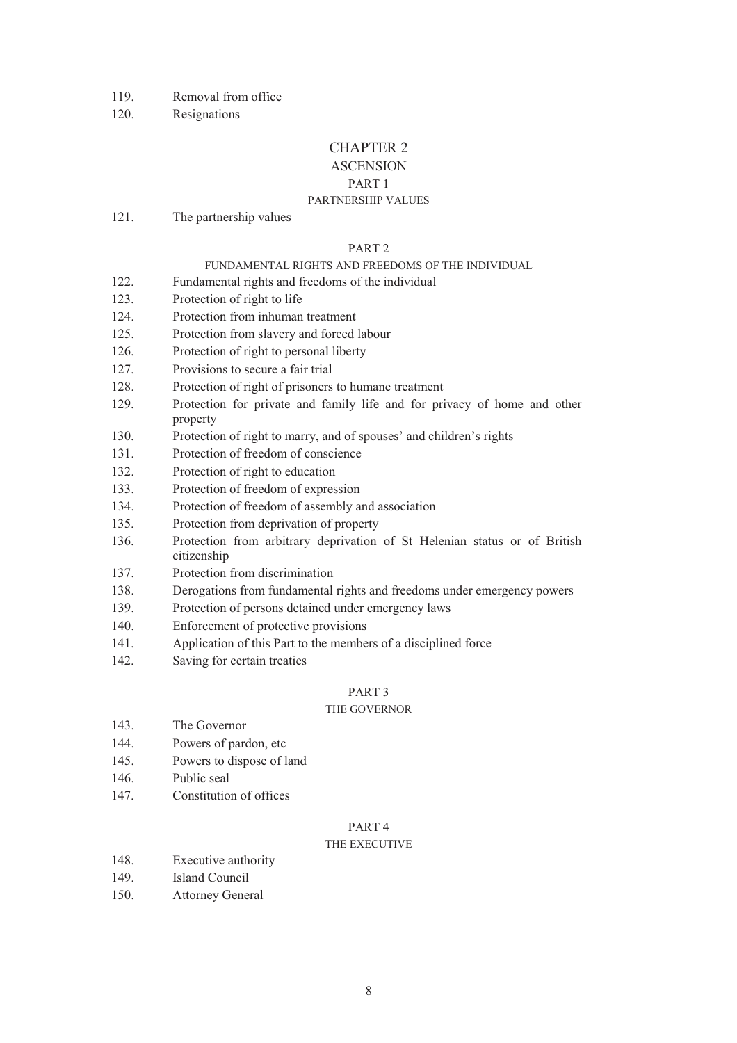119. Removal from office

120. Resignations

## CHAPTER 2

## ASCENSION

### PART 1

### PARTNERSHIP VALUES

121. The partnership values

### PART 2

### FUNDAMENTAL RIGHTS AND FREEDOMS OF THE INDIVIDUAL

122. Fundamental rights and freedoms of the individual

123. Protection of right to life

124. Protection from inhuman treatment

125. Protection from slavery and forced labour

126. Protection of right to personal liberty

127. Provisions to secure a fair trial

128. Protection of right of prisoners to humane treatment

129. Protection for private and family life and for privacy of home and other property

130. Protection of right to marry, and of spouses' and children's rights

131. Protection of freedom of conscience

132. Protection of right to education

133. Protection of freedom of expression

134. Protection of freedom of assembly and association

135. Protection from deprivation of property

136. Protection from arbitrary deprivation of St Helenian status or of British citizenship

137. Protection from discrimination

138. Derogations from fundamental rights and freedoms under emergency powers

139. Protection of persons detained under emergency laws

140. Enforcement of protective provisions

141. Application of this Part to the members of a disciplined force

142. Saving for certain treaties

### PART 3

### THE GOVERNOR

143. The Governor

144. Powers of pardon, etc

145. Powers to dispose of land

146. Public seal

147. Constitution of offices

### PART 4

### THE EXECUTIVE

148. Executive authority

149. Island Council

150. Attorney General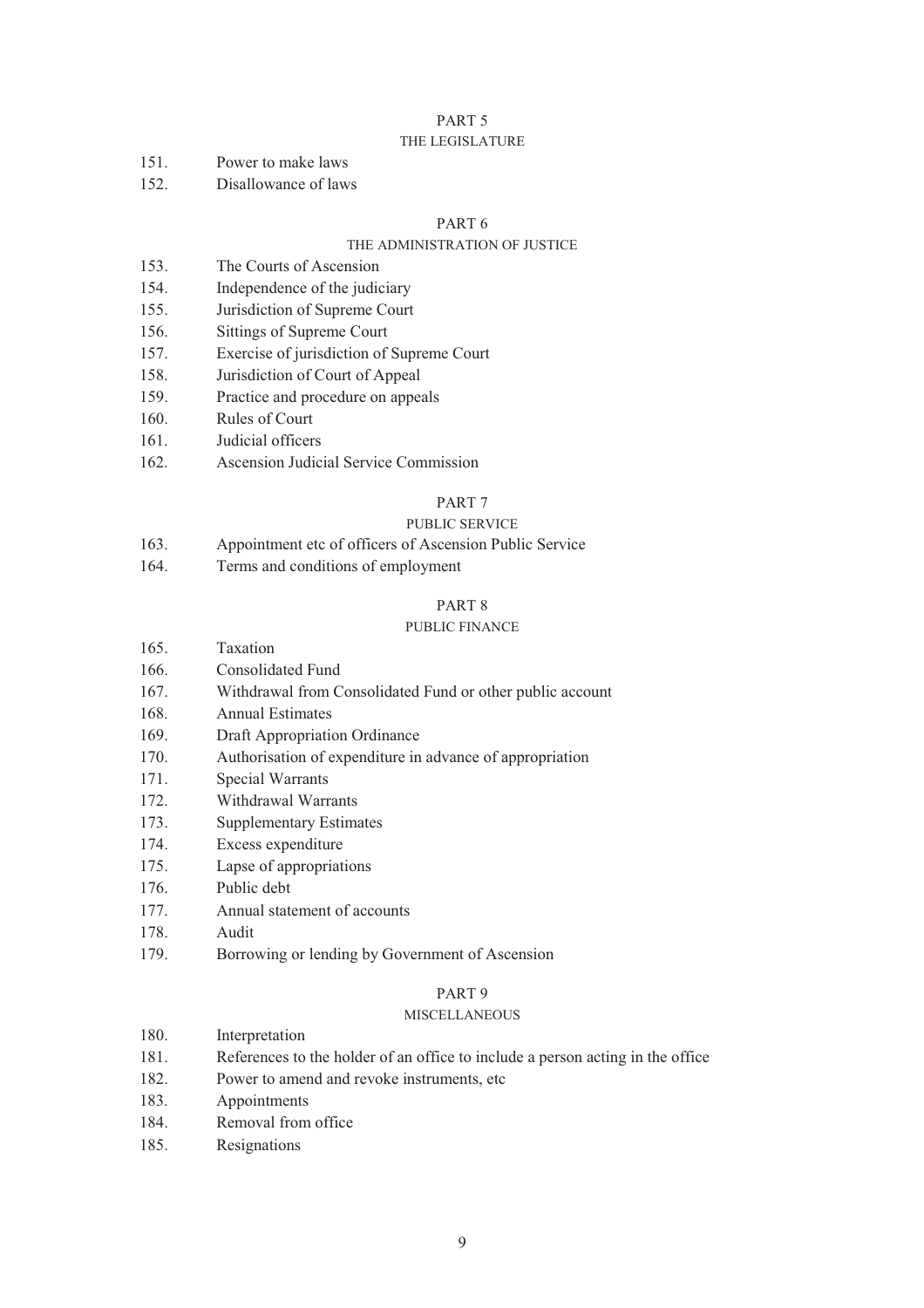## PART 5
### THE LEGISLATURE

151. Power to make laws
152. Disallowance of laws

## PART 6
### THE ADMINISTRATION OF JUSTICE

153. The Courts of Ascension
154. Independence of the judiciary
155. Jurisdiction of Supreme Court
156. Sittings of Supreme Court
157. Exercise of jurisdiction of Supreme Court
158. Jurisdiction of Court of Appeal
159. Practice and procedure on appeals
160. Rules of Court
161. Judicial officers
162. Ascension Judicial Service Commission

## PART 7
### PUBLIC SERVICE

163. Appointment etc of officers of Ascension Public Service
164. Terms and conditions of employment

## PART 8
### PUBLIC FINANCE

165. Taxation
166. Consolidated Fund
167. Withdrawal from Consolidated Fund or other public account
168. Annual Estimates
169. Draft Appropriation Ordinance
170. Authorisation of expenditure in advance of appropriation
171. Special Warrants
172. Withdrawal Warrants
173. Supplementary Estimates
174. Excess expenditure
175. Lapse of appropriations
176. Public debt
177. Annual statement of accounts
178. Audit
179. Borrowing or lending by Government of Ascension

## PART 9
### MISCELLANEOUS

180. Interpretation
181. References to the holder of an office to include a person acting in the office
182. Power to amend and revoke instruments, etc
183. Appointments
184. Removal from office
185. Resignations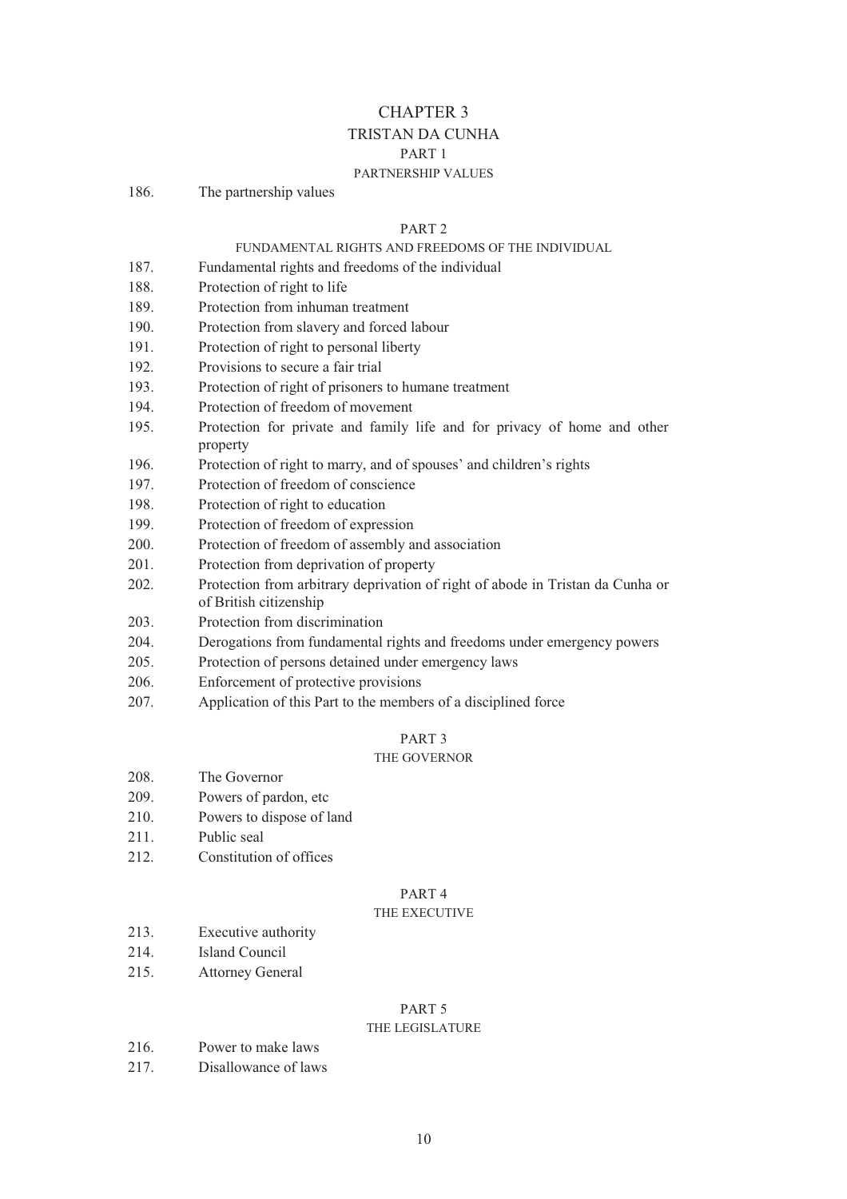# CHAPTER 3

# TRISTAN DA CUNHA

## PART 1

### PARTNERSHIP VALUES

186. The partnership values

## PART 2

### FUNDAMENTAL RIGHTS AND FREEDOMS OF THE INDIVIDUAL

187. Fundamental rights and freedoms of the individual
188. Protection of right to life
189. Protection from inhuman treatment
190. Protection from slavery and forced labour
191. Protection of right to personal liberty
192. Provisions to secure a fair trial
193. Protection of right of prisoners to humane treatment
194. Protection of freedom of movement
195. Protection for private and family life and for privacy of home and other property
196. Protection of right to marry, and of spouses' and children's rights
197. Protection of freedom of conscience
198. Protection of right to education
199. Protection of freedom of expression
200. Protection of freedom of assembly and association
201. Protection from deprivation of property
202. Protection from arbitrary deprivation of right of abode in Tristan da Cunha or of British citizenship
203. Protection from discrimination
204. Derogations from fundamental rights and freedoms under emergency powers
205. Protection of persons detained under emergency laws
206. Enforcement of protective provisions
207. Application of this Part to the members of a disciplined force

## PART 3

### THE GOVERNOR

208. The Governor
209. Powers of pardon, etc
210. Powers to dispose of land
211. Public seal
212. Constitution of offices

## PART 4

### THE EXECUTIVE

213. Executive authority
214. Island Council
215. Attorney General

## PART 5

### THE LEGISLATURE

216. Power to make laws
217. Disallowance of laws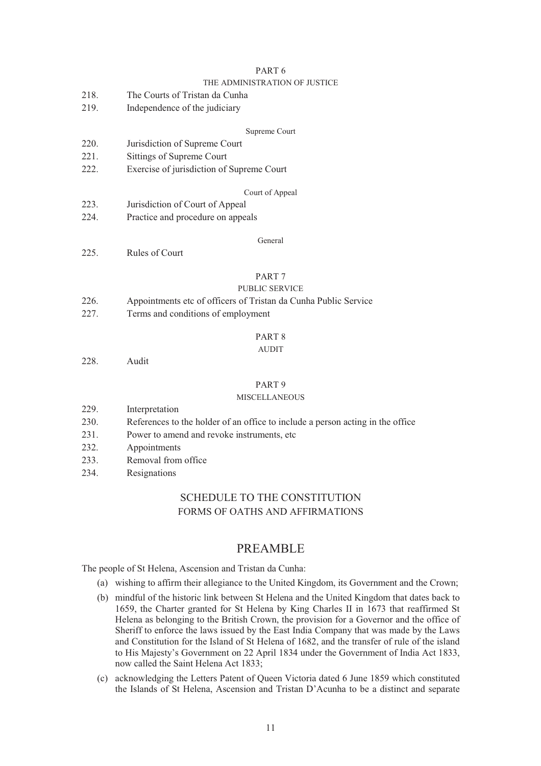PART 6

THE ADMINISTRATION OF JUSTICE

218. The Courts of Tristan da Cunha
219. Independence of the judiciary

Supreme Court

220. Jurisdiction of Supreme Court
221. Sittings of Supreme Court
222. Exercise of jurisdiction of Supreme Court

Court of Appeal

223. Jurisdiction of Court of Appeal
224. Practice and procedure on appeals

General

225. Rules of Court

PART 7

PUBLIC SERVICE

226. Appointments etc of officers of Tristan da Cunha Public Service
227. Terms and conditions of employment

PART 8

AUDIT

228. Audit

PART 9

MISCELLANEOUS

229. Interpretation
230. References to the holder of an office to include a person acting in the office
231. Power to amend and revoke instruments, etc
232. Appointments
233. Removal from office
234. Resignations

SCHEDULE TO THE CONSTITUTION

FORMS OF OATHS AND AFFIRMATIONS

# PREAMBLE

The people of St Helena, Ascension and Tristan da Cunha:

(a) wishing to affirm their allegiance to the United Kingdom, its Government and the Crown;

(b) mindful of the historic link between St Helena and the United Kingdom that dates back to 1659, the Charter granted for St Helena by King Charles II in 1673 that reaffirmed St Helena as belonging to the British Crown, the provision for a Governor and the office of Sheriff to enforce the laws issued by the East India Company that was made by the Laws and Constitution for the Island of St Helena of 1682, and the transfer of rule of the island to His Majesty's Government on 22 April 1834 under the Government of India Act 1833, now called the Saint Helena Act 1833;

(c) acknowledging the Letters Patent of Queen Victoria dated 6 June 1859 which constituted the Islands of St Helena, Ascension and Tristan D'Acunha to be a distinct and separate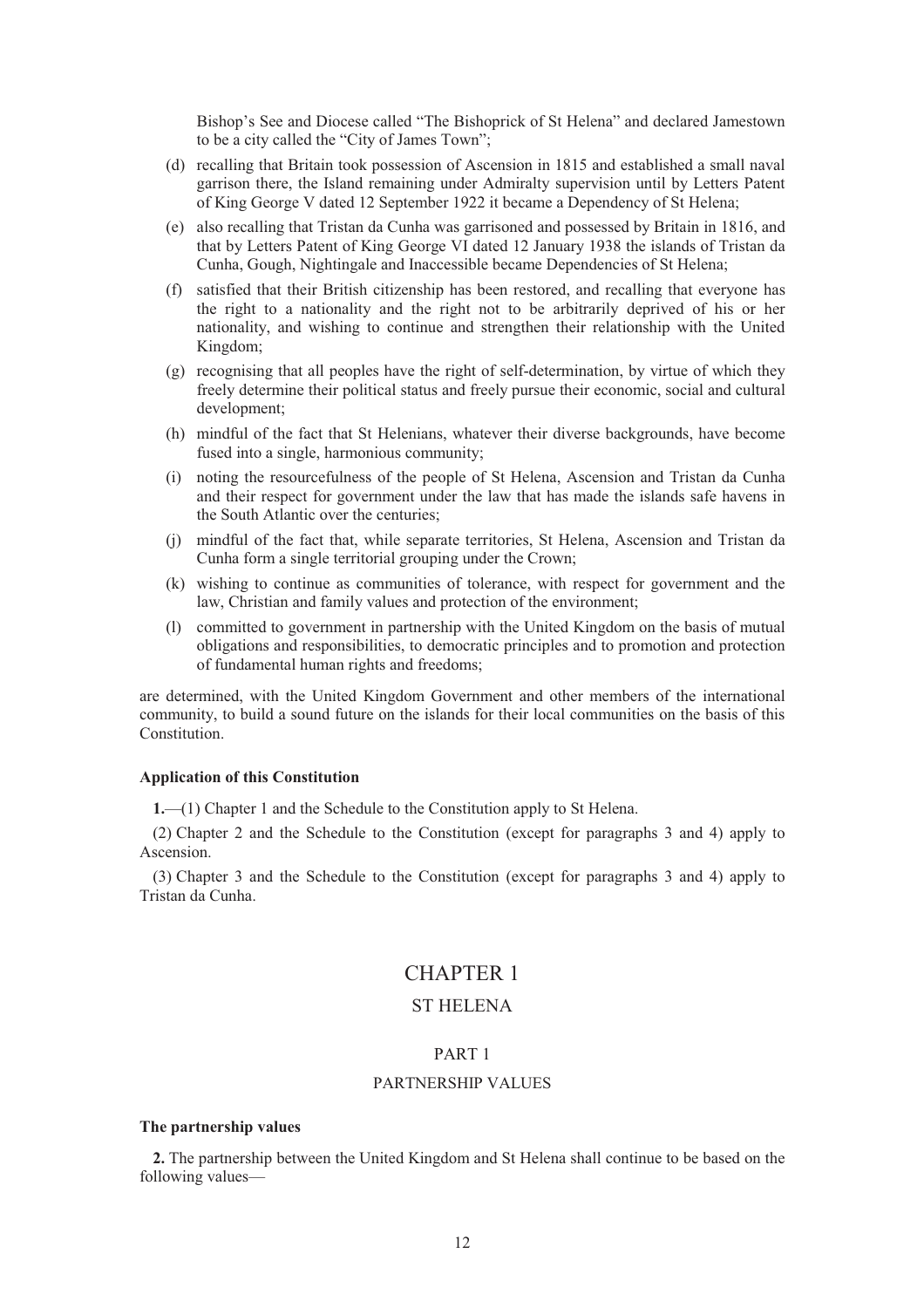Bishop's See and Diocese called "The Bishoprick of St Helena" and declared Jamestown to be a city called the "City of James Town";

(d) recalling that Britain took possession of Ascension in 1815 and established a small naval garrison there, the Island remaining under Admiralty supervision until by Letters Patent of King George V dated 12 September 1922 it became a Dependency of St Helena;

(e) also recalling that Tristan da Cunha was garrisoned and possessed by Britain in 1816, and that by Letters Patent of King George VI dated 12 January 1938 the islands of Tristan da Cunha, Gough, Nightingale and Inaccessible became Dependencies of St Helena;

(f) satisfied that their British citizenship has been restored, and recalling that everyone has the right to a nationality and the right not to be arbitrarily deprived of his or her nationality, and wishing to continue and strengthen their relationship with the United Kingdom;

(g) recognising that all peoples have the right of self-determination, by virtue of which they freely determine their political status and freely pursue their economic, social and cultural development;

(h) mindful of the fact that St Helenians, whatever their diverse backgrounds, have become fused into a single, harmonious community;

(i) noting the resourcefulness of the people of St Helena, Ascension and Tristan da Cunha and their respect for government under the law that has made the islands safe havens in the South Atlantic over the centuries;

(j) mindful of the fact that, while separate territories, St Helena, Ascension and Tristan da Cunha form a single territorial grouping under the Crown;

(k) wishing to continue as communities of tolerance, with respect for government and the law, Christian and family values and protection of the environment;

(l) committed to government in partnership with the United Kingdom on the basis of mutual obligations and responsibilities, to democratic principles and to promotion and protection of fundamental human rights and freedoms;

are determined, with the United Kingdom Government and other members of the international community, to build a sound future on the islands for their local communities on the basis of this Constitution.

**Application of this Constitution**

**1.**—(1) Chapter 1 and the Schedule to the Constitution apply to St Helena.

(2) Chapter 2 and the Schedule to the Constitution (except for paragraphs 3 and 4) apply to Ascension.

(3) Chapter 3 and the Schedule to the Constitution (except for paragraphs 3 and 4) apply to Tristan da Cunha.

# CHAPTER 1

## ST HELENA

### PART 1

### PARTNERSHIP VALUES

**The partnership values**

**2.** The partnership between the United Kingdom and St Helena shall continue to be based on the following values—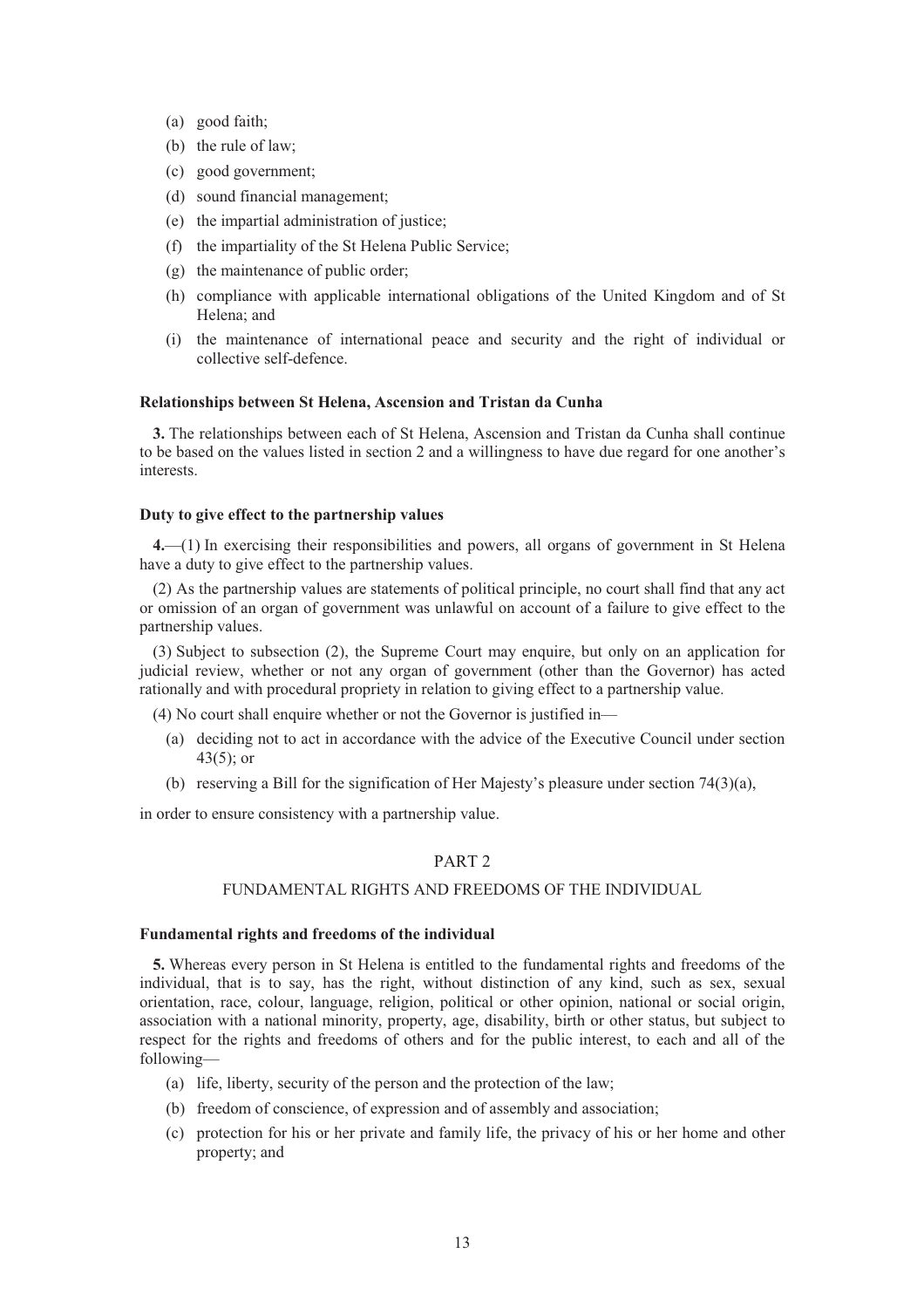(a) good faith;

(b) the rule of law;

(c) good government;

(d) sound financial management;

(e) the impartial administration of justice;

(f) the impartiality of the St Helena Public Service;

(g) the maintenance of public order;

(h) compliance with applicable international obligations of the United Kingdom and of St Helena; and

(i) the maintenance of international peace and security and the right of individual or collective self-defence.

**Relationships between St Helena, Ascension and Tristan da Cunha**

**3.** The relationships between each of St Helena, Ascension and Tristan da Cunha shall continue to be based on the values listed in section 2 and a willingness to have due regard for one another's interests.

**Duty to give effect to the partnership values**

**4.**—(1) In exercising their responsibilities and powers, all organs of government in St Helena have a duty to give effect to the partnership values.

(2) As the partnership values are statements of political principle, no court shall find that any act or omission of an organ of government was unlawful on account of a failure to give effect to the partnership values.

(3) Subject to subsection (2), the Supreme Court may enquire, but only on an application for judicial review, whether or not any organ of government (other than the Governor) has acted rationally and with procedural propriety in relation to giving effect to a partnership value.

(4) No court shall enquire whether or not the Governor is justified in—

(a) deciding not to act in accordance with the advice of the Executive Council under section 43(5); or

(b) reserving a Bill for the signification of Her Majesty's pleasure under section 74(3)(a),

in order to ensure consistency with a partnership value.

## PART 2

## FUNDAMENTAL RIGHTS AND FREEDOMS OF THE INDIVIDUAL

**Fundamental rights and freedoms of the individual**

**5.** Whereas every person in St Helena is entitled to the fundamental rights and freedoms of the individual, that is to say, has the right, without distinction of any kind, such as sex, sexual orientation, race, colour, language, religion, political or other opinion, national or social origin, association with a national minority, property, age, disability, birth or other status, but subject to respect for the rights and freedoms of others and for the public interest, to each and all of the following—

(a) life, liberty, security of the person and the protection of the law;

(b) freedom of conscience, of expression and of assembly and association;

(c) protection for his or her private and family life, the privacy of his or her home and other property; and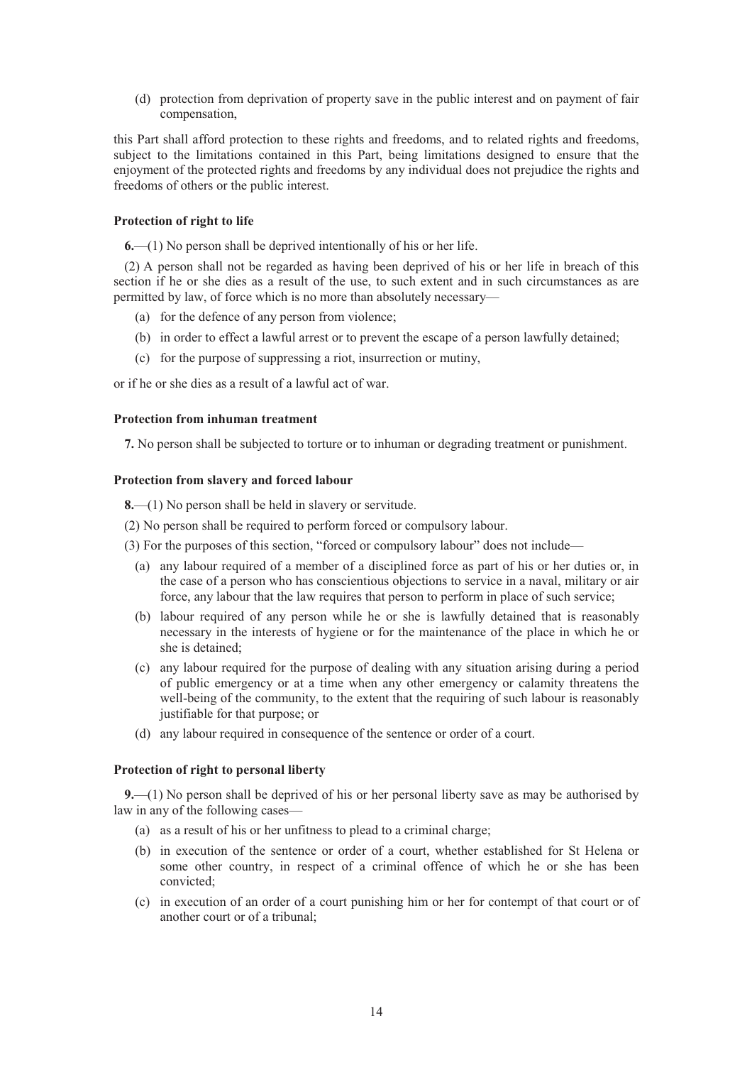(d) protection from deprivation of property save in the public interest and on payment of fair compensation,

this Part shall afford protection to these rights and freedoms, and to related rights and freedoms, subject to the limitations contained in this Part, being limitations designed to ensure that the enjoyment of the protected rights and freedoms by any individual does not prejudice the rights and freedoms of others or the public interest.

**Protection of right to life**

**6.**—(1) No person shall be deprived intentionally of his or her life.

(2) A person shall not be regarded as having been deprived of his or her life in breach of this section if he or she dies as a result of the use, to such extent and in such circumstances as are permitted by law, of force which is no more than absolutely necessary—

(a) for the defence of any person from violence;

(b) in order to effect a lawful arrest or to prevent the escape of a person lawfully detained;

(c) for the purpose of suppressing a riot, insurrection or mutiny,

or if he or she dies as a result of a lawful act of war.

**Protection from inhuman treatment**

**7.** No person shall be subjected to torture or to inhuman or degrading treatment or punishment.

**Protection from slavery and forced labour**

**8.**—(1) No person shall be held in slavery or servitude.

(2) No person shall be required to perform forced or compulsory labour.

(3) For the purposes of this section, "forced or compulsory labour" does not include—

(a) any labour required of a member of a disciplined force as part of his or her duties or, in the case of a person who has conscientious objections to service in a naval, military or air force, any labour that the law requires that person to perform in place of such service;

(b) labour required of any person while he or she is lawfully detained that is reasonably necessary in the interests of hygiene or for the maintenance of the place in which he or she is detained;

(c) any labour required for the purpose of dealing with any situation arising during a period of public emergency or at a time when any other emergency or calamity threatens the well-being of the community, to the extent that the requiring of such labour is reasonably justifiable for that purpose; or

(d) any labour required in consequence of the sentence or order of a court.

**Protection of right to personal liberty**

**9.**—(1) No person shall be deprived of his or her personal liberty save as may be authorised by law in any of the following cases—

(a) as a result of his or her unfitness to plead to a criminal charge;

(b) in execution of the sentence or order of a court, whether established for St Helena or some other country, in respect of a criminal offence of which he or she has been convicted;

(c) in execution of an order of a court punishing him or her for contempt of that court or of another court or of a tribunal;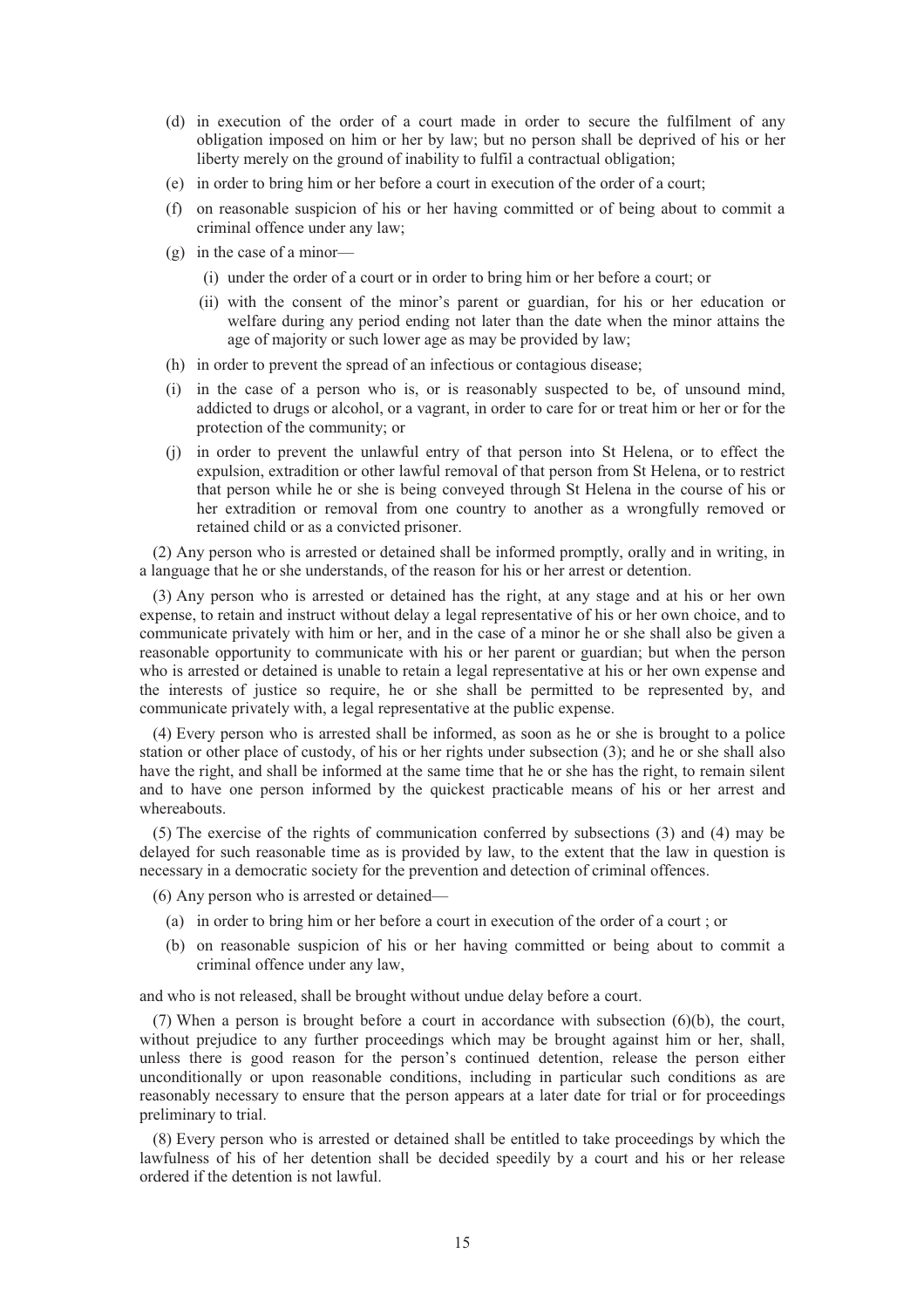(d) in execution of the order of a court made in order to secure the fulfilment of any obligation imposed on him or her by law; but no person shall be deprived of his or her liberty merely on the ground of inability to fulfil a contractual obligation;

(e) in order to bring him or her before a court in execution of the order of a court;

(f) on reasonable suspicion of his or her having committed or of being about to commit a criminal offence under any law;

(g) in the case of a minor—

  (i) under the order of a court or in order to bring him or her before a court; or

  (ii) with the consent of the minor's parent or guardian, for his or her education or welfare during any period ending not later than the date when the minor attains the age of majority or such lower age as may be provided by law;

(h) in order to prevent the spread of an infectious or contagious disease;

(i) in the case of a person who is, or is reasonably suspected to be, of unsound mind, addicted to drugs or alcohol, or a vagrant, in order to care for or treat him or her or for the protection of the community; or

(j) in order to prevent the unlawful entry of that person into St Helena, or to effect the expulsion, extradition or other lawful removal of that person from St Helena, or to restrict that person while he or she is being conveyed through St Helena in the course of his or her extradition or removal from one country to another as a wrongfully removed or retained child or as a convicted prisoner.

(2) Any person who is arrested or detained shall be informed promptly, orally and in writing, in a language that he or she understands, of the reason for his or her arrest or detention.

(3) Any person who is arrested or detained has the right, at any stage and at his or her own expense, to retain and instruct without delay a legal representative of his or her own choice, and to communicate privately with him or her, and in the case of a minor he or she shall also be given a reasonable opportunity to communicate with his or her parent or guardian; but when the person who is arrested or detained is unable to retain a legal representative at his or her own expense and the interests of justice so require, he or she shall be permitted to be represented by, and communicate privately with, a legal representative at the public expense.

(4) Every person who is arrested shall be informed, as soon as he or she is brought to a police station or other place of custody, of his or her rights under subsection (3); and he or she shall also have the right, and shall be informed at the same time that he or she has the right, to remain silent and to have one person informed by the quickest practicable means of his or her arrest and whereabouts.

(5) The exercise of the rights of communication conferred by subsections (3) and (4) may be delayed for such reasonable time as is provided by law, to the extent that the law in question is necessary in a democratic society for the prevention and detection of criminal offences.

(6) Any person who is arrested or detained—

(a) in order to bring him or her before a court in execution of the order of a court ; or

(b) on reasonable suspicion of his or her having committed or being about to commit a criminal offence under any law,

and who is not released, shall be brought without undue delay before a court.

(7) When a person is brought before a court in accordance with subsection (6)(b), the court, without prejudice to any further proceedings which may be brought against him or her, shall, unless there is good reason for the person's continued detention, release the person either unconditionally or upon reasonable conditions, including in particular such conditions as are reasonably necessary to ensure that the person appears at a later date for trial or for proceedings preliminary to trial.

(8) Every person who is arrested or detained shall be entitled to take proceedings by which the lawfulness of his of her detention shall be decided speedily by a court and his or her release ordered if the detention is not lawful.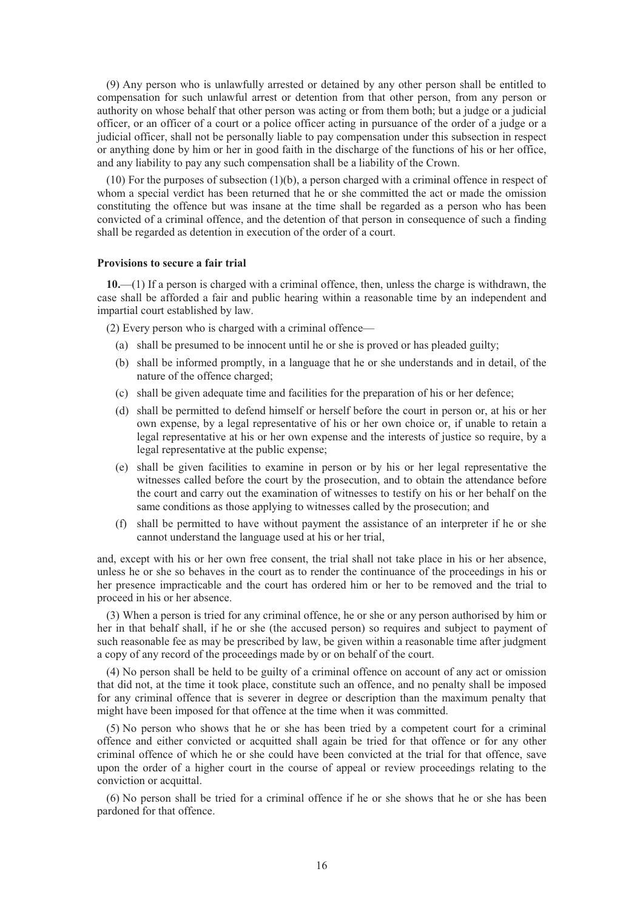(9) Any person who is unlawfully arrested or detained by any other person shall be entitled to compensation for such unlawful arrest or detention from that other person, from any person or authority on whose behalf that other person was acting or from them both; but a judge or a judicial officer, or an officer of a court or a police officer acting in pursuance of the order of a judge or a judicial officer, shall not be personally liable to pay compensation under this subsection in respect or anything done by him or her in good faith in the discharge of the functions of his or her office, and any liability to pay any such compensation shall be a liability of the Crown.

(10) For the purposes of subsection (1)(b), a person charged with a criminal offence in respect of whom a special verdict has been returned that he or she committed the act or made the omission constituting the offence but was insane at the time shall be regarded as a person who has been convicted of a criminal offence, and the detention of that person in consequence of such a finding shall be regarded as detention in execution of the order of a court.

**Provisions to secure a fair trial**

**10.**—(1) If a person is charged with a criminal offence, then, unless the charge is withdrawn, the case shall be afforded a fair and public hearing within a reasonable time by an independent and impartial court established by law.

(2) Every person who is charged with a criminal offence—

(a) shall be presumed to be innocent until he or she is proved or has pleaded guilty;

(b) shall be informed promptly, in a language that he or she understands and in detail, of the nature of the offence charged;

(c) shall be given adequate time and facilities for the preparation of his or her defence;

(d) shall be permitted to defend himself or herself before the court in person or, at his or her own expense, by a legal representative of his or her own choice or, if unable to retain a legal representative at his or her own expense and the interests of justice so require, by a legal representative at the public expense;

(e) shall be given facilities to examine in person or by his or her legal representative the witnesses called before the court by the prosecution, and to obtain the attendance before the court and carry out the examination of witnesses to testify on his or her behalf on the same conditions as those applying to witnesses called by the prosecution; and

(f) shall be permitted to have without payment the assistance of an interpreter if he or she cannot understand the language used at his or her trial,

and, except with his or her own free consent, the trial shall not take place in his or her absence, unless he or she so behaves in the court as to render the continuance of the proceedings in his or her presence impracticable and the court has ordered him or her to be removed and the trial to proceed in his or her absence.

(3) When a person is tried for any criminal offence, he or she or any person authorised by him or her in that behalf shall, if he or she (the accused person) so requires and subject to payment of such reasonable fee as may be prescribed by law, be given within a reasonable time after judgment a copy of any record of the proceedings made by or on behalf of the court.

(4) No person shall be held to be guilty of a criminal offence on account of any act or omission that did not, at the time it took place, constitute such an offence, and no penalty shall be imposed for any criminal offence that is severer in degree or description than the maximum penalty that might have been imposed for that offence at the time when it was committed.

(5) No person who shows that he or she has been tried by a competent court for a criminal offence and either convicted or acquitted shall again be tried for that offence or for any other criminal offence of which he or she could have been convicted at the trial for that offence, save upon the order of a higher court in the course of appeal or review proceedings relating to the conviction or acquittal.

(6) No person shall be tried for a criminal offence if he or she shows that he or she has been pardoned for that offence.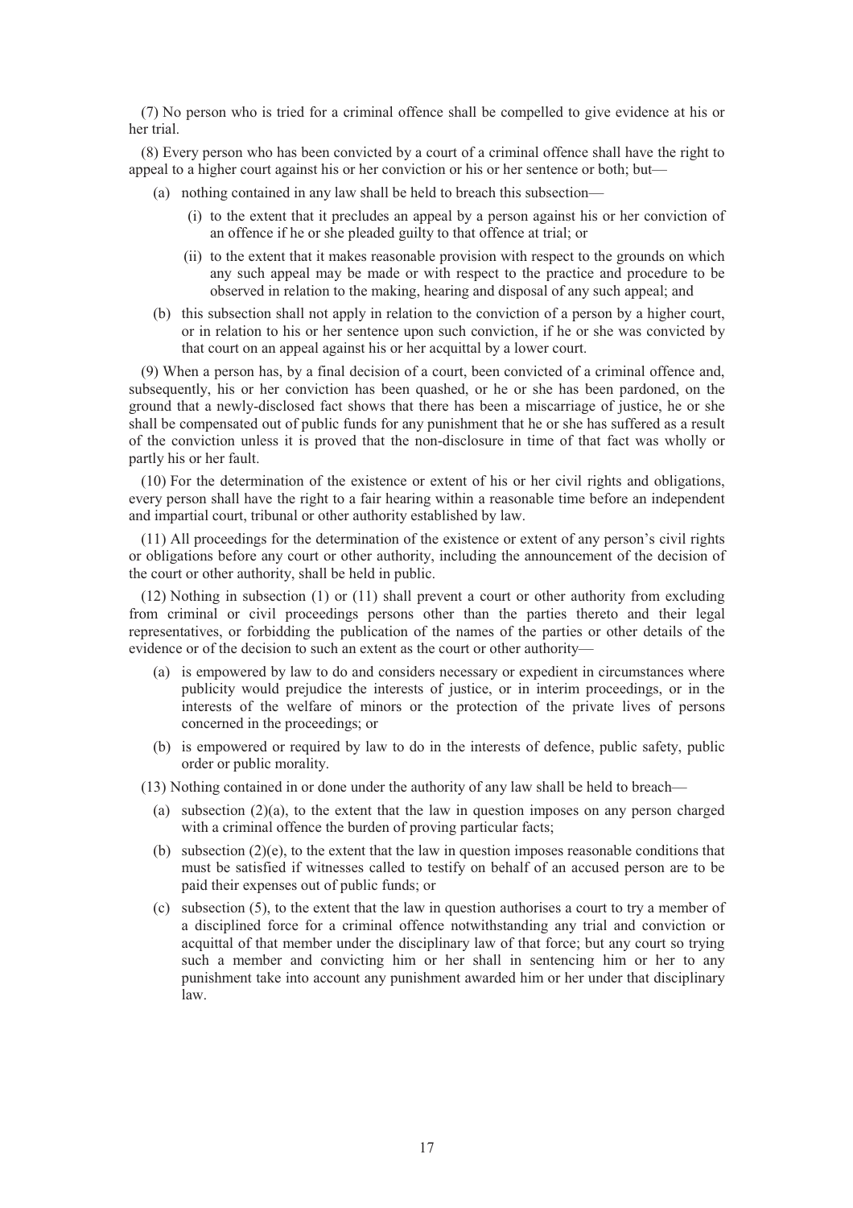(7) No person who is tried for a criminal offence shall be compelled to give evidence at his or her trial.

(8) Every person who has been convicted by a court of a criminal offence shall have the right to appeal to a higher court against his or her conviction or his or her sentence or both; but—

- (a) nothing contained in any law shall be held to breach this subsection—
  - (i) to the extent that it precludes an appeal by a person against his or her conviction of an offence if he or she pleaded guilty to that offence at trial; or
  - (ii) to the extent that it makes reasonable provision with respect to the grounds on which any such appeal may be made or with respect to the practice and procedure to be observed in relation to the making, hearing and disposal of any such appeal; and
- (b) this subsection shall not apply in relation to the conviction of a person by a higher court, or in relation to his or her sentence upon such conviction, if he or she was convicted by that court on an appeal against his or her acquittal by a lower court.

(9) When a person has, by a final decision of a court, been convicted of a criminal offence and, subsequently, his or her conviction has been quashed, or he or she has been pardoned, on the ground that a newly-disclosed fact shows that there has been a miscarriage of justice, he or she shall be compensated out of public funds for any punishment that he or she has suffered as a result of the conviction unless it is proved that the non-disclosure in time of that fact was wholly or partly his or her fault.

(10) For the determination of the existence or extent of his or her civil rights and obligations, every person shall have the right to a fair hearing within a reasonable time before an independent and impartial court, tribunal or other authority established by law.

(11) All proceedings for the determination of the existence or extent of any person's civil rights or obligations before any court or other authority, including the announcement of the decision of the court or other authority, shall be held in public.

(12) Nothing in subsection (1) or (11) shall prevent a court or other authority from excluding from criminal or civil proceedings persons other than the parties thereto and their legal representatives, or forbidding the publication of the names of the parties or other details of the evidence or of the decision to such an extent as the court or other authority—

- (a) is empowered by law to do and considers necessary or expedient in circumstances where publicity would prejudice the interests of justice, or in interim proceedings, or in the interests of the welfare of minors or the protection of the private lives of persons concerned in the proceedings; or
- (b) is empowered or required by law to do in the interests of defence, public safety, public order or public morality.

(13) Nothing contained in or done under the authority of any law shall be held to breach—

- (a) subsection (2)(a), to the extent that the law in question imposes on any person charged with a criminal offence the burden of proving particular facts;
- (b) subsection (2)(e), to the extent that the law in question imposes reasonable conditions that must be satisfied if witnesses called to testify on behalf of an accused person are to be paid their expenses out of public funds; or
- (c) subsection (5), to the extent that the law in question authorises a court to try a member of a disciplined force for a criminal offence notwithstanding any trial and conviction or acquittal of that member under the disciplinary law of that force; but any court so trying such a member and convicting him or her shall in sentencing him or her to any punishment take into account any punishment awarded him or her under that disciplinary law.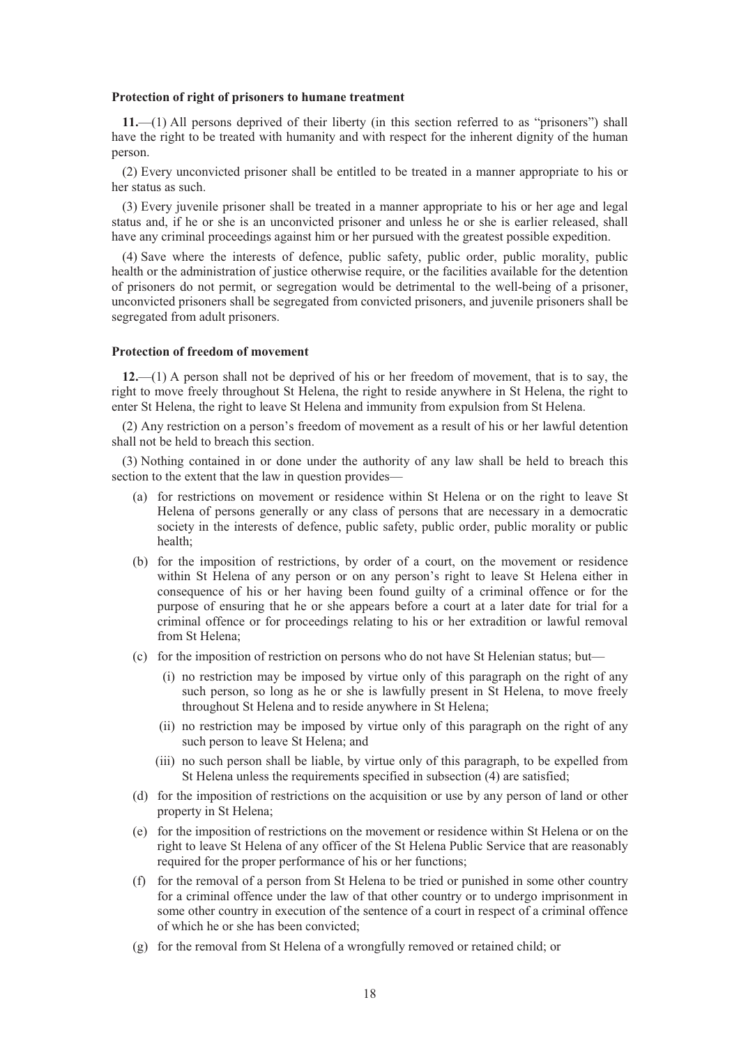**Protection of right of prisoners to humane treatment**

**11.**—(1) All persons deprived of their liberty (in this section referred to as "prisoners") shall have the right to be treated with humanity and with respect for the inherent dignity of the human person.

(2) Every unconvicted prisoner shall be entitled to be treated in a manner appropriate to his or her status as such.

(3) Every juvenile prisoner shall be treated in a manner appropriate to his or her age and legal status and, if he or she is an unconvicted prisoner and unless he or she is earlier released, shall have any criminal proceedings against him or her pursued with the greatest possible expedition.

(4) Save where the interests of defence, public safety, public order, public morality, public health or the administration of justice otherwise require, or the facilities available for the detention of prisoners do not permit, or segregation would be detrimental to the well-being of a prisoner, unconvicted prisoners shall be segregated from convicted prisoners, and juvenile prisoners shall be segregated from adult prisoners.

**Protection of freedom of movement**

**12.**—(1) A person shall not be deprived of his or her freedom of movement, that is to say, the right to move freely throughout St Helena, the right to reside anywhere in St Helena, the right to enter St Helena, the right to leave St Helena and immunity from expulsion from St Helena.

(2) Any restriction on a person's freedom of movement as a result of his or her lawful detention shall not be held to breach this section.

(3) Nothing contained in or done under the authority of any law shall be held to breach this section to the extent that the law in question provides—

- (a) for restrictions on movement or residence within St Helena or on the right to leave St Helena of persons generally or any class of persons that are necessary in a democratic society in the interests of defence, public safety, public order, public morality or public health;
- (b) for the imposition of restrictions, by order of a court, on the movement or residence within St Helena of any person or on any person's right to leave St Helena either in consequence of his or her having been found guilty of a criminal offence or for the purpose of ensuring that he or she appears before a court at a later date for trial for a criminal offence or for proceedings relating to his or her extradition or lawful removal from St Helena;
- (c) for the imposition of restriction on persons who do not have St Helenian status; but—
  - (i) no restriction may be imposed by virtue only of this paragraph on the right of any such person, so long as he or she is lawfully present in St Helena, to move freely throughout St Helena and to reside anywhere in St Helena;
  - (ii) no restriction may be imposed by virtue only of this paragraph on the right of any such person to leave St Helena; and
  - (iii) no such person shall be liable, by virtue only of this paragraph, to be expelled from St Helena unless the requirements specified in subsection (4) are satisfied;
- (d) for the imposition of restrictions on the acquisition or use by any person of land or other property in St Helena;
- (e) for the imposition of restrictions on the movement or residence within St Helena or on the right to leave St Helena of any officer of the St Helena Public Service that are reasonably required for the proper performance of his or her functions;
- (f) for the removal of a person from St Helena to be tried or punished in some other country for a criminal offence under the law of that other country or to undergo imprisonment in some other country in execution of the sentence of a court in respect of a criminal offence of which he or she has been convicted;
- (g) for the removal from St Helena of a wrongfully removed or retained child; or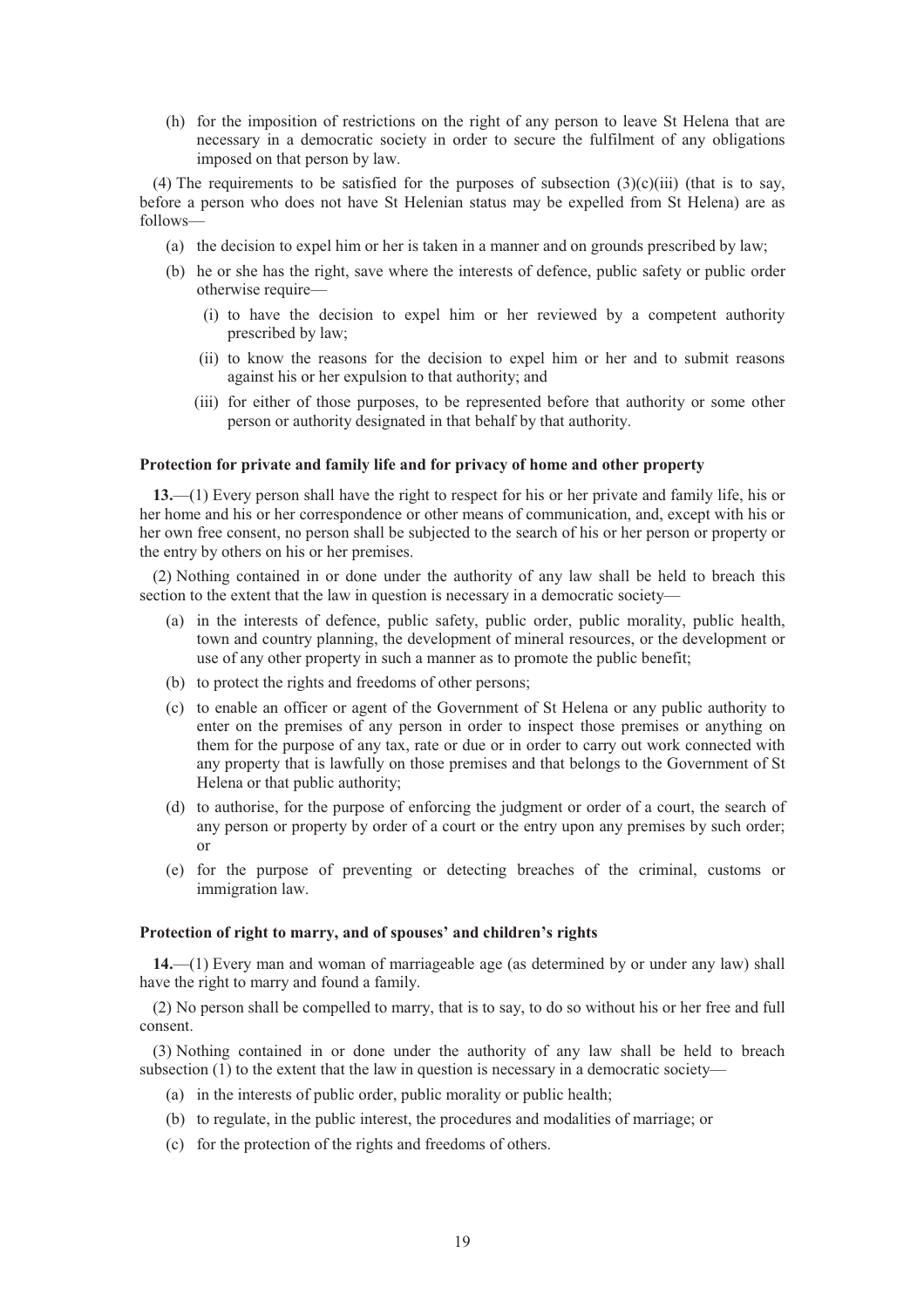(h) for the imposition of restrictions on the right of any person to leave St Helena that are necessary in a democratic society in order to secure the fulfilment of any obligations imposed on that person by law.

(4) The requirements to be satisfied for the purposes of subsection (3)(c)(iii) (that is to say, before a person who does not have St Helenian status may be expelled from St Helena) are as follows—

(a) the decision to expel him or her is taken in a manner and on grounds prescribed by law;

(b) he or she has the right, save where the interests of defence, public safety or public order otherwise require—

(i) to have the decision to expel him or her reviewed by a competent authority prescribed by law;

(ii) to know the reasons for the decision to expel him or her and to submit reasons against his or her expulsion to that authority; and

(iii) for either of those purposes, to be represented before that authority or some other person or authority designated in that behalf by that authority.

**Protection for private and family life and for privacy of home and other property**

**13.**—(1) Every person shall have the right to respect for his or her private and family life, his or her home and his or her correspondence or other means of communication, and, except with his or her own free consent, no person shall be subjected to the search of his or her person or property or the entry by others on his or her premises.

(2) Nothing contained in or done under the authority of any law shall be held to breach this section to the extent that the law in question is necessary in a democratic society—

(a) in the interests of defence, public safety, public order, public morality, public health, town and country planning, the development of mineral resources, or the development or use of any other property in such a manner as to promote the public benefit;

(b) to protect the rights and freedoms of other persons;

(c) to enable an officer or agent of the Government of St Helena or any public authority to enter on the premises of any person in order to inspect those premises or anything on them for the purpose of any tax, rate or due or in order to carry out work connected with any property that is lawfully on those premises and that belongs to the Government of St Helena or that public authority;

(d) to authorise, for the purpose of enforcing the judgment or order of a court, the search of any person or property by order of a court or the entry upon any premises by such order; or

(e) for the purpose of preventing or detecting breaches of the criminal, customs or immigration law.

**Protection of right to marry, and of spouses' and children's rights**

**14.**—(1) Every man and woman of marriageable age (as determined by or under any law) shall have the right to marry and found a family.

(2) No person shall be compelled to marry, that is to say, to do so without his or her free and full consent.

(3) Nothing contained in or done under the authority of any law shall be held to breach subsection (1) to the extent that the law in question is necessary in a democratic society—

(a) in the interests of public order, public morality or public health;

(b) to regulate, in the public interest, the procedures and modalities of marriage; or

(c) for the protection of the rights and freedoms of others.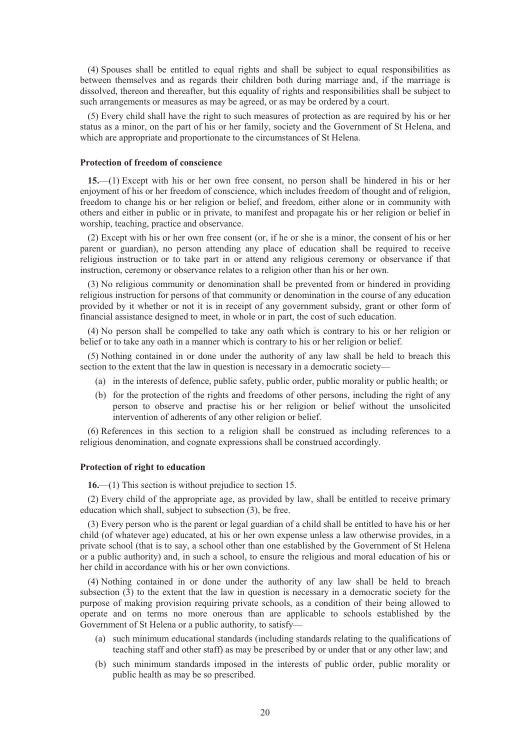(4) Spouses shall be entitled to equal rights and shall be subject to equal responsibilities as between themselves and as regards their children both during marriage and, if the marriage is dissolved, thereon and thereafter, but this equality of rights and responsibilities shall be subject to such arrangements or measures as may be agreed, or as may be ordered by a court.

(5) Every child shall have the right to such measures of protection as are required by his or her status as a minor, on the part of his or her family, society and the Government of St Helena, and which are appropriate and proportionate to the circumstances of St Helena.

### Protection of freedom of conscience

**15.**—(1) Except with his or her own free consent, no person shall be hindered in his or her enjoyment of his or her freedom of conscience, which includes freedom of thought and of religion, freedom to change his or her religion or belief, and freedom, either alone or in community with others and either in public or in private, to manifest and propagate his or her religion or belief in worship, teaching, practice and observance.

(2) Except with his or her own free consent (or, if he or she is a minor, the consent of his or her parent or guardian), no person attending any place of education shall be required to receive religious instruction or to take part in or attend any religious ceremony or observance if that instruction, ceremony or observance relates to a religion other than his or her own.

(3) No religious community or denomination shall be prevented from or hindered in providing religious instruction for persons of that community or denomination in the course of any education provided by it whether or not it is in receipt of any government subsidy, grant or other form of financial assistance designed to meet, in whole or in part, the cost of such education.

(4) No person shall be compelled to take any oath which is contrary to his or her religion or belief or to take any oath in a manner which is contrary to his or her religion or belief.

(5) Nothing contained in or done under the authority of any law shall be held to breach this section to the extent that the law in question is necessary in a democratic society—

(a) in the interests of defence, public safety, public order, public morality or public health; or

(b) for the protection of the rights and freedoms of other persons, including the right of any person to observe and practise his or her religion or belief without the unsolicited intervention of adherents of any other religion or belief.

(6) References in this section to a religion shall be construed as including references to a religious denomination, and cognate expressions shall be construed accordingly.

### Protection of right to education

**16.**—(1) This section is without prejudice to section 15.

(2) Every child of the appropriate age, as provided by law, shall be entitled to receive primary education which shall, subject to subsection (3), be free.

(3) Every person who is the parent or legal guardian of a child shall be entitled to have his or her child (of whatever age) educated, at his or her own expense unless a law otherwise provides, in a private school (that is to say, a school other than one established by the Government of St Helena or a public authority) and, in such a school, to ensure the religious and moral education of his or her child in accordance with his or her own convictions.

(4) Nothing contained in or done under the authority of any law shall be held to breach subsection (3) to the extent that the law in question is necessary in a democratic society for the purpose of making provision requiring private schools, as a condition of their being allowed to operate and on terms no more onerous than are applicable to schools established by the Government of St Helena or a public authority, to satisfy—

(a) such minimum educational standards (including standards relating to the qualifications of teaching staff and other staff) as may be prescribed by or under that or any other law; and

(b) such minimum standards imposed in the interests of public order, public morality or public health as may be so prescribed.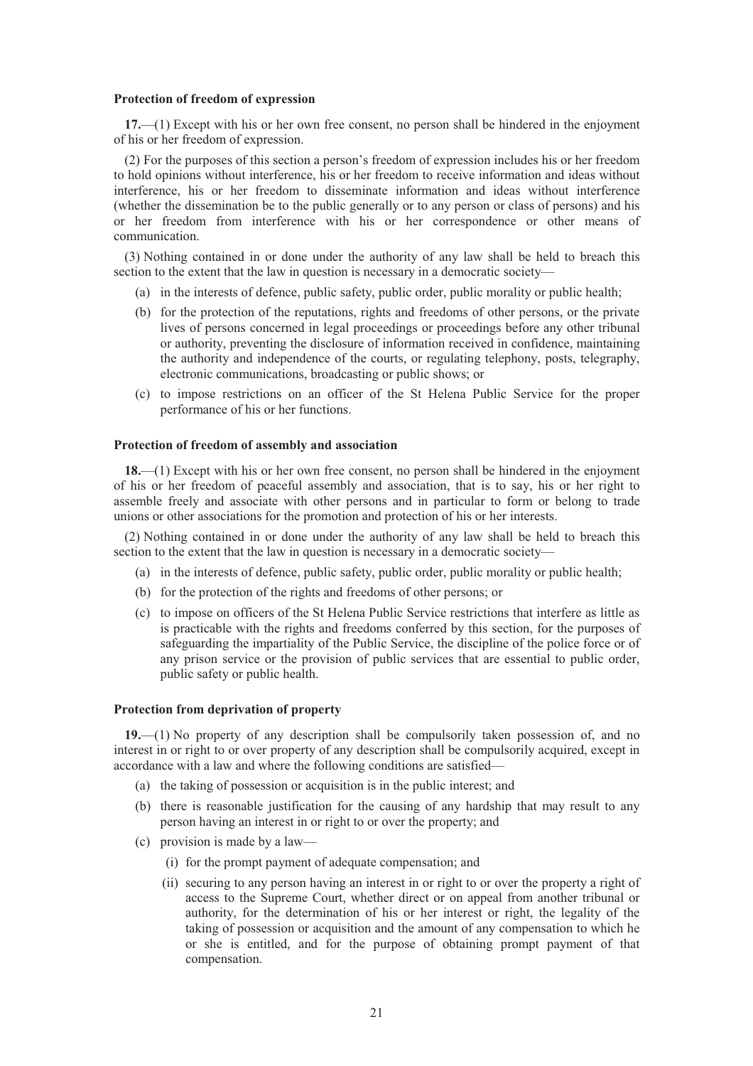**Protection of freedom of expression**

**17.**—(1) Except with his or her own free consent, no person shall be hindered in the enjoyment of his or her freedom of expression.

(2) For the purposes of this section a person's freedom of expression includes his or her freedom to hold opinions without interference, his or her freedom to receive information and ideas without interference, his or her freedom to disseminate information and ideas without interference (whether the dissemination be to the public generally or to any person or class of persons) and his or her freedom from interference with his or her correspondence or other means of communication.

(3) Nothing contained in or done under the authority of any law shall be held to breach this section to the extent that the law in question is necessary in a democratic society—

- (a) in the interests of defence, public safety, public order, public morality or public health;
- (b) for the protection of the reputations, rights and freedoms of other persons, or the private lives of persons concerned in legal proceedings or proceedings before any other tribunal or authority, preventing the disclosure of information received in confidence, maintaining the authority and independence of the courts, or regulating telephony, posts, telegraphy, electronic communications, broadcasting or public shows; or
- (c) to impose restrictions on an officer of the St Helena Public Service for the proper performance of his or her functions.

**Protection of freedom of assembly and association**

**18.**—(1) Except with his or her own free consent, no person shall be hindered in the enjoyment of his or her freedom of peaceful assembly and association, that is to say, his or her right to assemble freely and associate with other persons and in particular to form or belong to trade unions or other associations for the promotion and protection of his or her interests.

(2) Nothing contained in or done under the authority of any law shall be held to breach this section to the extent that the law in question is necessary in a democratic society—

- (a) in the interests of defence, public safety, public order, public morality or public health;
- (b) for the protection of the rights and freedoms of other persons; or
- (c) to impose on officers of the St Helena Public Service restrictions that interfere as little as is practicable with the rights and freedoms conferred by this section, for the purposes of safeguarding the impartiality of the Public Service, the discipline of the police force or of any prison service or the provision of public services that are essential to public order, public safety or public health.

**Protection from deprivation of property**

**19.**—(1) No property of any description shall be compulsorily taken possession of, and no interest in or right to or over property of any description shall be compulsorily acquired, except in accordance with a law and where the following conditions are satisfied—

- (a) the taking of possession or acquisition is in the public interest; and
- (b) there is reasonable justification for the causing of any hardship that may result to any person having an interest in or right to or over the property; and
- (c) provision is made by a law—
  - (i) for the prompt payment of adequate compensation; and
  - (ii) securing to any person having an interest in or right to or over the property a right of access to the Supreme Court, whether direct or on appeal from another tribunal or authority, for the determination of his or her interest or right, the legality of the taking of possession or acquisition and the amount of any compensation to which he or she is entitled, and for the purpose of obtaining prompt payment of that compensation.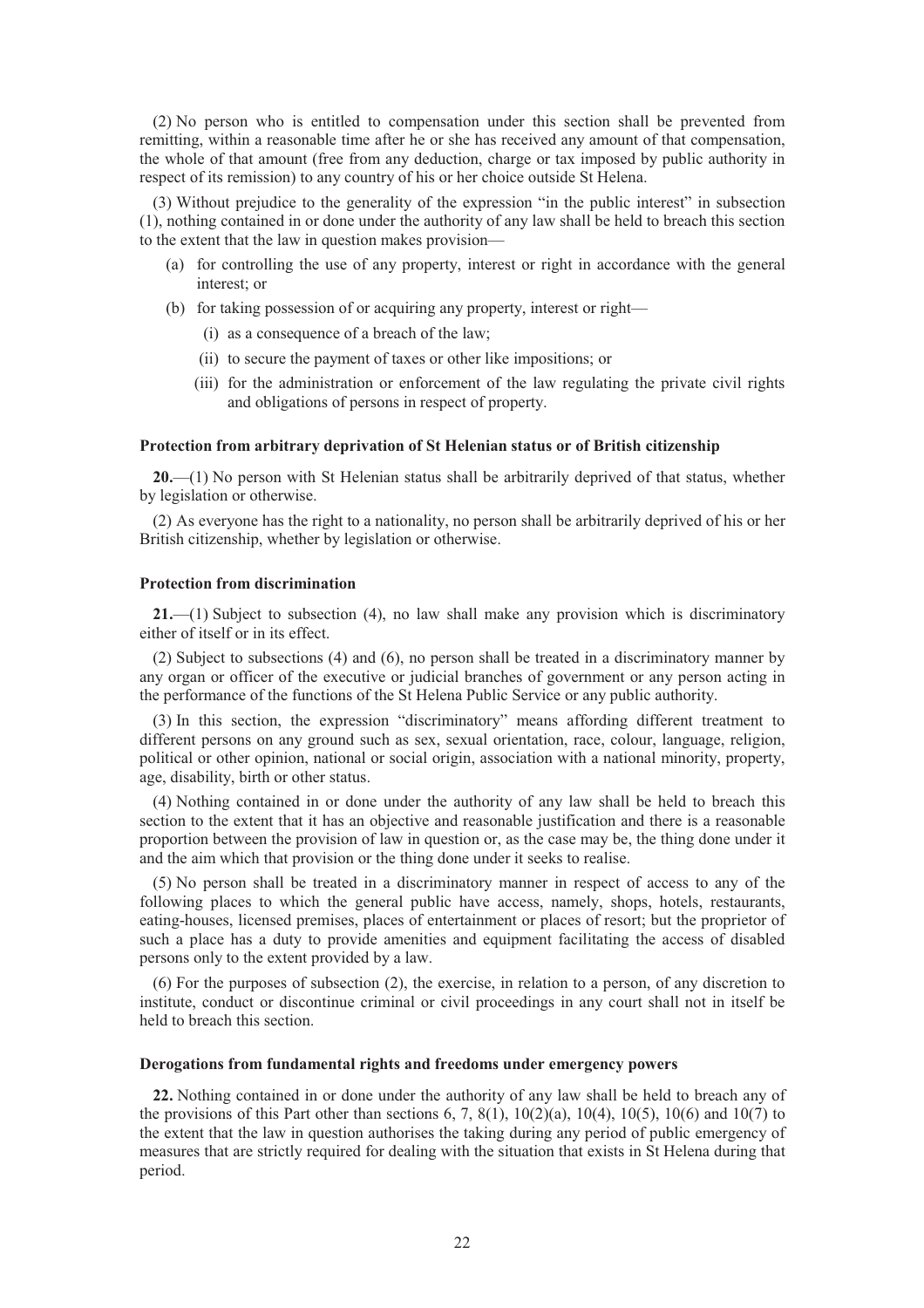(2) No person who is entitled to compensation under this section shall be prevented from remitting, within a reasonable time after he or she has received any amount of that compensation, the whole of that amount (free from any deduction, charge or tax imposed by public authority in respect of its remission) to any country of his or her choice outside St Helena.

(3) Without prejudice to the generality of the expression "in the public interest" in subsection (1), nothing contained in or done under the authority of any law shall be held to breach this section to the extent that the law in question makes provision—

- (a) for controlling the use of any property, interest or right in accordance with the general interest; or
- (b) for taking possession of or acquiring any property, interest or right—
  - (i) as a consequence of a breach of the law;
  - (ii) to secure the payment of taxes or other like impositions; or
  - (iii) for the administration or enforcement of the law regulating the private civil rights and obligations of persons in respect of property.

**Protection from arbitrary deprivation of St Helenian status or of British citizenship**

**20.**—(1) No person with St Helenian status shall be arbitrarily deprived of that status, whether by legislation or otherwise.

(2) As everyone has the right to a nationality, no person shall be arbitrarily deprived of his or her British citizenship, whether by legislation or otherwise.

**Protection from discrimination**

**21.**—(1) Subject to subsection (4), no law shall make any provision which is discriminatory either of itself or in its effect.

(2) Subject to subsections (4) and (6), no person shall be treated in a discriminatory manner by any organ or officer of the executive or judicial branches of government or any person acting in the performance of the functions of the St Helena Public Service or any public authority.

(3) In this section, the expression "discriminatory" means affording different treatment to different persons on any ground such as sex, sexual orientation, race, colour, language, religion, political or other opinion, national or social origin, association with a national minority, property, age, disability, birth or other status.

(4) Nothing contained in or done under the authority of any law shall be held to breach this section to the extent that it has an objective and reasonable justification and there is a reasonable proportion between the provision of law in question or, as the case may be, the thing done under it and the aim which that provision or the thing done under it seeks to realise.

(5) No person shall be treated in a discriminatory manner in respect of access to any of the following places to which the general public have access, namely, shops, hotels, restaurants, eating-houses, licensed premises, places of entertainment or places of resort; but the proprietor of such a place has a duty to provide amenities and equipment facilitating the access of disabled persons only to the extent provided by a law.

(6) For the purposes of subsection (2), the exercise, in relation to a person, of any discretion to institute, conduct or discontinue criminal or civil proceedings in any court shall not in itself be held to breach this section.

**Derogations from fundamental rights and freedoms under emergency powers**

**22.** Nothing contained in or done under the authority of any law shall be held to breach any of the provisions of this Part other than sections 6, 7, 8(1), 10(2)(a), 10(4), 10(5), 10(6) and 10(7) to the extent that the law in question authorises the taking during any period of public emergency of measures that are strictly required for dealing with the situation that exists in St Helena during that period.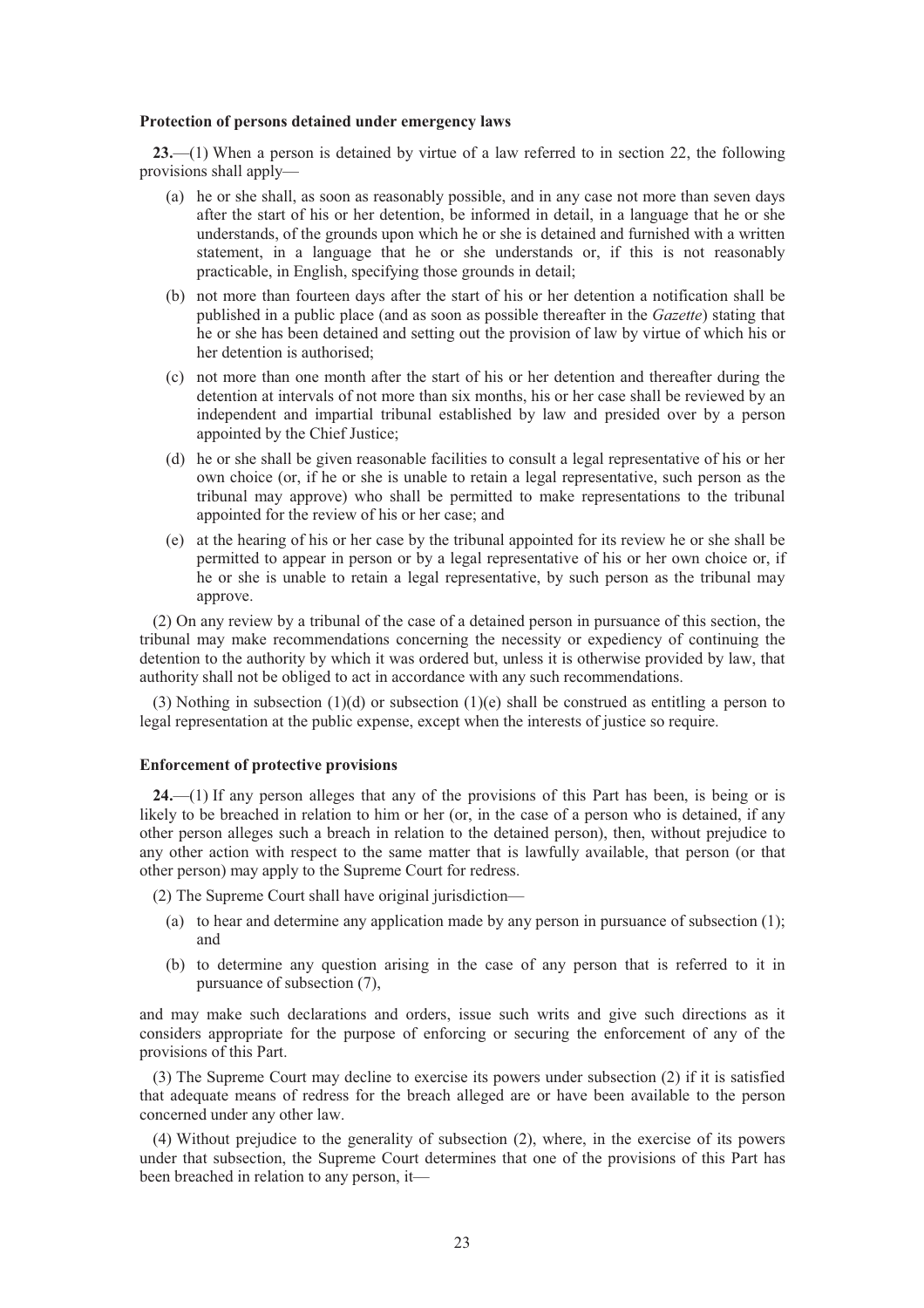**Protection of persons detained under emergency laws**

**23.**—(1) When a person is detained by virtue of a law referred to in section 22, the following provisions shall apply—

- (a) he or she shall, as soon as reasonably possible, and in any case not more than seven days after the start of his or her detention, be informed in detail, in a language that he or she understands, of the grounds upon which he or she is detained and furnished with a written statement, in a language that he or she understands or, if this is not reasonably practicable, in English, specifying those grounds in detail;
- (b) not more than fourteen days after the start of his or her detention a notification shall be published in a public place (and as soon as possible thereafter in the *Gazette*) stating that he or she has been detained and setting out the provision of law by virtue of which his or her detention is authorised;
- (c) not more than one month after the start of his or her detention and thereafter during the detention at intervals of not more than six months, his or her case shall be reviewed by an independent and impartial tribunal established by law and presided over by a person appointed by the Chief Justice;
- (d) he or she shall be given reasonable facilities to consult a legal representative of his or her own choice (or, if he or she is unable to retain a legal representative, such person as the tribunal may approve) who shall be permitted to make representations to the tribunal appointed for the review of his or her case; and
- (e) at the hearing of his or her case by the tribunal appointed for its review he or she shall be permitted to appear in person or by a legal representative of his or her own choice or, if he or she is unable to retain a legal representative, by such person as the tribunal may approve.

(2) On any review by a tribunal of the case of a detained person in pursuance of this section, the tribunal may make recommendations concerning the necessity or expediency of continuing the detention to the authority by which it was ordered but, unless it is otherwise provided by law, that authority shall not be obliged to act in accordance with any such recommendations.

(3) Nothing in subsection (1)(d) or subsection (1)(e) shall be construed as entitling a person to legal representation at the public expense, except when the interests of justice so require.

**Enforcement of protective provisions**

**24.**—(1) If any person alleges that any of the provisions of this Part has been, is being or is likely to be breached in relation to him or her (or, in the case of a person who is detained, if any other person alleges such a breach in relation to the detained person), then, without prejudice to any other action with respect to the same matter that is lawfully available, that person (or that other person) may apply to the Supreme Court for redress.

(2) The Supreme Court shall have original jurisdiction—

- (a) to hear and determine any application made by any person in pursuance of subsection (1); and
- (b) to determine any question arising in the case of any person that is referred to it in pursuance of subsection (7),

and may make such declarations and orders, issue such writs and give such directions as it considers appropriate for the purpose of enforcing or securing the enforcement of any of the provisions of this Part.

(3) The Supreme Court may decline to exercise its powers under subsection (2) if it is satisfied that adequate means of redress for the breach alleged are or have been available to the person concerned under any other law.

(4) Without prejudice to the generality of subsection (2), where, in the exercise of its powers under that subsection, the Supreme Court determines that one of the provisions of this Part has been breached in relation to any person, it—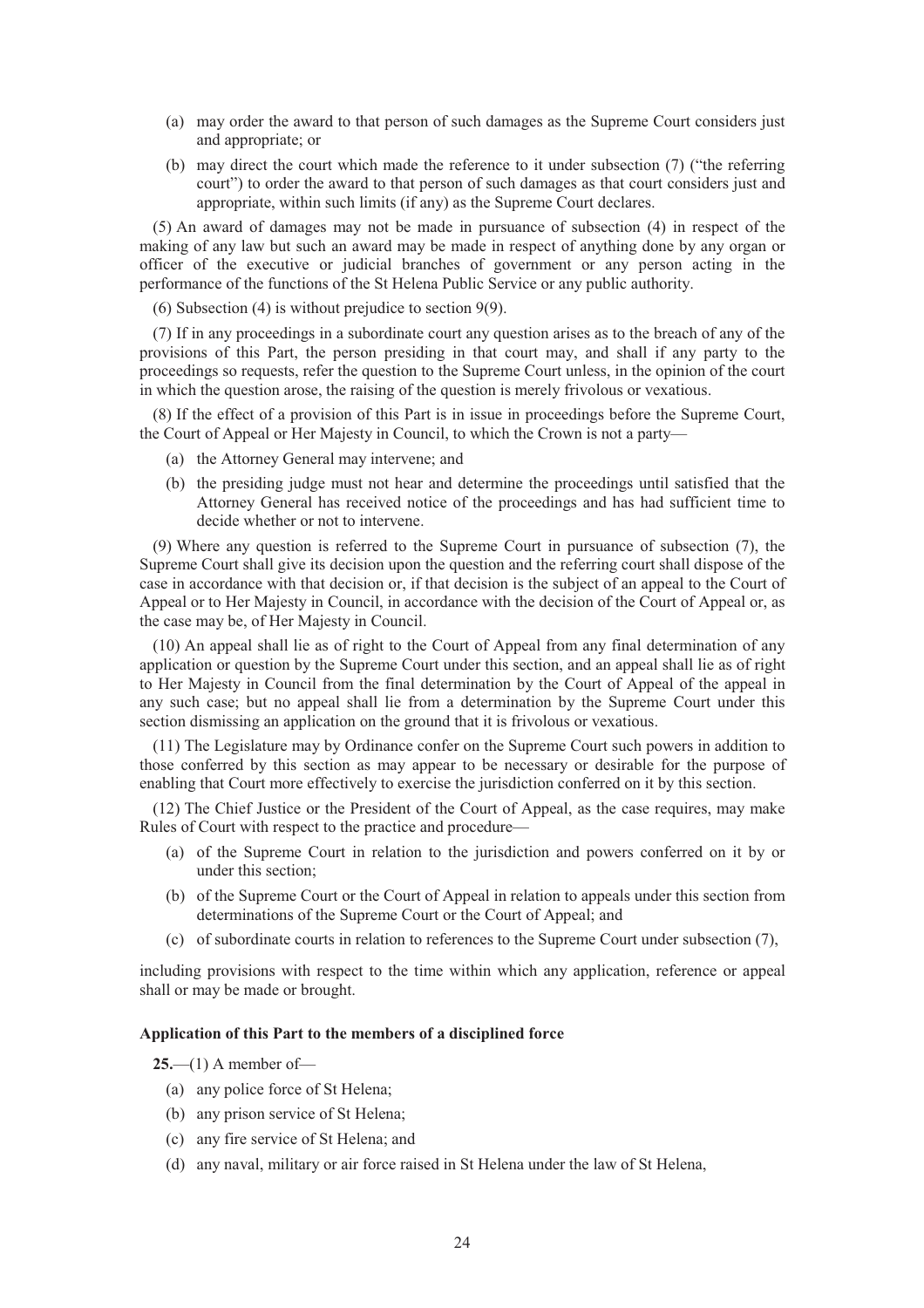(a) may order the award to that person of such damages as the Supreme Court considers just and appropriate; or

(b) may direct the court which made the reference to it under subsection (7) ("the referring court") to order the award to that person of such damages as that court considers just and appropriate, within such limits (if any) as the Supreme Court declares.

(5) An award of damages may not be made in pursuance of subsection (4) in respect of the making of any law but such an award may be made in respect of anything done by any organ or officer of the executive or judicial branches of government or any person acting in the performance of the functions of the St Helena Public Service or any public authority.

(6) Subsection (4) is without prejudice to section 9(9).

(7) If in any proceedings in a subordinate court any question arises as to the breach of any of the provisions of this Part, the person presiding in that court may, and shall if any party to the proceedings so requests, refer the question to the Supreme Court unless, in the opinion of the court in which the question arose, the raising of the question is merely frivolous or vexatious.

(8) If the effect of a provision of this Part is in issue in proceedings before the Supreme Court, the Court of Appeal or Her Majesty in Council, to which the Crown is not a party—

(a) the Attorney General may intervene; and

(b) the presiding judge must not hear and determine the proceedings until satisfied that the Attorney General has received notice of the proceedings and has had sufficient time to decide whether or not to intervene.

(9) Where any question is referred to the Supreme Court in pursuance of subsection (7), the Supreme Court shall give its decision upon the question and the referring court shall dispose of the case in accordance with that decision or, if that decision is the subject of an appeal to the Court of Appeal or to Her Majesty in Council, in accordance with the decision of the Court of Appeal or, as the case may be, of Her Majesty in Council.

(10) An appeal shall lie as of right to the Court of Appeal from any final determination of any application or question by the Supreme Court under this section, and an appeal shall lie as of right to Her Majesty in Council from the final determination by the Court of Appeal of the appeal in any such case; but no appeal shall lie from a determination by the Supreme Court under this section dismissing an application on the ground that it is frivolous or vexatious.

(11) The Legislature may by Ordinance confer on the Supreme Court such powers in addition to those conferred by this section as may appear to be necessary or desirable for the purpose of enabling that Court more effectively to exercise the jurisdiction conferred on it by this section.

(12) The Chief Justice or the President of the Court of Appeal, as the case requires, may make Rules of Court with respect to the practice and procedure—

(a) of the Supreme Court in relation to the jurisdiction and powers conferred on it by or under this section;

(b) of the Supreme Court or the Court of Appeal in relation to appeals under this section from determinations of the Supreme Court or the Court of Appeal; and

(c) of subordinate courts in relation to references to the Supreme Court under subsection (7),

including provisions with respect to the time within which any application, reference or appeal shall or may be made or brought.

**Application of this Part to the members of a disciplined force**

**25.**—(1) A member of—

(a) any police force of St Helena;

(b) any prison service of St Helena;

(c) any fire service of St Helena; and

(d) any naval, military or air force raised in St Helena under the law of St Helena,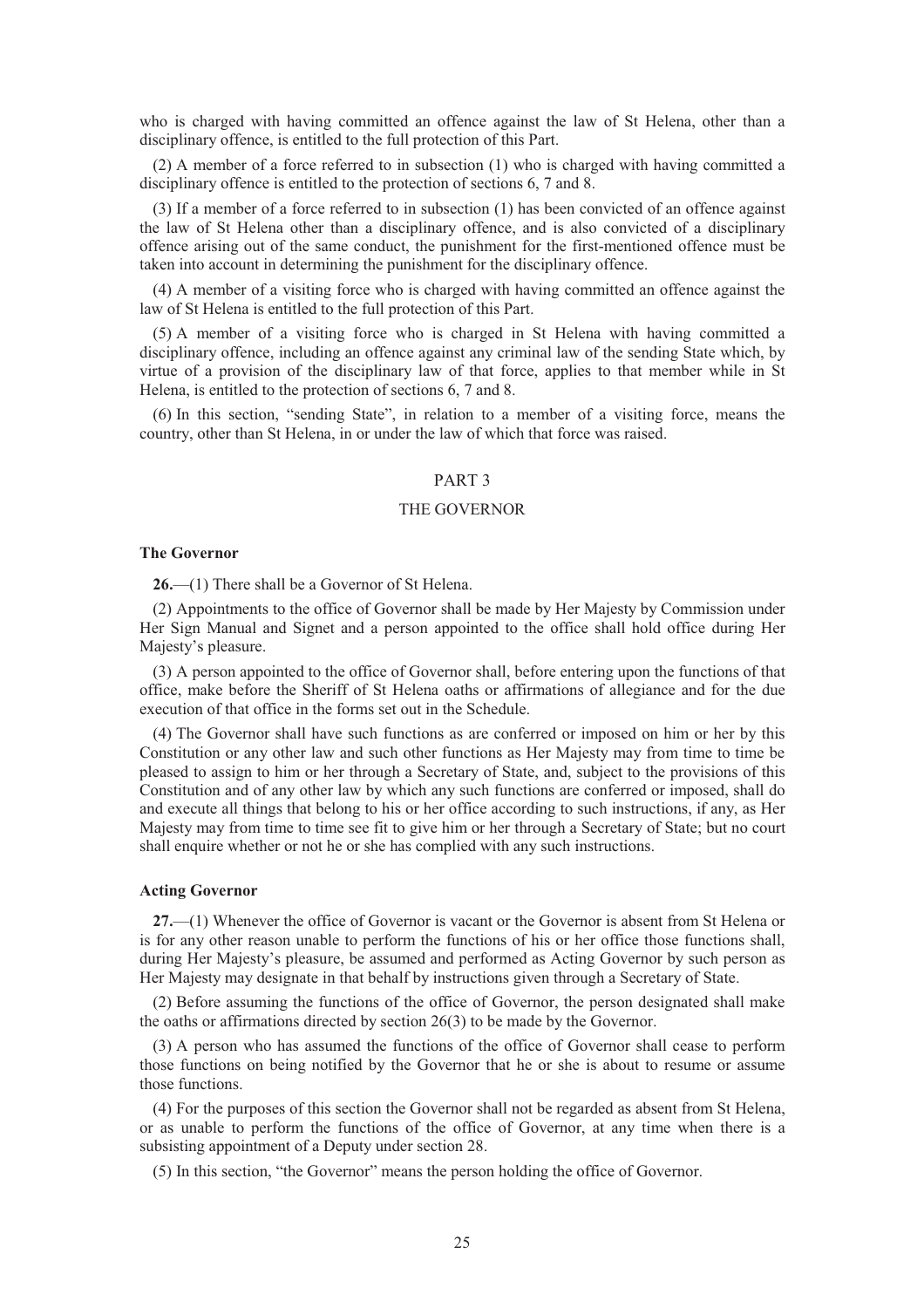who is charged with having committed an offence against the law of St Helena, other than a disciplinary offence, is entitled to the full protection of this Part.

(2) A member of a force referred to in subsection (1) who is charged with having committed a disciplinary offence is entitled to the protection of sections 6, 7 and 8.

(3) If a member of a force referred to in subsection (1) has been convicted of an offence against the law of St Helena other than a disciplinary offence, and is also convicted of a disciplinary offence arising out of the same conduct, the punishment for the first-mentioned offence must be taken into account in determining the punishment for the disciplinary offence.

(4) A member of a visiting force who is charged with having committed an offence against the law of St Helena is entitled to the full protection of this Part.

(5) A member of a visiting force who is charged in St Helena with having committed a disciplinary offence, including an offence against any criminal law of the sending State which, by virtue of a provision of the disciplinary law of that force, applies to that member while in St Helena, is entitled to the protection of sections 6, 7 and 8.

(6) In this section, "sending State", in relation to a member of a visiting force, means the country, other than St Helena, in or under the law of which that force was raised.

## PART 3

## THE GOVERNOR

### The Governor

**26.**—(1) There shall be a Governor of St Helena.

(2) Appointments to the office of Governor shall be made by Her Majesty by Commission under Her Sign Manual and Signet and a person appointed to the office shall hold office during Her Majesty's pleasure.

(3) A person appointed to the office of Governor shall, before entering upon the functions of that office, make before the Sheriff of St Helena oaths or affirmations of allegiance and for the due execution of that office in the forms set out in the Schedule.

(4) The Governor shall have such functions as are conferred or imposed on him or her by this Constitution or any other law and such other functions as Her Majesty may from time to time be pleased to assign to him or her through a Secretary of State, and, subject to the provisions of this Constitution and of any other law by which any such functions are conferred or imposed, shall do and execute all things that belong to his or her office according to such instructions, if any, as Her Majesty may from time to time see fit to give him or her through a Secretary of State; but no court shall enquire whether or not he or she has complied with any such instructions.

### Acting Governor

**27.**—(1) Whenever the office of Governor is vacant or the Governor is absent from St Helena or is for any other reason unable to perform the functions of his or her office those functions shall, during Her Majesty's pleasure, be assumed and performed as Acting Governor by such person as Her Majesty may designate in that behalf by instructions given through a Secretary of State.

(2) Before assuming the functions of the office of Governor, the person designated shall make the oaths or affirmations directed by section 26(3) to be made by the Governor.

(3) A person who has assumed the functions of the office of Governor shall cease to perform those functions on being notified by the Governor that he or she is about to resume or assume those functions.

(4) For the purposes of this section the Governor shall not be regarded as absent from St Helena, or as unable to perform the functions of the office of Governor, at any time when there is a subsisting appointment of a Deputy under section 28.

(5) In this section, "the Governor" means the person holding the office of Governor.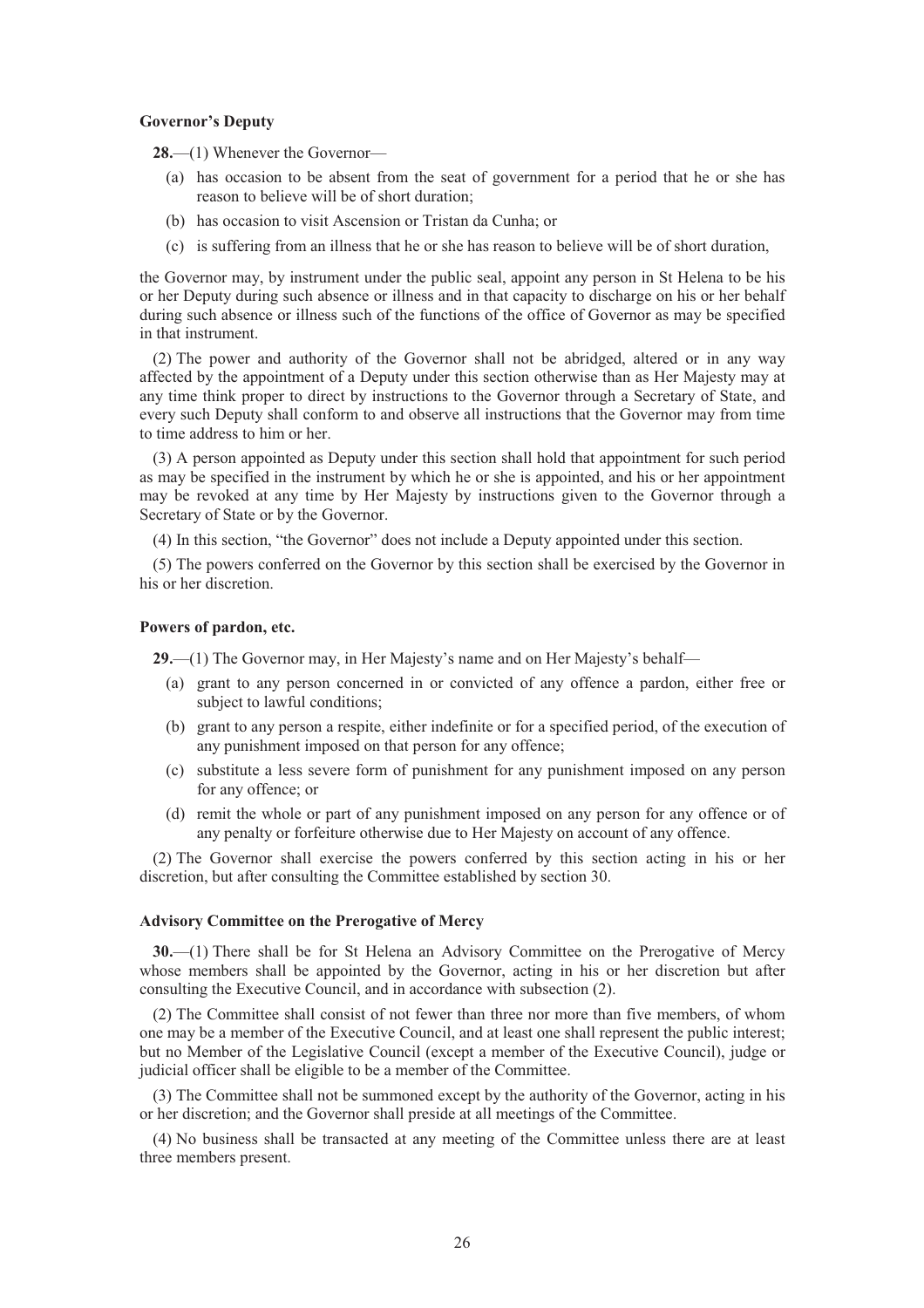**Governor's Deputy**

**28.**—(1) Whenever the Governor—

(a) has occasion to be absent from the seat of government for a period that he or she has reason to believe will be of short duration;

(b) has occasion to visit Ascension or Tristan da Cunha; or

(c) is suffering from an illness that he or she has reason to believe will be of short duration,

the Governor may, by instrument under the public seal, appoint any person in St Helena to be his or her Deputy during such absence or illness and in that capacity to discharge on his or her behalf during such absence or illness such of the functions of the office of Governor as may be specified in that instrument.

(2) The power and authority of the Governor shall not be abridged, altered or in any way affected by the appointment of a Deputy under this section otherwise than as Her Majesty may at any time think proper to direct by instructions to the Governor through a Secretary of State, and every such Deputy shall conform to and observe all instructions that the Governor may from time to time address to him or her.

(3) A person appointed as Deputy under this section shall hold that appointment for such period as may be specified in the instrument by which he or she is appointed, and his or her appointment may be revoked at any time by Her Majesty by instructions given to the Governor through a Secretary of State or by the Governor.

(4) In this section, "the Governor" does not include a Deputy appointed under this section.

(5) The powers conferred on the Governor by this section shall be exercised by the Governor in his or her discretion.

**Powers of pardon, etc.**

**29.**—(1) The Governor may, in Her Majesty's name and on Her Majesty's behalf—

(a) grant to any person concerned in or convicted of any offence a pardon, either free or subject to lawful conditions;

(b) grant to any person a respite, either indefinite or for a specified period, of the execution of any punishment imposed on that person for any offence;

(c) substitute a less severe form of punishment for any punishment imposed on any person for any offence; or

(d) remit the whole or part of any punishment imposed on any person for any offence or of any penalty or forfeiture otherwise due to Her Majesty on account of any offence.

(2) The Governor shall exercise the powers conferred by this section acting in his or her discretion, but after consulting the Committee established by section 30.

**Advisory Committee on the Prerogative of Mercy**

**30.**—(1) There shall be for St Helena an Advisory Committee on the Prerogative of Mercy whose members shall be appointed by the Governor, acting in his or her discretion but after consulting the Executive Council, and in accordance with subsection (2).

(2) The Committee shall consist of not fewer than three nor more than five members, of whom one may be a member of the Executive Council, and at least one shall represent the public interest; but no Member of the Legislative Council (except a member of the Executive Council), judge or judicial officer shall be eligible to be a member of the Committee.

(3) The Committee shall not be summoned except by the authority of the Governor, acting in his or her discretion; and the Governor shall preside at all meetings of the Committee.

(4) No business shall be transacted at any meeting of the Committee unless there are at least three members present.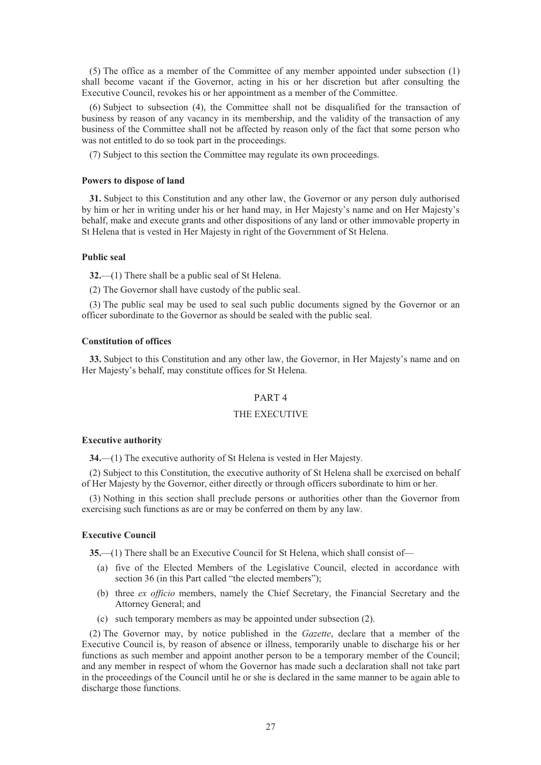(5) The office as a member of the Committee of any member appointed under subsection (1) shall become vacant if the Governor, acting in his or her discretion but after consulting the Executive Council, revokes his or her appointment as a member of the Committee.

(6) Subject to subsection (4), the Committee shall not be disqualified for the transaction of business by reason of any vacancy in its membership, and the validity of the transaction of any business of the Committee shall not be affected by reason only of the fact that some person who was not entitled to do so took part in the proceedings.

(7) Subject to this section the Committee may regulate its own proceedings.

**Powers to dispose of land**

**31.** Subject to this Constitution and any other law, the Governor or any person duly authorised by him or her in writing under his or her hand may, in Her Majesty's name and on Her Majesty's behalf, make and execute grants and other dispositions of any land or other immovable property in St Helena that is vested in Her Majesty in right of the Government of St Helena.

**Public seal**

**32.**—(1) There shall be a public seal of St Helena.

(2) The Governor shall have custody of the public seal.

(3) The public seal may be used to seal such public documents signed by the Governor or an officer subordinate to the Governor as should be sealed with the public seal.

**Constitution of offices**

**33.** Subject to this Constitution and any other law, the Governor, in Her Majesty's name and on Her Majesty's behalf, may constitute offices for St Helena.

## PART 4

## THE EXECUTIVE

**Executive authority**

**34.**—(1) The executive authority of St Helena is vested in Her Majesty.

(2) Subject to this Constitution, the executive authority of St Helena shall be exercised on behalf of Her Majesty by the Governor, either directly or through officers subordinate to him or her.

(3) Nothing in this section shall preclude persons or authorities other than the Governor from exercising such functions as are or may be conferred on them by any law.

**Executive Council**

**35.**—(1) There shall be an Executive Council for St Helena, which shall consist of—

(a) five of the Elected Members of the Legislative Council, elected in accordance with section 36 (in this Part called "the elected members");

(b) three *ex officio* members, namely the Chief Secretary, the Financial Secretary and the Attorney General; and

(c) such temporary members as may be appointed under subsection (2).

(2) The Governor may, by notice published in the *Gazette*, declare that a member of the Executive Council is, by reason of absence or illness, temporarily unable to discharge his or her functions as such member and appoint another person to be a temporary member of the Council; and any member in respect of whom the Governor has made such a declaration shall not take part in the proceedings of the Council until he or she is declared in the same manner to be again able to discharge those functions.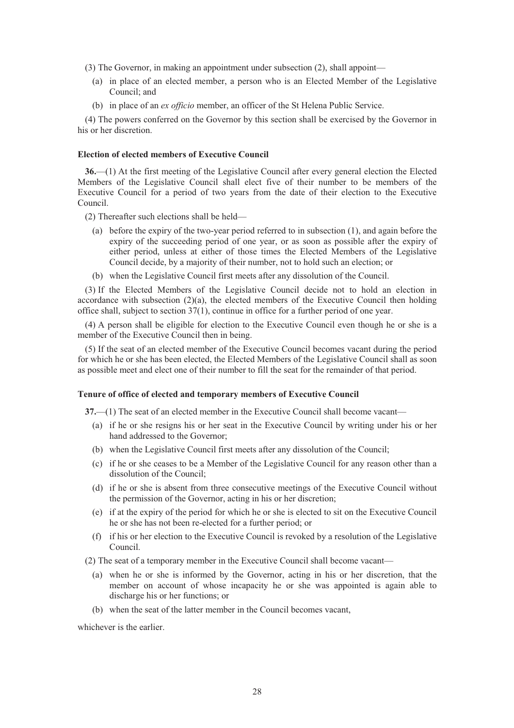(3) The Governor, in making an appointment under subsection (2), shall appoint—

(a) in place of an elected member, a person who is an Elected Member of the Legislative Council; and

(b) in place of an *ex officio* member, an officer of the St Helena Public Service.

(4) The powers conferred on the Governor by this section shall be exercised by the Governor in his or her discretion.

**Election of elected members of Executive Council**

**36.**—(1) At the first meeting of the Legislative Council after every general election the Elected Members of the Legislative Council shall elect five of their number to be members of the Executive Council for a period of two years from the date of their election to the Executive Council.

(2) Thereafter such elections shall be held—

(a) before the expiry of the two-year period referred to in subsection (1), and again before the expiry of the succeeding period of one year, or as soon as possible after the expiry of either period, unless at either of those times the Elected Members of the Legislative Council decide, by a majority of their number, not to hold such an election; or

(b) when the Legislative Council first meets after any dissolution of the Council.

(3) If the Elected Members of the Legislative Council decide not to hold an election in accordance with subsection (2)(a), the elected members of the Executive Council then holding office shall, subject to section 37(1), continue in office for a further period of one year.

(4) A person shall be eligible for election to the Executive Council even though he or she is a member of the Executive Council then in being.

(5) If the seat of an elected member of the Executive Council becomes vacant during the period for which he or she has been elected, the Elected Members of the Legislative Council shall as soon as possible meet and elect one of their number to fill the seat for the remainder of that period.

**Tenure of office of elected and temporary members of Executive Council**

**37.**—(1) The seat of an elected member in the Executive Council shall become vacant—

(a) if he or she resigns his or her seat in the Executive Council by writing under his or her hand addressed to the Governor;

(b) when the Legislative Council first meets after any dissolution of the Council;

(c) if he or she ceases to be a Member of the Legislative Council for any reason other than a dissolution of the Council;

(d) if he or she is absent from three consecutive meetings of the Executive Council without the permission of the Governor, acting in his or her discretion;

(e) if at the expiry of the period for which he or she is elected to sit on the Executive Council he or she has not been re-elected for a further period; or

(f) if his or her election to the Executive Council is revoked by a resolution of the Legislative Council.

(2) The seat of a temporary member in the Executive Council shall become vacant—

(a) when he or she is informed by the Governor, acting in his or her discretion, that the member on account of whose incapacity he or she was appointed is again able to discharge his or her functions; or

(b) when the seat of the latter member in the Council becomes vacant,

whichever is the earlier.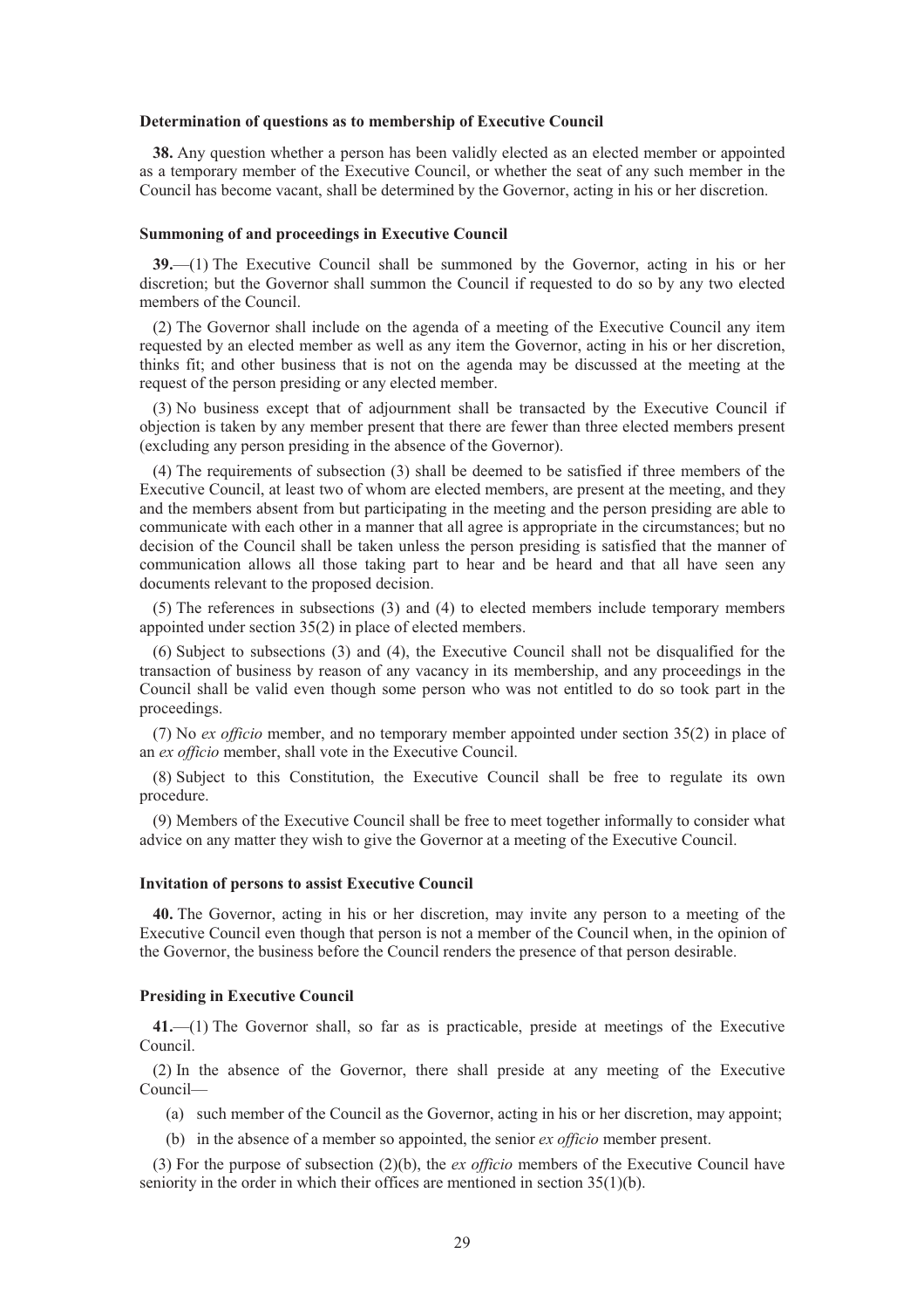### Determination of questions as to membership of Executive Council

**38.** Any question whether a person has been validly elected as an elected member or appointed as a temporary member of the Executive Council, or whether the seat of any such member in the Council has become vacant, shall be determined by the Governor, acting in his or her discretion.

### Summoning of and proceedings in Executive Council

**39.**—(1) The Executive Council shall be summoned by the Governor, acting in his or her discretion; but the Governor shall summon the Council if requested to do so by any two elected members of the Council.

(2) The Governor shall include on the agenda of a meeting of the Executive Council any item requested by an elected member as well as any item the Governor, acting in his or her discretion, thinks fit; and other business that is not on the agenda may be discussed at the meeting at the request of the person presiding or any elected member.

(3) No business except that of adjournment shall be transacted by the Executive Council if objection is taken by any member present that there are fewer than three elected members present (excluding any person presiding in the absence of the Governor).

(4) The requirements of subsection (3) shall be deemed to be satisfied if three members of the Executive Council, at least two of whom are elected members, are present at the meeting, and they and the members absent from but participating in the meeting and the person presiding are able to communicate with each other in a manner that all agree is appropriate in the circumstances; but no decision of the Council shall be taken unless the person presiding is satisfied that the manner of communication allows all those taking part to hear and be heard and that all have seen any documents relevant to the proposed decision.

(5) The references in subsections (3) and (4) to elected members include temporary members appointed under section 35(2) in place of elected members.

(6) Subject to subsections (3) and (4), the Executive Council shall not be disqualified for the transaction of business by reason of any vacancy in its membership, and any proceedings in the Council shall be valid even though some person who was not entitled to do so took part in the proceedings.

(7) No *ex officio* member, and no temporary member appointed under section 35(2) in place of an *ex officio* member, shall vote in the Executive Council.

(8) Subject to this Constitution, the Executive Council shall be free to regulate its own procedure.

(9) Members of the Executive Council shall be free to meet together informally to consider what advice on any matter they wish to give the Governor at a meeting of the Executive Council.

### Invitation of persons to assist Executive Council

**40.** The Governor, acting in his or her discretion, may invite any person to a meeting of the Executive Council even though that person is not a member of the Council when, in the opinion of the Governor, the business before the Council renders the presence of that person desirable.

### Presiding in Executive Council

**41.**—(1) The Governor shall, so far as is practicable, preside at meetings of the Executive Council.

(2) In the absence of the Governor, there shall preside at any meeting of the Executive Council—

(a) such member of the Council as the Governor, acting in his or her discretion, may appoint;

(b) in the absence of a member so appointed, the senior *ex officio* member present.

(3) For the purpose of subsection (2)(b), the *ex officio* members of the Executive Council have seniority in the order in which their offices are mentioned in section 35(1)(b).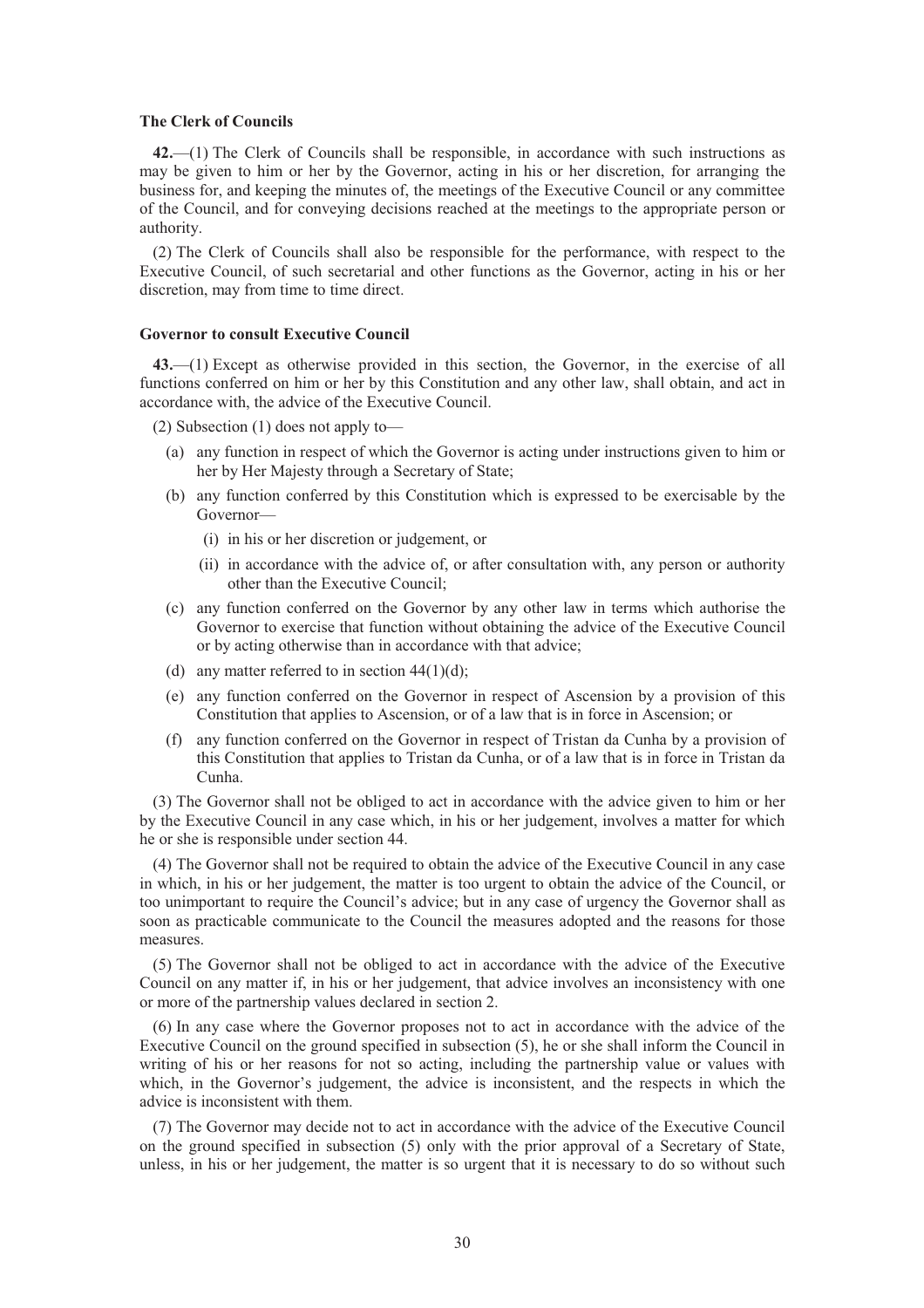### The Clerk of Councils

**42.**—(1) The Clerk of Councils shall be responsible, in accordance with such instructions as may be given to him or her by the Governor, acting in his or her discretion, for arranging the business for, and keeping the minutes of, the meetings of the Executive Council or any committee of the Council, and for conveying decisions reached at the meetings to the appropriate person or authority.

(2) The Clerk of Councils shall also be responsible for the performance, with respect to the Executive Council, of such secretarial and other functions as the Governor, acting in his or her discretion, may from time to time direct.

### Governor to consult Executive Council

**43.**—(1) Except as otherwise provided in this section, the Governor, in the exercise of all functions conferred on him or her by this Constitution and any other law, shall obtain, and act in accordance with, the advice of the Executive Council.

(2) Subsection (1) does not apply to—

- (a) any function in respect of which the Governor is acting under instructions given to him or her by Her Majesty through a Secretary of State;
- (b) any function conferred by this Constitution which is expressed to be exercisable by the Governor—
  - (i) in his or her discretion or judgement, or
  - (ii) in accordance with the advice of, or after consultation with, any person or authority other than the Executive Council;
- (c) any function conferred on the Governor by any other law in terms which authorise the Governor to exercise that function without obtaining the advice of the Executive Council or by acting otherwise than in accordance with that advice;
- (d) any matter referred to in section 44(1)(d);
- (e) any function conferred on the Governor in respect of Ascension by a provision of this Constitution that applies to Ascension, or of a law that is in force in Ascension; or
- (f) any function conferred on the Governor in respect of Tristan da Cunha by a provision of this Constitution that applies to Tristan da Cunha, or of a law that is in force in Tristan da Cunha.

(3) The Governor shall not be obliged to act in accordance with the advice given to him or her by the Executive Council in any case which, in his or her judgement, involves a matter for which he or she is responsible under section 44.

(4) The Governor shall not be required to obtain the advice of the Executive Council in any case in which, in his or her judgement, the matter is too urgent to obtain the advice of the Council, or too unimportant to require the Council's advice; but in any case of urgency the Governor shall as soon as practicable communicate to the Council the measures adopted and the reasons for those measures.

(5) The Governor shall not be obliged to act in accordance with the advice of the Executive Council on any matter if, in his or her judgement, that advice involves an inconsistency with one or more of the partnership values declared in section 2.

(6) In any case where the Governor proposes not to act in accordance with the advice of the Executive Council on the ground specified in subsection (5), he or she shall inform the Council in writing of his or her reasons for not so acting, including the partnership value or values with which, in the Governor's judgement, the advice is inconsistent, and the respects in which the advice is inconsistent with them.

(7) The Governor may decide not to act in accordance with the advice of the Executive Council on the ground specified in subsection (5) only with the prior approval of a Secretary of State, unless, in his or her judgement, the matter is so urgent that it is necessary to do so without such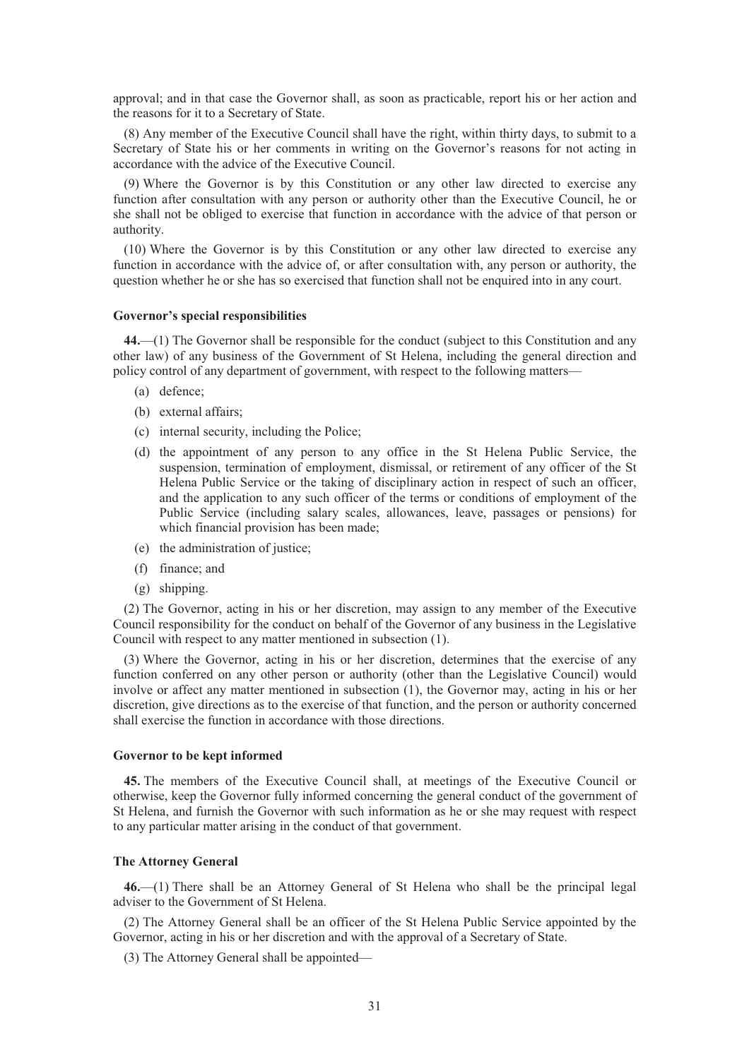approval; and in that case the Governor shall, as soon as practicable, report his or her action and the reasons for it to a Secretary of State.

(8) Any member of the Executive Council shall have the right, within thirty days, to submit to a Secretary of State his or her comments in writing on the Governor's reasons for not acting in accordance with the advice of the Executive Council.

(9) Where the Governor is by this Constitution or any other law directed to exercise any function after consultation with any person or authority other than the Executive Council, he or she shall not be obliged to exercise that function in accordance with the advice of that person or authority.

(10) Where the Governor is by this Constitution or any other law directed to exercise any function in accordance with the advice of, or after consultation with, any person or authority, the question whether he or she has so exercised that function shall not be enquired into in any court.

**Governor's special responsibilities**

**44.**—(1) The Governor shall be responsible for the conduct (subject to this Constitution and any other law) of any business of the Government of St Helena, including the general direction and policy control of any department of government, with respect to the following matters—

(a) defence;

(b) external affairs;

(c) internal security, including the Police;

(d) the appointment of any person to any office in the St Helena Public Service, the suspension, termination of employment, dismissal, or retirement of any officer of the St Helena Public Service or the taking of disciplinary action in respect of such an officer, and the application to any such officer of the terms or conditions of employment of the Public Service (including salary scales, allowances, leave, passages or pensions) for which financial provision has been made;

(e) the administration of justice;

(f) finance; and

(g) shipping.

(2) The Governor, acting in his or her discretion, may assign to any member of the Executive Council responsibility for the conduct on behalf of the Governor of any business in the Legislative Council with respect to any matter mentioned in subsection (1).

(3) Where the Governor, acting in his or her discretion, determines that the exercise of any function conferred on any other person or authority (other than the Legislative Council) would involve or affect any matter mentioned in subsection (1), the Governor may, acting in his or her discretion, give directions as to the exercise of that function, and the person or authority concerned shall exercise the function in accordance with those directions.

**Governor to be kept informed**

**45.** The members of the Executive Council shall, at meetings of the Executive Council or otherwise, keep the Governor fully informed concerning the general conduct of the government of St Helena, and furnish the Governor with such information as he or she may request with respect to any particular matter arising in the conduct of that government.

**The Attorney General**

**46.**—(1) There shall be an Attorney General of St Helena who shall be the principal legal adviser to the Government of St Helena.

(2) The Attorney General shall be an officer of the St Helena Public Service appointed by the Governor, acting in his or her discretion and with the approval of a Secretary of State.

(3) The Attorney General shall be appointed—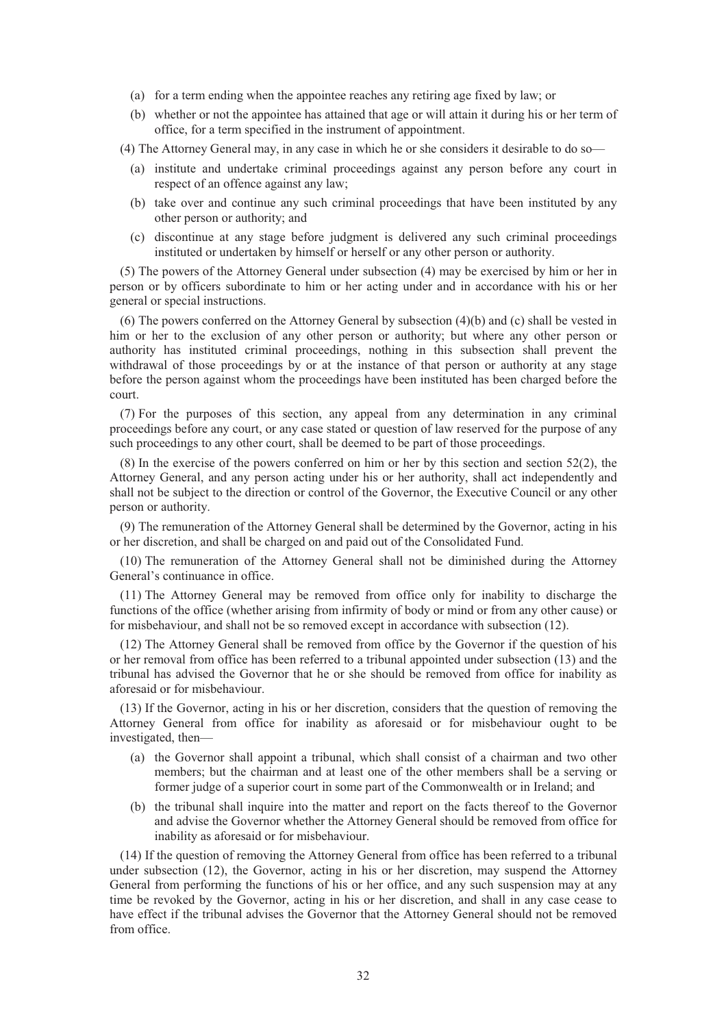(a) for a term ending when the appointee reaches any retiring age fixed by law; or

(b) whether or not the appointee has attained that age or will attain it during his or her term of office, for a term specified in the instrument of appointment.

(4) The Attorney General may, in any case in which he or she considers it desirable to do so—

(a) institute and undertake criminal proceedings against any person before any court in respect of an offence against any law;

(b) take over and continue any such criminal proceedings that have been instituted by any other person or authority; and

(c) discontinue at any stage before judgment is delivered any such criminal proceedings instituted or undertaken by himself or herself or any other person or authority.

(5) The powers of the Attorney General under subsection (4) may be exercised by him or her in person or by officers subordinate to him or her acting under and in accordance with his or her general or special instructions.

(6) The powers conferred on the Attorney General by subsection (4)(b) and (c) shall be vested in him or her to the exclusion of any other person or authority; but where any other person or authority has instituted criminal proceedings, nothing in this subsection shall prevent the withdrawal of those proceedings by or at the instance of that person or authority at any stage before the person against whom the proceedings have been instituted has been charged before the court.

(7) For the purposes of this section, any appeal from any determination in any criminal proceedings before any court, or any case stated or question of law reserved for the purpose of any such proceedings to any other court, shall be deemed to be part of those proceedings.

(8) In the exercise of the powers conferred on him or her by this section and section 52(2), the Attorney General, and any person acting under his or her authority, shall act independently and shall not be subject to the direction or control of the Governor, the Executive Council or any other person or authority.

(9) The remuneration of the Attorney General shall be determined by the Governor, acting in his or her discretion, and shall be charged on and paid out of the Consolidated Fund.

(10) The remuneration of the Attorney General shall not be diminished during the Attorney General's continuance in office.

(11) The Attorney General may be removed from office only for inability to discharge the functions of the office (whether arising from infirmity of body or mind or from any other cause) or for misbehaviour, and shall not be so removed except in accordance with subsection (12).

(12) The Attorney General shall be removed from office by the Governor if the question of his or her removal from office has been referred to a tribunal appointed under subsection (13) and the tribunal has advised the Governor that he or she should be removed from office for inability as aforesaid or for misbehaviour.

(13) If the Governor, acting in his or her discretion, considers that the question of removing the Attorney General from office for inability as aforesaid or for misbehaviour ought to be investigated, then—

(a) the Governor shall appoint a tribunal, which shall consist of a chairman and two other members; but the chairman and at least one of the other members shall be a serving or former judge of a superior court in some part of the Commonwealth or in Ireland; and

(b) the tribunal shall inquire into the matter and report on the facts thereof to the Governor and advise the Governor whether the Attorney General should be removed from office for inability as aforesaid or for misbehaviour.

(14) If the question of removing the Attorney General from office has been referred to a tribunal under subsection (12), the Governor, acting in his or her discretion, may suspend the Attorney General from performing the functions of his or her office, and any such suspension may at any time be revoked by the Governor, acting in his or her discretion, and shall in any case cease to have effect if the tribunal advises the Governor that the Attorney General should not be removed from office.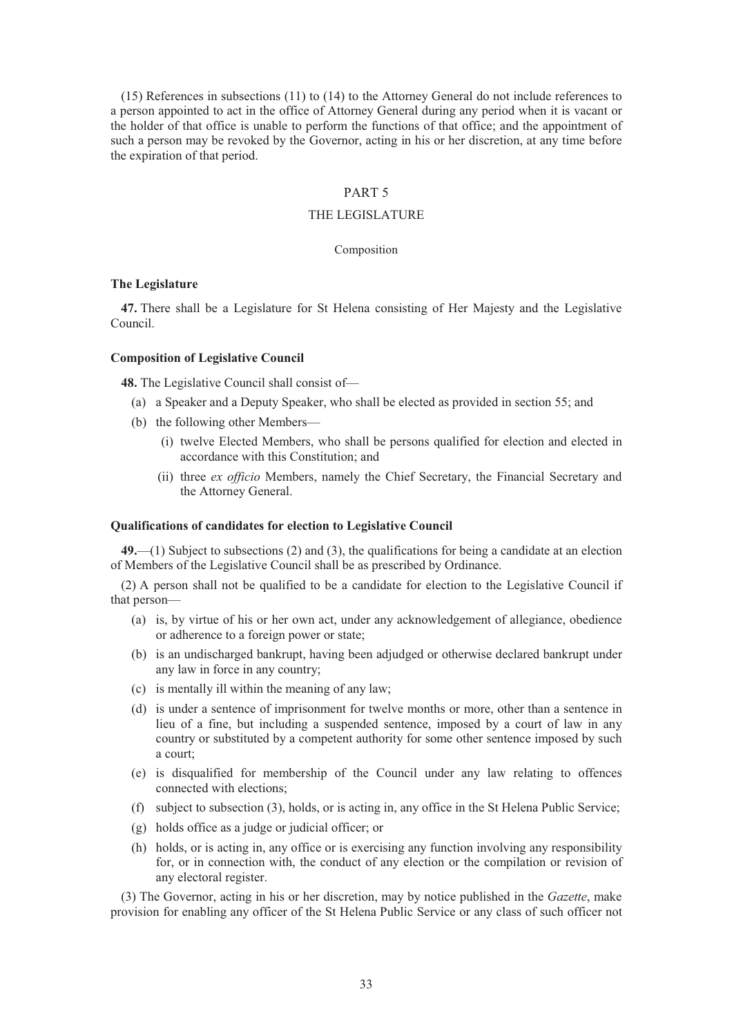(15) References in subsections (11) to (14) to the Attorney General do not include references to a person appointed to act in the office of Attorney General during any period when it is vacant or the holder of that office is unable to perform the functions of that office; and the appointment of such a person may be revoked by the Governor, acting in his or her discretion, at any time before the expiration of that period.

## PART 5

## THE LEGISLATURE

### Composition

**The Legislature**

**47.** There shall be a Legislature for St Helena consisting of Her Majesty and the Legislative Council.

**Composition of Legislative Council**

**48.** The Legislative Council shall consist of—

- (a) a Speaker and a Deputy Speaker, who shall be elected as provided in section 55; and
- (b) the following other Members—
  - (i) twelve Elected Members, who shall be persons qualified for election and elected in accordance with this Constitution; and
  - (ii) three *ex officio* Members, namely the Chief Secretary, the Financial Secretary and the Attorney General.

**Qualifications of candidates for election to Legislative Council**

**49.**—(1) Subject to subsections (2) and (3), the qualifications for being a candidate at an election of Members of the Legislative Council shall be as prescribed by Ordinance.

(2) A person shall not be qualified to be a candidate for election to the Legislative Council if that person—

- (a) is, by virtue of his or her own act, under any acknowledgement of allegiance, obedience or adherence to a foreign power or state;
- (b) is an undischarged bankrupt, having been adjudged or otherwise declared bankrupt under any law in force in any country;
- (c) is mentally ill within the meaning of any law;
- (d) is under a sentence of imprisonment for twelve months or more, other than a sentence in lieu of a fine, but including a suspended sentence, imposed by a court of law in any country or substituted by a competent authority for some other sentence imposed by such a court;
- (e) is disqualified for membership of the Council under any law relating to offences connected with elections;
- (f) subject to subsection (3), holds, or is acting in, any office in the St Helena Public Service;
- (g) holds office as a judge or judicial officer; or
- (h) holds, or is acting in, any office or is exercising any function involving any responsibility for, or in connection with, the conduct of any election or the compilation or revision of any electoral register.

(3) The Governor, acting in his or her discretion, may by notice published in the *Gazette*, make provision for enabling any officer of the St Helena Public Service or any class of such officer not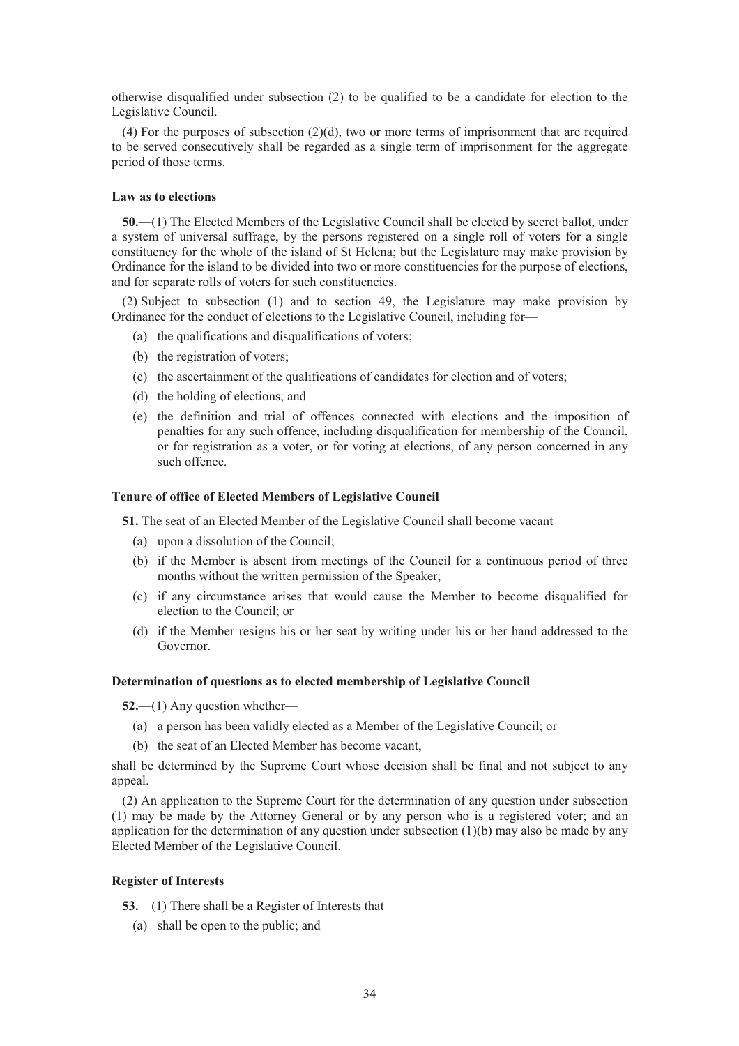otherwise disqualified under subsection (2) to be qualified to be a candidate for election to the Legislative Council.

(4) For the purposes of subsection (2)(d), two or more terms of imprisonment that are required to be served consecutively shall be regarded as a single term of imprisonment for the aggregate period of those terms.

**Law as to elections**

**50.**—(1) The Elected Members of the Legislative Council shall be elected by secret ballot, under a system of universal suffrage, by the persons registered on a single roll of voters for a single constituency for the whole of the island of St Helena; but the Legislature may make provision by Ordinance for the island to be divided into two or more constituencies for the purpose of elections, and for separate rolls of voters for such constituencies.

(2) Subject to subsection (1) and to section 49, the Legislature may make provision by Ordinance for the conduct of elections to the Legislative Council, including for—

- (a) the qualifications and disqualifications of voters;
- (b) the registration of voters;
- (c) the ascertainment of the qualifications of candidates for election and of voters;
- (d) the holding of elections; and
- (e) the definition and trial of offences connected with elections and the imposition of penalties for any such offence, including disqualification for membership of the Council, or for registration as a voter, or for voting at elections, of any person concerned in any such offence.

**Tenure of office of Elected Members of Legislative Council**

**51.** The seat of an Elected Member of the Legislative Council shall become vacant—

- (a) upon a dissolution of the Council;
- (b) if the Member is absent from meetings of the Council for a continuous period of three months without the written permission of the Speaker;
- (c) if any circumstance arises that would cause the Member to become disqualified for election to the Council; or
- (d) if the Member resigns his or her seat by writing under his or her hand addressed to the Governor.

**Determination of questions as to elected membership of Legislative Council**

**52.**—(1) Any question whether—

- (a) a person has been validly elected as a Member of the Legislative Council; or
- (b) the seat of an Elected Member has become vacant,

shall be determined by the Supreme Court whose decision shall be final and not subject to any appeal.

(2) An application to the Supreme Court for the determination of any question under subsection (1) may be made by the Attorney General or by any person who is a registered voter; and an application for the determination of any question under subsection (1)(b) may also be made by any Elected Member of the Legislative Council.

**Register of Interests**

**53.**—(1) There shall be a Register of Interests that—

- (a) shall be open to the public; and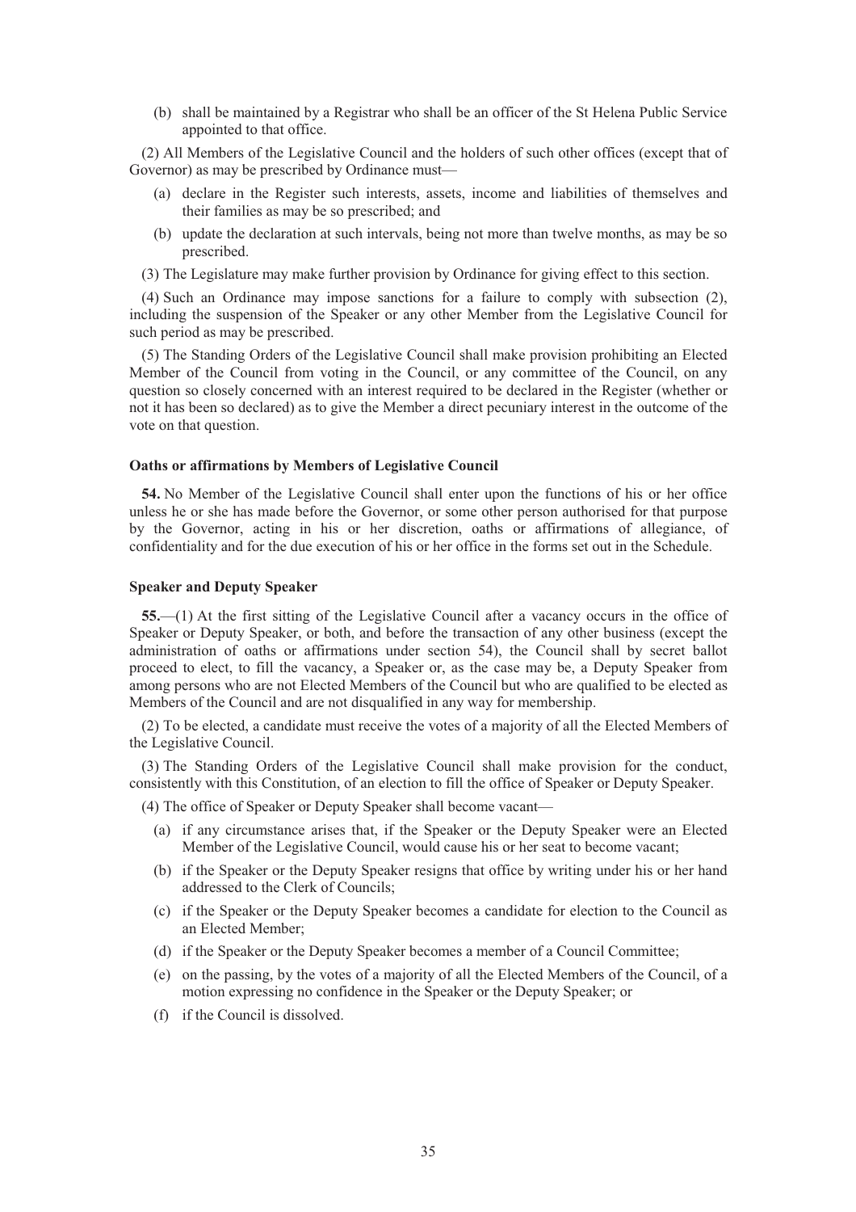(b) shall be maintained by a Registrar who shall be an officer of the St Helena Public Service appointed to that office.

(2) All Members of the Legislative Council and the holders of such other offices (except that of Governor) as may be prescribed by Ordinance must—

(a) declare in the Register such interests, assets, income and liabilities of themselves and their families as may be so prescribed; and

(b) update the declaration at such intervals, being not more than twelve months, as may be so prescribed.

(3) The Legislature may make further provision by Ordinance for giving effect to this section.

(4) Such an Ordinance may impose sanctions for a failure to comply with subsection (2), including the suspension of the Speaker or any other Member from the Legislative Council for such period as may be prescribed.

(5) The Standing Orders of the Legislative Council shall make provision prohibiting an Elected Member of the Council from voting in the Council, or any committee of the Council, on any question so closely concerned with an interest required to be declared in the Register (whether or not it has been so declared) as to give the Member a direct pecuniary interest in the outcome of the vote on that question.

**Oaths or affirmations by Members of Legislative Council**

**54.** No Member of the Legislative Council shall enter upon the functions of his or her office unless he or she has made before the Governor, or some other person authorised for that purpose by the Governor, acting in his or her discretion, oaths or affirmations of allegiance, of confidentiality and for the due execution of his or her office in the forms set out in the Schedule.

**Speaker and Deputy Speaker**

**55.**—(1) At the first sitting of the Legislative Council after a vacancy occurs in the office of Speaker or Deputy Speaker, or both, and before the transaction of any other business (except the administration of oaths or affirmations under section 54), the Council shall by secret ballot proceed to elect, to fill the vacancy, a Speaker or, as the case may be, a Deputy Speaker from among persons who are not Elected Members of the Council but who are qualified to be elected as Members of the Council and are not disqualified in any way for membership.

(2) To be elected, a candidate must receive the votes of a majority of all the Elected Members of the Legislative Council.

(3) The Standing Orders of the Legislative Council shall make provision for the conduct, consistently with this Constitution, of an election to fill the office of Speaker or Deputy Speaker.

(4) The office of Speaker or Deputy Speaker shall become vacant—

(a) if any circumstance arises that, if the Speaker or the Deputy Speaker were an Elected Member of the Legislative Council, would cause his or her seat to become vacant;

(b) if the Speaker or the Deputy Speaker resigns that office by writing under his or her hand addressed to the Clerk of Councils;

(c) if the Speaker or the Deputy Speaker becomes a candidate for election to the Council as an Elected Member;

(d) if the Speaker or the Deputy Speaker becomes a member of a Council Committee;

(e) on the passing, by the votes of a majority of all the Elected Members of the Council, of a motion expressing no confidence in the Speaker or the Deputy Speaker; or

(f) if the Council is dissolved.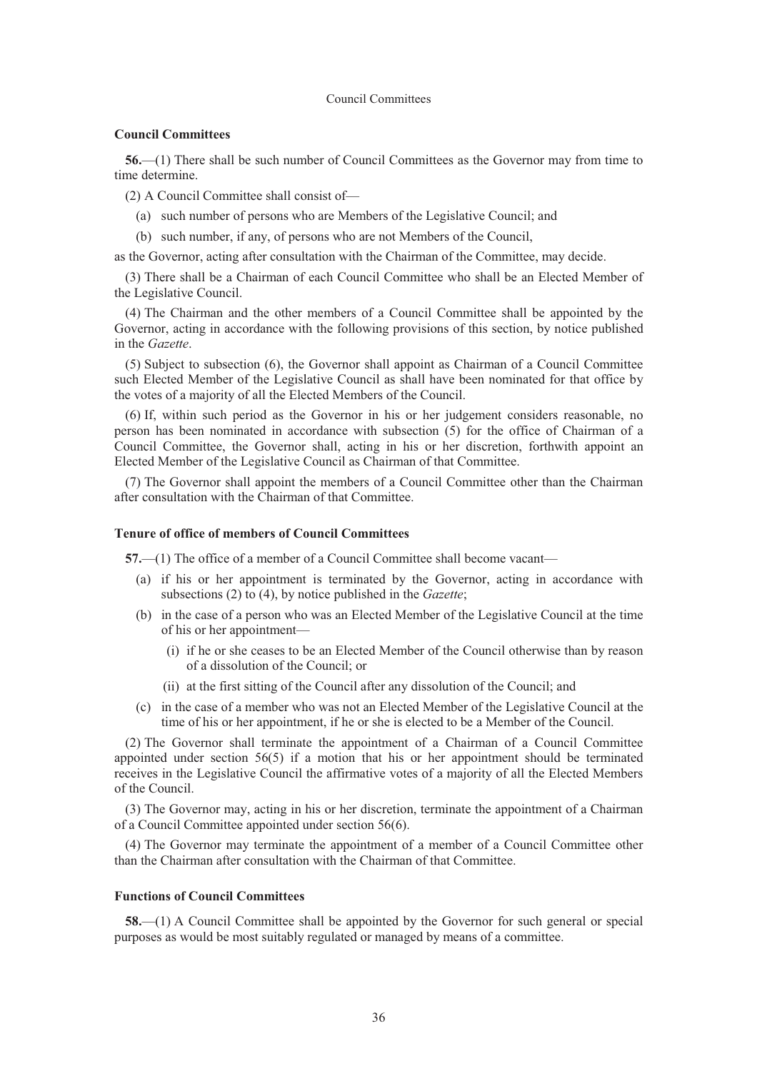## Council Committees

### Council Committees

**56.**—(1) There shall be such number of Council Committees as the Governor may from time to time determine.

(2) A Council Committee shall consist of—

- (a) such number of persons who are Members of the Legislative Council; and
- (b) such number, if any, of persons who are not Members of the Council,

as the Governor, acting after consultation with the Chairman of the Committee, may decide.

(3) There shall be a Chairman of each Council Committee who shall be an Elected Member of the Legislative Council.

(4) The Chairman and the other members of a Council Committee shall be appointed by the Governor, acting in accordance with the following provisions of this section, by notice published in the *Gazette*.

(5) Subject to subsection (6), the Governor shall appoint as Chairman of a Council Committee such Elected Member of the Legislative Council as shall have been nominated for that office by the votes of a majority of all the Elected Members of the Council.

(6) If, within such period as the Governor in his or her judgement considers reasonable, no person has been nominated in accordance with subsection (5) for the office of Chairman of a Council Committee, the Governor shall, acting in his or her discretion, forthwith appoint an Elected Member of the Legislative Council as Chairman of that Committee.

(7) The Governor shall appoint the members of a Council Committee other than the Chairman after consultation with the Chairman of that Committee.

### Tenure of office of members of Council Committees

**57.**—(1) The office of a member of a Council Committee shall become vacant—

- (a) if his or her appointment is terminated by the Governor, acting in accordance with subsections (2) to (4), by notice published in the *Gazette*;
- (b) in the case of a person who was an Elected Member of the Legislative Council at the time of his or her appointment—
  - (i) if he or she ceases to be an Elected Member of the Council otherwise than by reason of a dissolution of the Council; or
  - (ii) at the first sitting of the Council after any dissolution of the Council; and
- (c) in the case of a member who was not an Elected Member of the Legislative Council at the time of his or her appointment, if he or she is elected to be a Member of the Council.

(2) The Governor shall terminate the appointment of a Chairman of a Council Committee appointed under section 56(5) if a motion that his or her appointment should be terminated receives in the Legislative Council the affirmative votes of a majority of all the Elected Members of the Council.

(3) The Governor may, acting in his or her discretion, terminate the appointment of a Chairman of a Council Committee appointed under section 56(6).

(4) The Governor may terminate the appointment of a member of a Council Committee other than the Chairman after consultation with the Chairman of that Committee.

### Functions of Council Committees

**58.**—(1) A Council Committee shall be appointed by the Governor for such general or special purposes as would be most suitably regulated or managed by means of a committee.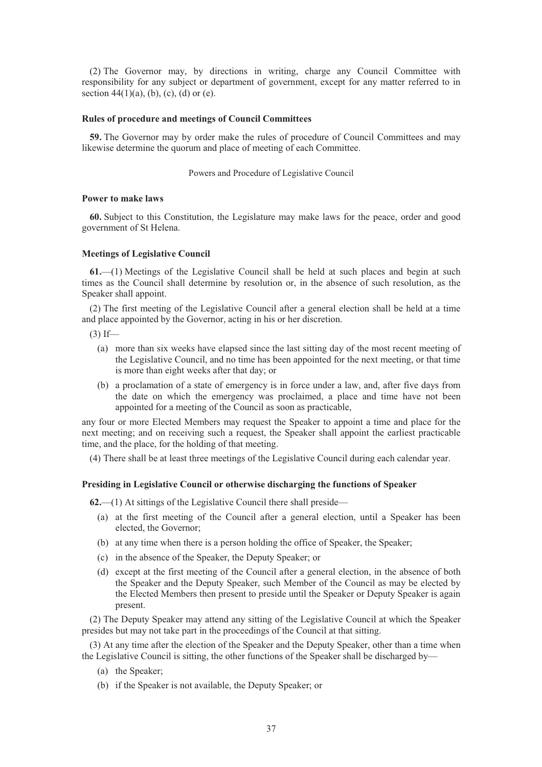(2) The Governor may, by directions in writing, charge any Council Committee with responsibility for any subject or department of government, except for any matter referred to in section 44(1)(a), (b), (c), (d) or (e).

**Rules of procedure and meetings of Council Committees**

**59.** The Governor may by order make the rules of procedure of Council Committees and may likewise determine the quorum and place of meeting of each Committee.

Powers and Procedure of Legislative Council

**Power to make laws**

**60.** Subject to this Constitution, the Legislature may make laws for the peace, order and good government of St Helena.

**Meetings of Legislative Council**

**61.**—(1) Meetings of the Legislative Council shall be held at such places and begin at such times as the Council shall determine by resolution or, in the absence of such resolution, as the Speaker shall appoint.

(2) The first meeting of the Legislative Council after a general election shall be held at a time and place appointed by the Governor, acting in his or her discretion.

(3) If—

(a) more than six weeks have elapsed since the last sitting day of the most recent meeting of the Legislative Council, and no time has been appointed for the next meeting, or that time is more than eight weeks after that day; or

(b) a proclamation of a state of emergency is in force under a law, and, after five days from the date on which the emergency was proclaimed, a place and time have not been appointed for a meeting of the Council as soon as practicable,

any four or more Elected Members may request the Speaker to appoint a time and place for the next meeting; and on receiving such a request, the Speaker shall appoint the earliest practicable time, and the place, for the holding of that meeting.

(4) There shall be at least three meetings of the Legislative Council during each calendar year.

**Presiding in Legislative Council or otherwise discharging the functions of Speaker**

**62.**—(1) At sittings of the Legislative Council there shall preside—

(a) at the first meeting of the Council after a general election, until a Speaker has been elected, the Governor;

(b) at any time when there is a person holding the office of Speaker, the Speaker;

(c) in the absence of the Speaker, the Deputy Speaker; or

(d) except at the first meeting of the Council after a general election, in the absence of both the Speaker and the Deputy Speaker, such Member of the Council as may be elected by the Elected Members then present to preside until the Speaker or Deputy Speaker is again present.

(2) The Deputy Speaker may attend any sitting of the Legislative Council at which the Speaker presides but may not take part in the proceedings of the Council at that sitting.

(3) At any time after the election of the Speaker and the Deputy Speaker, other than a time when the Legislative Council is sitting, the other functions of the Speaker shall be discharged by—

(a) the Speaker;

(b) if the Speaker is not available, the Deputy Speaker; or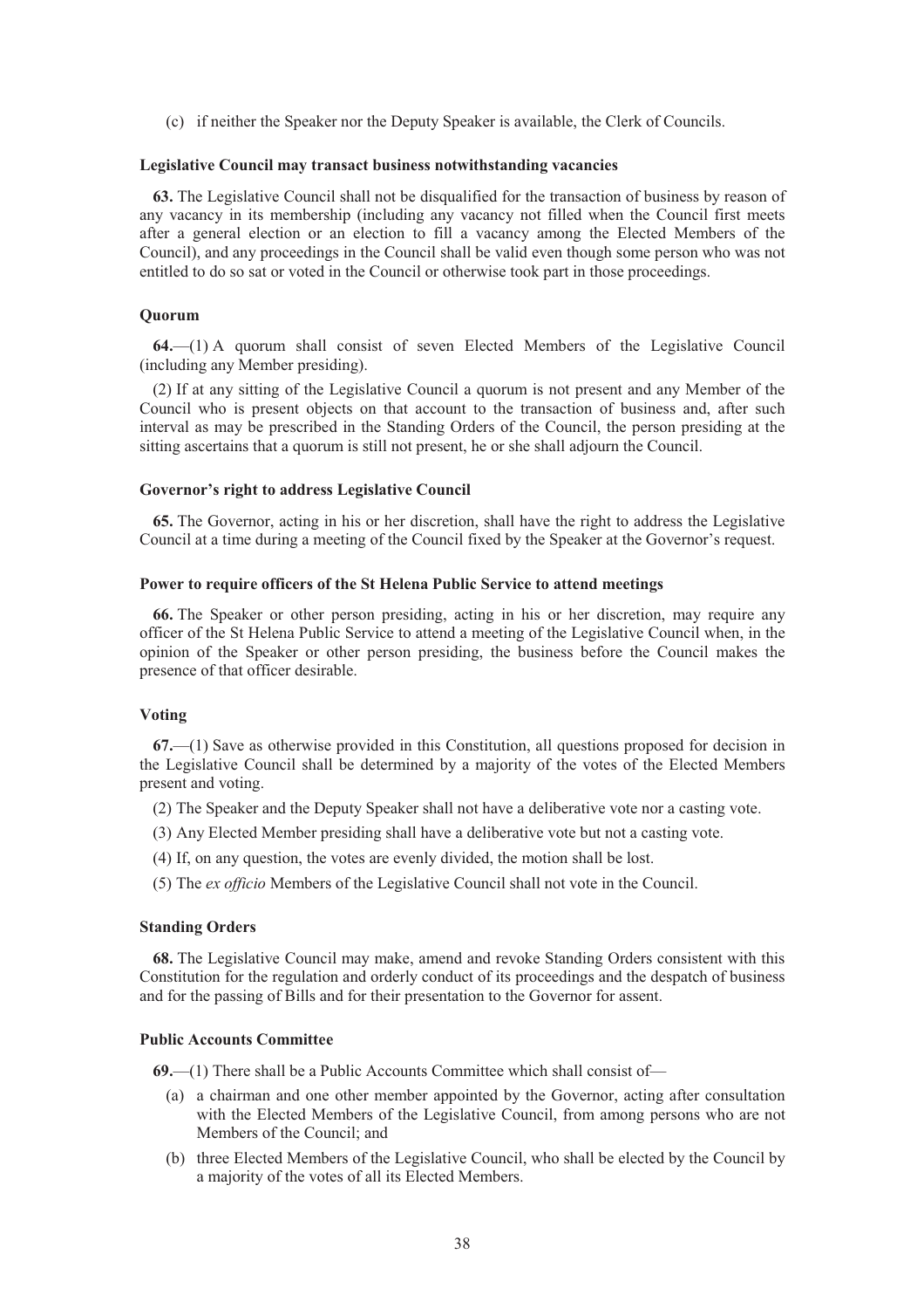(c) if neither the Speaker nor the Deputy Speaker is available, the Clerk of Councils.

**Legislative Council may transact business notwithstanding vacancies**

**63.** The Legislative Council shall not be disqualified for the transaction of business by reason of any vacancy in its membership (including any vacancy not filled when the Council first meets after a general election or an election to fill a vacancy among the Elected Members of the Council), and any proceedings in the Council shall be valid even though some person who was not entitled to do so sat or voted in the Council or otherwise took part in those proceedings.

**Quorum**

**64.**—(1) A quorum shall consist of seven Elected Members of the Legislative Council (including any Member presiding).

(2) If at any sitting of the Legislative Council a quorum is not present and any Member of the Council who is present objects on that account to the transaction of business and, after such interval as may be prescribed in the Standing Orders of the Council, the person presiding at the sitting ascertains that a quorum is still not present, he or she shall adjourn the Council.

**Governor's right to address Legislative Council**

**65.** The Governor, acting in his or her discretion, shall have the right to address the Legislative Council at a time during a meeting of the Council fixed by the Speaker at the Governor's request.

**Power to require officers of the St Helena Public Service to attend meetings**

**66.** The Speaker or other person presiding, acting in his or her discretion, may require any officer of the St Helena Public Service to attend a meeting of the Legislative Council when, in the opinion of the Speaker or other person presiding, the business before the Council makes the presence of that officer desirable.

**Voting**

**67.**—(1) Save as otherwise provided in this Constitution, all questions proposed for decision in the Legislative Council shall be determined by a majority of the votes of the Elected Members present and voting.

(2) The Speaker and the Deputy Speaker shall not have a deliberative vote nor a casting vote.

(3) Any Elected Member presiding shall have a deliberative vote but not a casting vote.

(4) If, on any question, the votes are evenly divided, the motion shall be lost.

(5) The *ex officio* Members of the Legislative Council shall not vote in the Council.

**Standing Orders**

**68.** The Legislative Council may make, amend and revoke Standing Orders consistent with this Constitution for the regulation and orderly conduct of its proceedings and the despatch of business and for the passing of Bills and for their presentation to the Governor for assent.

**Public Accounts Committee**

**69.**—(1) There shall be a Public Accounts Committee which shall consist of—

(a) a chairman and one other member appointed by the Governor, acting after consultation with the Elected Members of the Legislative Council, from among persons who are not Members of the Council; and

(b) three Elected Members of the Legislative Council, who shall be elected by the Council by a majority of the votes of all its Elected Members.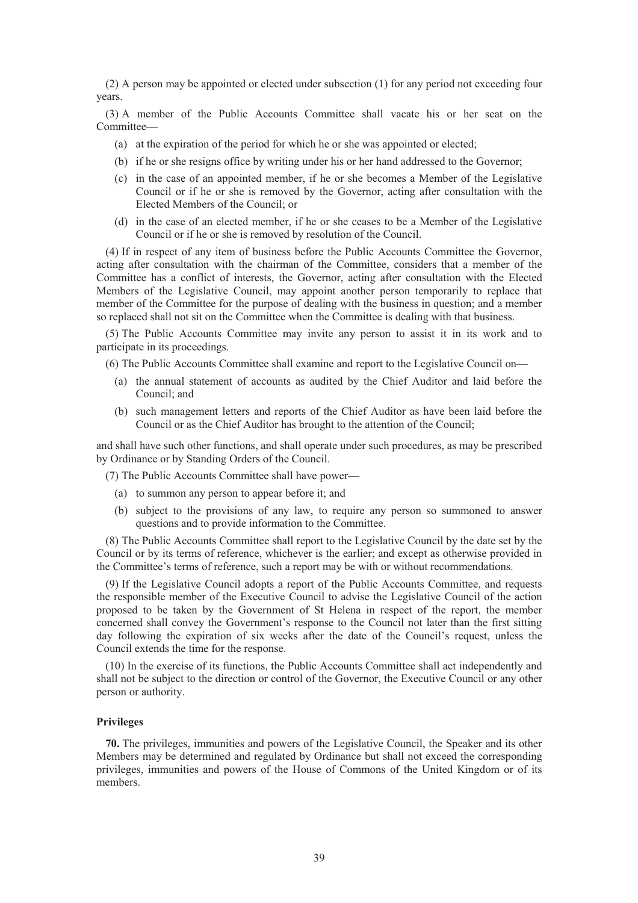(2) A person may be appointed or elected under subsection (1) for any period not exceeding four years.

(3) A member of the Public Accounts Committee shall vacate his or her seat on the Committee—

- (a) at the expiration of the period for which he or she was appointed or elected;
- (b) if he or she resigns office by writing under his or her hand addressed to the Governor;
- (c) in the case of an appointed member, if he or she becomes a Member of the Legislative Council or if he or she is removed by the Governor, acting after consultation with the Elected Members of the Council; or
- (d) in the case of an elected member, if he or she ceases to be a Member of the Legislative Council or if he or she is removed by resolution of the Council.

(4) If in respect of any item of business before the Public Accounts Committee the Governor, acting after consultation with the chairman of the Committee, considers that a member of the Committee has a conflict of interests, the Governor, acting after consultation with the Elected Members of the Legislative Council, may appoint another person temporarily to replace that member of the Committee for the purpose of dealing with the business in question; and a member so replaced shall not sit on the Committee when the Committee is dealing with that business.

(5) The Public Accounts Committee may invite any person to assist it in its work and to participate in its proceedings.

(6) The Public Accounts Committee shall examine and report to the Legislative Council on—

- (a) the annual statement of accounts as audited by the Chief Auditor and laid before the Council; and
- (b) such management letters and reports of the Chief Auditor as have been laid before the Council or as the Chief Auditor has brought to the attention of the Council;

and shall have such other functions, and shall operate under such procedures, as may be prescribed by Ordinance or by Standing Orders of the Council.

(7) The Public Accounts Committee shall have power—

- (a) to summon any person to appear before it; and
- (b) subject to the provisions of any law, to require any person so summoned to answer questions and to provide information to the Committee.

(8) The Public Accounts Committee shall report to the Legislative Council by the date set by the Council or by its terms of reference, whichever is the earlier; and except as otherwise provided in the Committee's terms of reference, such a report may be with or without recommendations.

(9) If the Legislative Council adopts a report of the Public Accounts Committee, and requests the responsible member of the Executive Council to advise the Legislative Council of the action proposed to be taken by the Government of St Helena in respect of the report, the member concerned shall convey the Government's response to the Council not later than the first sitting day following the expiration of six weeks after the date of the Council's request, unless the Council extends the time for the response.

(10) In the exercise of its functions, the Public Accounts Committee shall act independently and shall not be subject to the direction or control of the Governor, the Executive Council or any other person or authority.

**Privileges**

**70.** The privileges, immunities and powers of the Legislative Council, the Speaker and its other Members may be determined and regulated by Ordinance but shall not exceed the corresponding privileges, immunities and powers of the House of Commons of the United Kingdom or of its members.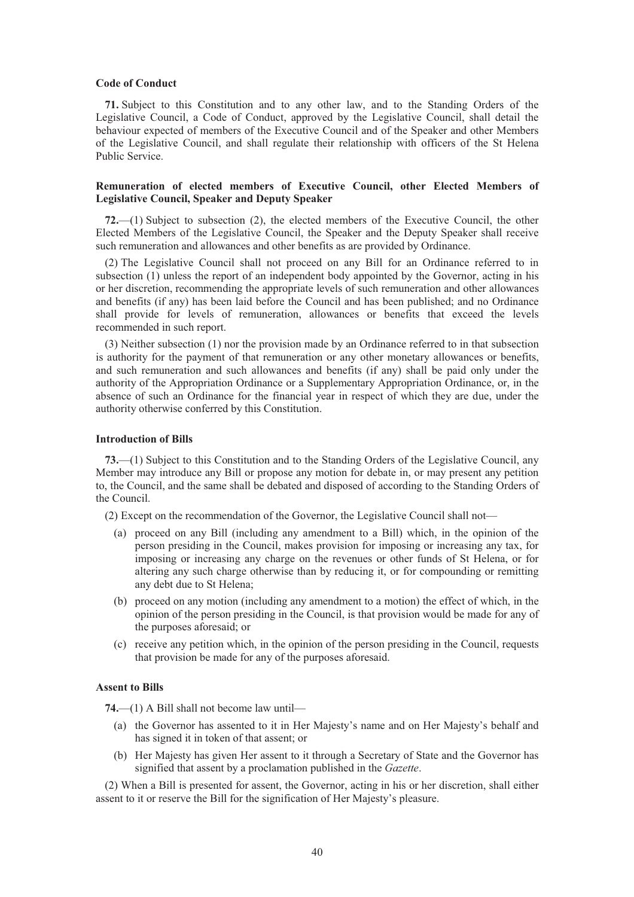**Code of Conduct**

**71.** Subject to this Constitution and to any other law, and to the Standing Orders of the Legislative Council, a Code of Conduct, approved by the Legislative Council, shall detail the behaviour expected of members of the Executive Council and of the Speaker and other Members of the Legislative Council, and shall regulate their relationship with officers of the St Helena Public Service.

**Remuneration of elected members of Executive Council, other Elected Members of Legislative Council, Speaker and Deputy Speaker**

**72.**—(1) Subject to subsection (2), the elected members of the Executive Council, the other Elected Members of the Legislative Council, the Speaker and the Deputy Speaker shall receive such remuneration and allowances and other benefits as are provided by Ordinance.

(2) The Legislative Council shall not proceed on any Bill for an Ordinance referred to in subsection (1) unless the report of an independent body appointed by the Governor, acting in his or her discretion, recommending the appropriate levels of such remuneration and other allowances and benefits (if any) has been laid before the Council and has been published; and no Ordinance shall provide for levels of remuneration, allowances or benefits that exceed the levels recommended in such report.

(3) Neither subsection (1) nor the provision made by an Ordinance referred to in that subsection is authority for the payment of that remuneration or any other monetary allowances or benefits, and such remuneration and such allowances and benefits (if any) shall be paid only under the authority of the Appropriation Ordinance or a Supplementary Appropriation Ordinance, or, in the absence of such an Ordinance for the financial year in respect of which they are due, under the authority otherwise conferred by this Constitution.

**Introduction of Bills**

**73.**—(1) Subject to this Constitution and to the Standing Orders of the Legislative Council, any Member may introduce any Bill or propose any motion for debate in, or may present any petition to, the Council, and the same shall be debated and disposed of according to the Standing Orders of the Council.

(2) Except on the recommendation of the Governor, the Legislative Council shall not—

(a) proceed on any Bill (including any amendment to a Bill) which, in the opinion of the person presiding in the Council, makes provision for imposing or increasing any tax, for imposing or increasing any charge on the revenues or other funds of St Helena, or for altering any such charge otherwise than by reducing it, or for compounding or remitting any debt due to St Helena;

(b) proceed on any motion (including any amendment to a motion) the effect of which, in the opinion of the person presiding in the Council, is that provision would be made for any of the purposes aforesaid; or

(c) receive any petition which, in the opinion of the person presiding in the Council, requests that provision be made for any of the purposes aforesaid.

**Assent to Bills**

**74.**—(1) A Bill shall not become law until—

(a) the Governor has assented to it in Her Majesty's name and on Her Majesty's behalf and has signed it in token of that assent; or

(b) Her Majesty has given Her assent to it through a Secretary of State and the Governor has signified that assent by a proclamation published in the *Gazette*.

(2) When a Bill is presented for assent, the Governor, acting in his or her discretion, shall either assent to it or reserve the Bill for the signification of Her Majesty's pleasure.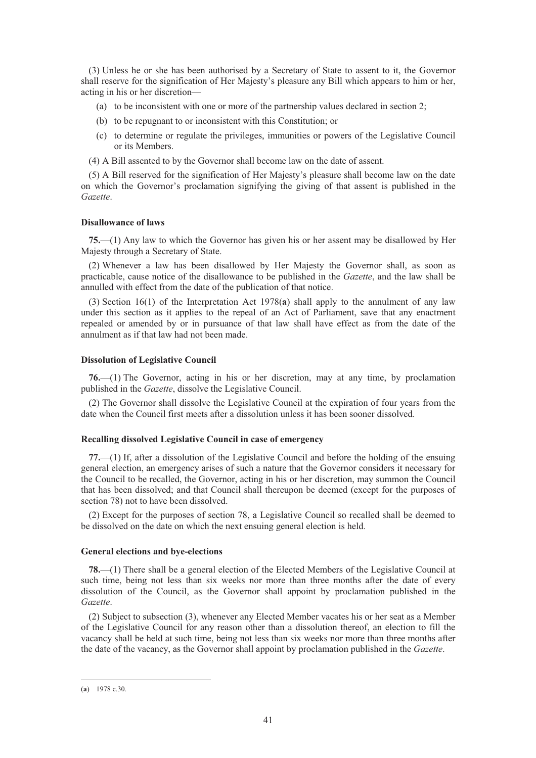(3) Unless he or she has been authorised by a Secretary of State to assent to it, the Governor shall reserve for the signification of Her Majesty's pleasure any Bill which appears to him or her, acting in his or her discretion—

(a) to be inconsistent with one or more of the partnership values declared in section 2;

(b) to be repugnant to or inconsistent with this Constitution; or

(c) to determine or regulate the privileges, immunities or powers of the Legislative Council or its Members.

(4) A Bill assented to by the Governor shall become law on the date of assent.

(5) A Bill reserved for the signification of Her Majesty's pleasure shall become law on the date on which the Governor's proclamation signifying the giving of that assent is published in the *Gazette*.

**Disallowance of laws**

**75.**—(1) Any law to which the Governor has given his or her assent may be disallowed by Her Majesty through a Secretary of State.

(2) Whenever a law has been disallowed by Her Majesty the Governor shall, as soon as practicable, cause notice of the disallowance to be published in the *Gazette*, and the law shall be annulled with effect from the date of the publication of that notice.

(3) Section 16(1) of the Interpretation Act 1978(**a**) shall apply to the annulment of any law under this section as it applies to the repeal of an Act of Parliament, save that any enactment repealed or amended by or in pursuance of that law shall have effect as from the date of the annulment as if that law had not been made.

**Dissolution of Legislative Council**

**76.**—(1) The Governor, acting in his or her discretion, may at any time, by proclamation published in the *Gazette*, dissolve the Legislative Council.

(2) The Governor shall dissolve the Legislative Council at the expiration of four years from the date when the Council first meets after a dissolution unless it has been sooner dissolved.

**Recalling dissolved Legislative Council in case of emergency**

**77.**—(1) If, after a dissolution of the Legislative Council and before the holding of the ensuing general election, an emergency arises of such a nature that the Governor considers it necessary for the Council to be recalled, the Governor, acting in his or her discretion, may summon the Council that has been dissolved; and that Council shall thereupon be deemed (except for the purposes of section 78) not to have been dissolved.

(2) Except for the purposes of section 78, a Legislative Council so recalled shall be deemed to be dissolved on the date on which the next ensuing general election is held.

**General elections and bye-elections**

**78.**—(1) There shall be a general election of the Elected Members of the Legislative Council at such time, being not less than six weeks nor more than three months after the date of every dissolution of the Council, as the Governor shall appoint by proclamation published in the *Gazette*.

(2) Subject to subsection (3), whenever any Elected Member vacates his or her seat as a Member of the Legislative Council for any reason other than a dissolution thereof, an election to fill the vacancy shall be held at such time, being not less than six weeks nor more than three months after the date of the vacancy, as the Governor shall appoint by proclamation published in the *Gazette*.

---

(**a**) 1978 c.30.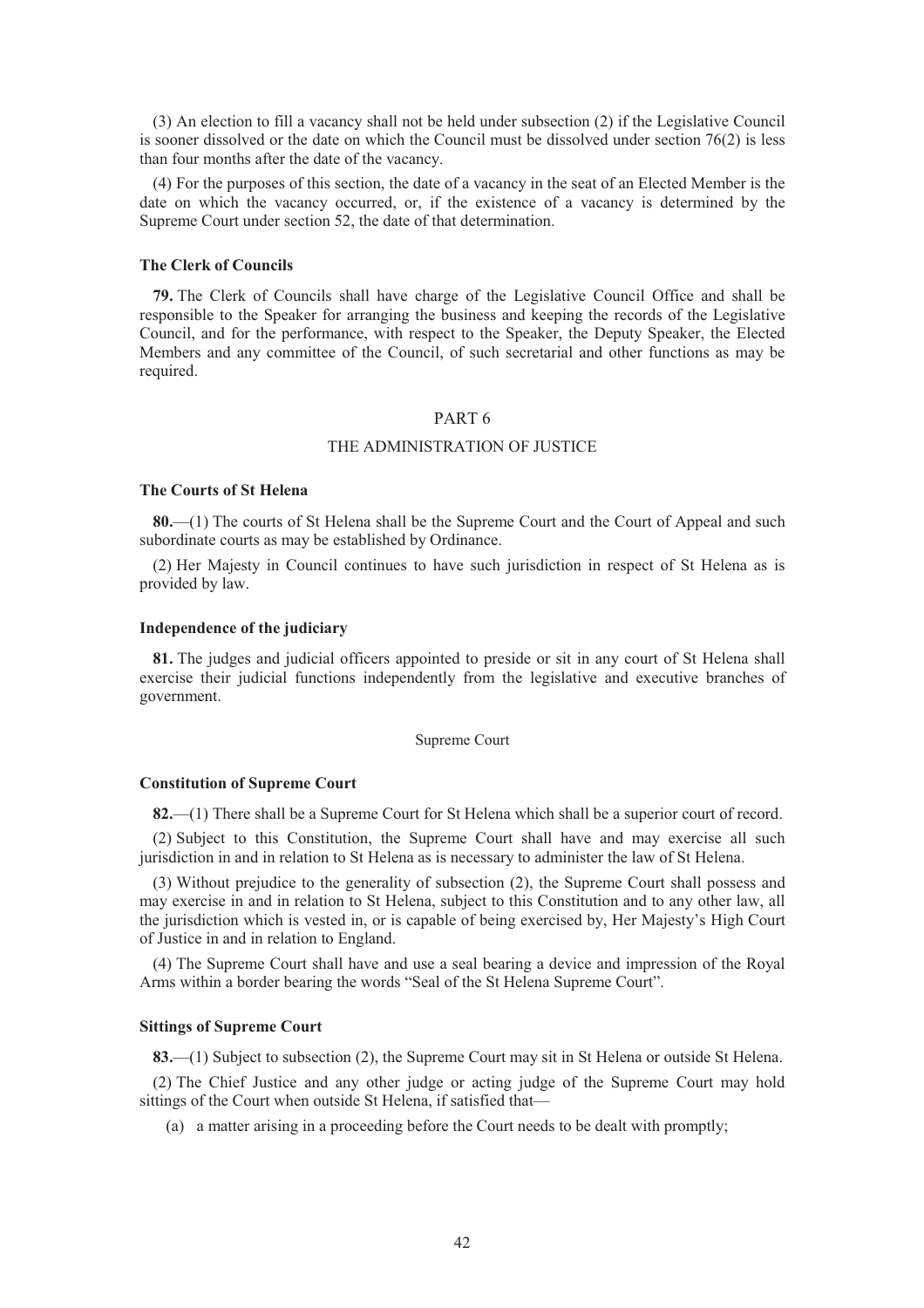(3) An election to fill a vacancy shall not be held under subsection (2) if the Legislative Council is sooner dissolved or the date on which the Council must be dissolved under section 76(2) is less than four months after the date of the vacancy.

(4) For the purposes of this section, the date of a vacancy in the seat of an Elected Member is the date on which the vacancy occurred, or, if the existence of a vacancy is determined by the Supreme Court under section 52, the date of that determination.

**The Clerk of Councils**

**79.** The Clerk of Councils shall have charge of the Legislative Council Office and shall be responsible to the Speaker for arranging the business and keeping the records of the Legislative Council, and for the performance, with respect to the Speaker, the Deputy Speaker, the Elected Members and any committee of the Council, of such secretarial and other functions as may be required.

## PART 6

## THE ADMINISTRATION OF JUSTICE

**The Courts of St Helena**

**80.**—(1) The courts of St Helena shall be the Supreme Court and the Court of Appeal and such subordinate courts as may be established by Ordinance.

(2) Her Majesty in Council continues to have such jurisdiction in respect of St Helena as is provided by law.

**Independence of the judiciary**

**81.** The judges and judicial officers appointed to preside or sit in any court of St Helena shall exercise their judicial functions independently from the legislative and executive branches of government.

### Supreme Court

**Constitution of Supreme Court**

**82.**—(1) There shall be a Supreme Court for St Helena which shall be a superior court of record.

(2) Subject to this Constitution, the Supreme Court shall have and may exercise all such jurisdiction in and in relation to St Helena as is necessary to administer the law of St Helena.

(3) Without prejudice to the generality of subsection (2), the Supreme Court shall possess and may exercise in and in relation to St Helena, subject to this Constitution and to any other law, all the jurisdiction which is vested in, or is capable of being exercised by, Her Majesty's High Court of Justice in and in relation to England.

(4) The Supreme Court shall have and use a seal bearing a device and impression of the Royal Arms within a border bearing the words "Seal of the St Helena Supreme Court".

**Sittings of Supreme Court**

**83.**—(1) Subject to subsection (2), the Supreme Court may sit in St Helena or outside St Helena.

(2) The Chief Justice and any other judge or acting judge of the Supreme Court may hold sittings of the Court when outside St Helena, if satisfied that—

(a) a matter arising in a proceeding before the Court needs to be dealt with promptly;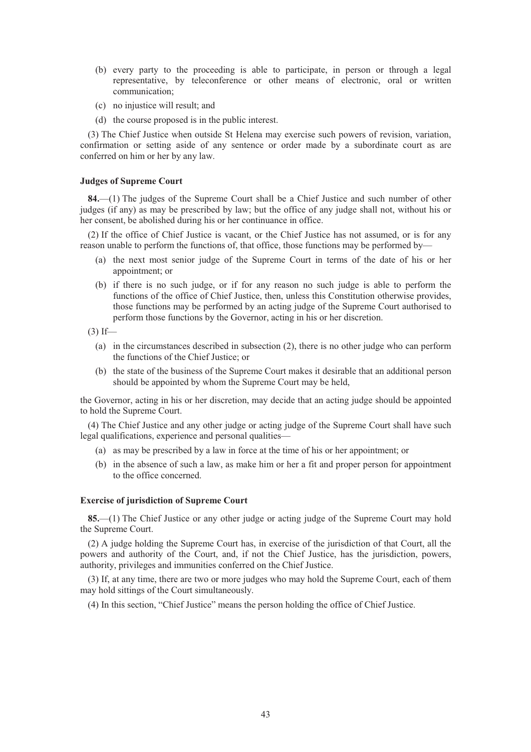(b) every party to the proceeding is able to participate, in person or through a legal representative, by teleconference or other means of electronic, oral or written communication;

(c) no injustice will result; and

(d) the course proposed is in the public interest.

(3) The Chief Justice when outside St Helena may exercise such powers of revision, variation, confirmation or setting aside of any sentence or order made by a subordinate court as are conferred on him or her by any law.

**Judges of Supreme Court**

**84.**—(1) The judges of the Supreme Court shall be a Chief Justice and such number of other judges (if any) as may be prescribed by law; but the office of any judge shall not, without his or her consent, be abolished during his or her continuance in office.

(2) If the office of Chief Justice is vacant, or the Chief Justice has not assumed, or is for any reason unable to perform the functions of, that office, those functions may be performed by—

(a) the next most senior judge of the Supreme Court in terms of the date of his or her appointment; or

(b) if there is no such judge, or if for any reason no such judge is able to perform the functions of the office of Chief Justice, then, unless this Constitution otherwise provides, those functions may be performed by an acting judge of the Supreme Court authorised to perform those functions by the Governor, acting in his or her discretion.

(3) If—

(a) in the circumstances described in subsection (2), there is no other judge who can perform the functions of the Chief Justice; or

(b) the state of the business of the Supreme Court makes it desirable that an additional person should be appointed by whom the Supreme Court may be held,

the Governor, acting in his or her discretion, may decide that an acting judge should be appointed to hold the Supreme Court.

(4) The Chief Justice and any other judge or acting judge of the Supreme Court shall have such legal qualifications, experience and personal qualities—

(a) as may be prescribed by a law in force at the time of his or her appointment; or

(b) in the absence of such a law, as make him or her a fit and proper person for appointment to the office concerned.

**Exercise of jurisdiction of Supreme Court**

**85.**—(1) The Chief Justice or any other judge or acting judge of the Supreme Court may hold the Supreme Court.

(2) A judge holding the Supreme Court has, in exercise of the jurisdiction of that Court, all the powers and authority of the Court, and, if not the Chief Justice, has the jurisdiction, powers, authority, privileges and immunities conferred on the Chief Justice.

(3) If, at any time, there are two or more judges who may hold the Supreme Court, each of them may hold sittings of the Court simultaneously.

(4) In this section, "Chief Justice" means the person holding the office of Chief Justice.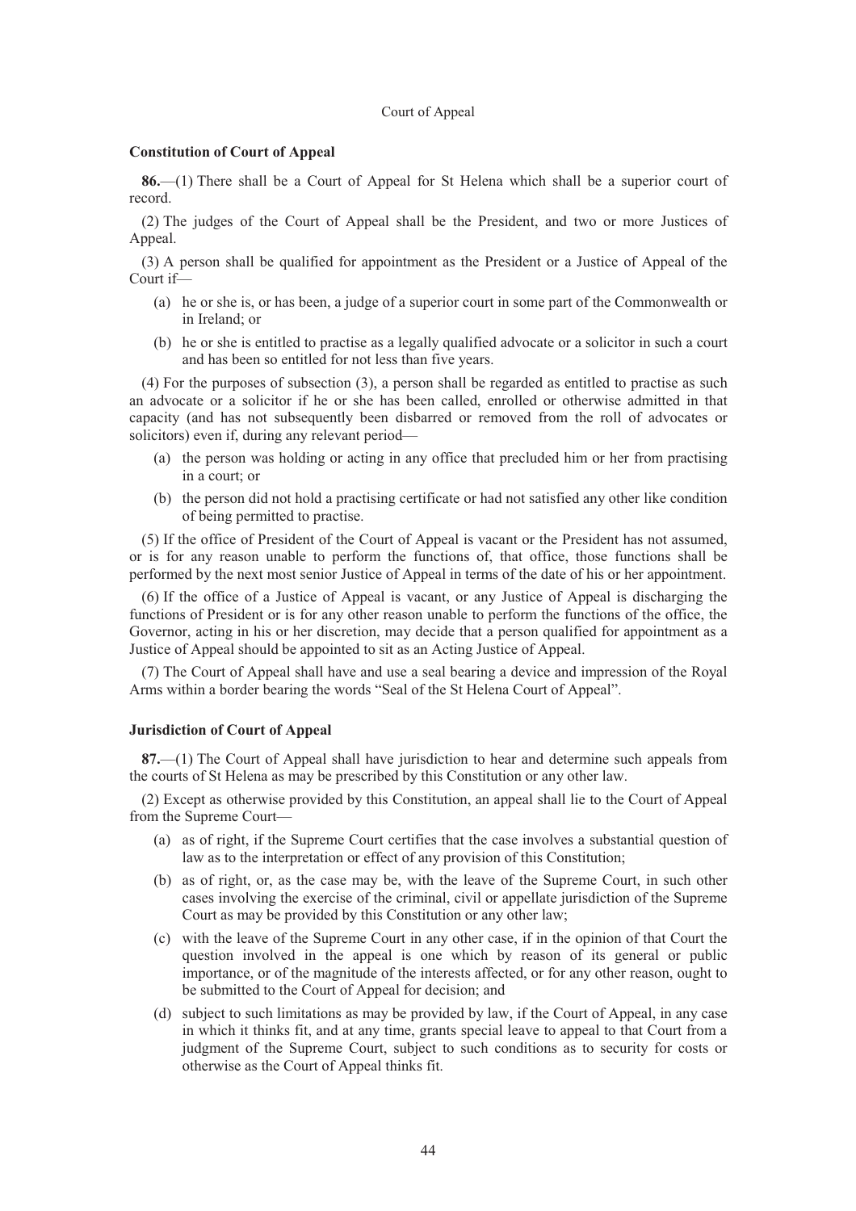## Court of Appeal

### Constitution of Court of Appeal

**86.**—(1) There shall be a Court of Appeal for St Helena which shall be a superior court of record.

(2) The judges of the Court of Appeal shall be the President, and two or more Justices of Appeal.

(3) A person shall be qualified for appointment as the President or a Justice of Appeal of the Court if—

- (a) he or she is, or has been, a judge of a superior court in some part of the Commonwealth or in Ireland; or
- (b) he or she is entitled to practise as a legally qualified advocate or a solicitor in such a court and has been so entitled for not less than five years.

(4) For the purposes of subsection (3), a person shall be regarded as entitled to practise as such an advocate or a solicitor if he or she has been called, enrolled or otherwise admitted in that capacity (and has not subsequently been disbarred or removed from the roll of advocates or solicitors) even if, during any relevant period—

- (a) the person was holding or acting in any office that precluded him or her from practising in a court; or
- (b) the person did not hold a practising certificate or had not satisfied any other like condition of being permitted to practise.

(5) If the office of President of the Court of Appeal is vacant or the President has not assumed, or is for any reason unable to perform the functions of, that office, those functions shall be performed by the next most senior Justice of Appeal in terms of the date of his or her appointment.

(6) If the office of a Justice of Appeal is vacant, or any Justice of Appeal is discharging the functions of President or is for any other reason unable to perform the functions of the office, the Governor, acting in his or her discretion, may decide that a person qualified for appointment as a Justice of Appeal should be appointed to sit as an Acting Justice of Appeal.

(7) The Court of Appeal shall have and use a seal bearing a device and impression of the Royal Arms within a border bearing the words "Seal of the St Helena Court of Appeal".

### Jurisdiction of Court of Appeal

**87.**—(1) The Court of Appeal shall have jurisdiction to hear and determine such appeals from the courts of St Helena as may be prescribed by this Constitution or any other law.

(2) Except as otherwise provided by this Constitution, an appeal shall lie to the Court of Appeal from the Supreme Court—

- (a) as of right, if the Supreme Court certifies that the case involves a substantial question of law as to the interpretation or effect of any provision of this Constitution;
- (b) as of right, or, as the case may be, with the leave of the Supreme Court, in such other cases involving the exercise of the criminal, civil or appellate jurisdiction of the Supreme Court as may be provided by this Constitution or any other law;
- (c) with the leave of the Supreme Court in any other case, if in the opinion of that Court the question involved in the appeal is one which by reason of its general or public importance, or of the magnitude of the interests affected, or for any other reason, ought to be submitted to the Court of Appeal for decision; and
- (d) subject to such limitations as may be provided by law, if the Court of Appeal, in any case in which it thinks fit, and at any time, grants special leave to appeal to that Court from a judgment of the Supreme Court, subject to such conditions as to security for costs or otherwise as the Court of Appeal thinks fit.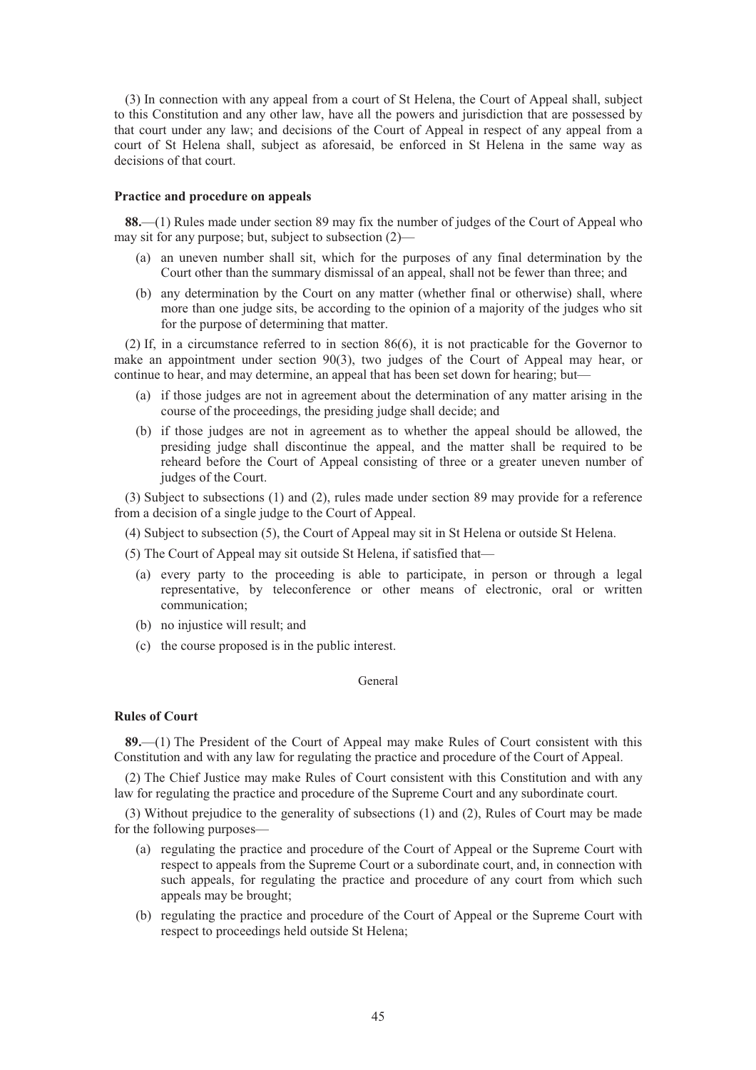(3) In connection with any appeal from a court of St Helena, the Court of Appeal shall, subject to this Constitution and any other law, have all the powers and jurisdiction that are possessed by that court under any law; and decisions of the Court of Appeal in respect of any appeal from a court of St Helena shall, subject as aforesaid, be enforced in St Helena in the same way as decisions of that court.

**Practice and procedure on appeals**

**88.**—(1) Rules made under section 89 may fix the number of judges of the Court of Appeal who may sit for any purpose; but, subject to subsection (2)—

(a) an uneven number shall sit, which for the purposes of any final determination by the Court other than the summary dismissal of an appeal, shall not be fewer than three; and

(b) any determination by the Court on any matter (whether final or otherwise) shall, where more than one judge sits, be according to the opinion of a majority of the judges who sit for the purpose of determining that matter.

(2) If, in a circumstance referred to in section 86(6), it is not practicable for the Governor to make an appointment under section 90(3), two judges of the Court of Appeal may hear, or continue to hear, and may determine, an appeal that has been set down for hearing; but—

(a) if those judges are not in agreement about the determination of any matter arising in the course of the proceedings, the presiding judge shall decide; and

(b) if those judges are not in agreement as to whether the appeal should be allowed, the presiding judge shall discontinue the appeal, and the matter shall be required to be reheard before the Court of Appeal consisting of three or a greater uneven number of judges of the Court.

(3) Subject to subsections (1) and (2), rules made under section 89 may provide for a reference from a decision of a single judge to the Court of Appeal.

(4) Subject to subsection (5), the Court of Appeal may sit in St Helena or outside St Helena.

(5) The Court of Appeal may sit outside St Helena, if satisfied that—

(a) every party to the proceeding is able to participate, in person or through a legal representative, by teleconference or other means of electronic, oral or written communication;

(b) no injustice will result; and

(c) the course proposed is in the public interest.

General

**Rules of Court**

**89.**—(1) The President of the Court of Appeal may make Rules of Court consistent with this Constitution and with any law for regulating the practice and procedure of the Court of Appeal.

(2) The Chief Justice may make Rules of Court consistent with this Constitution and with any law for regulating the practice and procedure of the Supreme Court and any subordinate court.

(3) Without prejudice to the generality of subsections (1) and (2), Rules of Court may be made for the following purposes—

(a) regulating the practice and procedure of the Court of Appeal or the Supreme Court with respect to appeals from the Supreme Court or a subordinate court, and, in connection with such appeals, for regulating the practice and procedure of any court from which such appeals may be brought;

(b) regulating the practice and procedure of the Court of Appeal or the Supreme Court with respect to proceedings held outside St Helena;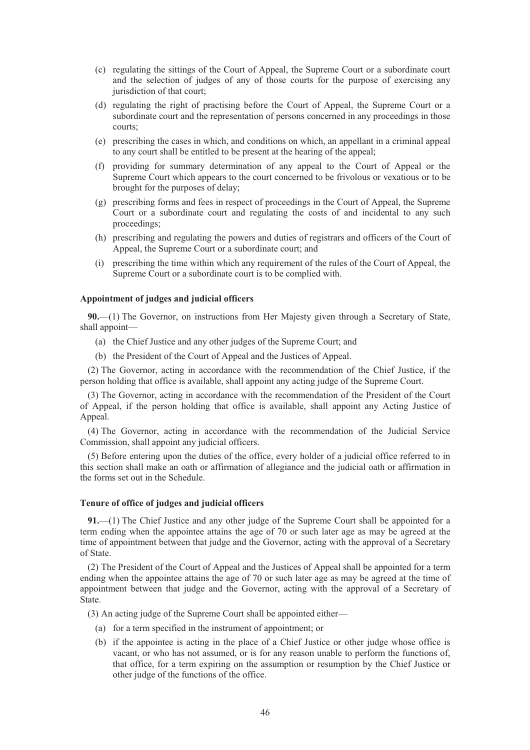(c) regulating the sittings of the Court of Appeal, the Supreme Court or a subordinate court and the selection of judges of any of those courts for the purpose of exercising any jurisdiction of that court;

(d) regulating the right of practising before the Court of Appeal, the Supreme Court or a subordinate court and the representation of persons concerned in any proceedings in those courts;

(e) prescribing the cases in which, and conditions on which, an appellant in a criminal appeal to any court shall be entitled to be present at the hearing of the appeal;

(f) providing for summary determination of any appeal to the Court of Appeal or the Supreme Court which appears to the court concerned to be frivolous or vexatious or to be brought for the purposes of delay;

(g) prescribing forms and fees in respect of proceedings in the Court of Appeal, the Supreme Court or a subordinate court and regulating the costs of and incidental to any such proceedings;

(h) prescribing and regulating the powers and duties of registrars and officers of the Court of Appeal, the Supreme Court or a subordinate court; and

(i) prescribing the time within which any requirement of the rules of the Court of Appeal, the Supreme Court or a subordinate court is to be complied with.

### Appointment of judges and judicial officers

**90.**—(1) The Governor, on instructions from Her Majesty given through a Secretary of State, shall appoint—

(a) the Chief Justice and any other judges of the Supreme Court; and

(b) the President of the Court of Appeal and the Justices of Appeal.

(2) The Governor, acting in accordance with the recommendation of the Chief Justice, if the person holding that office is available, shall appoint any acting judge of the Supreme Court.

(3) The Governor, acting in accordance with the recommendation of the President of the Court of Appeal, if the person holding that office is available, shall appoint any Acting Justice of Appeal.

(4) The Governor, acting in accordance with the recommendation of the Judicial Service Commission, shall appoint any judicial officers.

(5) Before entering upon the duties of the office, every holder of a judicial office referred to in this section shall make an oath or affirmation of allegiance and the judicial oath or affirmation in the forms set out in the Schedule.

### Tenure of office of judges and judicial officers

**91.**—(1) The Chief Justice and any other judge of the Supreme Court shall be appointed for a term ending when the appointee attains the age of 70 or such later age as may be agreed at the time of appointment between that judge and the Governor, acting with the approval of a Secretary of State.

(2) The President of the Court of Appeal and the Justices of Appeal shall be appointed for a term ending when the appointee attains the age of 70 or such later age as may be agreed at the time of appointment between that judge and the Governor, acting with the approval of a Secretary of State.

(3) An acting judge of the Supreme Court shall be appointed either—

(a) for a term specified in the instrument of appointment; or

(b) if the appointee is acting in the place of a Chief Justice or other judge whose office is vacant, or who has not assumed, or is for any reason unable to perform the functions of, that office, for a term expiring on the assumption or resumption by the Chief Justice or other judge of the functions of the office.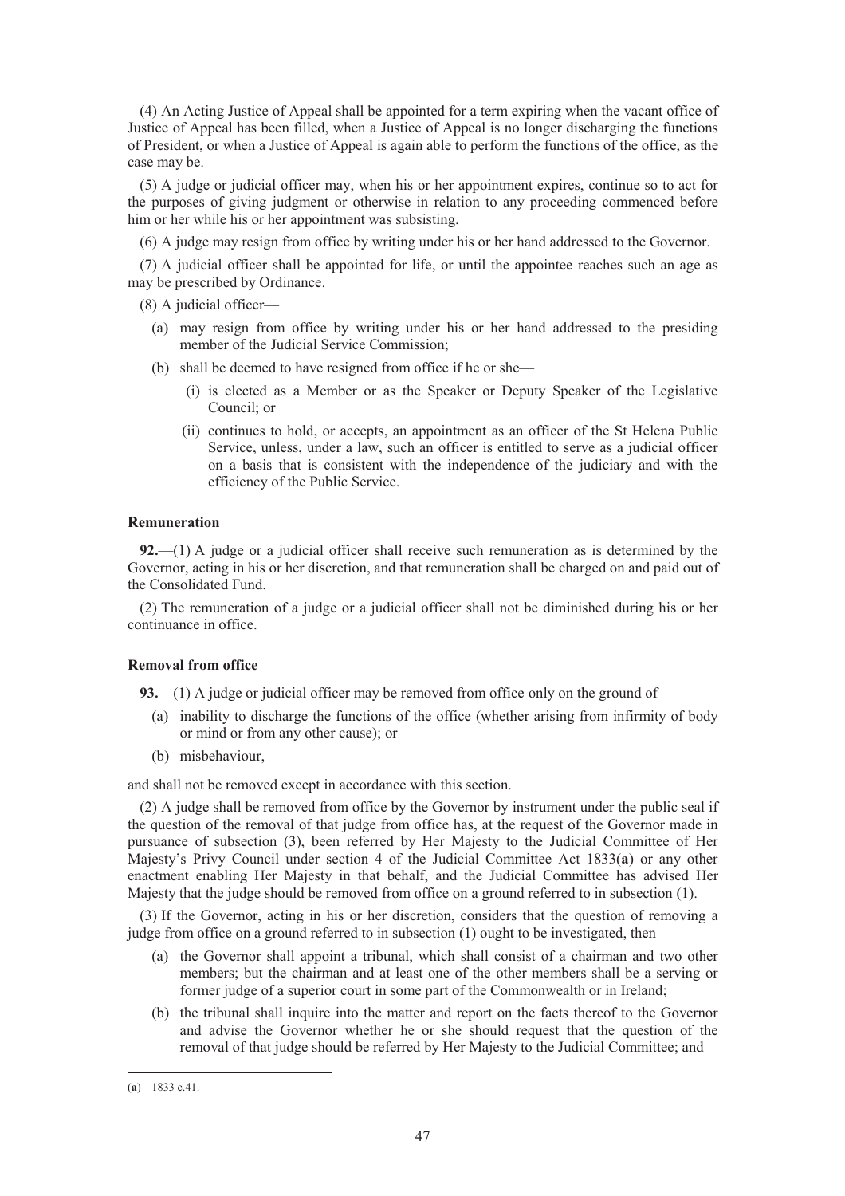(4) An Acting Justice of Appeal shall be appointed for a term expiring when the vacant office of Justice of Appeal has been filled, when a Justice of Appeal is no longer discharging the functions of President, or when a Justice of Appeal is again able to perform the functions of the office, as the case may be.

(5) A judge or judicial officer may, when his or her appointment expires, continue so to act for the purposes of giving judgment or otherwise in relation to any proceeding commenced before him or her while his or her appointment was subsisting.

(6) A judge may resign from office by writing under his or her hand addressed to the Governor.

(7) A judicial officer shall be appointed for life, or until the appointee reaches such an age as may be prescribed by Ordinance.

(8) A judicial officer—

- (a) may resign from office by writing under his or her hand addressed to the presiding member of the Judicial Service Commission;
- (b) shall be deemed to have resigned from office if he or she—
  - (i) is elected as a Member or as the Speaker or Deputy Speaker of the Legislative Council; or
  - (ii) continues to hold, or accepts, an appointment as an officer of the St Helena Public Service, unless, under a law, such an officer is entitled to serve as a judicial officer on a basis that is consistent with the independence of the judiciary and with the efficiency of the Public Service.

**Remuneration**

**92.**—(1) A judge or a judicial officer shall receive such remuneration as is determined by the Governor, acting in his or her discretion, and that remuneration shall be charged on and paid out of the Consolidated Fund.

(2) The remuneration of a judge or a judicial officer shall not be diminished during his or her continuance in office.

**Removal from office**

**93.**—(1) A judge or judicial officer may be removed from office only on the ground of—

- (a) inability to discharge the functions of the office (whether arising from infirmity of body or mind or from any other cause); or
- (b) misbehaviour,

and shall not be removed except in accordance with this section.

(2) A judge shall be removed from office by the Governor by instrument under the public seal if the question of the removal of that judge from office has, at the request of the Governor made in pursuance of subsection (3), been referred by Her Majesty to the Judicial Committee of Her Majesty's Privy Council under section 4 of the Judicial Committee Act 1833([a]) or any other enactment enabling Her Majesty in that behalf, and the Judicial Committee has advised Her Majesty that the judge should be removed from office on a ground referred to in subsection (1).

(3) If the Governor, acting in his or her discretion, considers that the question of removing a judge from office on a ground referred to in subsection (1) ought to be investigated, then—

- (a) the Governor shall appoint a tribunal, which shall consist of a chairman and two other members; but the chairman and at least one of the other members shall be a serving or former judge of a superior court in some part of the Commonwealth or in Ireland;
- (b) the tribunal shall inquire into the matter and report on the facts thereof to the Governor and advise the Governor whether he or she should request that the question of the removal of that judge should be referred by Her Majesty to the Judicial Committee; and

---

([a]) 1833 c.41.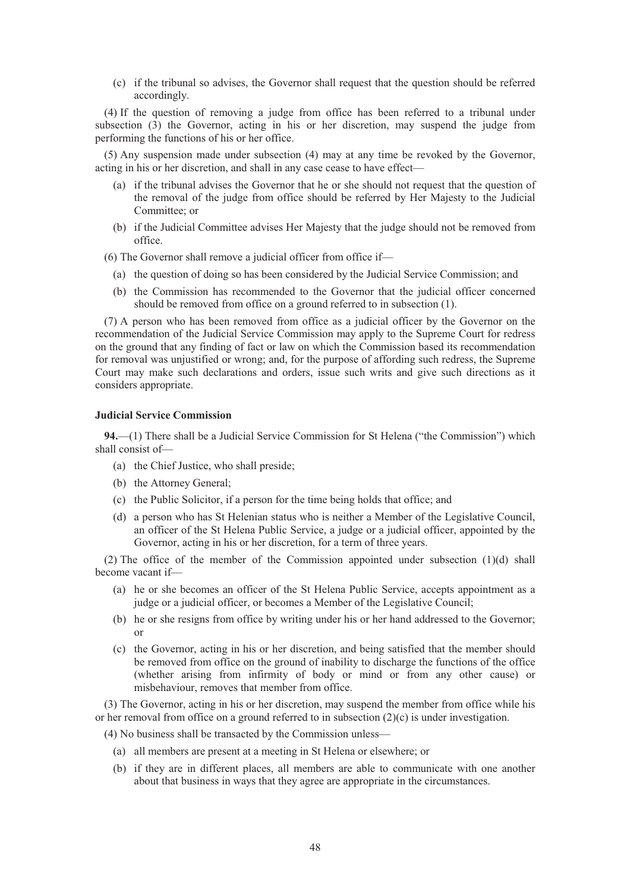(c) if the tribunal so advises, the Governor shall request that the question should be referred accordingly.

(4) If the question of removing a judge from office has been referred to a tribunal under subsection (3) the Governor, acting in his or her discretion, may suspend the judge from performing the functions of his or her office.

(5) Any suspension made under subsection (4) may at any time be revoked by the Governor, acting in his or her discretion, and shall in any case cease to have effect—

(a) if the tribunal advises the Governor that he or she should not request that the question of the removal of the judge from office should be referred by Her Majesty to the Judicial Committee; or

(b) if the Judicial Committee advises Her Majesty that the judge should not be removed from office.

(6) The Governor shall remove a judicial officer from office if—

(a) the question of doing so has been considered by the Judicial Service Commission; and

(b) the Commission has recommended to the Governor that the judicial officer concerned should be removed from office on a ground referred to in subsection (1).

(7) A person who has been removed from office as a judicial officer by the Governor on the recommendation of the Judicial Service Commission may apply to the Supreme Court for redress on the ground that any finding of fact or law on which the Commission based its recommendation for removal was unjustified or wrong; and, for the purpose of affording such redress, the Supreme Court may make such declarations and orders, issue such writs and give such directions as it considers appropriate.

**Judicial Service Commission**

**94.**—(1) There shall be a Judicial Service Commission for St Helena ("the Commission") which shall consist of—

(a) the Chief Justice, who shall preside;

(b) the Attorney General;

(c) the Public Solicitor, if a person for the time being holds that office; and

(d) a person who has St Helenian status who is neither a Member of the Legislative Council, an officer of the St Helena Public Service, a judge or a judicial officer, appointed by the Governor, acting in his or her discretion, for a term of three years.

(2) The office of the member of the Commission appointed under subsection (1)(d) shall become vacant if—

(a) he or she becomes an officer of the St Helena Public Service, accepts appointment as a judge or a judicial officer, or becomes a Member of the Legislative Council;

(b) he or she resigns from office by writing under his or her hand addressed to the Governor; or

(c) the Governor, acting in his or her discretion, and being satisfied that the member should be removed from office on the ground of inability to discharge the functions of the office (whether arising from infirmity of body or mind or from any other cause) or misbehaviour, removes that member from office.

(3) The Governor, acting in his or her discretion, may suspend the member from office while his or her removal from office on a ground referred to in subsection (2)(c) is under investigation.

(4) No business shall be transacted by the Commission unless—

(a) all members are present at a meeting in St Helena or elsewhere; or

(b) if they are in different places, all members are able to communicate with one another about that business in ways that they agree are appropriate in the circumstances.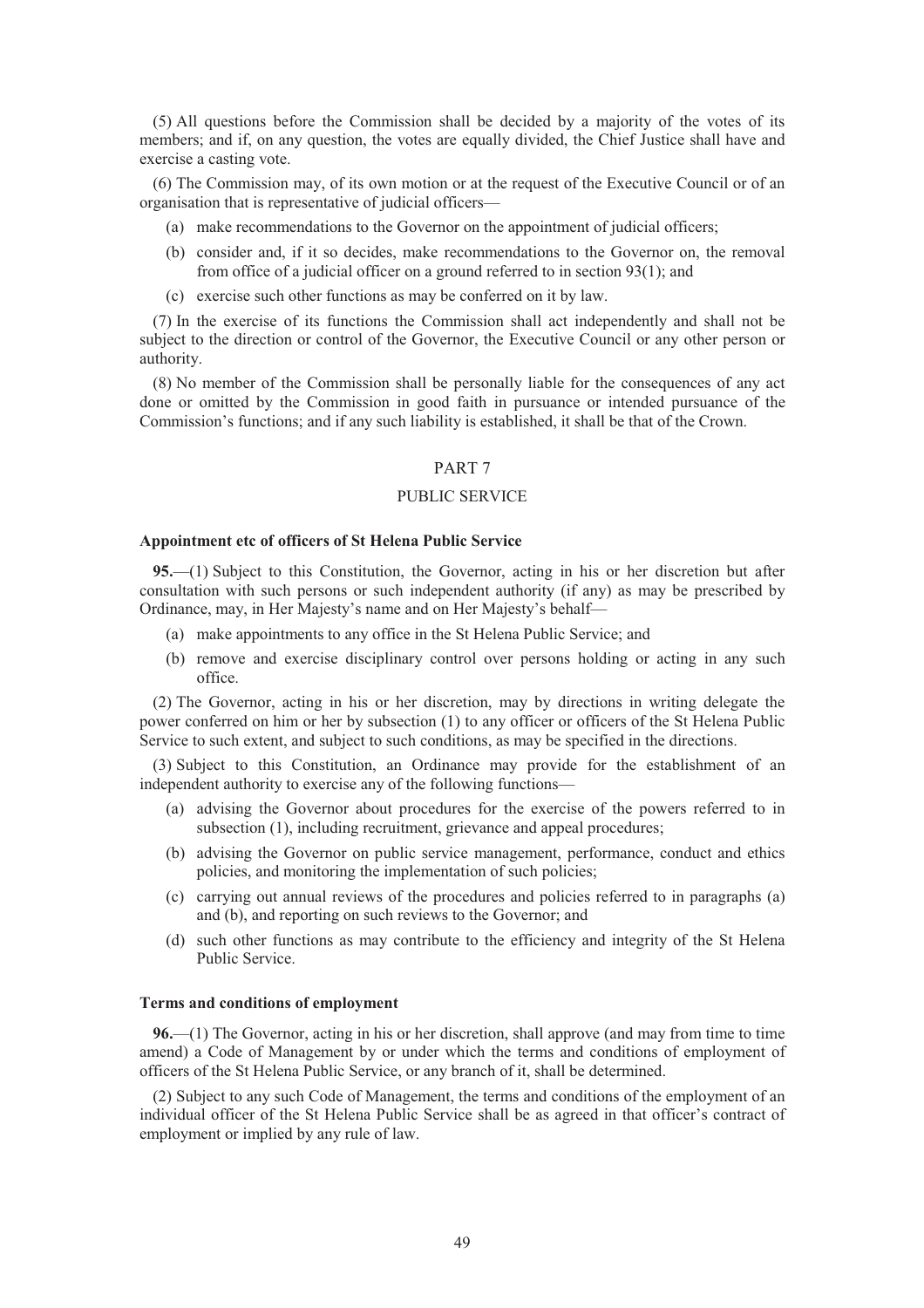(5) All questions before the Commission shall be decided by a majority of the votes of its members; and if, on any question, the votes are equally divided, the Chief Justice shall have and exercise a casting vote.

(6) The Commission may, of its own motion or at the request of the Executive Council or of an organisation that is representative of judicial officers—

- (a) make recommendations to the Governor on the appointment of judicial officers;
- (b) consider and, if it so decides, make recommendations to the Governor on, the removal from office of a judicial officer on a ground referred to in section 93(1); and
- (c) exercise such other functions as may be conferred on it by law.

(7) In the exercise of its functions the Commission shall act independently and shall not be subject to the direction or control of the Governor, the Executive Council or any other person or authority.

(8) No member of the Commission shall be personally liable for the consequences of any act done or omitted by the Commission in good faith in pursuance or intended pursuance of the Commission's functions; and if any such liability is established, it shall be that of the Crown.

## PART 7

## PUBLIC SERVICE

### Appointment etc of officers of St Helena Public Service

**95.**—(1) Subject to this Constitution, the Governor, acting in his or her discretion but after consultation with such persons or such independent authority (if any) as may be prescribed by Ordinance, may, in Her Majesty's name and on Her Majesty's behalf—

- (a) make appointments to any office in the St Helena Public Service; and
- (b) remove and exercise disciplinary control over persons holding or acting in any such office.

(2) The Governor, acting in his or her discretion, may by directions in writing delegate the power conferred on him or her by subsection (1) to any officer or officers of the St Helena Public Service to such extent, and subject to such conditions, as may be specified in the directions.

(3) Subject to this Constitution, an Ordinance may provide for the establishment of an independent authority to exercise any of the following functions—

- (a) advising the Governor about procedures for the exercise of the powers referred to in subsection (1), including recruitment, grievance and appeal procedures;
- (b) advising the Governor on public service management, performance, conduct and ethics policies, and monitoring the implementation of such policies;
- (c) carrying out annual reviews of the procedures and policies referred to in paragraphs (a) and (b), and reporting on such reviews to the Governor; and
- (d) such other functions as may contribute to the efficiency and integrity of the St Helena Public Service.

### Terms and conditions of employment

**96.**—(1) The Governor, acting in his or her discretion, shall approve (and may from time to time amend) a Code of Management by or under which the terms and conditions of employment of officers of the St Helena Public Service, or any branch of it, shall be determined.

(2) Subject to any such Code of Management, the terms and conditions of the employment of an individual officer of the St Helena Public Service shall be as agreed in that officer's contract of employment or implied by any rule of law.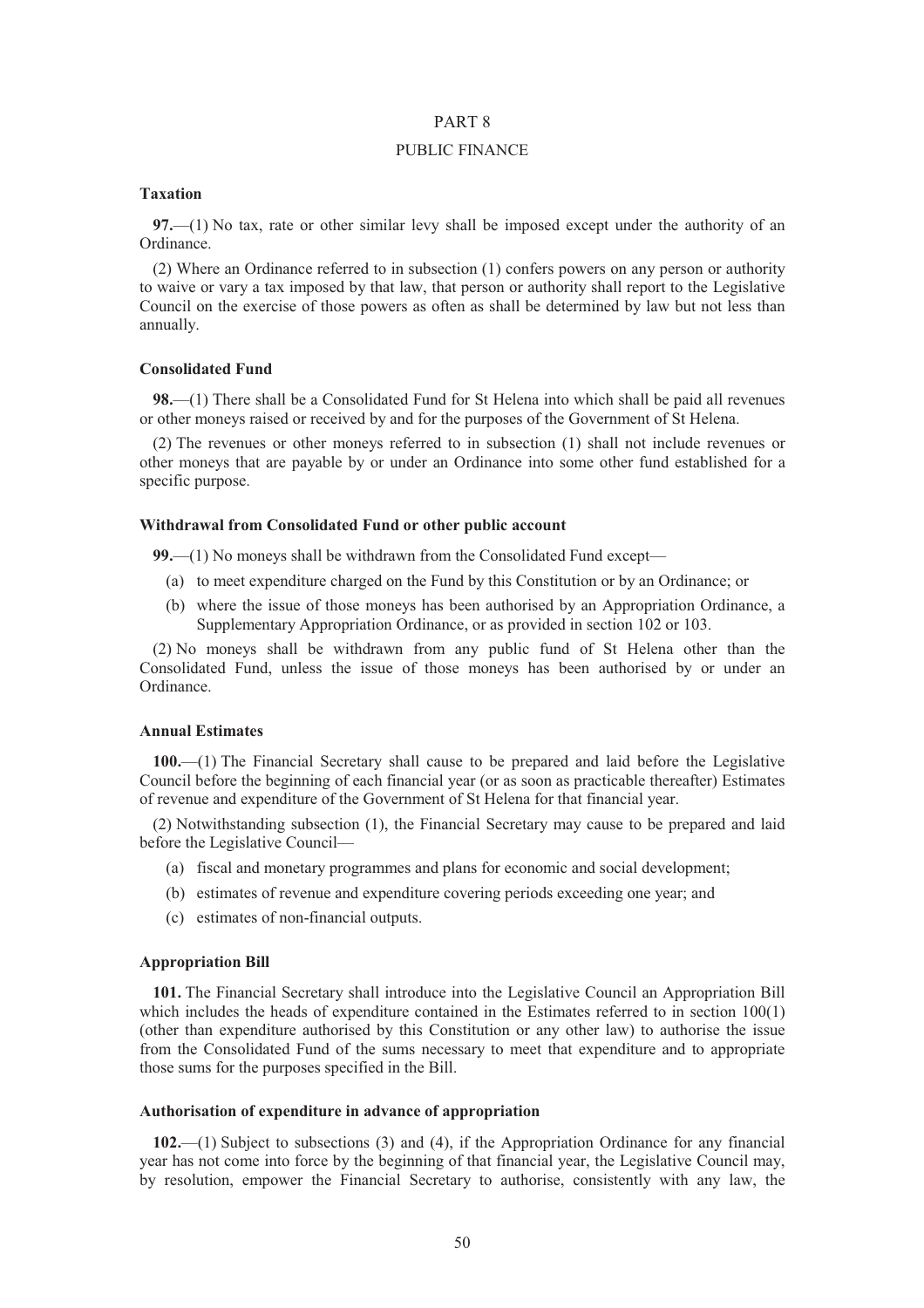# PART 8

# PUBLIC FINANCE

### Taxation

**97.**—(1) No tax, rate or other similar levy shall be imposed except under the authority of an Ordinance.

(2) Where an Ordinance referred to in subsection (1) confers powers on any person or authority to waive or vary a tax imposed by that law, that person or authority shall report to the Legislative Council on the exercise of those powers as often as shall be determined by law but not less than annually.

### Consolidated Fund

**98.**—(1) There shall be a Consolidated Fund for St Helena into which shall be paid all revenues or other moneys raised or received by and for the purposes of the Government of St Helena.

(2) The revenues or other moneys referred to in subsection (1) shall not include revenues or other moneys that are payable by or under an Ordinance into some other fund established for a specific purpose.

### Withdrawal from Consolidated Fund or other public account

**99.**—(1) No moneys shall be withdrawn from the Consolidated Fund except—

(a) to meet expenditure charged on the Fund by this Constitution or by an Ordinance; or

(b) where the issue of those moneys has been authorised by an Appropriation Ordinance, a Supplementary Appropriation Ordinance, or as provided in section 102 or 103.

(2) No moneys shall be withdrawn from any public fund of St Helena other than the Consolidated Fund, unless the issue of those moneys has been authorised by or under an Ordinance.

### Annual Estimates

**100.**—(1) The Financial Secretary shall cause to be prepared and laid before the Legislative Council before the beginning of each financial year (or as soon as practicable thereafter) Estimates of revenue and expenditure of the Government of St Helena for that financial year.

(2) Notwithstanding subsection (1), the Financial Secretary may cause to be prepared and laid before the Legislative Council—

(a) fiscal and monetary programmes and plans for economic and social development;

(b) estimates of revenue and expenditure covering periods exceeding one year; and

(c) estimates of non-financial outputs.

### Appropriation Bill

**101.** The Financial Secretary shall introduce into the Legislative Council an Appropriation Bill which includes the heads of expenditure contained in the Estimates referred to in section 100(1) (other than expenditure authorised by this Constitution or any other law) to authorise the issue from the Consolidated Fund of the sums necessary to meet that expenditure and to appropriate those sums for the purposes specified in the Bill.

### Authorisation of expenditure in advance of appropriation

**102.**—(1) Subject to subsections (3) and (4), if the Appropriation Ordinance for any financial year has not come into force by the beginning of that financial year, the Legislative Council may, by resolution, empower the Financial Secretary to authorise, consistently with any law, the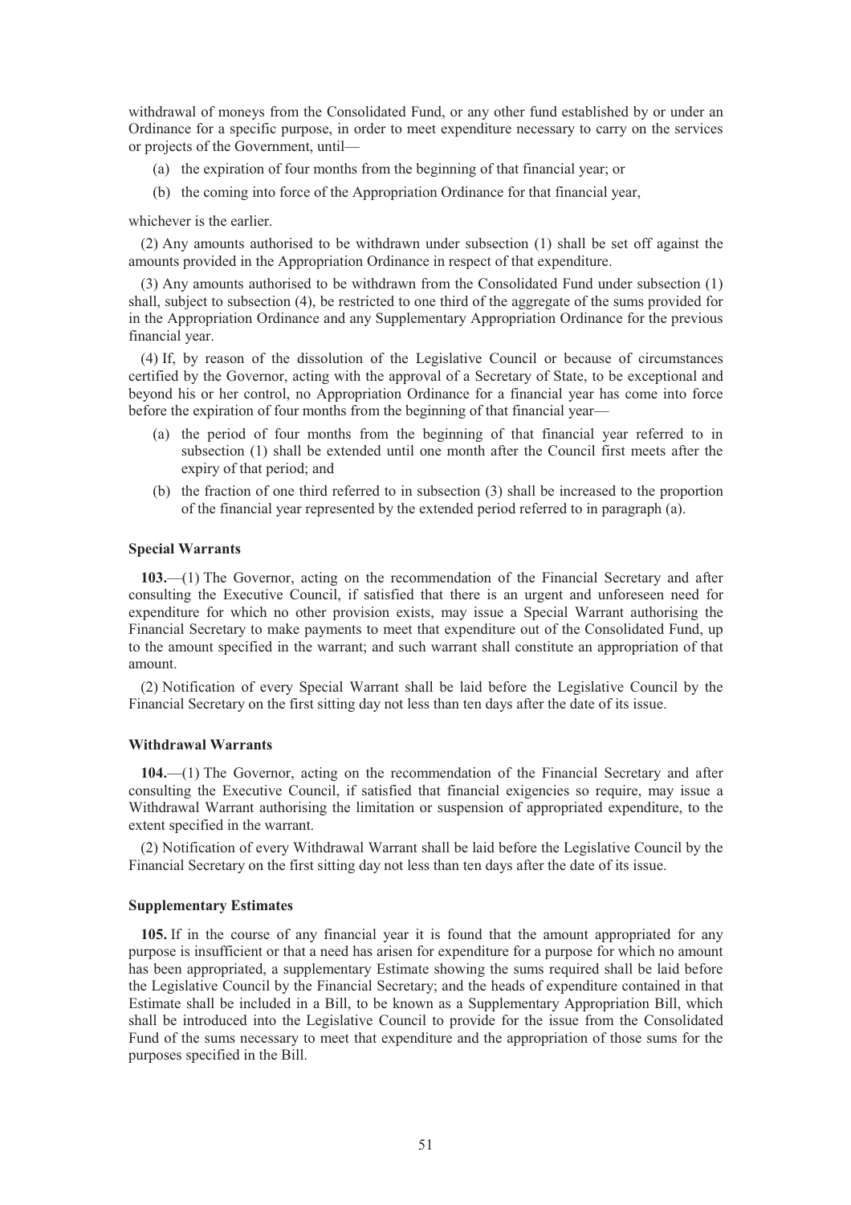withdrawal of moneys from the Consolidated Fund, or any other fund established by or under an Ordinance for a specific purpose, in order to meet expenditure necessary to carry on the services or projects of the Government, until—

(a) the expiration of four months from the beginning of that financial year; or

(b) the coming into force of the Appropriation Ordinance for that financial year,

whichever is the earlier.

(2) Any amounts authorised to be withdrawn under subsection (1) shall be set off against the amounts provided in the Appropriation Ordinance in respect of that expenditure.

(3) Any amounts authorised to be withdrawn from the Consolidated Fund under subsection (1) shall, subject to subsection (4), be restricted to one third of the aggregate of the sums provided for in the Appropriation Ordinance and any Supplementary Appropriation Ordinance for the previous financial year.

(4) If, by reason of the dissolution of the Legislative Council or because of circumstances certified by the Governor, acting with the approval of a Secretary of State, to be exceptional and beyond his or her control, no Appropriation Ordinance for a financial year has come into force before the expiration of four months from the beginning of that financial year—

(a) the period of four months from the beginning of that financial year referred to in subsection (1) shall be extended until one month after the Council first meets after the expiry of that period; and

(b) the fraction of one third referred to in subsection (3) shall be increased to the proportion of the financial year represented by the extended period referred to in paragraph (a).

**Special Warrants**

**103.**—(1) The Governor, acting on the recommendation of the Financial Secretary and after consulting the Executive Council, if satisfied that there is an urgent and unforeseen need for expenditure for which no other provision exists, may issue a Special Warrant authorising the Financial Secretary to make payments to meet that expenditure out of the Consolidated Fund, up to the amount specified in the warrant; and such warrant shall constitute an appropriation of that amount.

(2) Notification of every Special Warrant shall be laid before the Legislative Council by the Financial Secretary on the first sitting day not less than ten days after the date of its issue.

**Withdrawal Warrants**

**104.**—(1) The Governor, acting on the recommendation of the Financial Secretary and after consulting the Executive Council, if satisfied that financial exigencies so require, may issue a Withdrawal Warrant authorising the limitation or suspension of appropriated expenditure, to the extent specified in the warrant.

(2) Notification of every Withdrawal Warrant shall be laid before the Legislative Council by the Financial Secretary on the first sitting day not less than ten days after the date of its issue.

**Supplementary Estimates**

**105.** If in the course of any financial year it is found that the amount appropriated for any purpose is insufficient or that a need has arisen for expenditure for a purpose for which no amount has been appropriated, a supplementary Estimate showing the sums required shall be laid before the Legislative Council by the Financial Secretary; and the heads of expenditure contained in that Estimate shall be included in a Bill, to be known as a Supplementary Appropriation Bill, which shall be introduced into the Legislative Council to provide for the issue from the Consolidated Fund of the sums necessary to meet that expenditure and the appropriation of those sums for the purposes specified in the Bill.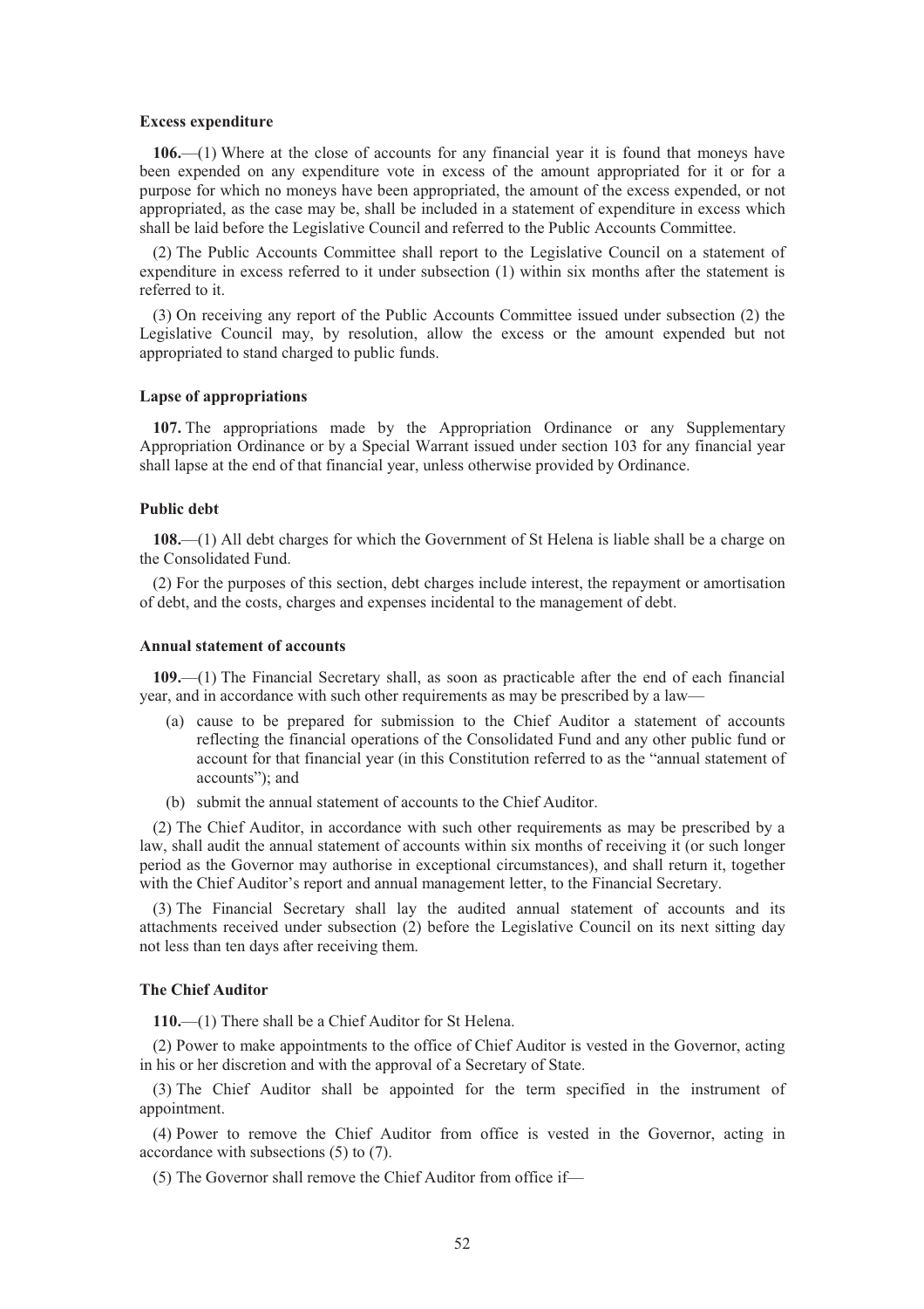### Excess expenditure

**106.**—(1) Where at the close of accounts for any financial year it is found that moneys have been expended on any expenditure vote in excess of the amount appropriated for it or for a purpose for which no moneys have been appropriated, the amount of the excess expended, or not appropriated, as the case may be, shall be included in a statement of expenditure in excess which shall be laid before the Legislative Council and referred to the Public Accounts Committee.

(2) The Public Accounts Committee shall report to the Legislative Council on a statement of expenditure in excess referred to it under subsection (1) within six months after the statement is referred to it.

(3) On receiving any report of the Public Accounts Committee issued under subsection (2) the Legislative Council may, by resolution, allow the excess or the amount expended but not appropriated to stand charged to public funds.

### Lapse of appropriations

**107.** The appropriations made by the Appropriation Ordinance or any Supplementary Appropriation Ordinance or by a Special Warrant issued under section 103 for any financial year shall lapse at the end of that financial year, unless otherwise provided by Ordinance.

### Public debt

**108.**—(1) All debt charges for which the Government of St Helena is liable shall be a charge on the Consolidated Fund.

(2) For the purposes of this section, debt charges include interest, the repayment or amortisation of debt, and the costs, charges and expenses incidental to the management of debt.

### Annual statement of accounts

**109.**—(1) The Financial Secretary shall, as soon as practicable after the end of each financial year, and in accordance with such other requirements as may be prescribed by a law—

- (a) cause to be prepared for submission to the Chief Auditor a statement of accounts reflecting the financial operations of the Consolidated Fund and any other public fund or account for that financial year (in this Constitution referred to as the "annual statement of accounts"); and
- (b) submit the annual statement of accounts to the Chief Auditor.

(2) The Chief Auditor, in accordance with such other requirements as may be prescribed by a law, shall audit the annual statement of accounts within six months of receiving it (or such longer period as the Governor may authorise in exceptional circumstances), and shall return it, together with the Chief Auditor's report and annual management letter, to the Financial Secretary.

(3) The Financial Secretary shall lay the audited annual statement of accounts and its attachments received under subsection (2) before the Legislative Council on its next sitting day not less than ten days after receiving them.

### The Chief Auditor

**110.**—(1) There shall be a Chief Auditor for St Helena.

(2) Power to make appointments to the office of Chief Auditor is vested in the Governor, acting in his or her discretion and with the approval of a Secretary of State.

(3) The Chief Auditor shall be appointed for the term specified in the instrument of appointment.

(4) Power to remove the Chief Auditor from office is vested in the Governor, acting in accordance with subsections (5) to (7).

(5) The Governor shall remove the Chief Auditor from office if—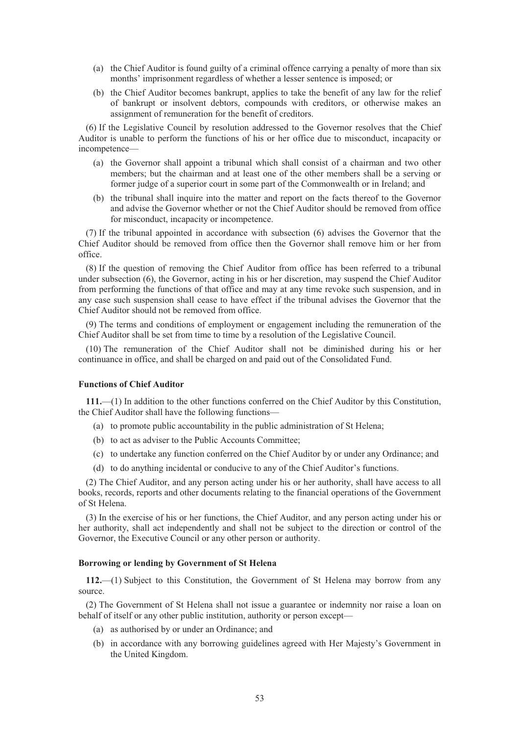(a) the Chief Auditor is found guilty of a criminal offence carrying a penalty of more than six months' imprisonment regardless of whether a lesser sentence is imposed; or

(b) the Chief Auditor becomes bankrupt, applies to take the benefit of any law for the relief of bankrupt or insolvent debtors, compounds with creditors, or otherwise makes an assignment of remuneration for the benefit of creditors.

(6) If the Legislative Council by resolution addressed to the Governor resolves that the Chief Auditor is unable to perform the functions of his or her office due to misconduct, incapacity or incompetence—

(a) the Governor shall appoint a tribunal which shall consist of a chairman and two other members; but the chairman and at least one of the other members shall be a serving or former judge of a superior court in some part of the Commonwealth or in Ireland; and

(b) the tribunal shall inquire into the matter and report on the facts thereof to the Governor and advise the Governor whether or not the Chief Auditor should be removed from office for misconduct, incapacity or incompetence.

(7) If the tribunal appointed in accordance with subsection (6) advises the Governor that the Chief Auditor should be removed from office then the Governor shall remove him or her from office.

(8) If the question of removing the Chief Auditor from office has been referred to a tribunal under subsection (6), the Governor, acting in his or her discretion, may suspend the Chief Auditor from performing the functions of that office and may at any time revoke such suspension, and in any case such suspension shall cease to have effect if the tribunal advises the Governor that the Chief Auditor should not be removed from office.

(9) The terms and conditions of employment or engagement including the remuneration of the Chief Auditor shall be set from time to time by a resolution of the Legislative Council.

(10) The remuneration of the Chief Auditor shall not be diminished during his or her continuance in office, and shall be charged on and paid out of the Consolidated Fund.

**Functions of Chief Auditor**

**111.**—(1) In addition to the other functions conferred on the Chief Auditor by this Constitution, the Chief Auditor shall have the following functions—

(a) to promote public accountability in the public administration of St Helena;

(b) to act as adviser to the Public Accounts Committee;

(c) to undertake any function conferred on the Chief Auditor by or under any Ordinance; and

(d) to do anything incidental or conducive to any of the Chief Auditor's functions.

(2) The Chief Auditor, and any person acting under his or her authority, shall have access to all books, records, reports and other documents relating to the financial operations of the Government of St Helena.

(3) In the exercise of his or her functions, the Chief Auditor, and any person acting under his or her authority, shall act independently and shall not be subject to the direction or control of the Governor, the Executive Council or any other person or authority.

**Borrowing or lending by Government of St Helena**

**112.**—(1) Subject to this Constitution, the Government of St Helena may borrow from any source.

(2) The Government of St Helena shall not issue a guarantee or indemnity nor raise a loan on behalf of itself or any other public institution, authority or person except—

(a) as authorised by or under an Ordinance; and

(b) in accordance with any borrowing guidelines agreed with Her Majesty's Government in the United Kingdom.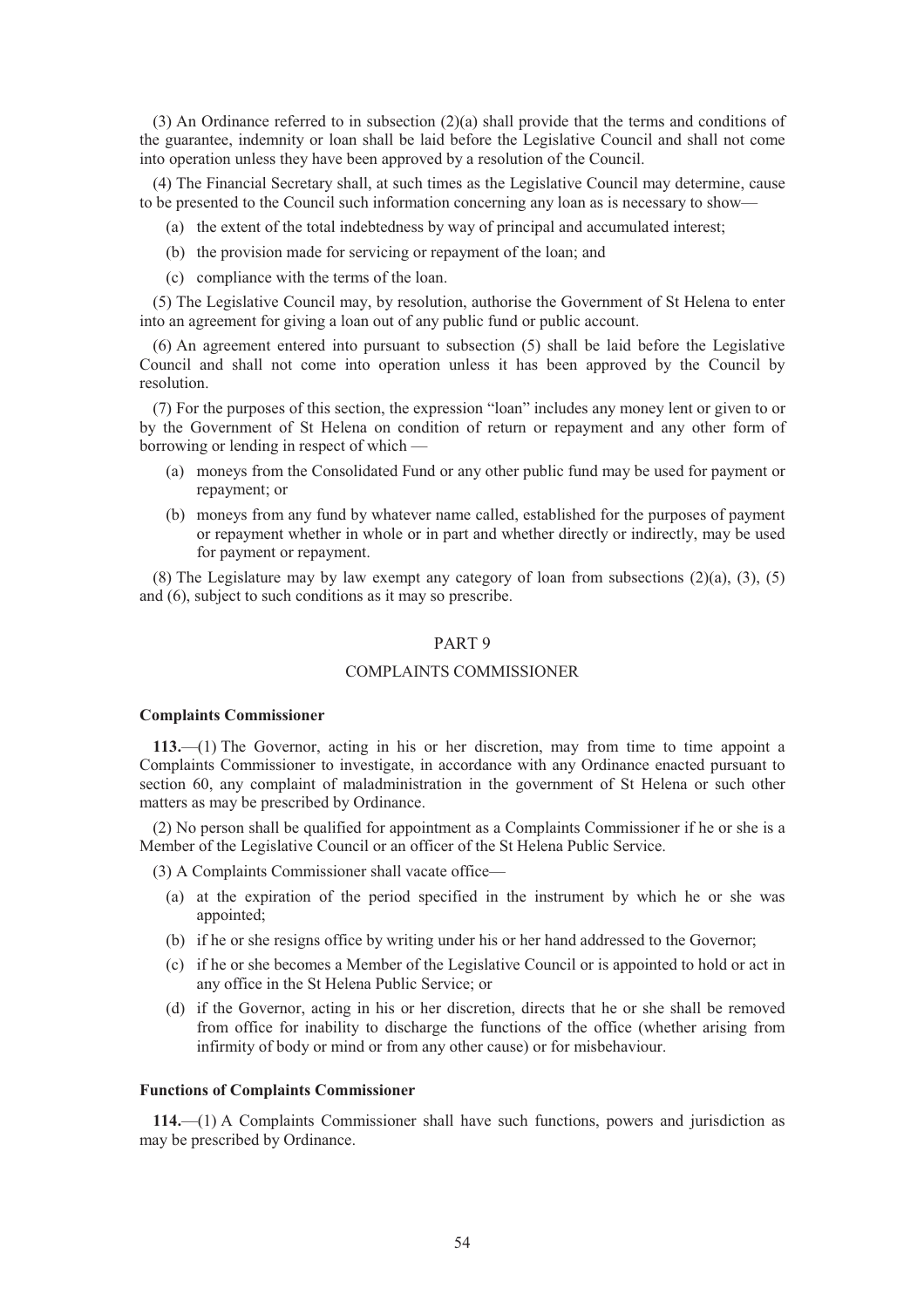(3) An Ordinance referred to in subsection (2)(a) shall provide that the terms and conditions of the guarantee, indemnity or loan shall be laid before the Legislative Council and shall not come into operation unless they have been approved by a resolution of the Council.

(4) The Financial Secretary shall, at such times as the Legislative Council may determine, cause to be presented to the Council such information concerning any loan as is necessary to show—

- (a) the extent of the total indebtedness by way of principal and accumulated interest;
- (b) the provision made for servicing or repayment of the loan; and
- (c) compliance with the terms of the loan.

(5) The Legislative Council may, by resolution, authorise the Government of St Helena to enter into an agreement for giving a loan out of any public fund or public account.

(6) An agreement entered into pursuant to subsection (5) shall be laid before the Legislative Council and shall not come into operation unless it has been approved by the Council by resolution.

(7) For the purposes of this section, the expression "loan" includes any money lent or given to or by the Government of St Helena on condition of return or repayment and any other form of borrowing or lending in respect of which —

- (a) moneys from the Consolidated Fund or any other public fund may be used for payment or repayment; or
- (b) moneys from any fund by whatever name called, established for the purposes of payment or repayment whether in whole or in part and whether directly or indirectly, may be used for payment or repayment.

(8) The Legislature may by law exempt any category of loan from subsections (2)(a), (3), (5) and (6), subject to such conditions as it may so prescribe.

## PART 9

## COMPLAINTS COMMISSIONER

### Complaints Commissioner

**113.**—(1) The Governor, acting in his or her discretion, may from time to time appoint a Complaints Commissioner to investigate, in accordance with any Ordinance enacted pursuant to section 60, any complaint of maladministration in the government of St Helena or such other matters as may be prescribed by Ordinance.

(2) No person shall be qualified for appointment as a Complaints Commissioner if he or she is a Member of the Legislative Council or an officer of the St Helena Public Service.

(3) A Complaints Commissioner shall vacate office—

- (a) at the expiration of the period specified in the instrument by which he or she was appointed;
- (b) if he or she resigns office by writing under his or her hand addressed to the Governor;
- (c) if he or she becomes a Member of the Legislative Council or is appointed to hold or act in any office in the St Helena Public Service; or
- (d) if the Governor, acting in his or her discretion, directs that he or she shall be removed from office for inability to discharge the functions of the office (whether arising from infirmity of body or mind or from any other cause) or for misbehaviour.

### Functions of Complaints Commissioner

**114.**—(1) A Complaints Commissioner shall have such functions, powers and jurisdiction as may be prescribed by Ordinance.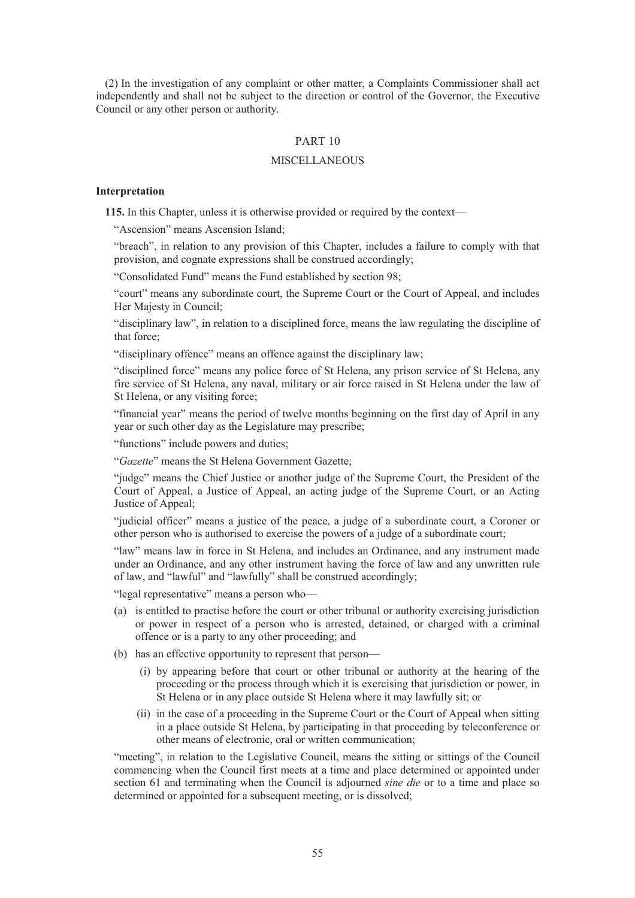(2) In the investigation of any complaint or other matter, a Complaints Commissioner shall act independently and shall not be subject to the direction or control of the Governor, the Executive Council or any other person or authority.

## PART 10

## MISCELLANEOUS

**Interpretation**

**115.** In this Chapter, unless it is otherwise provided or required by the context—

"Ascension" means Ascension Island;

"breach", in relation to any provision of this Chapter, includes a failure to comply with that provision, and cognate expressions shall be construed accordingly;

"Consolidated Fund" means the Fund established by section 98;

"court" means any subordinate court, the Supreme Court or the Court of Appeal, and includes Her Majesty in Council;

"disciplinary law", in relation to a disciplined force, means the law regulating the discipline of that force;

"disciplinary offence" means an offence against the disciplinary law;

"disciplined force" means any police force of St Helena, any prison service of St Helena, any fire service of St Helena, any naval, military or air force raised in St Helena under the law of St Helena, or any visiting force;

"financial year" means the period of twelve months beginning on the first day of April in any year or such other day as the Legislature may prescribe;

"functions" include powers and duties;

"*Gazette*" means the St Helena Government Gazette;

"judge" means the Chief Justice or another judge of the Supreme Court, the President of the Court of Appeal, a Justice of Appeal, an acting judge of the Supreme Court, or an Acting Justice of Appeal;

"judicial officer" means a justice of the peace, a judge of a subordinate court, a Coroner or other person who is authorised to exercise the powers of a judge of a subordinate court;

"law" means law in force in St Helena, and includes an Ordinance, and any instrument made under an Ordinance, and any other instrument having the force of law and any unwritten rule of law, and "lawful" and "lawfully" shall be construed accordingly;

"legal representative" means a person who—

(a) is entitled to practise before the court or other tribunal or authority exercising jurisdiction or power in respect of a person who is arrested, detained, or charged with a criminal offence or is a party to any other proceeding; and

(b) has an effective opportunity to represent that person—

  (i) by appearing before that court or other tribunal or authority at the hearing of the proceeding or the process through which it is exercising that jurisdiction or power, in St Helena or in any place outside St Helena where it may lawfully sit; or

  (ii) in the case of a proceeding in the Supreme Court or the Court of Appeal when sitting in a place outside St Helena, by participating in that proceeding by teleconference or other means of electronic, oral or written communication;

"meeting", in relation to the Legislative Council, means the sitting or sittings of the Council commencing when the Council first meets at a time and place determined or appointed under section 61 and terminating when the Council is adjourned *sine die* or to a time and place so determined or appointed for a subsequent meeting, or is dissolved;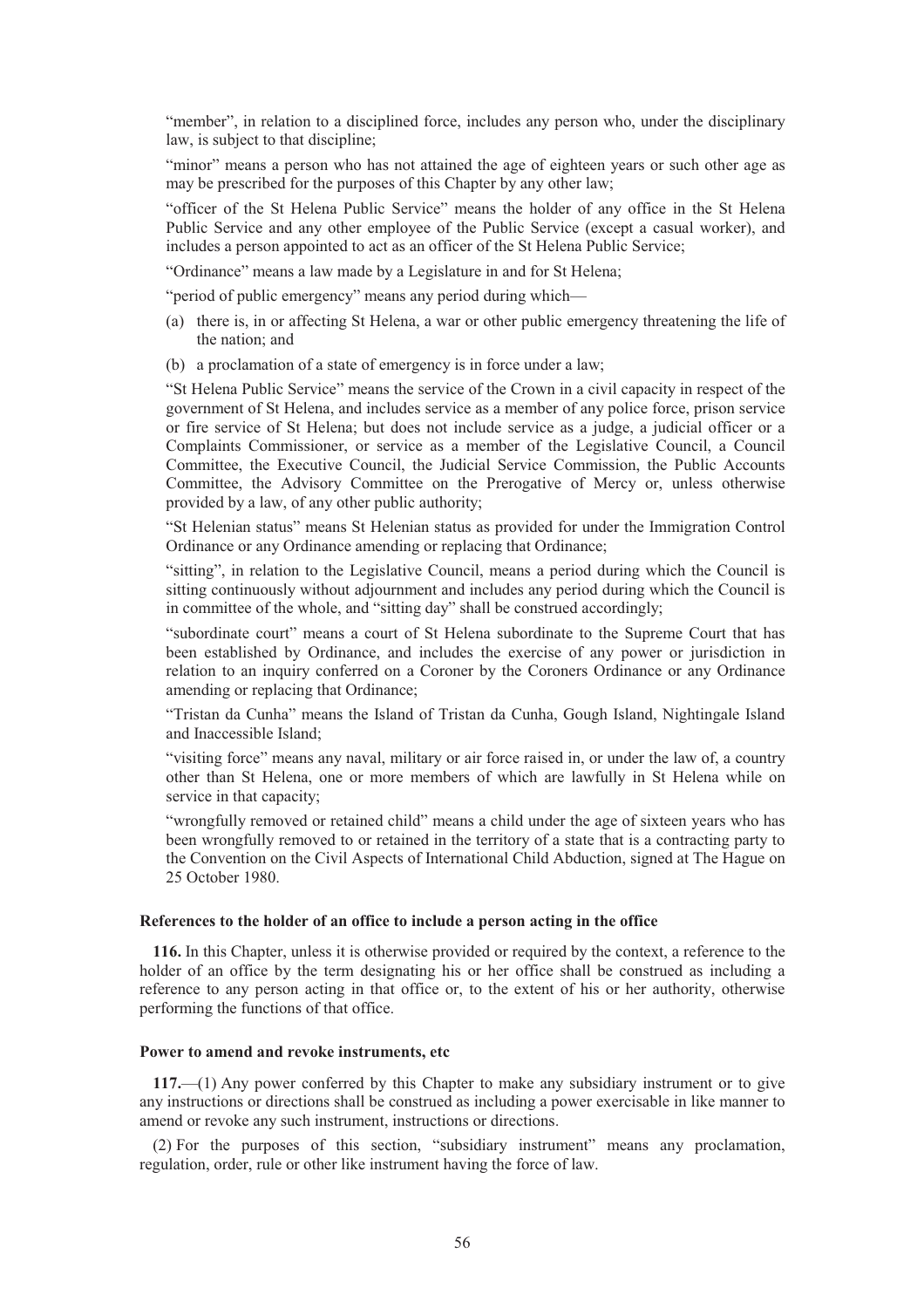"member", in relation to a disciplined force, includes any person who, under the disciplinary law, is subject to that discipline;

"minor" means a person who has not attained the age of eighteen years or such other age as may be prescribed for the purposes of this Chapter by any other law;

"officer of the St Helena Public Service" means the holder of any office in the St Helena Public Service and any other employee of the Public Service (except a casual worker), and includes a person appointed to act as an officer of the St Helena Public Service;

"Ordinance" means a law made by a Legislature in and for St Helena;

"period of public emergency" means any period during which—

(a) there is, in or affecting St Helena, a war or other public emergency threatening the life of the nation; and

(b) a proclamation of a state of emergency is in force under a law;

"St Helena Public Service" means the service of the Crown in a civil capacity in respect of the government of St Helena, and includes service as a member of any police force, prison service or fire service of St Helena; but does not include service as a judge, a judicial officer or a Complaints Commissioner, or service as a member of the Legislative Council, a Council Committee, the Executive Council, the Judicial Service Commission, the Public Accounts Committee, the Advisory Committee on the Prerogative of Mercy or, unless otherwise provided by a law, of any other public authority;

"St Helenian status" means St Helenian status as provided for under the Immigration Control Ordinance or any Ordinance amending or replacing that Ordinance;

"sitting", in relation to the Legislative Council, means a period during which the Council is sitting continuously without adjournment and includes any period during which the Council is in committee of the whole, and "sitting day" shall be construed accordingly;

"subordinate court" means a court of St Helena subordinate to the Supreme Court that has been established by Ordinance, and includes the exercise of any power or jurisdiction in relation to an inquiry conferred on a Coroner by the Coroners Ordinance or any Ordinance amending or replacing that Ordinance;

"Tristan da Cunha" means the Island of Tristan da Cunha, Gough Island, Nightingale Island and Inaccessible Island;

"visiting force" means any naval, military or air force raised in, or under the law of, a country other than St Helena, one or more members of which are lawfully in St Helena while on service in that capacity;

"wrongfully removed or retained child" means a child under the age of sixteen years who has been wrongfully removed to or retained in the territory of a state that is a contracting party to the Convention on the Civil Aspects of International Child Abduction, signed at The Hague on 25 October 1980.

**References to the holder of an office to include a person acting in the office**

**116.** In this Chapter, unless it is otherwise provided or required by the context, a reference to the holder of an office by the term designating his or her office shall be construed as including a reference to any person acting in that office or, to the extent of his or her authority, otherwise performing the functions of that office.

**Power to amend and revoke instruments, etc**

**117.**—(1) Any power conferred by this Chapter to make any subsidiary instrument or to give any instructions or directions shall be construed as including a power exercisable in like manner to amend or revoke any such instrument, instructions or directions.

(2) For the purposes of this section, "subsidiary instrument" means any proclamation, regulation, order, rule or other like instrument having the force of law.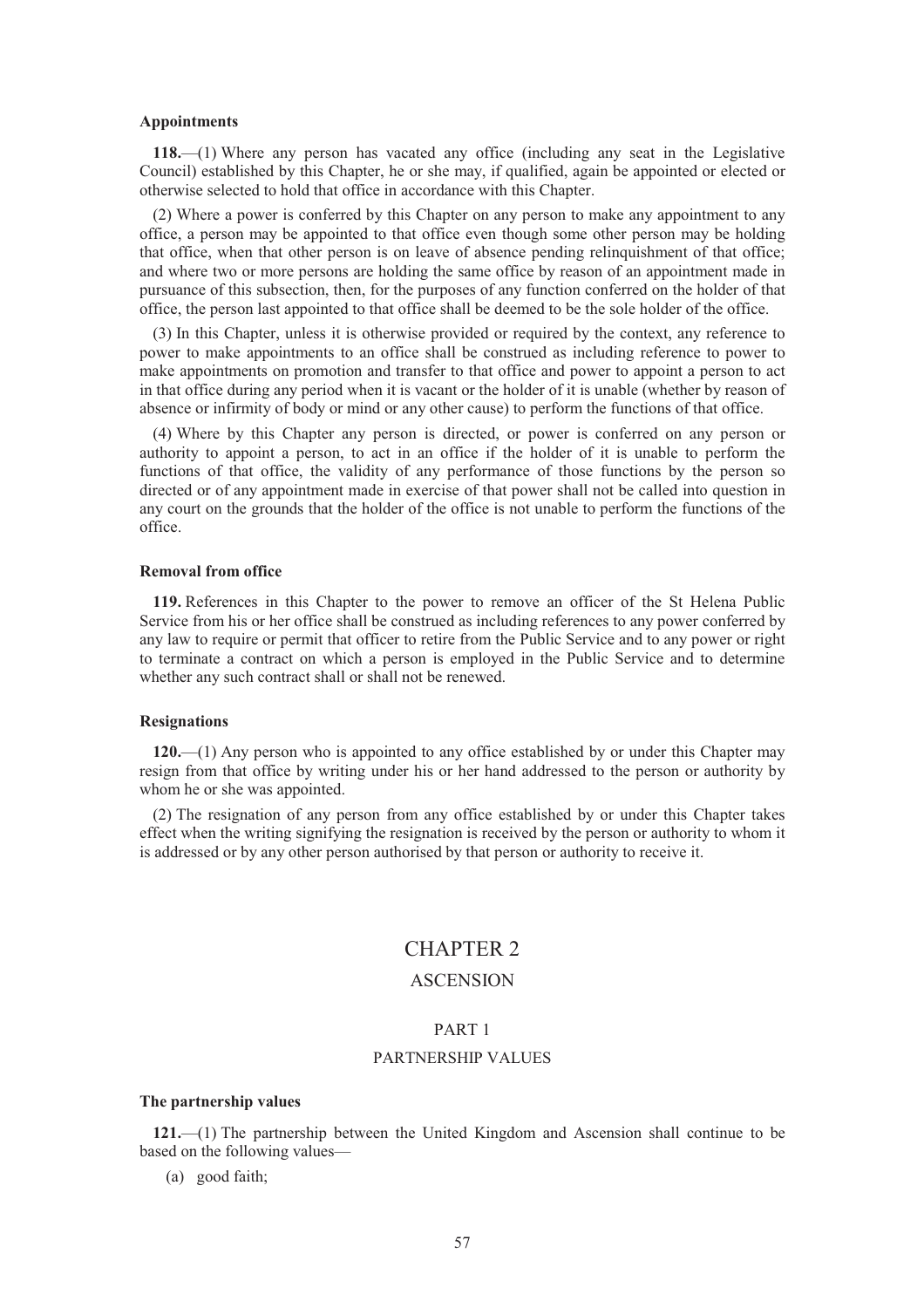#### Appointments

**118.**—(1) Where any person has vacated any office (including any seat in the Legislative Council) established by this Chapter, he or she may, if qualified, again be appointed or elected or otherwise selected to hold that office in accordance with this Chapter.

(2) Where a power is conferred by this Chapter on any person to make any appointment to any office, a person may be appointed to that office even though some other person may be holding that office, when that other person is on leave of absence pending relinquishment of that office; and where two or more persons are holding the same office by reason of an appointment made in pursuance of this subsection, then, for the purposes of any function conferred on the holder of that office, the person last appointed to that office shall be deemed to be the sole holder of the office.

(3) In this Chapter, unless it is otherwise provided or required by the context, any reference to power to make appointments to an office shall be construed as including reference to power to make appointments on promotion and transfer to that office and power to appoint a person to act in that office during any period when it is vacant or the holder of it is unable (whether by reason of absence or infirmity of body or mind or any other cause) to perform the functions of that office.

(4) Where by this Chapter any person is directed, or power is conferred on any person or authority to appoint a person, to act in an office if the holder of it is unable to perform the functions of that office, the validity of any performance of those functions by the person so directed or of any appointment made in exercise of that power shall not be called into question in any court on the grounds that the holder of the office is not unable to perform the functions of the office.

#### Removal from office

**119.** References in this Chapter to the power to remove an officer of the St Helena Public Service from his or her office shall be construed as including references to any power conferred by any law to require or permit that officer to retire from the Public Service and to any power or right to terminate a contract on which a person is employed in the Public Service and to determine whether any such contract shall or shall not be renewed.

#### Resignations

**120.**—(1) Any person who is appointed to any office established by or under this Chapter may resign from that office by writing under his or her hand addressed to the person or authority by whom he or she was appointed.

(2) The resignation of any person from any office established by or under this Chapter takes effect when the writing signifying the resignation is received by the person or authority to whom it is addressed or by any other person authorised by that person or authority to receive it.

# CHAPTER 2

## ASCENSION

### PART 1

### PARTNERSHIP VALUES

#### The partnership values

**121.**—(1) The partnership between the United Kingdom and Ascension shall continue to be based on the following values—

(a) good faith;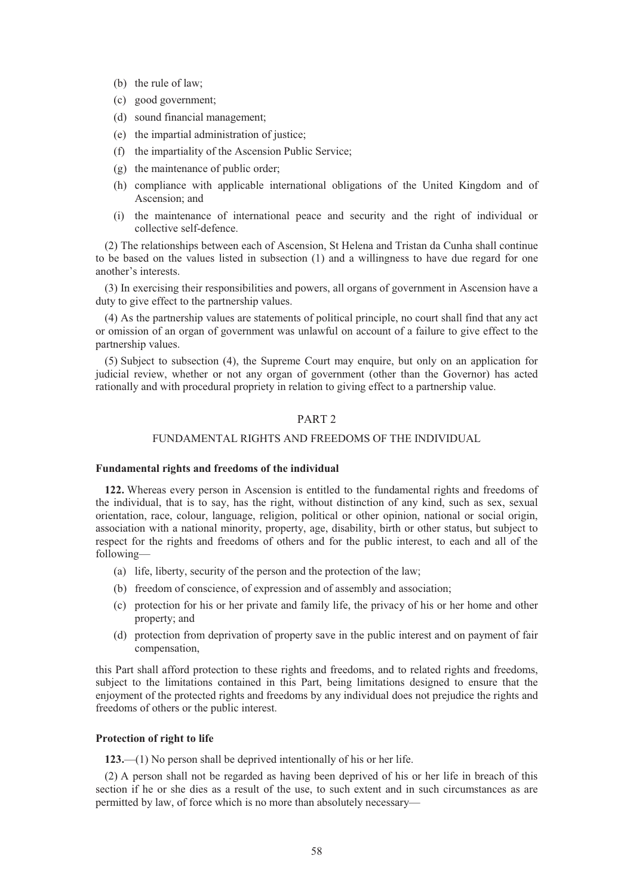(b) the rule of law;

(c) good government;

(d) sound financial management;

(e) the impartial administration of justice;

(f) the impartiality of the Ascension Public Service;

(g) the maintenance of public order;

(h) compliance with applicable international obligations of the United Kingdom and of Ascension; and

(i) the maintenance of international peace and security and the right of individual or collective self-defence.

(2) The relationships between each of Ascension, St Helena and Tristan da Cunha shall continue to be based on the values listed in subsection (1) and a willingness to have due regard for one another's interests.

(3) In exercising their responsibilities and powers, all organs of government in Ascension have a duty to give effect to the partnership values.

(4) As the partnership values are statements of political principle, no court shall find that any act or omission of an organ of government was unlawful on account of a failure to give effect to the partnership values.

(5) Subject to subsection (4), the Supreme Court may enquire, but only on an application for judicial review, whether or not any organ of government (other than the Governor) has acted rationally and with procedural propriety in relation to giving effect to a partnership value.

## PART 2

## FUNDAMENTAL RIGHTS AND FREEDOMS OF THE INDIVIDUAL

### Fundamental rights and freedoms of the individual

**122.** Whereas every person in Ascension is entitled to the fundamental rights and freedoms of the individual, that is to say, has the right, without distinction of any kind, such as sex, sexual orientation, race, colour, language, religion, political or other opinion, national or social origin, association with a national minority, property, age, disability, birth or other status, but subject to respect for the rights and freedoms of others and for the public interest, to each and all of the following—

(a) life, liberty, security of the person and the protection of the law;

(b) freedom of conscience, of expression and of assembly and association;

(c) protection for his or her private and family life, the privacy of his or her home and other property; and

(d) protection from deprivation of property save in the public interest and on payment of fair compensation,

this Part shall afford protection to these rights and freedoms, and to related rights and freedoms, subject to the limitations contained in this Part, being limitations designed to ensure that the enjoyment of the protected rights and freedoms by any individual does not prejudice the rights and freedoms of others or the public interest.

### Protection of right to life

**123.**—(1) No person shall be deprived intentionally of his or her life.

(2) A person shall not be regarded as having been deprived of his or her life in breach of this section if he or she dies as a result of the use, to such extent and in such circumstances as are permitted by law, of force which is no more than absolutely necessary—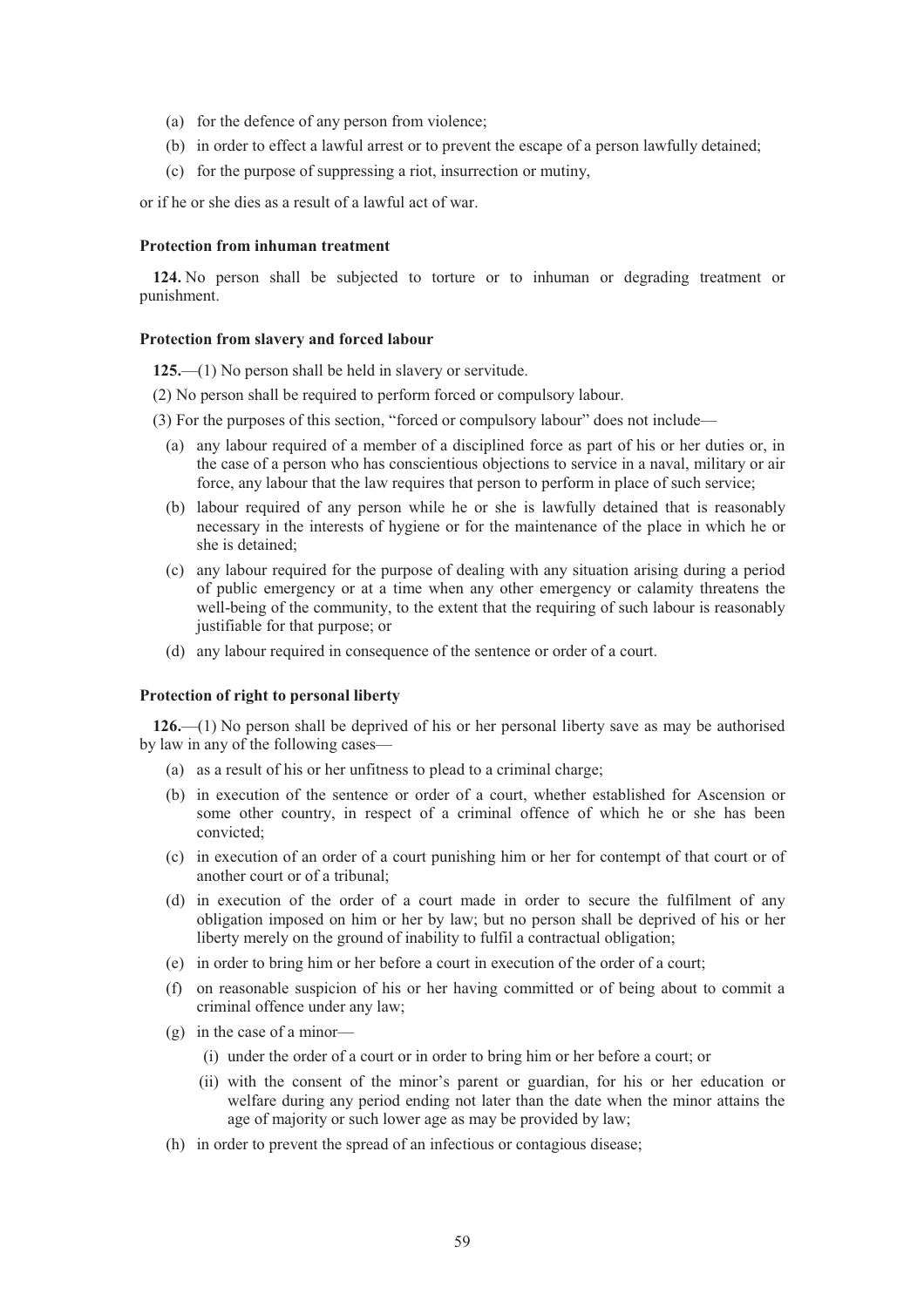- (a) for the defence of any person from violence;
- (b) in order to effect a lawful arrest or to prevent the escape of a person lawfully detained;
- (c) for the purpose of suppressing a riot, insurrection or mutiny,

or if he or she dies as a result of a lawful act of war.

**Protection from inhuman treatment**

**124.** No person shall be subjected to torture or to inhuman or degrading treatment or punishment.

**Protection from slavery and forced labour**

**125.**—(1) No person shall be held in slavery or servitude.

(2) No person shall be required to perform forced or compulsory labour.

(3) For the purposes of this section, "forced or compulsory labour" does not include—

- (a) any labour required of a member of a disciplined force as part of his or her duties or, in the case of a person who has conscientious objections to service in a naval, military or air force, any labour that the law requires that person to perform in place of such service;
- (b) labour required of any person while he or she is lawfully detained that is reasonably necessary in the interests of hygiene or for the maintenance of the place in which he or she is detained;
- (c) any labour required for the purpose of dealing with any situation arising during a period of public emergency or at a time when any other emergency or calamity threatens the well-being of the community, to the extent that the requiring of such labour is reasonably justifiable for that purpose; or
- (d) any labour required in consequence of the sentence or order of a court.

**Protection of right to personal liberty**

**126.**—(1) No person shall be deprived of his or her personal liberty save as may be authorised by law in any of the following cases—

- (a) as a result of his or her unfitness to plead to a criminal charge;
- (b) in execution of the sentence or order of a court, whether established for Ascension or some other country, in respect of a criminal offence of which he or she has been convicted;
- (c) in execution of an order of a court punishing him or her for contempt of that court or of another court or of a tribunal;
- (d) in execution of the order of a court made in order to secure the fulfilment of any obligation imposed on him or her by law; but no person shall be deprived of his or her liberty merely on the ground of inability to fulfil a contractual obligation;
- (e) in order to bring him or her before a court in execution of the order of a court;
- (f) on reasonable suspicion of his or her having committed or of being about to commit a criminal offence under any law;
- (g) in the case of a minor—
  - (i) under the order of a court or in order to bring him or her before a court; or
  - (ii) with the consent of the minor's parent or guardian, for his or her education or welfare during any period ending not later than the date when the minor attains the age of majority or such lower age as may be provided by law;
- (h) in order to prevent the spread of an infectious or contagious disease;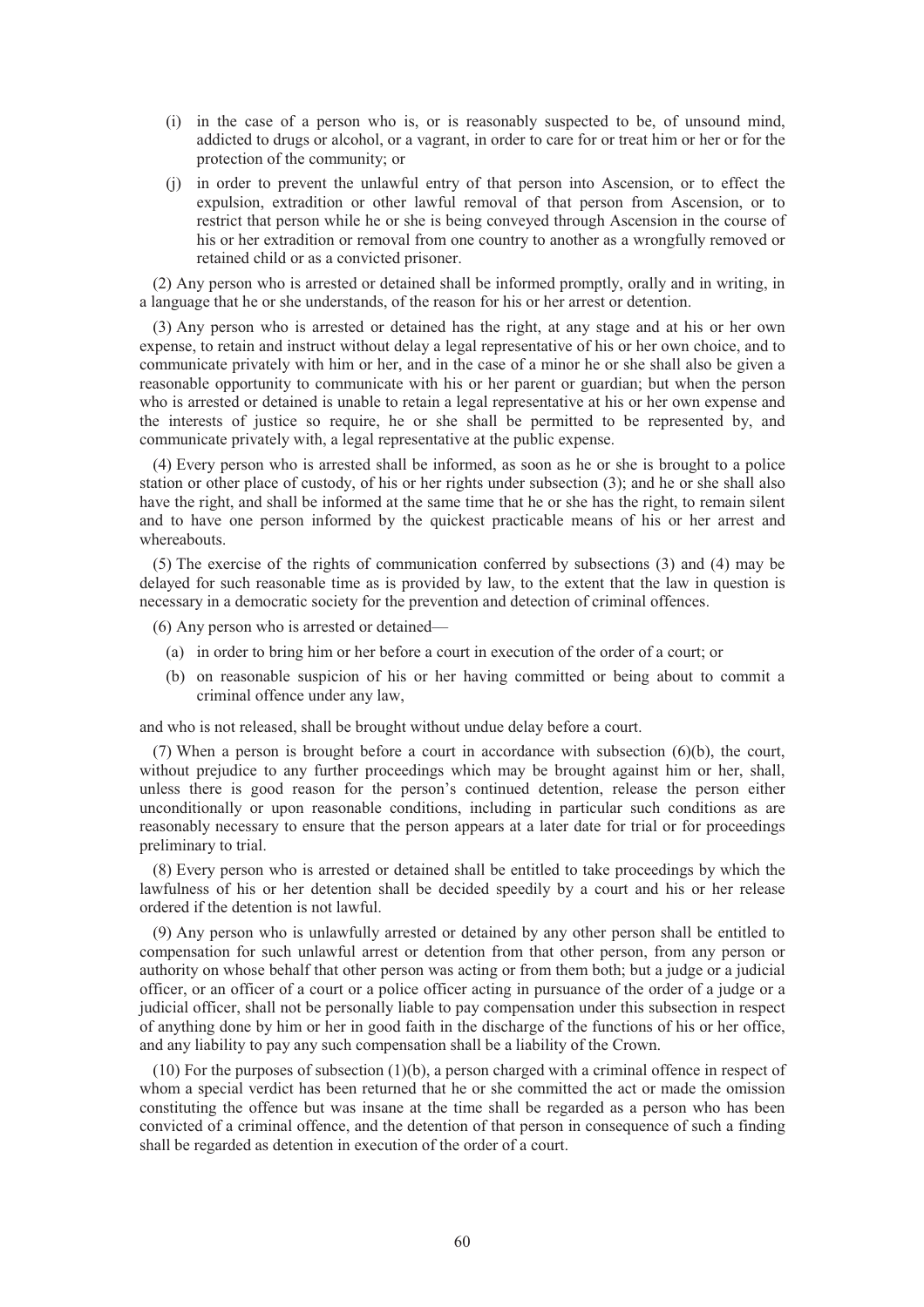(i) in the case of a person who is, or is reasonably suspected to be, of unsound mind, addicted to drugs or alcohol, or a vagrant, in order to care for or treat him or her or for the protection of the community; or

(j) in order to prevent the unlawful entry of that person into Ascension, or to effect the expulsion, extradition or other lawful removal of that person from Ascension, or to restrict that person while he or she is being conveyed through Ascension in the course of his or her extradition or removal from one country to another as a wrongfully removed or retained child or as a convicted prisoner.

(2) Any person who is arrested or detained shall be informed promptly, orally and in writing, in a language that he or she understands, of the reason for his or her arrest or detention.

(3) Any person who is arrested or detained has the right, at any stage and at his or her own expense, to retain and instruct without delay a legal representative of his or her own choice, and to communicate privately with him or her, and in the case of a minor he or she shall also be given a reasonable opportunity to communicate with his or her parent or guardian; but when the person who is arrested or detained is unable to retain a legal representative at his or her own expense and the interests of justice so require, he or she shall be permitted to be represented by, and communicate privately with, a legal representative at the public expense.

(4) Every person who is arrested shall be informed, as soon as he or she is brought to a police station or other place of custody, of his or her rights under subsection (3); and he or she shall also have the right, and shall be informed at the same time that he or she has the right, to remain silent and to have one person informed by the quickest practicable means of his or her arrest and whereabouts.

(5) The exercise of the rights of communication conferred by subsections (3) and (4) may be delayed for such reasonable time as is provided by law, to the extent that the law in question is necessary in a democratic society for the prevention and detection of criminal offences.

(6) Any person who is arrested or detained—

(a) in order to bring him or her before a court in execution of the order of a court; or

(b) on reasonable suspicion of his or her having committed or being about to commit a criminal offence under any law,

and who is not released, shall be brought without undue delay before a court.

(7) When a person is brought before a court in accordance with subsection (6)(b), the court, without prejudice to any further proceedings which may be brought against him or her, shall, unless there is good reason for the person's continued detention, release the person either unconditionally or upon reasonable conditions, including in particular such conditions as are reasonably necessary to ensure that the person appears at a later date for trial or for proceedings preliminary to trial.

(8) Every person who is arrested or detained shall be entitled to take proceedings by which the lawfulness of his or her detention shall be decided speedily by a court and his or her release ordered if the detention is not lawful.

(9) Any person who is unlawfully arrested or detained by any other person shall be entitled to compensation for such unlawful arrest or detention from that other person, from any person or authority on whose behalf that other person was acting or from them both; but a judge or a judicial officer, or an officer of a court or a police officer acting in pursuance of the order of a judge or a judicial officer, shall not be personally liable to pay compensation under this subsection in respect of anything done by him or her in good faith in the discharge of the functions of his or her office, and any liability to pay any such compensation shall be a liability of the Crown.

(10) For the purposes of subsection (1)(b), a person charged with a criminal offence in respect of whom a special verdict has been returned that he or she committed the act or made the omission constituting the offence but was insane at the time shall be regarded as a person who has been convicted of a criminal offence, and the detention of that person in consequence of such a finding shall be regarded as detention in execution of the order of a court.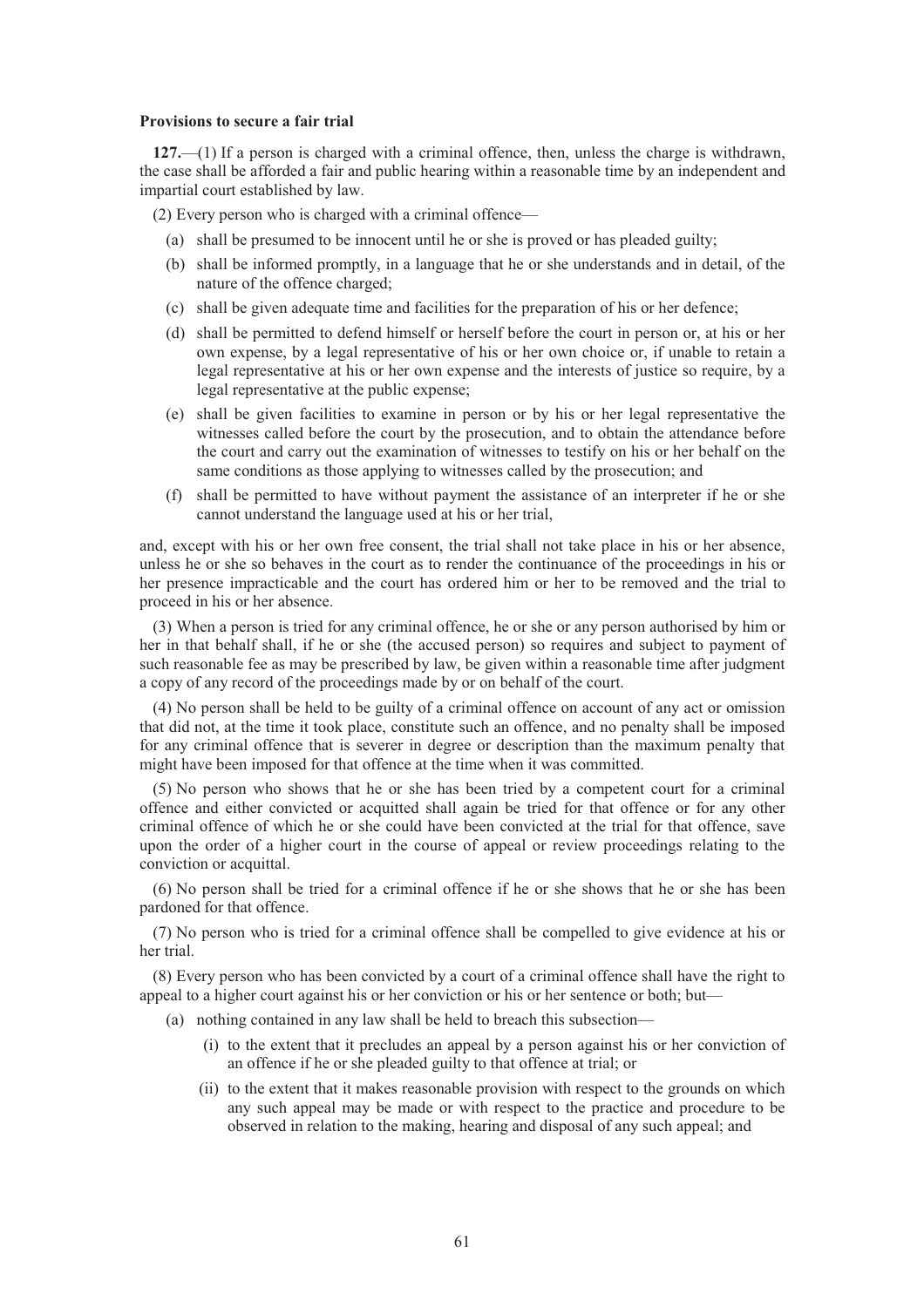**Provisions to secure a fair trial**

**127.**—(1) If a person is charged with a criminal offence, then, unless the charge is withdrawn, the case shall be afforded a fair and public hearing within a reasonable time by an independent and impartial court established by law.

(2) Every person who is charged with a criminal offence—

(a) shall be presumed to be innocent until he or she is proved or has pleaded guilty;

(b) shall be informed promptly, in a language that he or she understands and in detail, of the nature of the offence charged;

(c) shall be given adequate time and facilities for the preparation of his or her defence;

(d) shall be permitted to defend himself or herself before the court in person or, at his or her own expense, by a legal representative of his or her own choice or, if unable to retain a legal representative at his or her own expense and the interests of justice so require, by a legal representative at the public expense;

(e) shall be given facilities to examine in person or by his or her legal representative the witnesses called before the court by the prosecution, and to obtain the attendance before the court and carry out the examination of witnesses to testify on his or her behalf on the same conditions as those applying to witnesses called by the prosecution; and

(f) shall be permitted to have without payment the assistance of an interpreter if he or she cannot understand the language used at his or her trial,

and, except with his or her own free consent, the trial shall not take place in his or her absence, unless he or she so behaves in the court as to render the continuance of the proceedings in his or her presence impracticable and the court has ordered him or her to be removed and the trial to proceed in his or her absence.

(3) When a person is tried for any criminal offence, he or she or any person authorised by him or her in that behalf shall, if he or she (the accused person) so requires and subject to payment of such reasonable fee as may be prescribed by law, be given within a reasonable time after judgment a copy of any record of the proceedings made by or on behalf of the court.

(4) No person shall be held to be guilty of a criminal offence on account of any act or omission that did not, at the time it took place, constitute such an offence, and no penalty shall be imposed for any criminal offence that is severer in degree or description than the maximum penalty that might have been imposed for that offence at the time when it was committed.

(5) No person who shows that he or she has been tried by a competent court for a criminal offence and either convicted or acquitted shall again be tried for that offence or for any other criminal offence of which he or she could have been convicted at the trial for that offence, save upon the order of a higher court in the course of appeal or review proceedings relating to the conviction or acquittal.

(6) No person shall be tried for a criminal offence if he or she shows that he or she has been pardoned for that offence.

(7) No person who is tried for a criminal offence shall be compelled to give evidence at his or her trial.

(8) Every person who has been convicted by a court of a criminal offence shall have the right to appeal to a higher court against his or her conviction or his or her sentence or both; but—

(a) nothing contained in any law shall be held to breach this subsection—

(i) to the extent that it precludes an appeal by a person against his or her conviction of an offence if he or she pleaded guilty to that offence at trial; or

(ii) to the extent that it makes reasonable provision with respect to the grounds on which any such appeal may be made or with respect to the practice and procedure to be observed in relation to the making, hearing and disposal of any such appeal; and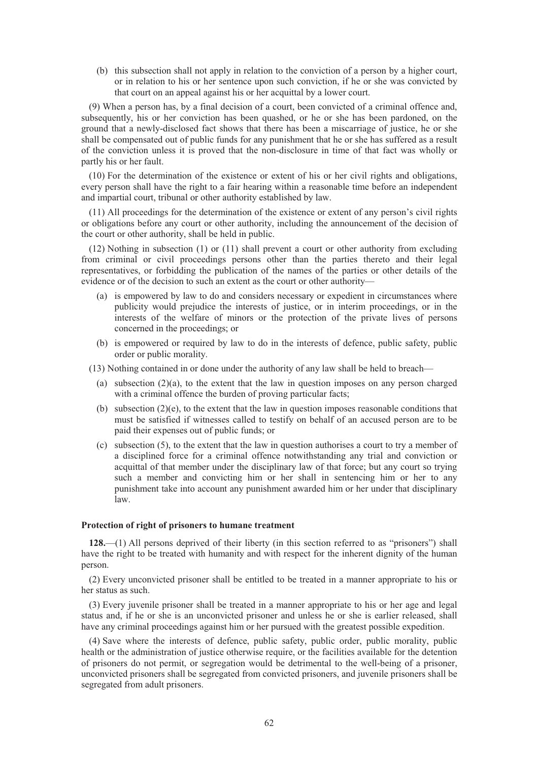(b) this subsection shall not apply in relation to the conviction of a person by a higher court, or in relation to his or her sentence upon such conviction, if he or she was convicted by that court on an appeal against his or her acquittal by a lower court.

(9) When a person has, by a final decision of a court, been convicted of a criminal offence and, subsequently, his or her conviction has been quashed, or he or she has been pardoned, on the ground that a newly-disclosed fact shows that there has been a miscarriage of justice, he or she shall be compensated out of public funds for any punishment that he or she has suffered as a result of the conviction unless it is proved that the non-disclosure in time of that fact was wholly or partly his or her fault.

(10) For the determination of the existence or extent of his or her civil rights and obligations, every person shall have the right to a fair hearing within a reasonable time before an independent and impartial court, tribunal or other authority established by law.

(11) All proceedings for the determination of the existence or extent of any person's civil rights or obligations before any court or other authority, including the announcement of the decision of the court or other authority, shall be held in public.

(12) Nothing in subsection (1) or (11) shall prevent a court or other authority from excluding from criminal or civil proceedings persons other than the parties thereto and their legal representatives, or forbidding the publication of the names of the parties or other details of the evidence or of the decision to such an extent as the court or other authority—

(a) is empowered by law to do and considers necessary or expedient in circumstances where publicity would prejudice the interests of justice, or in interim proceedings, or in the interests of the welfare of minors or the protection of the private lives of persons concerned in the proceedings; or

(b) is empowered or required by law to do in the interests of defence, public safety, public order or public morality.

(13) Nothing contained in or done under the authority of any law shall be held to breach—

(a) subsection (2)(a), to the extent that the law in question imposes on any person charged with a criminal offence the burden of proving particular facts;

(b) subsection (2)(e), to the extent that the law in question imposes reasonable conditions that must be satisfied if witnesses called to testify on behalf of an accused person are to be paid their expenses out of public funds; or

(c) subsection (5), to the extent that the law in question authorises a court to try a member of a disciplined force for a criminal offence notwithstanding any trial and conviction or acquittal of that member under the disciplinary law of that force; but any court so trying such a member and convicting him or her shall in sentencing him or her to any punishment take into account any punishment awarded him or her under that disciplinary law.

**Protection of right of prisoners to humane treatment**

**128.**—(1) All persons deprived of their liberty (in this section referred to as "prisoners") shall have the right to be treated with humanity and with respect for the inherent dignity of the human person.

(2) Every unconvicted prisoner shall be entitled to be treated in a manner appropriate to his or her status as such.

(3) Every juvenile prisoner shall be treated in a manner appropriate to his or her age and legal status and, if he or she is an unconvicted prisoner and unless he or she is earlier released, shall have any criminal proceedings against him or her pursued with the greatest possible expedition.

(4) Save where the interests of defence, public safety, public order, public morality, public health or the administration of justice otherwise require, or the facilities available for the detention of prisoners do not permit, or segregation would be detrimental to the well-being of a prisoner, unconvicted prisoners shall be segregated from convicted prisoners, and juvenile prisoners shall be segregated from adult prisoners.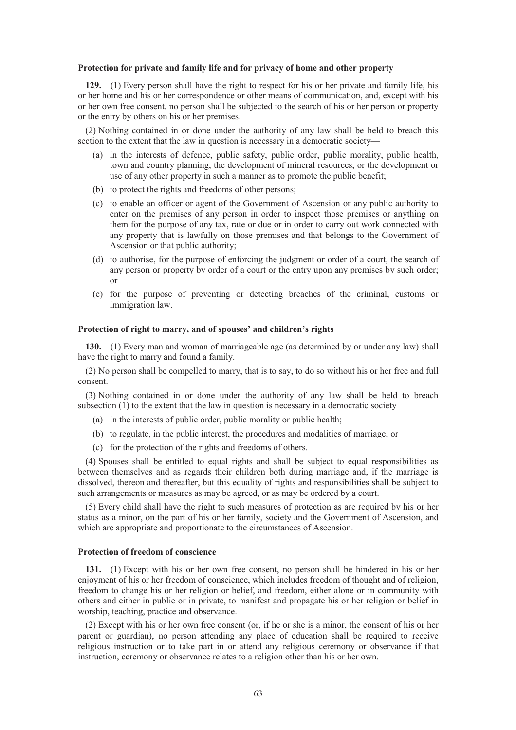**Protection for private and family life and for privacy of home and other property**

**129.**—(1) Every person shall have the right to respect for his or her private and family life, his or her home and his or her correspondence or other means of communication, and, except with his or her own free consent, no person shall be subjected to the search of his or her person or property or the entry by others on his or her premises.

(2) Nothing contained in or done under the authority of any law shall be held to breach this section to the extent that the law in question is necessary in a democratic society—

- (a) in the interests of defence, public safety, public order, public morality, public health, town and country planning, the development of mineral resources, or the development or use of any other property in such a manner as to promote the public benefit;
- (b) to protect the rights and freedoms of other persons;
- (c) to enable an officer or agent of the Government of Ascension or any public authority to enter on the premises of any person in order to inspect those premises or anything on them for the purpose of any tax, rate or due or in order to carry out work connected with any property that is lawfully on those premises and that belongs to the Government of Ascension or that public authority;
- (d) to authorise, for the purpose of enforcing the judgment or order of a court, the search of any person or property by order of a court or the entry upon any premises by such order; or
- (e) for the purpose of preventing or detecting breaches of the criminal, customs or immigration law.

**Protection of right to marry, and of spouses' and children's rights**

**130.**—(1) Every man and woman of marriageable age (as determined by or under any law) shall have the right to marry and found a family.

(2) No person shall be compelled to marry, that is to say, to do so without his or her free and full consent.

(3) Nothing contained in or done under the authority of any law shall be held to breach subsection (1) to the extent that the law in question is necessary in a democratic society—

- (a) in the interests of public order, public morality or public health;
- (b) to regulate, in the public interest, the procedures and modalities of marriage; or
- (c) for the protection of the rights and freedoms of others.

(4) Spouses shall be entitled to equal rights and shall be subject to equal responsibilities as between themselves and as regards their children both during marriage and, if the marriage is dissolved, thereon and thereafter, but this equality of rights and responsibilities shall be subject to such arrangements or measures as may be agreed, or as may be ordered by a court.

(5) Every child shall have the right to such measures of protection as are required by his or her status as a minor, on the part of his or her family, society and the Government of Ascension, and which are appropriate and proportionate to the circumstances of Ascension.

**Protection of freedom of conscience**

**131.**—(1) Except with his or her own free consent, no person shall be hindered in his or her enjoyment of his or her freedom of conscience, which includes freedom of thought and of religion, freedom to change his or her religion or belief, and freedom, either alone or in community with others and either in public or in private, to manifest and propagate his or her religion or belief in worship, teaching, practice and observance.

(2) Except with his or her own free consent (or, if he or she is a minor, the consent of his or her parent or guardian), no person attending any place of education shall be required to receive religious instruction or to take part in or attend any religious ceremony or observance if that instruction, ceremony or observance relates to a religion other than his or her own.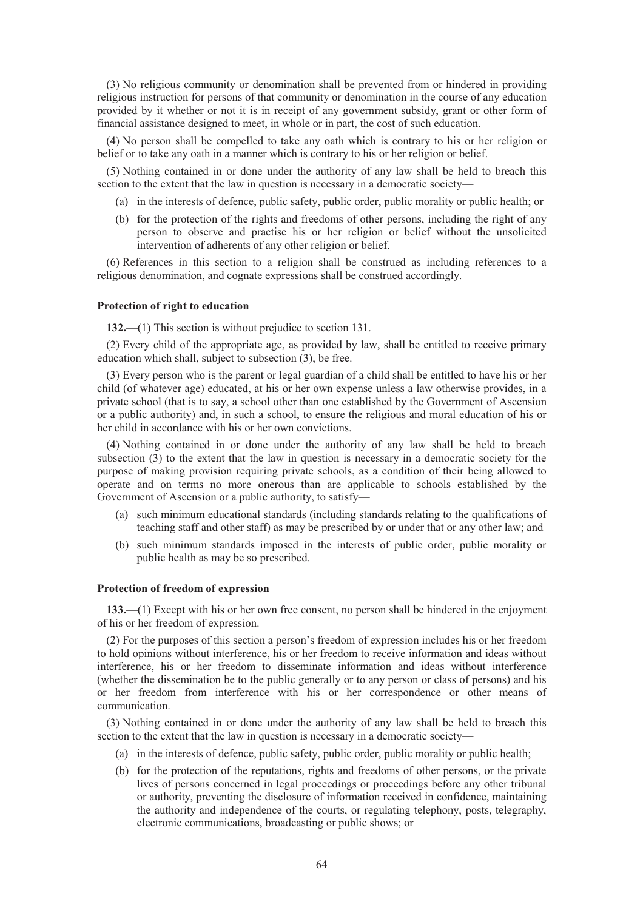(3) No religious community or denomination shall be prevented from or hindered in providing religious instruction for persons of that community or denomination in the course of any education provided by it whether or not it is in receipt of any government subsidy, grant or other form of financial assistance designed to meet, in whole or in part, the cost of such education.

(4) No person shall be compelled to take any oath which is contrary to his or her religion or belief or to take any oath in a manner which is contrary to his or her religion or belief.

(5) Nothing contained in or done under the authority of any law shall be held to breach this section to the extent that the law in question is necessary in a democratic society—

- (a) in the interests of defence, public safety, public order, public morality or public health; or
- (b) for the protection of the rights and freedoms of other persons, including the right of any person to observe and practise his or her religion or belief without the unsolicited intervention of adherents of any other religion or belief.

(6) References in this section to a religion shall be construed as including references to a religious denomination, and cognate expressions shall be construed accordingly.

**Protection of right to education**

**132.**—(1) This section is without prejudice to section 131.

(2) Every child of the appropriate age, as provided by law, shall be entitled to receive primary education which shall, subject to subsection (3), be free.

(3) Every person who is the parent or legal guardian of a child shall be entitled to have his or her child (of whatever age) educated, at his or her own expense unless a law otherwise provides, in a private school (that is to say, a school other than one established by the Government of Ascension or a public authority) and, in such a school, to ensure the religious and moral education of his or her child in accordance with his or her own convictions.

(4) Nothing contained in or done under the authority of any law shall be held to breach subsection (3) to the extent that the law in question is necessary in a democratic society for the purpose of making provision requiring private schools, as a condition of their being allowed to operate and on terms no more onerous than are applicable to schools established by the Government of Ascension or a public authority, to satisfy—

- (a) such minimum educational standards (including standards relating to the qualifications of teaching staff and other staff) as may be prescribed by or under that or any other law; and
- (b) such minimum standards imposed in the interests of public order, public morality or public health as may be so prescribed.

**Protection of freedom of expression**

**133.**—(1) Except with his or her own free consent, no person shall be hindered in the enjoyment of his or her freedom of expression.

(2) For the purposes of this section a person's freedom of expression includes his or her freedom to hold opinions without interference, his or her freedom to receive information and ideas without interference, his or her freedom to disseminate information and ideas without interference (whether the dissemination be to the public generally or to any person or class of persons) and his or her freedom from interference with his or her correspondence or other means of communication.

(3) Nothing contained in or done under the authority of any law shall be held to breach this section to the extent that the law in question is necessary in a democratic society—

- (a) in the interests of defence, public safety, public order, public morality or public health;
- (b) for the protection of the reputations, rights and freedoms of other persons, or the private lives of persons concerned in legal proceedings or proceedings before any other tribunal or authority, preventing the disclosure of information received in confidence, maintaining the authority and independence of the courts, or regulating telephony, posts, telegraphy, electronic communications, broadcasting or public shows; or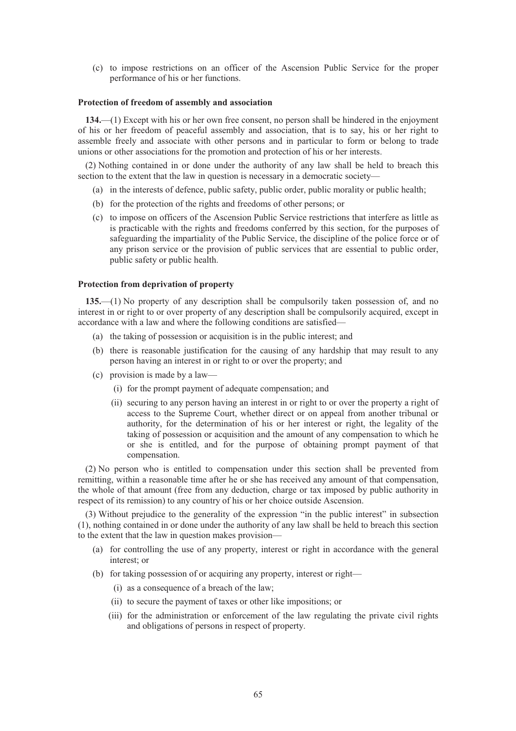(c) to impose restrictions on an officer of the Ascension Public Service for the proper performance of his or her functions.

**Protection of freedom of assembly and association**

**134.**—(1) Except with his or her own free consent, no person shall be hindered in the enjoyment of his or her freedom of peaceful assembly and association, that is to say, his or her right to assemble freely and associate with other persons and in particular to form or belong to trade unions or other associations for the promotion and protection of his or her interests.

(2) Nothing contained in or done under the authority of any law shall be held to breach this section to the extent that the law in question is necessary in a democratic society—

(a) in the interests of defence, public safety, public order, public morality or public health;

(b) for the protection of the rights and freedoms of other persons; or

(c) to impose on officers of the Ascension Public Service restrictions that interfere as little as is practicable with the rights and freedoms conferred by this section, for the purposes of safeguarding the impartiality of the Public Service, the discipline of the police force or of any prison service or the provision of public services that are essential to public order, public safety or public health.

**Protection from deprivation of property**

**135.**—(1) No property of any description shall be compulsorily taken possession of, and no interest in or right to or over property of any description shall be compulsorily acquired, except in accordance with a law and where the following conditions are satisfied—

(a) the taking of possession or acquisition is in the public interest; and

(b) there is reasonable justification for the causing of any hardship that may result to any person having an interest in or right to or over the property; and

(c) provision is made by a law—

(i) for the prompt payment of adequate compensation; and

(ii) securing to any person having an interest in or right to or over the property a right of access to the Supreme Court, whether direct or on appeal from another tribunal or authority, for the determination of his or her interest or right, the legality of the taking of possession or acquisition and the amount of any compensation to which he or she is entitled, and for the purpose of obtaining prompt payment of that compensation.

(2) No person who is entitled to compensation under this section shall be prevented from remitting, within a reasonable time after he or she has received any amount of that compensation, the whole of that amount (free from any deduction, charge or tax imposed by public authority in respect of its remission) to any country of his or her choice outside Ascension.

(3) Without prejudice to the generality of the expression "in the public interest" in subsection (1), nothing contained in or done under the authority of any law shall be held to breach this section to the extent that the law in question makes provision—

(a) for controlling the use of any property, interest or right in accordance with the general interest; or

(b) for taking possession of or acquiring any property, interest or right—

(i) as a consequence of a breach of the law;

(ii) to secure the payment of taxes or other like impositions; or

(iii) for the administration or enforcement of the law regulating the private civil rights and obligations of persons in respect of property.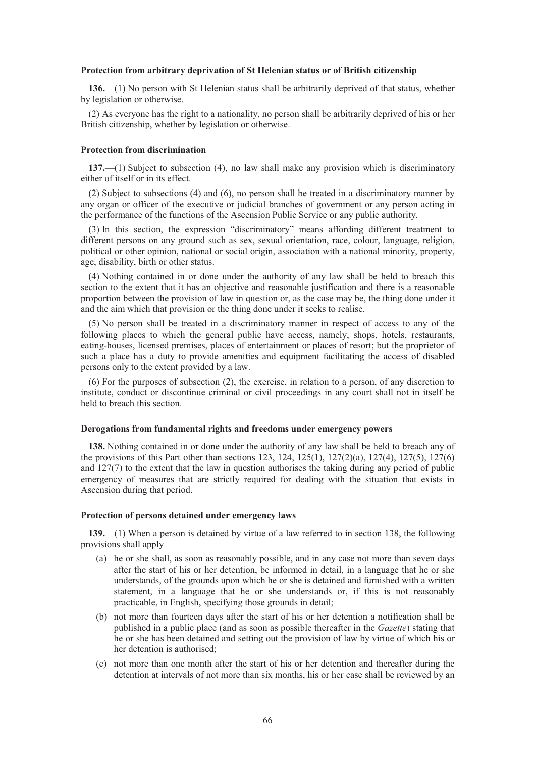**Protection from arbitrary deprivation of St Helenian status or of British citizenship**

**136.**—(1) No person with St Helenian status shall be arbitrarily deprived of that status, whether by legislation or otherwise.

(2) As everyone has the right to a nationality, no person shall be arbitrarily deprived of his or her British citizenship, whether by legislation or otherwise.

**Protection from discrimination**

**137.**—(1) Subject to subsection (4), no law shall make any provision which is discriminatory either of itself or in its effect.

(2) Subject to subsections (4) and (6), no person shall be treated in a discriminatory manner by any organ or officer of the executive or judicial branches of government or any person acting in the performance of the functions of the Ascension Public Service or any public authority.

(3) In this section, the expression "discriminatory" means affording different treatment to different persons on any ground such as sex, sexual orientation, race, colour, language, religion, political or other opinion, national or social origin, association with a national minority, property, age, disability, birth or other status.

(4) Nothing contained in or done under the authority of any law shall be held to breach this section to the extent that it has an objective and reasonable justification and there is a reasonable proportion between the provision of law in question or, as the case may be, the thing done under it and the aim which that provision or the thing done under it seeks to realise.

(5) No person shall be treated in a discriminatory manner in respect of access to any of the following places to which the general public have access, namely, shops, hotels, restaurants, eating-houses, licensed premises, places of entertainment or places of resort; but the proprietor of such a place has a duty to provide amenities and equipment facilitating the access of disabled persons only to the extent provided by a law.

(6) For the purposes of subsection (2), the exercise, in relation to a person, of any discretion to institute, conduct or discontinue criminal or civil proceedings in any court shall not in itself be held to breach this section.

**Derogations from fundamental rights and freedoms under emergency powers**

**138.** Nothing contained in or done under the authority of any law shall be held to breach any of the provisions of this Part other than sections 123, 124, 125(1), 127(2)(a), 127(4), 127(5), 127(6) and 127(7) to the extent that the law in question authorises the taking during any period of public emergency of measures that are strictly required for dealing with the situation that exists in Ascension during that period.

**Protection of persons detained under emergency laws**

**139.**—(1) When a person is detained by virtue of a law referred to in section 138, the following provisions shall apply—

(a) he or she shall, as soon as reasonably possible, and in any case not more than seven days after the start of his or her detention, be informed in detail, in a language that he or she understands, of the grounds upon which he or she is detained and furnished with a written statement, in a language that he or she understands or, if this is not reasonably practicable, in English, specifying those grounds in detail;

(b) not more than fourteen days after the start of his or her detention a notification shall be published in a public place (and as soon as possible thereafter in the *Gazette*) stating that he or she has been detained and setting out the provision of law by virtue of which his or her detention is authorised;

(c) not more than one month after the start of his or her detention and thereafter during the detention at intervals of not more than six months, his or her case shall be reviewed by an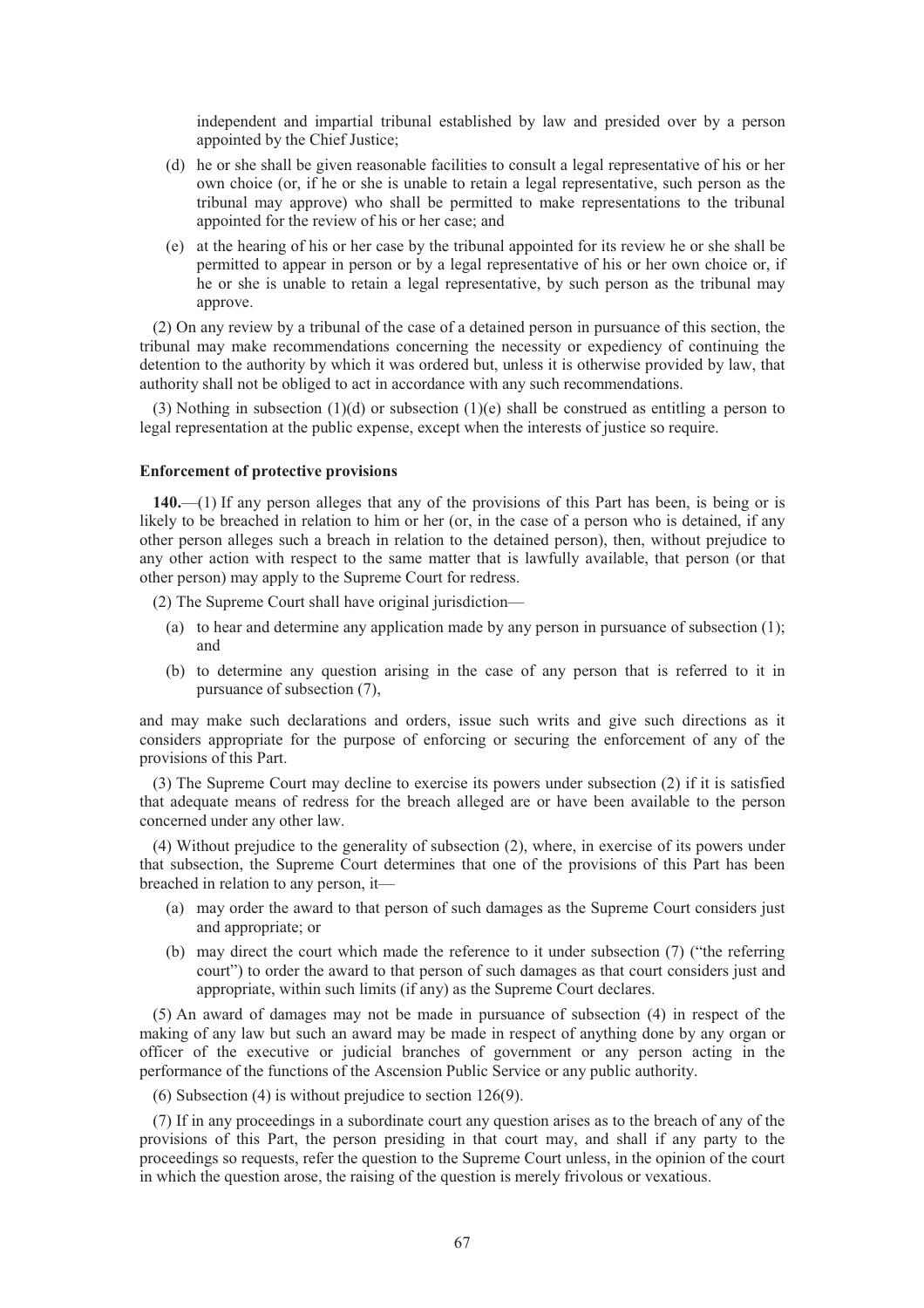independent and impartial tribunal established by law and presided over by a person appointed by the Chief Justice;

(d) he or she shall be given reasonable facilities to consult a legal representative of his or her own choice (or, if he or she is unable to retain a legal representative, such person as the tribunal may approve) who shall be permitted to make representations to the tribunal appointed for the review of his or her case; and

(e) at the hearing of his or her case by the tribunal appointed for its review he or she shall be permitted to appear in person or by a legal representative of his or her own choice or, if he or she is unable to retain a legal representative, by such person as the tribunal may approve.

(2) On any review by a tribunal of the case of a detained person in pursuance of this section, the tribunal may make recommendations concerning the necessity or expediency of continuing the detention to the authority by which it was ordered but, unless it is otherwise provided by law, that authority shall not be obliged to act in accordance with any such recommendations.

(3) Nothing in subsection (1)(d) or subsection (1)(e) shall be construed as entitling a person to legal representation at the public expense, except when the interests of justice so require.

**Enforcement of protective provisions**

**140.**—(1) If any person alleges that any of the provisions of this Part has been, is being or is likely to be breached in relation to him or her (or, in the case of a person who is detained, if any other person alleges such a breach in relation to the detained person), then, without prejudice to any other action with respect to the same matter that is lawfully available, that person (or that other person) may apply to the Supreme Court for redress.

(2) The Supreme Court shall have original jurisdiction—

(a) to hear and determine any application made by any person in pursuance of subsection (1); and

(b) to determine any question arising in the case of any person that is referred to it in pursuance of subsection (7),

and may make such declarations and orders, issue such writs and give such directions as it considers appropriate for the purpose of enforcing or securing the enforcement of any of the provisions of this Part.

(3) The Supreme Court may decline to exercise its powers under subsection (2) if it is satisfied that adequate means of redress for the breach alleged are or have been available to the person concerned under any other law.

(4) Without prejudice to the generality of subsection (2), where, in exercise of its powers under that subsection, the Supreme Court determines that one of the provisions of this Part has been breached in relation to any person, it—

(a) may order the award to that person of such damages as the Supreme Court considers just and appropriate; or

(b) may direct the court which made the reference to it under subsection (7) ("the referring court") to order the award to that person of such damages as that court considers just and appropriate, within such limits (if any) as the Supreme Court declares.

(5) An award of damages may not be made in pursuance of subsection (4) in respect of the making of any law but such an award may be made in respect of anything done by any organ or officer of the executive or judicial branches of government or any person acting in the performance of the functions of the Ascension Public Service or any public authority.

(6) Subsection (4) is without prejudice to section 126(9).

(7) If in any proceedings in a subordinate court any question arises as to the breach of any of the provisions of this Part, the person presiding in that court may, and shall if any party to the proceedings so requests, refer the question to the Supreme Court unless, in the opinion of the court in which the question arose, the raising of the question is merely frivolous or vexatious.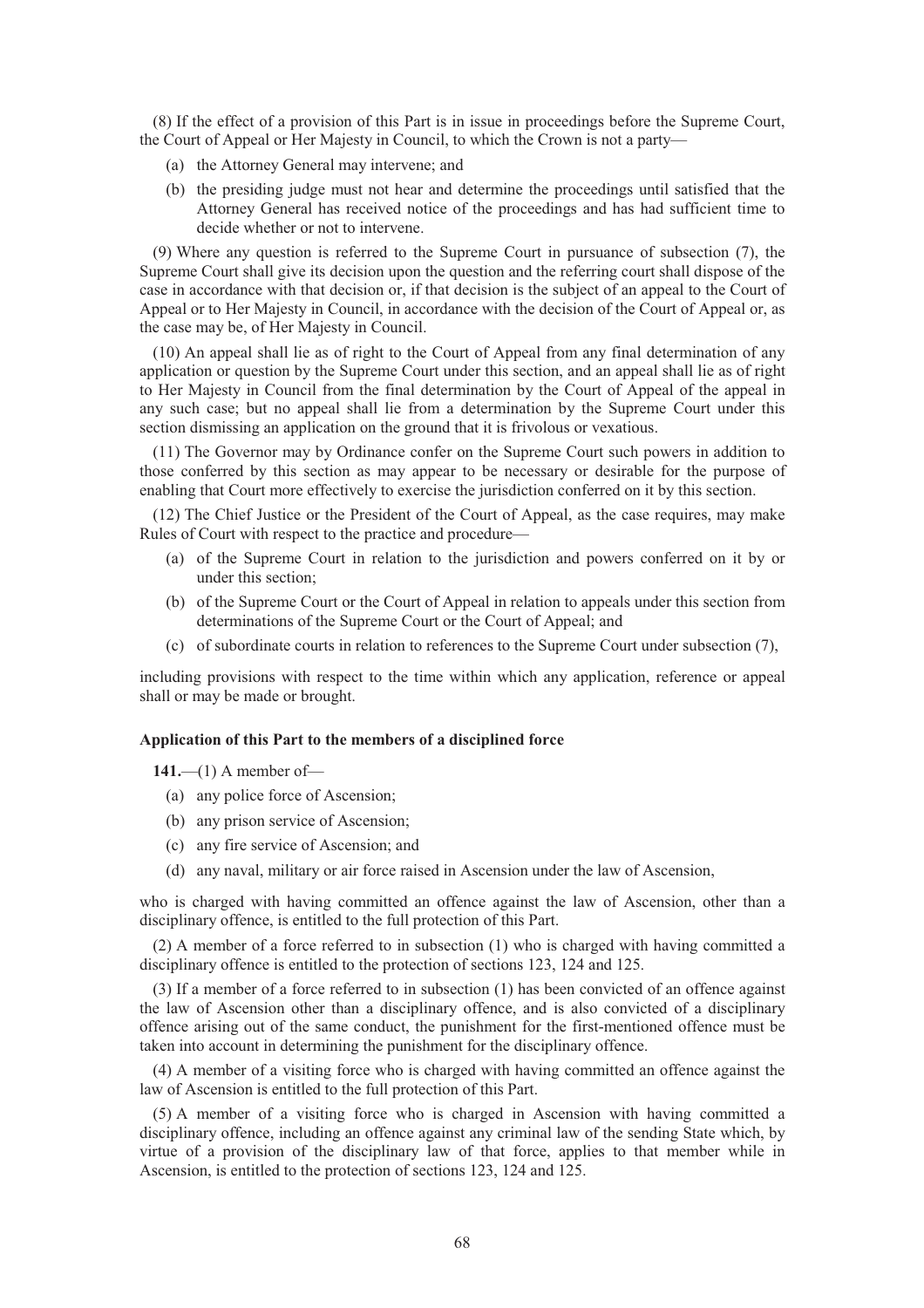(8) If the effect of a provision of this Part is in issue in proceedings before the Supreme Court, the Court of Appeal or Her Majesty in Council, to which the Crown is not a party—

- (a) the Attorney General may intervene; and
- (b) the presiding judge must not hear and determine the proceedings until satisfied that the Attorney General has received notice of the proceedings and has had sufficient time to decide whether or not to intervene.

(9) Where any question is referred to the Supreme Court in pursuance of subsection (7), the Supreme Court shall give its decision upon the question and the referring court shall dispose of the case in accordance with that decision or, if that decision is the subject of an appeal to the Court of Appeal or to Her Majesty in Council, in accordance with the decision of the Court of Appeal or, as the case may be, of Her Majesty in Council.

(10) An appeal shall lie as of right to the Court of Appeal from any final determination of any application or question by the Supreme Court under this section, and an appeal shall lie as of right to Her Majesty in Council from the final determination by the Court of Appeal of the appeal in any such case; but no appeal shall lie from a determination by the Supreme Court under this section dismissing an application on the ground that it is frivolous or vexatious.

(11) The Governor may by Ordinance confer on the Supreme Court such powers in addition to those conferred by this section as may appear to be necessary or desirable for the purpose of enabling that Court more effectively to exercise the jurisdiction conferred on it by this section.

(12) The Chief Justice or the President of the Court of Appeal, as the case requires, may make Rules of Court with respect to the practice and procedure—

- (a) of the Supreme Court in relation to the jurisdiction and powers conferred on it by or under this section;
- (b) of the Supreme Court or the Court of Appeal in relation to appeals under this section from determinations of the Supreme Court or the Court of Appeal; and
- (c) of subordinate courts in relation to references to the Supreme Court under subsection (7),

including provisions with respect to the time within which any application, reference or appeal shall or may be made or brought.

**Application of this Part to the members of a disciplined force**

**141.**—(1) A member of—

- (a) any police force of Ascension;
- (b) any prison service of Ascension;
- (c) any fire service of Ascension; and
- (d) any naval, military or air force raised in Ascension under the law of Ascension,

who is charged with having committed an offence against the law of Ascension, other than a disciplinary offence, is entitled to the full protection of this Part.

(2) A member of a force referred to in subsection (1) who is charged with having committed a disciplinary offence is entitled to the protection of sections 123, 124 and 125.

(3) If a member of a force referred to in subsection (1) has been convicted of an offence against the law of Ascension other than a disciplinary offence, and is also convicted of a disciplinary offence arising out of the same conduct, the punishment for the first-mentioned offence must be taken into account in determining the punishment for the disciplinary offence.

(4) A member of a visiting force who is charged with having committed an offence against the law of Ascension is entitled to the full protection of this Part.

(5) A member of a visiting force who is charged in Ascension with having committed a disciplinary offence, including an offence against any criminal law of the sending State which, by virtue of a provision of the disciplinary law of that force, applies to that member while in Ascension, is entitled to the protection of sections 123, 124 and 125.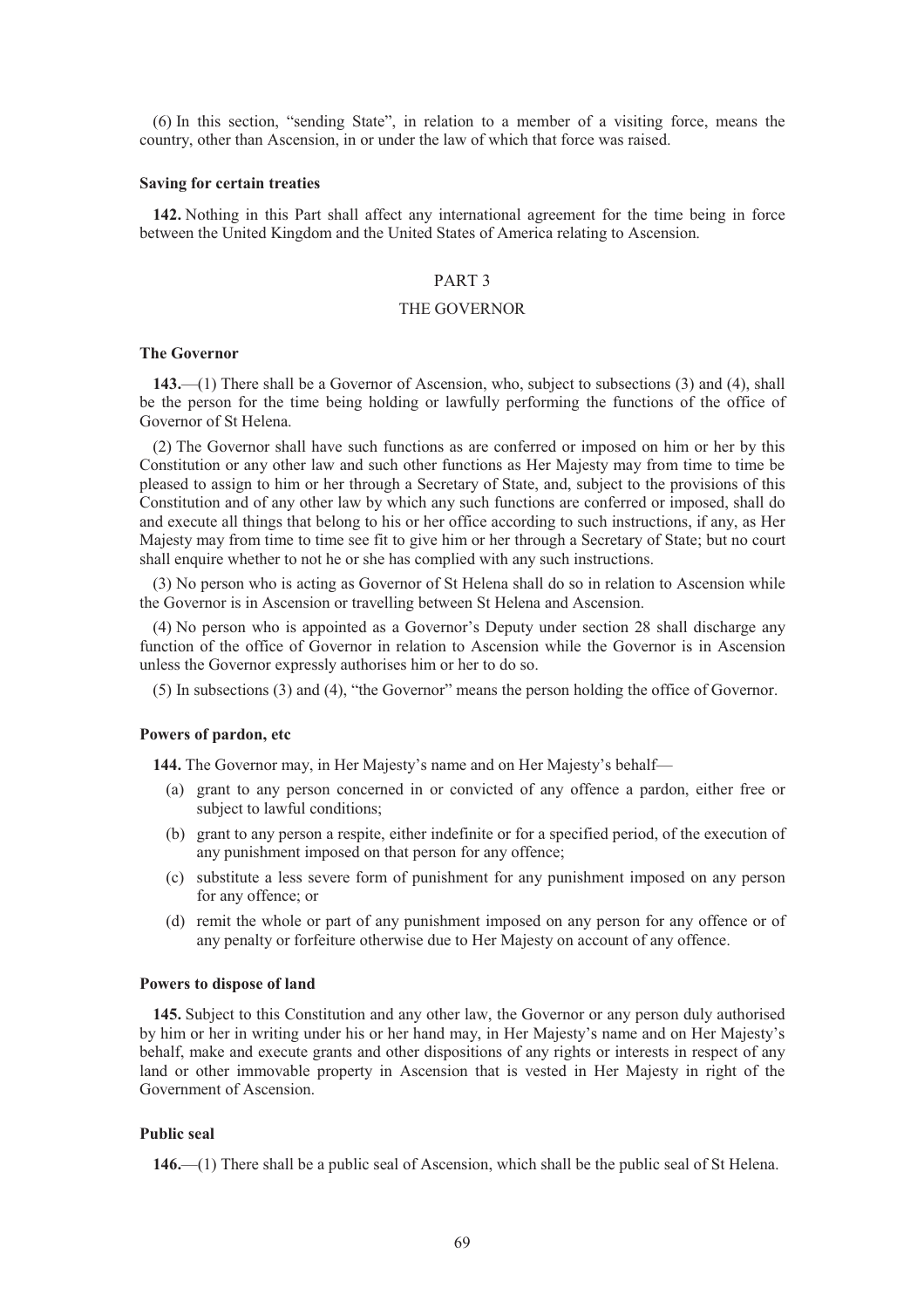(6) In this section, "sending State", in relation to a member of a visiting force, means the country, other than Ascension, in or under the law of which that force was raised.

**Saving for certain treaties**

**142.** Nothing in this Part shall affect any international agreement for the time being in force between the United Kingdom and the United States of America relating to Ascension.

## PART 3

## THE GOVERNOR

**The Governor**

**143.**—(1) There shall be a Governor of Ascension, who, subject to subsections (3) and (4), shall be the person for the time being holding or lawfully performing the functions of the office of Governor of St Helena.

(2) The Governor shall have such functions as are conferred or imposed on him or her by this Constitution or any other law and such other functions as Her Majesty may from time to time be pleased to assign to him or her through a Secretary of State, and, subject to the provisions of this Constitution and of any other law by which any such functions are conferred or imposed, shall do and execute all things that belong to his or her office according to such instructions, if any, as Her Majesty may from time to time see fit to give him or her through a Secretary of State; but no court shall enquire whether to not he or she has complied with any such instructions.

(3) No person who is acting as Governor of St Helena shall do so in relation to Ascension while the Governor is in Ascension or travelling between St Helena and Ascension.

(4) No person who is appointed as a Governor's Deputy under section 28 shall discharge any function of the office of Governor in relation to Ascension while the Governor is in Ascension unless the Governor expressly authorises him or her to do so.

(5) In subsections (3) and (4), "the Governor" means the person holding the office of Governor.

**Powers of pardon, etc**

**144.** The Governor may, in Her Majesty's name and on Her Majesty's behalf—

(a) grant to any person concerned in or convicted of any offence a pardon, either free or subject to lawful conditions;

(b) grant to any person a respite, either indefinite or for a specified period, of the execution of any punishment imposed on that person for any offence;

(c) substitute a less severe form of punishment for any punishment imposed on any person for any offence; or

(d) remit the whole or part of any punishment imposed on any person for any offence or of any penalty or forfeiture otherwise due to Her Majesty on account of any offence.

**Powers to dispose of land**

**145.** Subject to this Constitution and any other law, the Governor or any person duly authorised by him or her in writing under his or her hand may, in Her Majesty's name and on Her Majesty's behalf, make and execute grants and other dispositions of any rights or interests in respect of any land or other immovable property in Ascension that is vested in Her Majesty in right of the Government of Ascension.

**Public seal**

**146.**—(1) There shall be a public seal of Ascension, which shall be the public seal of St Helena.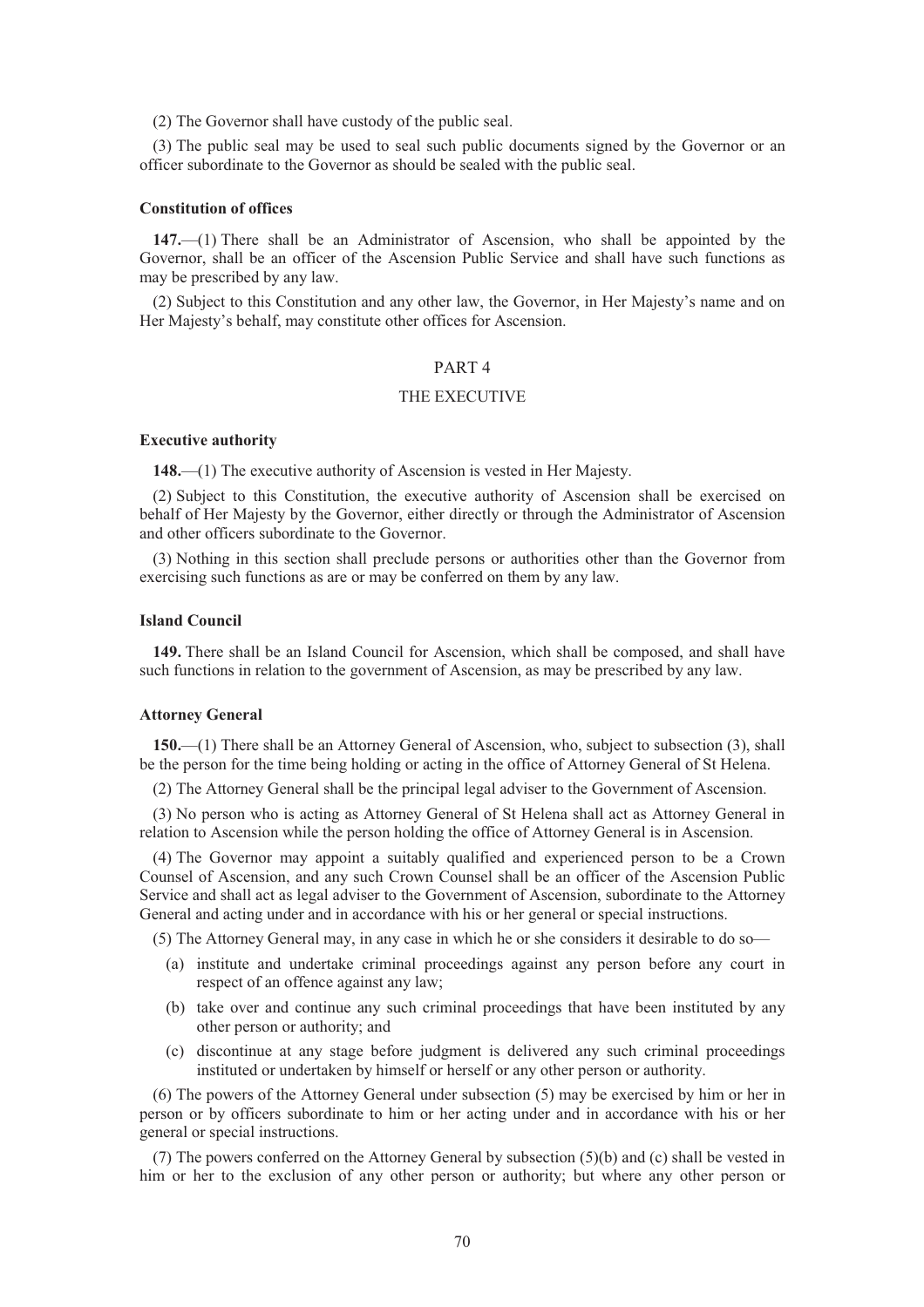(2) The Governor shall have custody of the public seal.

(3) The public seal may be used to seal such public documents signed by the Governor or an officer subordinate to the Governor as should be sealed with the public seal.

**Constitution of offices**

**147.**—(1) There shall be an Administrator of Ascension, who shall be appointed by the Governor, shall be an officer of the Ascension Public Service and shall have such functions as may be prescribed by any law.

(2) Subject to this Constitution and any other law, the Governor, in Her Majesty's name and on Her Majesty's behalf, may constitute other offices for Ascension.

## PART 4

## THE EXECUTIVE

**Executive authority**

**148.**—(1) The executive authority of Ascension is vested in Her Majesty.

(2) Subject to this Constitution, the executive authority of Ascension shall be exercised on behalf of Her Majesty by the Governor, either directly or through the Administrator of Ascension and other officers subordinate to the Governor.

(3) Nothing in this section shall preclude persons or authorities other than the Governor from exercising such functions as are or may be conferred on them by any law.

**Island Council**

**149.** There shall be an Island Council for Ascension, which shall be composed, and shall have such functions in relation to the government of Ascension, as may be prescribed by any law.

**Attorney General**

**150.**—(1) There shall be an Attorney General of Ascension, who, subject to subsection (3), shall be the person for the time being holding or acting in the office of Attorney General of St Helena.

(2) The Attorney General shall be the principal legal adviser to the Government of Ascension.

(3) No person who is acting as Attorney General of St Helena shall act as Attorney General in relation to Ascension while the person holding the office of Attorney General is in Ascension.

(4) The Governor may appoint a suitably qualified and experienced person to be a Crown Counsel of Ascension, and any such Crown Counsel shall be an officer of the Ascension Public Service and shall act as legal adviser to the Government of Ascension, subordinate to the Attorney General and acting under and in accordance with his or her general or special instructions.

(5) The Attorney General may, in any case in which he or she considers it desirable to do so—

(a) institute and undertake criminal proceedings against any person before any court in respect of an offence against any law;

(b) take over and continue any such criminal proceedings that have been instituted by any other person or authority; and

(c) discontinue at any stage before judgment is delivered any such criminal proceedings instituted or undertaken by himself or herself or any other person or authority.

(6) The powers of the Attorney General under subsection (5) may be exercised by him or her in person or by officers subordinate to him or her acting under and in accordance with his or her general or special instructions.

(7) The powers conferred on the Attorney General by subsection (5)(b) and (c) shall be vested in him or her to the exclusion of any other person or authority; but where any other person or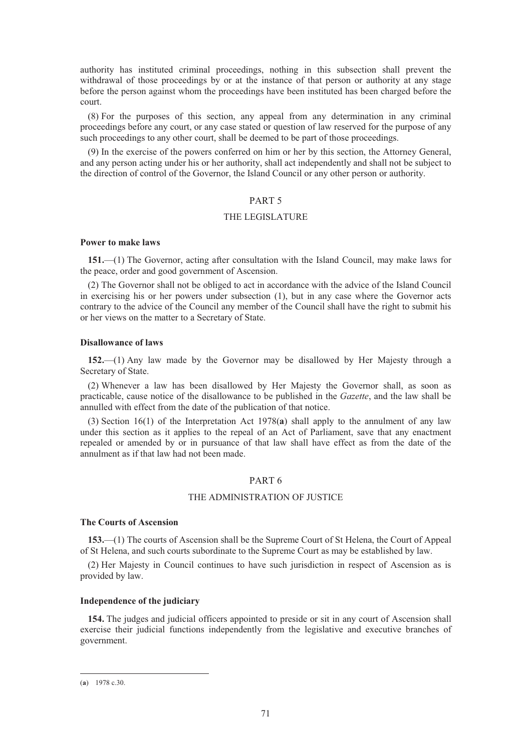authority has instituted criminal proceedings, nothing in this subsection shall prevent the withdrawal of those proceedings by or at the instance of that person or authority at any stage before the person against whom the proceedings have been instituted has been charged before the court.

(8) For the purposes of this section, any appeal from any determination in any criminal proceedings before any court, or any case stated or question of law reserved for the purpose of any such proceedings to any other court, shall be deemed to be part of those proceedings.

(9) In the exercise of the powers conferred on him or her by this section, the Attorney General, and any person acting under his or her authority, shall act independently and shall not be subject to the direction of control of the Governor, the Island Council or any other person or authority.

## PART 5

## THE LEGISLATURE

**Power to make laws**

**151.**—(1) The Governor, acting after consultation with the Island Council, may make laws for the peace, order and good government of Ascension.

(2) The Governor shall not be obliged to act in accordance with the advice of the Island Council in exercising his or her powers under subsection (1), but in any case where the Governor acts contrary to the advice of the Council any member of the Council shall have the right to submit his or her views on the matter to a Secretary of State.

**Disallowance of laws**

**152.**—(1) Any law made by the Governor may be disallowed by Her Majesty through a Secretary of State.

(2) Whenever a law has been disallowed by Her Majesty the Governor shall, as soon as practicable, cause notice of the disallowance to be published in the *Gazette*, and the law shall be annulled with effect from the date of the publication of that notice.

(3) Section 16(1) of the Interpretation Act 1978(**a**) shall apply to the annulment of any law under this section as it applies to the repeal of an Act of Parliament, save that any enactment repealed or amended by or in pursuance of that law shall have effect as from the date of the annulment as if that law had not been made.

## PART 6

## THE ADMINISTRATION OF JUSTICE

**The Courts of Ascension**

**153.**—(1) The courts of Ascension shall be the Supreme Court of St Helena, the Court of Appeal of St Helena, and such courts subordinate to the Supreme Court as may be established by law.

(2) Her Majesty in Council continues to have such jurisdiction in respect of Ascension as is provided by law.

**Independence of the judiciary**

**154.** The judges and judicial officers appointed to preside or sit in any court of Ascension shall exercise their judicial functions independently from the legislative and executive branches of government.

---

(**a**) 1978 c.30.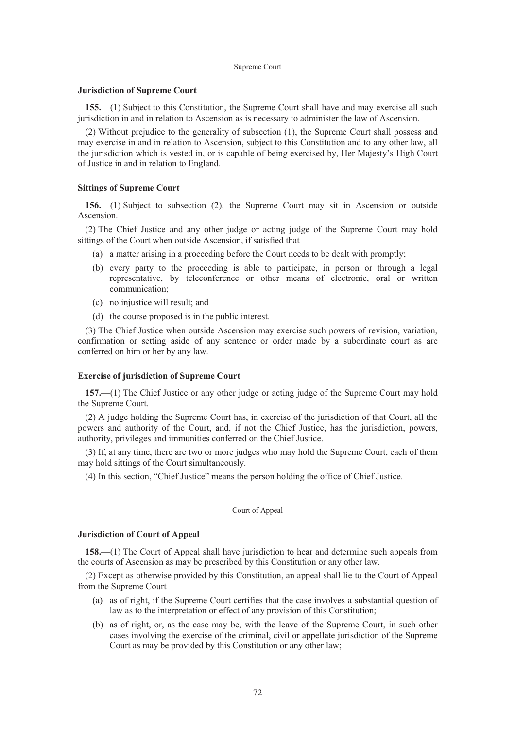Supreme Court

### Jurisdiction of Supreme Court

**155.**—(1) Subject to this Constitution, the Supreme Court shall have and may exercise all such jurisdiction in and in relation to Ascension as is necessary to administer the law of Ascension.

(2) Without prejudice to the generality of subsection (1), the Supreme Court shall possess and may exercise in and in relation to Ascension, subject to this Constitution and to any other law, all the jurisdiction which is vested in, or is capable of being exercised by, Her Majesty's High Court of Justice in and in relation to England.

### Sittings of Supreme Court

**156.**—(1) Subject to subsection (2), the Supreme Court may sit in Ascension or outside Ascension.

(2) The Chief Justice and any other judge or acting judge of the Supreme Court may hold sittings of the Court when outside Ascension, if satisfied that—

- (a) a matter arising in a proceeding before the Court needs to be dealt with promptly;
- (b) every party to the proceeding is able to participate, in person or through a legal representative, by teleconference or other means of electronic, oral or written communication;
- (c) no injustice will result; and
- (d) the course proposed is in the public interest.

(3) The Chief Justice when outside Ascension may exercise such powers of revision, variation, confirmation or setting aside of any sentence or order made by a subordinate court as are conferred on him or her by any law.

### Exercise of jurisdiction of Supreme Court

**157.**—(1) The Chief Justice or any other judge or acting judge of the Supreme Court may hold the Supreme Court.

(2) A judge holding the Supreme Court has, in exercise of the jurisdiction of that Court, all the powers and authority of the Court, and, if not the Chief Justice, has the jurisdiction, powers, authority, privileges and immunities conferred on the Chief Justice.

(3) If, at any time, there are two or more judges who may hold the Supreme Court, each of them may hold sittings of the Court simultaneously.

(4) In this section, "Chief Justice" means the person holding the office of Chief Justice.

Court of Appeal

### Jurisdiction of Court of Appeal

**158.**—(1) The Court of Appeal shall have jurisdiction to hear and determine such appeals from the courts of Ascension as may be prescribed by this Constitution or any other law.

(2) Except as otherwise provided by this Constitution, an appeal shall lie to the Court of Appeal from the Supreme Court—

- (a) as of right, if the Supreme Court certifies that the case involves a substantial question of law as to the interpretation or effect of any provision of this Constitution;
- (b) as of right, or, as the case may be, with the leave of the Supreme Court, in such other cases involving the exercise of the criminal, civil or appellate jurisdiction of the Supreme Court as may be provided by this Constitution or any other law;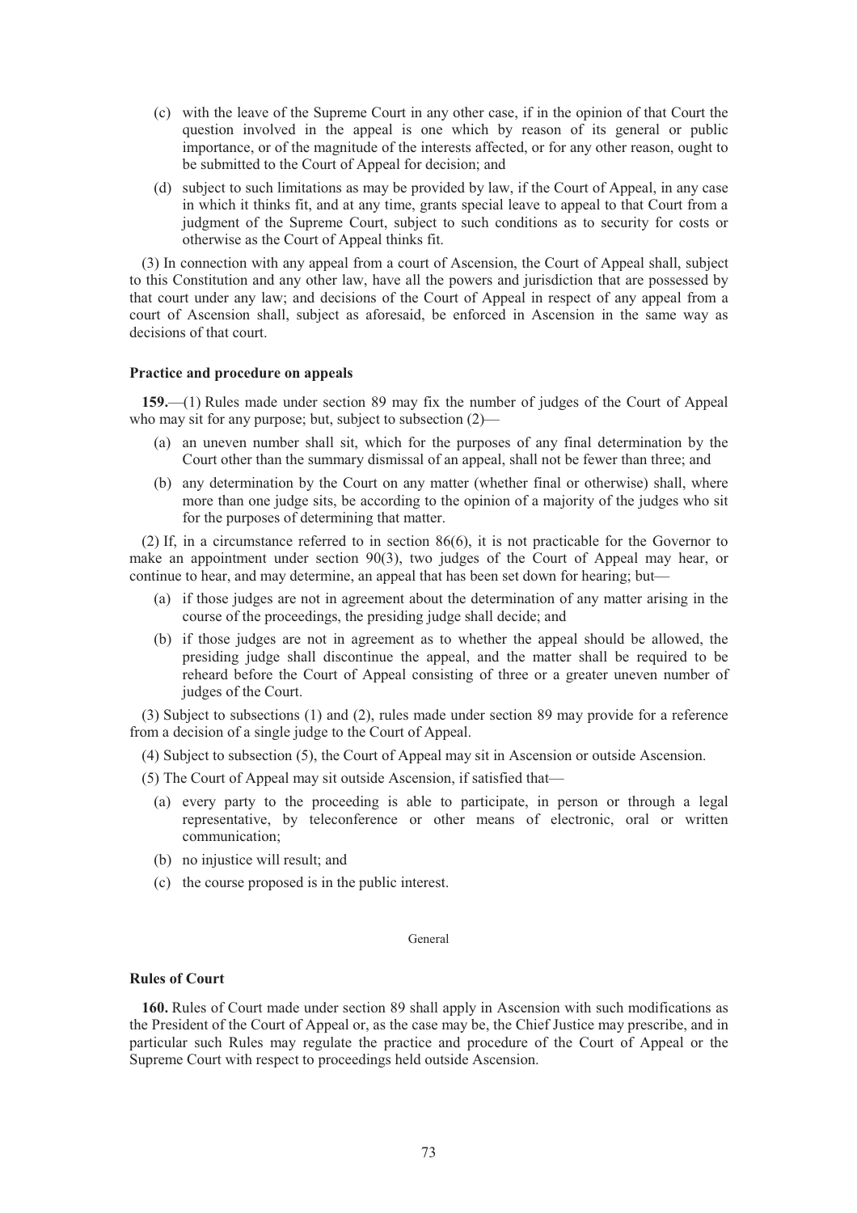(c) with the leave of the Supreme Court in any other case, if in the opinion of that Court the question involved in the appeal is one which by reason of its general or public importance, or of the magnitude of the interests affected, or for any other reason, ought to be submitted to the Court of Appeal for decision; and

(d) subject to such limitations as may be provided by law, if the Court of Appeal, in any case in which it thinks fit, and at any time, grants special leave to appeal to that Court from a judgment of the Supreme Court, subject to such conditions as to security for costs or otherwise as the Court of Appeal thinks fit.

(3) In connection with any appeal from a court of Ascension, the Court of Appeal shall, subject to this Constitution and any other law, have all the powers and jurisdiction that are possessed by that court under any law; and decisions of the Court of Appeal in respect of any appeal from a court of Ascension shall, subject as aforesaid, be enforced in Ascension in the same way as decisions of that court.

**Practice and procedure on appeals**

**159.**—(1) Rules made under section 89 may fix the number of judges of the Court of Appeal who may sit for any purpose; but, subject to subsection (2)—

(a) an uneven number shall sit, which for the purposes of any final determination by the Court other than the summary dismissal of an appeal, shall not be fewer than three; and

(b) any determination by the Court on any matter (whether final or otherwise) shall, where more than one judge sits, be according to the opinion of a majority of the judges who sit for the purposes of determining that matter.

(2) If, in a circumstance referred to in section 86(6), it is not practicable for the Governor to make an appointment under section 90(3), two judges of the Court of Appeal may hear, or continue to hear, and may determine, an appeal that has been set down for hearing; but—

(a) if those judges are not in agreement about the determination of any matter arising in the course of the proceedings, the presiding judge shall decide; and

(b) if those judges are not in agreement as to whether the appeal should be allowed, the presiding judge shall discontinue the appeal, and the matter shall be required to be reheard before the Court of Appeal consisting of three or a greater uneven number of judges of the Court.

(3) Subject to subsections (1) and (2), rules made under section 89 may provide for a reference from a decision of a single judge to the Court of Appeal.

(4) Subject to subsection (5), the Court of Appeal may sit in Ascension or outside Ascension.

(5) The Court of Appeal may sit outside Ascension, if satisfied that—

(a) every party to the proceeding is able to participate, in person or through a legal representative, by teleconference or other means of electronic, oral or written communication;

(b) no injustice will result; and

(c) the course proposed is in the public interest.

General

**Rules of Court**

**160.** Rules of Court made under section 89 shall apply in Ascension with such modifications as the President of the Court of Appeal or, as the case may be, the Chief Justice may prescribe, and in particular such Rules may regulate the practice and procedure of the Court of Appeal or the Supreme Court with respect to proceedings held outside Ascension.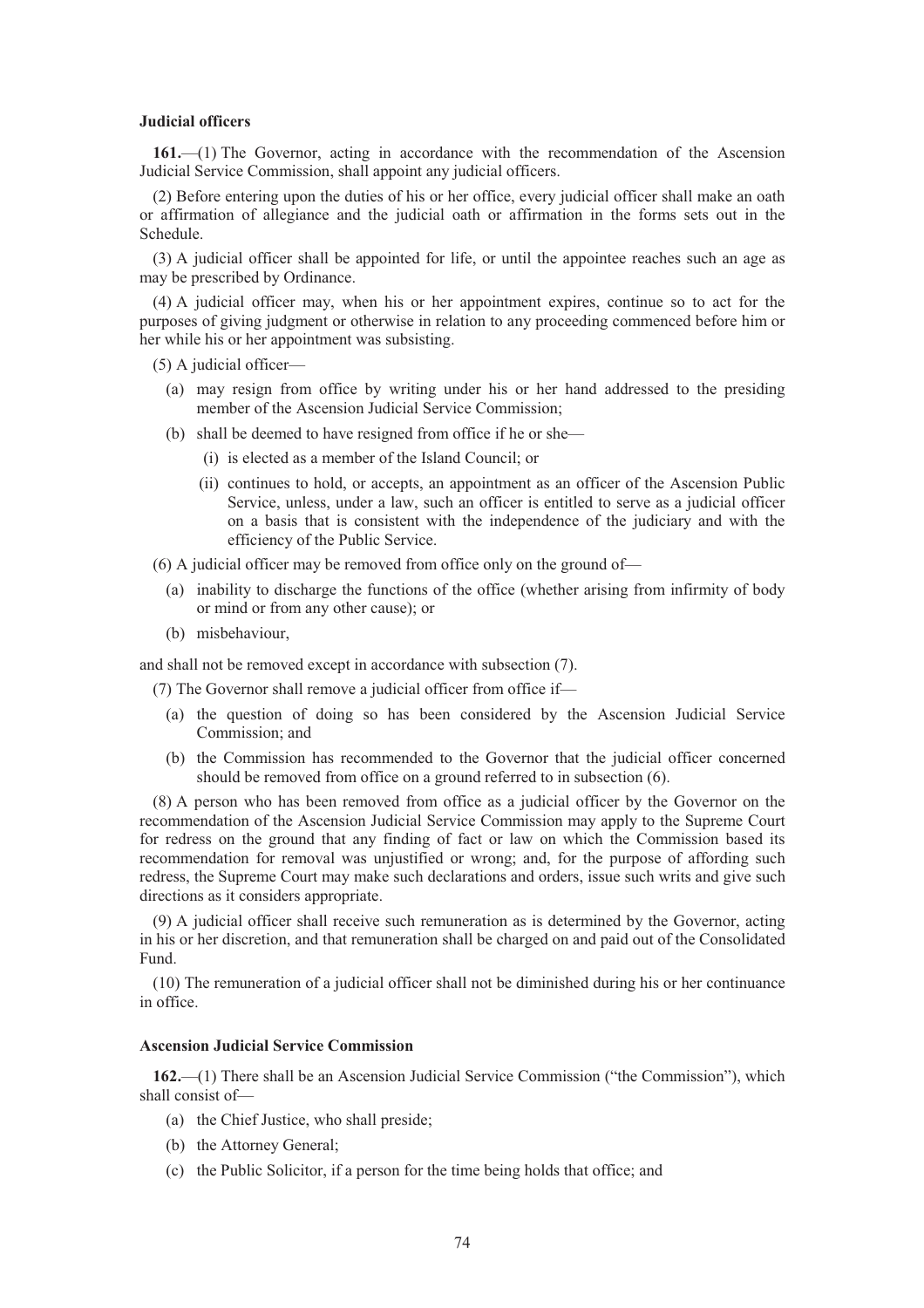**Judicial officers**

**161.**—(1) The Governor, acting in accordance with the recommendation of the Ascension Judicial Service Commission, shall appoint any judicial officers.

(2) Before entering upon the duties of his or her office, every judicial officer shall make an oath or affirmation of allegiance and the judicial oath or affirmation in the forms sets out in the Schedule.

(3) A judicial officer shall be appointed for life, or until the appointee reaches such an age as may be prescribed by Ordinance.

(4) A judicial officer may, when his or her appointment expires, continue so to act for the purposes of giving judgment or otherwise in relation to any proceeding commenced before him or her while his or her appointment was subsisting.

(5) A judicial officer—

- (a) may resign from office by writing under his or her hand addressed to the presiding member of the Ascension Judicial Service Commission;
- (b) shall be deemed to have resigned from office if he or she—
  - (i) is elected as a member of the Island Council; or
  - (ii) continues to hold, or accepts, an appointment as an officer of the Ascension Public Service, unless, under a law, such an officer is entitled to serve as a judicial officer on a basis that is consistent with the independence of the judiciary and with the efficiency of the Public Service.

(6) A judicial officer may be removed from office only on the ground of—

- (a) inability to discharge the functions of the office (whether arising from infirmity of body or mind or from any other cause); or
- (b) misbehaviour,

and shall not be removed except in accordance with subsection (7).

(7) The Governor shall remove a judicial officer from office if—

- (a) the question of doing so has been considered by the Ascension Judicial Service Commission; and
- (b) the Commission has recommended to the Governor that the judicial officer concerned should be removed from office on a ground referred to in subsection (6).

(8) A person who has been removed from office as a judicial officer by the Governor on the recommendation of the Ascension Judicial Service Commission may apply to the Supreme Court for redress on the ground that any finding of fact or law on which the Commission based its recommendation for removal was unjustified or wrong; and, for the purpose of affording such redress, the Supreme Court may make such declarations and orders, issue such writs and give such directions as it considers appropriate.

(9) A judicial officer shall receive such remuneration as is determined by the Governor, acting in his or her discretion, and that remuneration shall be charged on and paid out of the Consolidated Fund.

(10) The remuneration of a judicial officer shall not be diminished during his or her continuance in office.

**Ascension Judicial Service Commission**

**162.**—(1) There shall be an Ascension Judicial Service Commission ("the Commission"), which shall consist of—

- (a) the Chief Justice, who shall preside;
- (b) the Attorney General;
- (c) the Public Solicitor, if a person for the time being holds that office; and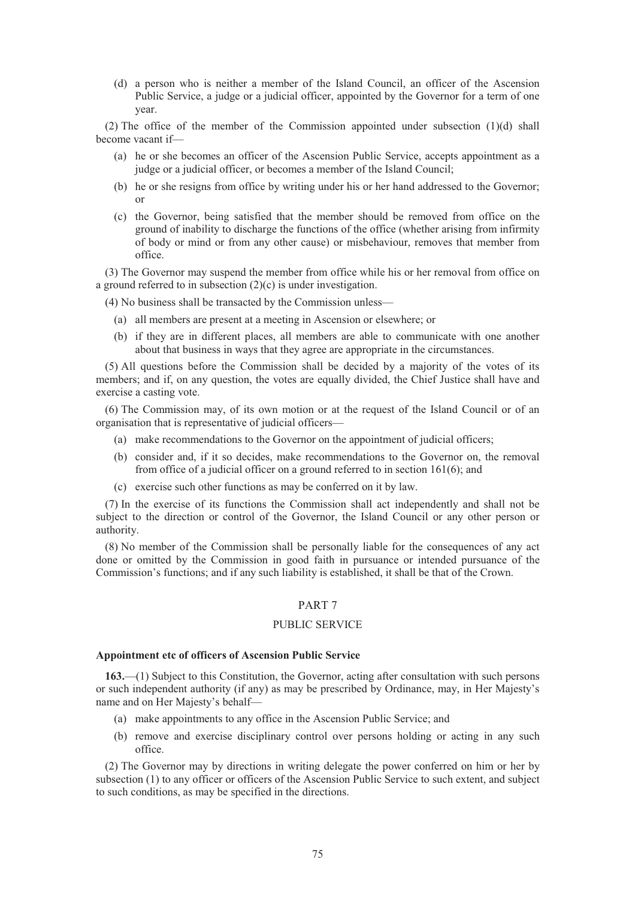(d) a person who is neither a member of the Island Council, an officer of the Ascension Public Service, a judge or a judicial officer, appointed by the Governor for a term of one year.

(2) The office of the member of the Commission appointed under subsection (1)(d) shall become vacant if—

(a) he or she becomes an officer of the Ascension Public Service, accepts appointment as a judge or a judicial officer, or becomes a member of the Island Council;

(b) he or she resigns from office by writing under his or her hand addressed to the Governor; or

(c) the Governor, being satisfied that the member should be removed from office on the ground of inability to discharge the functions of the office (whether arising from infirmity of body or mind or from any other cause) or misbehaviour, removes that member from office.

(3) The Governor may suspend the member from office while his or her removal from office on a ground referred to in subsection (2)(c) is under investigation.

(4) No business shall be transacted by the Commission unless—

(a) all members are present at a meeting in Ascension or elsewhere; or

(b) if they are in different places, all members are able to communicate with one another about that business in ways that they agree are appropriate in the circumstances.

(5) All questions before the Commission shall be decided by a majority of the votes of its members; and if, on any question, the votes are equally divided, the Chief Justice shall have and exercise a casting vote.

(6) The Commission may, of its own motion or at the request of the Island Council or of an organisation that is representative of judicial officers—

(a) make recommendations to the Governor on the appointment of judicial officers;

(b) consider and, if it so decides, make recommendations to the Governor on, the removal from office of a judicial officer on a ground referred to in section 161(6); and

(c) exercise such other functions as may be conferred on it by law.

(7) In the exercise of its functions the Commission shall act independently and shall not be subject to the direction or control of the Governor, the Island Council or any other person or authority.

(8) No member of the Commission shall be personally liable for the consequences of any act done or omitted by the Commission in good faith in pursuance or intended pursuance of the Commission's functions; and if any such liability is established, it shall be that of the Crown.

## PART 7

## PUBLIC SERVICE

**Appointment etc of officers of Ascension Public Service**

**163.**—(1) Subject to this Constitution, the Governor, acting after consultation with such persons or such independent authority (if any) as may be prescribed by Ordinance, may, in Her Majesty's name and on Her Majesty's behalf—

(a) make appointments to any office in the Ascension Public Service; and

(b) remove and exercise disciplinary control over persons holding or acting in any such office.

(2) The Governor may by directions in writing delegate the power conferred on him or her by subsection (1) to any officer or officers of the Ascension Public Service to such extent, and subject to such conditions, as may be specified in the directions.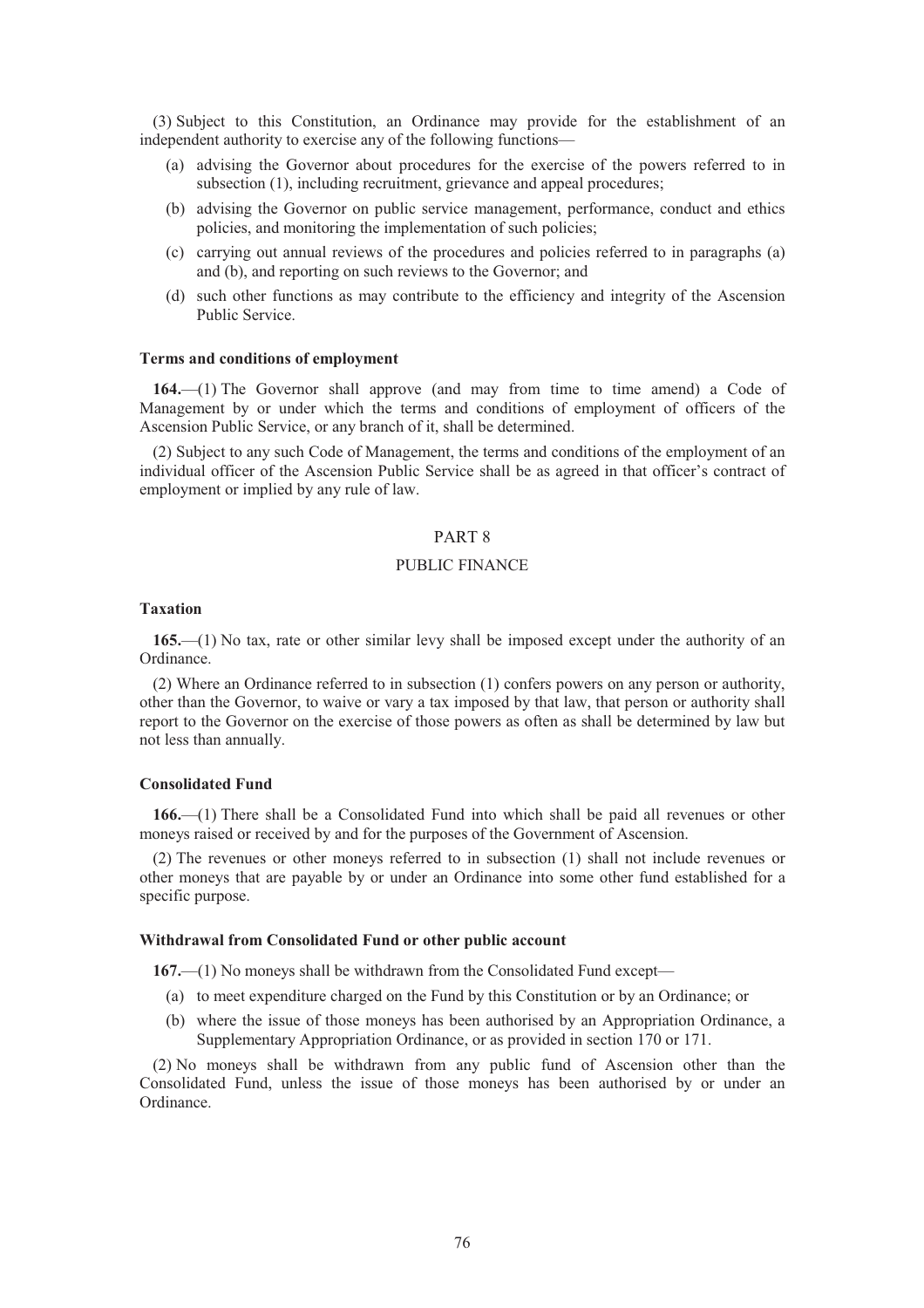(3) Subject to this Constitution, an Ordinance may provide for the establishment of an independent authority to exercise any of the following functions—

- (a) advising the Governor about procedures for the exercise of the powers referred to in subsection (1), including recruitment, grievance and appeal procedures;
- (b) advising the Governor on public service management, performance, conduct and ethics policies, and monitoring the implementation of such policies;
- (c) carrying out annual reviews of the procedures and policies referred to in paragraphs (a) and (b), and reporting on such reviews to the Governor; and
- (d) such other functions as may contribute to the efficiency and integrity of the Ascension Public Service.

**Terms and conditions of employment**

**164.**—(1) The Governor shall approve (and may from time to time amend) a Code of Management by or under which the terms and conditions of employment of officers of the Ascension Public Service, or any branch of it, shall be determined.

(2) Subject to any such Code of Management, the terms and conditions of the employment of an individual officer of the Ascension Public Service shall be as agreed in that officer's contract of employment or implied by any rule of law.

## PART 8

## PUBLIC FINANCE

**Taxation**

**165.**—(1) No tax, rate or other similar levy shall be imposed except under the authority of an Ordinance.

(2) Where an Ordinance referred to in subsection (1) confers powers on any person or authority, other than the Governor, to waive or vary a tax imposed by that law, that person or authority shall report to the Governor on the exercise of those powers as often as shall be determined by law but not less than annually.

**Consolidated Fund**

**166.**—(1) There shall be a Consolidated Fund into which shall be paid all revenues or other moneys raised or received by and for the purposes of the Government of Ascension.

(2) The revenues or other moneys referred to in subsection (1) shall not include revenues or other moneys that are payable by or under an Ordinance into some other fund established for a specific purpose.

**Withdrawal from Consolidated Fund or other public account**

**167.**—(1) No moneys shall be withdrawn from the Consolidated Fund except—

- (a) to meet expenditure charged on the Fund by this Constitution or by an Ordinance; or
- (b) where the issue of those moneys has been authorised by an Appropriation Ordinance, a Supplementary Appropriation Ordinance, or as provided in section 170 or 171.

(2) No moneys shall be withdrawn from any public fund of Ascension other than the Consolidated Fund, unless the issue of those moneys has been authorised by or under an Ordinance.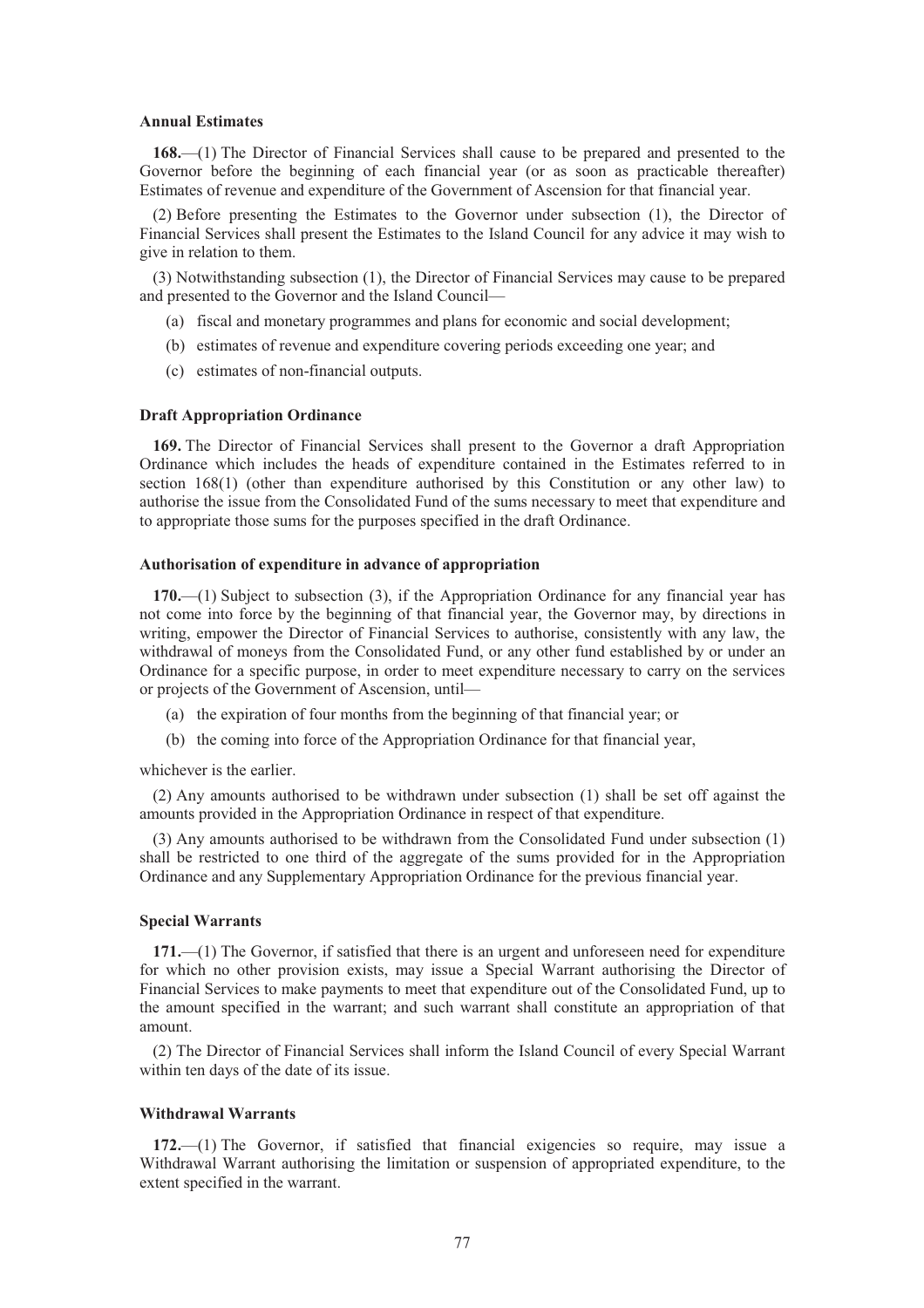#### Annual Estimates

**168.**—(1) The Director of Financial Services shall cause to be prepared and presented to the Governor before the beginning of each financial year (or as soon as practicable thereafter) Estimates of revenue and expenditure of the Government of Ascension for that financial year.

(2) Before presenting the Estimates to the Governor under subsection (1), the Director of Financial Services shall present the Estimates to the Island Council for any advice it may wish to give in relation to them.

(3) Notwithstanding subsection (1), the Director of Financial Services may cause to be prepared and presented to the Governor and the Island Council—

- (a) fiscal and monetary programmes and plans for economic and social development;
- (b) estimates of revenue and expenditure covering periods exceeding one year; and
- (c) estimates of non-financial outputs.

#### Draft Appropriation Ordinance

**169.** The Director of Financial Services shall present to the Governor a draft Appropriation Ordinance which includes the heads of expenditure contained in the Estimates referred to in section 168(1) (other than expenditure authorised by this Constitution or any other law) to authorise the issue from the Consolidated Fund of the sums necessary to meet that expenditure and to appropriate those sums for the purposes specified in the draft Ordinance.

#### Authorisation of expenditure in advance of appropriation

**170.**—(1) Subject to subsection (3), if the Appropriation Ordinance for any financial year has not come into force by the beginning of that financial year, the Governor may, by directions in writing, empower the Director of Financial Services to authorise, consistently with any law, the withdrawal of moneys from the Consolidated Fund, or any other fund established by or under an Ordinance for a specific purpose, in order to meet expenditure necessary to carry on the services or projects of the Government of Ascension, until—

- (a) the expiration of four months from the beginning of that financial year; or
- (b) the coming into force of the Appropriation Ordinance for that financial year,

whichever is the earlier.

(2) Any amounts authorised to be withdrawn under subsection (1) shall be set off against the amounts provided in the Appropriation Ordinance in respect of that expenditure.

(3) Any amounts authorised to be withdrawn from the Consolidated Fund under subsection (1) shall be restricted to one third of the aggregate of the sums provided for in the Appropriation Ordinance and any Supplementary Appropriation Ordinance for the previous financial year.

#### Special Warrants

**171.**—(1) The Governor, if satisfied that there is an urgent and unforeseen need for expenditure for which no other provision exists, may issue a Special Warrant authorising the Director of Financial Services to make payments to meet that expenditure out of the Consolidated Fund, up to the amount specified in the warrant; and such warrant shall constitute an appropriation of that amount.

(2) The Director of Financial Services shall inform the Island Council of every Special Warrant within ten days of the date of its issue.

#### Withdrawal Warrants

**172.**—(1) The Governor, if satisfied that financial exigencies so require, may issue a Withdrawal Warrant authorising the limitation or suspension of appropriated expenditure, to the extent specified in the warrant.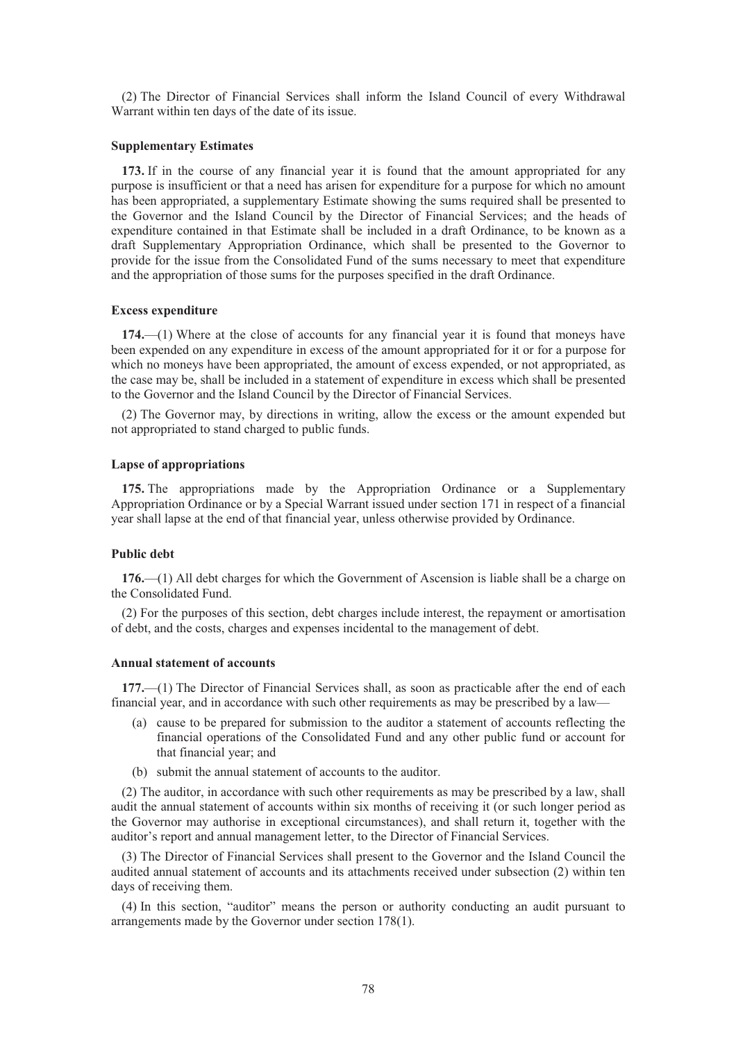(2) The Director of Financial Services shall inform the Island Council of every Withdrawal Warrant within ten days of the date of its issue.

**Supplementary Estimates**

**173.** If in the course of any financial year it is found that the amount appropriated for any purpose is insufficient or that a need has arisen for expenditure for a purpose for which no amount has been appropriated, a supplementary Estimate showing the sums required shall be presented to the Governor and the Island Council by the Director of Financial Services; and the heads of expenditure contained in that Estimate shall be included in a draft Ordinance, to be known as a draft Supplementary Appropriation Ordinance, which shall be presented to the Governor to provide for the issue from the Consolidated Fund of the sums necessary to meet that expenditure and the appropriation of those sums for the purposes specified in the draft Ordinance.

**Excess expenditure**

**174.**—(1) Where at the close of accounts for any financial year it is found that moneys have been expended on any expenditure in excess of the amount appropriated for it or for a purpose for which no moneys have been appropriated, the amount of excess expended, or not appropriated, as the case may be, shall be included in a statement of expenditure in excess which shall be presented to the Governor and the Island Council by the Director of Financial Services.

(2) The Governor may, by directions in writing, allow the excess or the amount expended but not appropriated to stand charged to public funds.

**Lapse of appropriations**

**175.** The appropriations made by the Appropriation Ordinance or a Supplementary Appropriation Ordinance or by a Special Warrant issued under section 171 in respect of a financial year shall lapse at the end of that financial year, unless otherwise provided by Ordinance.

**Public debt**

**176.**—(1) All debt charges for which the Government of Ascension is liable shall be a charge on the Consolidated Fund.

(2) For the purposes of this section, debt charges include interest, the repayment or amortisation of debt, and the costs, charges and expenses incidental to the management of debt.

**Annual statement of accounts**

**177.**—(1) The Director of Financial Services shall, as soon as practicable after the end of each financial year, and in accordance with such other requirements as may be prescribed by a law—

- (a) cause to be prepared for submission to the auditor a statement of accounts reflecting the financial operations of the Consolidated Fund and any other public fund or account for that financial year; and
- (b) submit the annual statement of accounts to the auditor.

(2) The auditor, in accordance with such other requirements as may be prescribed by a law, shall audit the annual statement of accounts within six months of receiving it (or such longer period as the Governor may authorise in exceptional circumstances), and shall return it, together with the auditor's report and annual management letter, to the Director of Financial Services.

(3) The Director of Financial Services shall present to the Governor and the Island Council the audited annual statement of accounts and its attachments received under subsection (2) within ten days of receiving them.

(4) In this section, "auditor" means the person or authority conducting an audit pursuant to arrangements made by the Governor under section 178(1).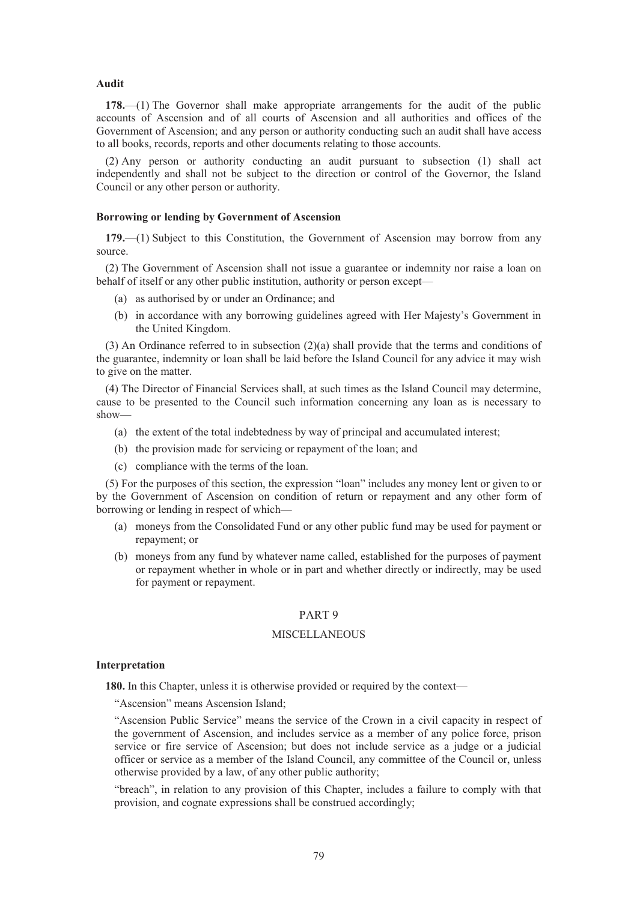**Audit**

**178.**—(1) The Governor shall make appropriate arrangements for the audit of the public accounts of Ascension and of all courts of Ascension and all authorities and offices of the Government of Ascension; and any person or authority conducting such an audit shall have access to all books, records, reports and other documents relating to those accounts.

(2) Any person or authority conducting an audit pursuant to subsection (1) shall act independently and shall not be subject to the direction or control of the Governor, the Island Council or any other person or authority.

**Borrowing or lending by Government of Ascension**

**179.**—(1) Subject to this Constitution, the Government of Ascension may borrow from any source.

(2) The Government of Ascension shall not issue a guarantee or indemnity nor raise a loan on behalf of itself or any other public institution, authority or person except—

(a) as authorised by or under an Ordinance; and

(b) in accordance with any borrowing guidelines agreed with Her Majesty's Government in the United Kingdom.

(3) An Ordinance referred to in subsection (2)(a) shall provide that the terms and conditions of the guarantee, indemnity or loan shall be laid before the Island Council for any advice it may wish to give on the matter.

(4) The Director of Financial Services shall, at such times as the Island Council may determine, cause to be presented to the Council such information concerning any loan as is necessary to show—

(a) the extent of the total indebtedness by way of principal and accumulated interest;

(b) the provision made for servicing or repayment of the loan; and

(c) compliance with the terms of the loan.

(5) For the purposes of this section, the expression "loan" includes any money lent or given to or by the Government of Ascension on condition of return or repayment and any other form of borrowing or lending in respect of which—

(a) moneys from the Consolidated Fund or any other public fund may be used for payment or repayment; or

(b) moneys from any fund by whatever name called, established for the purposes of payment or repayment whether in whole or in part and whether directly or indirectly, may be used for payment or repayment.

## PART 9

## MISCELLANEOUS

**Interpretation**

**180.** In this Chapter, unless it is otherwise provided or required by the context—

"Ascension" means Ascension Island;

"Ascension Public Service" means the service of the Crown in a civil capacity in respect of the government of Ascension, and includes service as a member of any police force, prison service or fire service of Ascension; but does not include service as a judge or a judicial officer or service as a member of the Island Council, any committee of the Council or, unless otherwise provided by a law, of any other public authority;

"breach", in relation to any provision of this Chapter, includes a failure to comply with that provision, and cognate expressions shall be construed accordingly;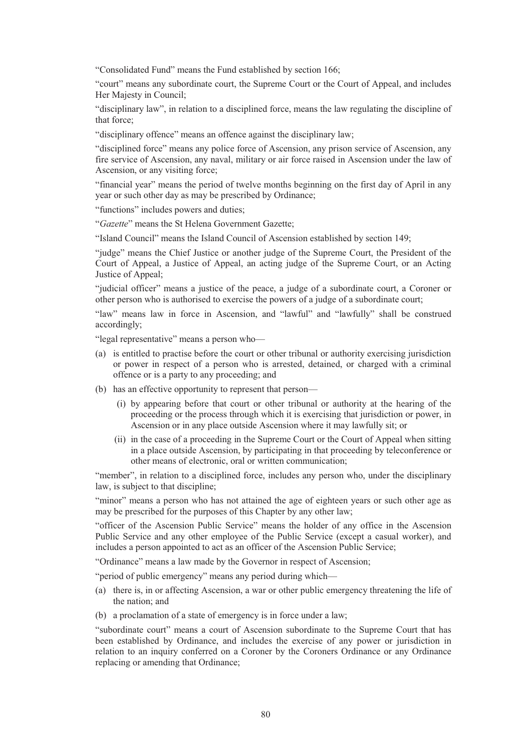"Consolidated Fund" means the Fund established by section 166;

"court" means any subordinate court, the Supreme Court or the Court of Appeal, and includes Her Majesty in Council;

"disciplinary law", in relation to a disciplined force, means the law regulating the discipline of that force;

"disciplinary offence" means an offence against the disciplinary law;

"disciplined force" means any police force of Ascension, any prison service of Ascension, any fire service of Ascension, any naval, military or air force raised in Ascension under the law of Ascension, or any visiting force;

"financial year" means the period of twelve months beginning on the first day of April in any year or such other day as may be prescribed by Ordinance;

"functions" includes powers and duties;

"*Gazette*" means the St Helena Government Gazette;

"Island Council" means the Island Council of Ascension established by section 149;

"judge" means the Chief Justice or another judge of the Supreme Court, the President of the Court of Appeal, a Justice of Appeal, an acting judge of the Supreme Court, or an Acting Justice of Appeal;

"judicial officer" means a justice of the peace, a judge of a subordinate court, a Coroner or other person who is authorised to exercise the powers of a judge of a subordinate court;

"law" means law in force in Ascension, and "lawful" and "lawfully" shall be construed accordingly;

"legal representative" means a person who—

(a) is entitled to practise before the court or other tribunal or authority exercising jurisdiction or power in respect of a person who is arrested, detained, or charged with a criminal offence or is a party to any proceeding; and

(b) has an effective opportunity to represent that person—

  (i) by appearing before that court or other tribunal or authority at the hearing of the proceeding or the process through which it is exercising that jurisdiction or power, in Ascension or in any place outside Ascension where it may lawfully sit; or

  (ii) in the case of a proceeding in the Supreme Court or the Court of Appeal when sitting in a place outside Ascension, by participating in that proceeding by teleconference or other means of electronic, oral or written communication;

"member", in relation to a disciplined force, includes any person who, under the disciplinary law, is subject to that discipline;

"minor" means a person who has not attained the age of eighteen years or such other age as may be prescribed for the purposes of this Chapter by any other law;

"officer of the Ascension Public Service" means the holder of any office in the Ascension Public Service and any other employee of the Public Service (except a casual worker), and includes a person appointed to act as an officer of the Ascension Public Service;

"Ordinance" means a law made by the Governor in respect of Ascension;

"period of public emergency" means any period during which—

(a) there is, in or affecting Ascension, a war or other public emergency threatening the life of the nation; and

(b) a proclamation of a state of emergency is in force under a law;

"subordinate court" means a court of Ascension subordinate to the Supreme Court that has been established by Ordinance, and includes the exercise of any power or jurisdiction in relation to an inquiry conferred on a Coroner by the Coroners Ordinance or any Ordinance replacing or amending that Ordinance;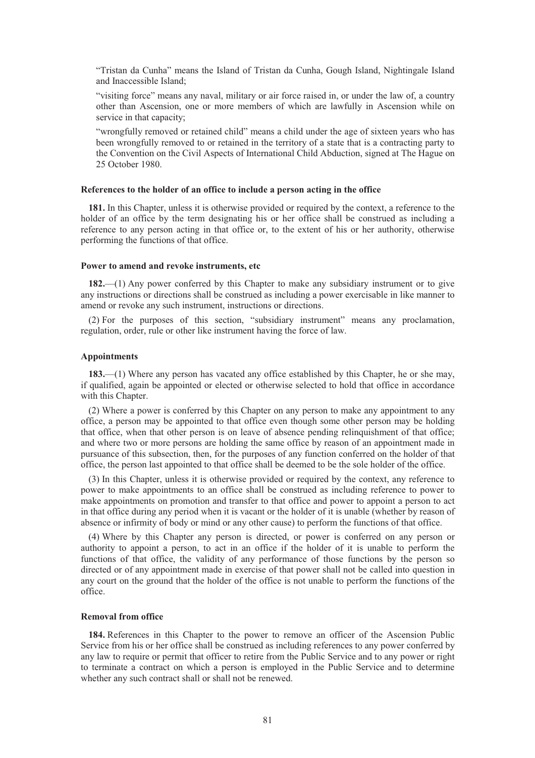"Tristan da Cunha" means the Island of Tristan da Cunha, Gough Island, Nightingale Island and Inaccessible Island;

"visiting force" means any naval, military or air force raised in, or under the law of, a country other than Ascension, one or more members of which are lawfully in Ascension while on service in that capacity;

"wrongfully removed or retained child" means a child under the age of sixteen years who has been wrongfully removed to or retained in the territory of a state that is a contracting party to the Convention on the Civil Aspects of International Child Abduction, signed at The Hague on 25 October 1980.

**References to the holder of an office to include a person acting in the office**

**181.** In this Chapter, unless it is otherwise provided or required by the context, a reference to the holder of an office by the term designating his or her office shall be construed as including a reference to any person acting in that office or, to the extent of his or her authority, otherwise performing the functions of that office.

**Power to amend and revoke instruments, etc**

**182.**—(1) Any power conferred by this Chapter to make any subsidiary instrument or to give any instructions or directions shall be construed as including a power exercisable in like manner to amend or revoke any such instrument, instructions or directions.

(2) For the purposes of this section, "subsidiary instrument" means any proclamation, regulation, order, rule or other like instrument having the force of law.

**Appointments**

**183.**—(1) Where any person has vacated any office established by this Chapter, he or she may, if qualified, again be appointed or elected or otherwise selected to hold that office in accordance with this Chapter.

(2) Where a power is conferred by this Chapter on any person to make any appointment to any office, a person may be appointed to that office even though some other person may be holding that office, when that other person is on leave of absence pending relinquishment of that office; and where two or more persons are holding the same office by reason of an appointment made in pursuance of this subsection, then, for the purposes of any function conferred on the holder of that office, the person last appointed to that office shall be deemed to be the sole holder of the office.

(3) In this Chapter, unless it is otherwise provided or required by the context, any reference to power to make appointments to an office shall be construed as including reference to power to make appointments on promotion and transfer to that office and power to appoint a person to act in that office during any period when it is vacant or the holder of it is unable (whether by reason of absence or infirmity of body or mind or any other cause) to perform the functions of that office.

(4) Where by this Chapter any person is directed, or power is conferred on any person or authority to appoint a person, to act in an office if the holder of it is unable to perform the functions of that office, the validity of any performance of those functions by the person so directed or of any appointment made in exercise of that power shall not be called into question in any court on the ground that the holder of the office is not unable to perform the functions of the office.

**Removal from office**

**184.** References in this Chapter to the power to remove an officer of the Ascension Public Service from his or her office shall be construed as including references to any power conferred by any law to require or permit that officer to retire from the Public Service and to any power or right to terminate a contract on which a person is employed in the Public Service and to determine whether any such contract shall or shall not be renewed.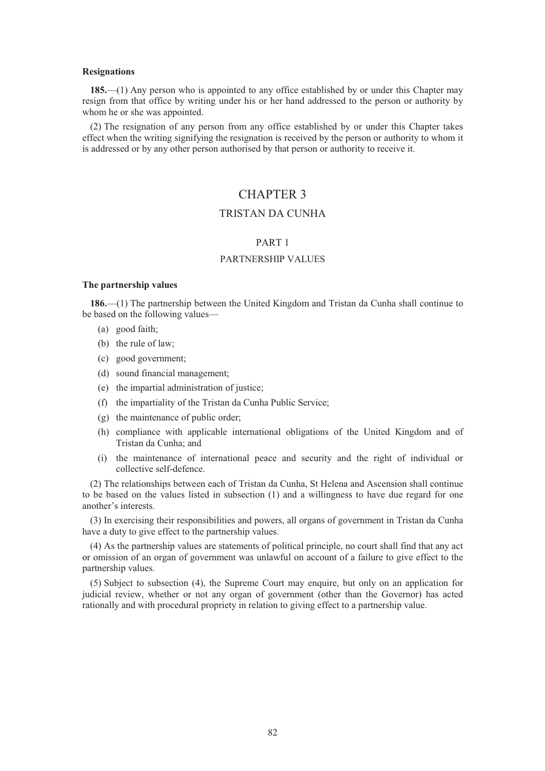**Resignations**

**185.**—(1) Any person who is appointed to any office established by or under this Chapter may resign from that office by writing under his or her hand addressed to the person or authority by whom he or she was appointed.

(2) The resignation of any person from any office established by or under this Chapter takes effect when the writing signifying the resignation is received by the person or authority to whom it is addressed or by any other person authorised by that person or authority to receive it.

# CHAPTER 3

## TRISTAN DA CUNHA

## PART 1

## PARTNERSHIP VALUES

**The partnership values**

**186.**—(1) The partnership between the United Kingdom and Tristan da Cunha shall continue to be based on the following values—

(a) good faith;

(b) the rule of law;

(c) good government;

(d) sound financial management;

(e) the impartial administration of justice;

(f) the impartiality of the Tristan da Cunha Public Service;

(g) the maintenance of public order;

(h) compliance with applicable international obligations of the United Kingdom and of Tristan da Cunha; and

(i) the maintenance of international peace and security and the right of individual or collective self-defence.

(2) The relationships between each of Tristan da Cunha, St Helena and Ascension shall continue to be based on the values listed in subsection (1) and a willingness to have due regard for one another's interests.

(3) In exercising their responsibilities and powers, all organs of government in Tristan da Cunha have a duty to give effect to the partnership values.

(4) As the partnership values are statements of political principle, no court shall find that any act or omission of an organ of government was unlawful on account of a failure to give effect to the partnership values.

(5) Subject to subsection (4), the Supreme Court may enquire, but only on an application for judicial review, whether or not any organ of government (other than the Governor) has acted rationally and with procedural propriety in relation to giving effect to a partnership value.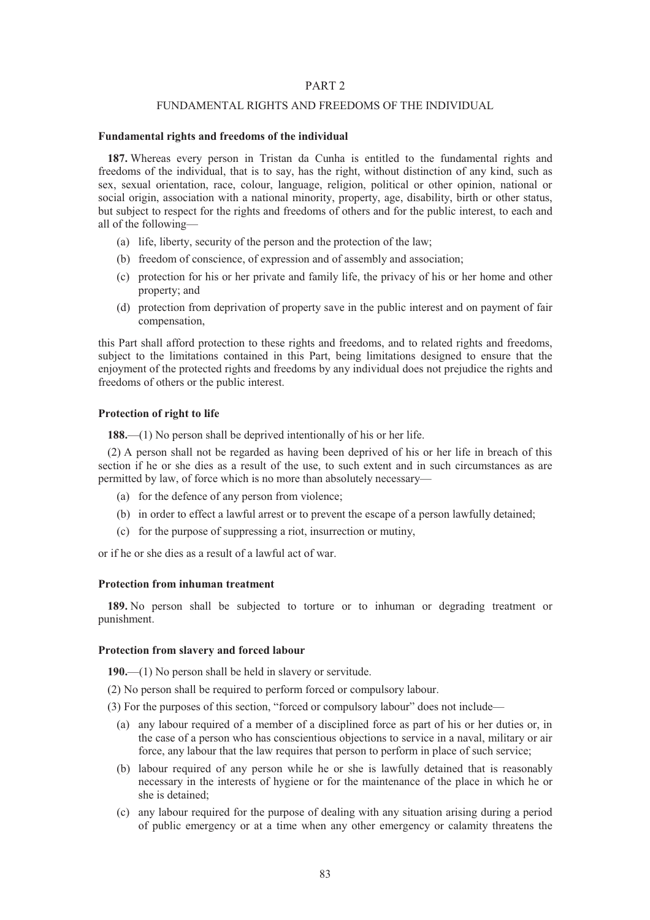# PART 2

## FUNDAMENTAL RIGHTS AND FREEDOMS OF THE INDIVIDUAL

### Fundamental rights and freedoms of the individual

**187.** Whereas every person in Tristan da Cunha is entitled to the fundamental rights and freedoms of the individual, that is to say, has the right, without distinction of any kind, such as sex, sexual orientation, race, colour, language, religion, political or other opinion, national or social origin, association with a national minority, property, age, disability, birth or other status, but subject to respect for the rights and freedoms of others and for the public interest, to each and all of the following—

- (a) life, liberty, security of the person and the protection of the law;
- (b) freedom of conscience, of expression and of assembly and association;
- (c) protection for his or her private and family life, the privacy of his or her home and other property; and
- (d) protection from deprivation of property save in the public interest and on payment of fair compensation,

this Part shall afford protection to these rights and freedoms, and to related rights and freedoms, subject to the limitations contained in this Part, being limitations designed to ensure that the enjoyment of the protected rights and freedoms by any individual does not prejudice the rights and freedoms of others or the public interest.

### Protection of right to life

**188.**—(1) No person shall be deprived intentionally of his or her life.

(2) A person shall not be regarded as having been deprived of his or her life in breach of this section if he or she dies as a result of the use, to such extent and in such circumstances as are permitted by law, of force which is no more than absolutely necessary—

- (a) for the defence of any person from violence;
- (b) in order to effect a lawful arrest or to prevent the escape of a person lawfully detained;
- (c) for the purpose of suppressing a riot, insurrection or mutiny,

or if he or she dies as a result of a lawful act of war.

### Protection from inhuman treatment

**189.** No person shall be subjected to torture or to inhuman or degrading treatment or punishment.

### Protection from slavery and forced labour

**190.**—(1) No person shall be held in slavery or servitude.

(2) No person shall be required to perform forced or compulsory labour.

(3) For the purposes of this section, "forced or compulsory labour" does not include—

- (a) any labour required of a member of a disciplined force as part of his or her duties or, in the case of a person who has conscientious objections to service in a naval, military or air force, any labour that the law requires that person to perform in place of such service;
- (b) labour required of any person while he or she is lawfully detained that is reasonably necessary in the interests of hygiene or for the maintenance of the place in which he or she is detained;
- (c) any labour required for the purpose of dealing with any situation arising during a period of public emergency or at a time when any other emergency or calamity threatens the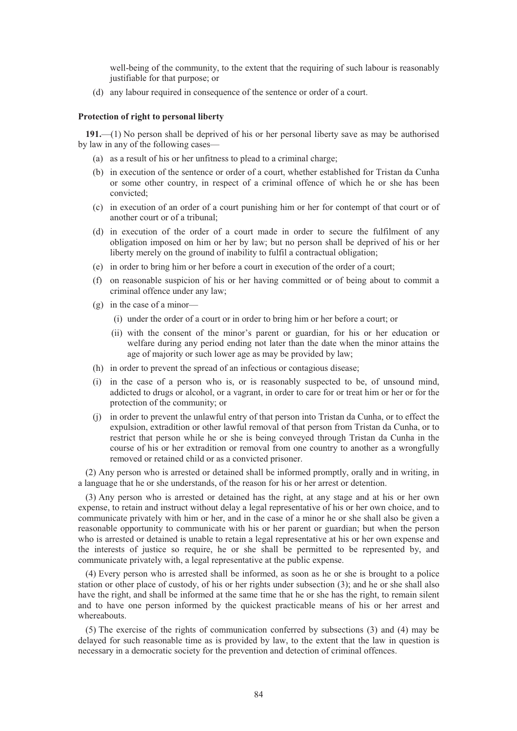well-being of the community, to the extent that the requiring of such labour is reasonably justifiable for that purpose; or

(d) any labour required in consequence of the sentence or order of a court.

**Protection of right to personal liberty**

**191.**—(1) No person shall be deprived of his or her personal liberty save as may be authorised by law in any of the following cases—

(a) as a result of his or her unfitness to plead to a criminal charge;

(b) in execution of the sentence or order of a court, whether established for Tristan da Cunha or some other country, in respect of a criminal offence of which he or she has been convicted;

(c) in execution of an order of a court punishing him or her for contempt of that court or of another court or of a tribunal;

(d) in execution of the order of a court made in order to secure the fulfilment of any obligation imposed on him or her by law; but no person shall be deprived of his or her liberty merely on the ground of inability to fulfil a contractual obligation;

(e) in order to bring him or her before a court in execution of the order of a court;

(f) on reasonable suspicion of his or her having committed or of being about to commit a criminal offence under any law;

(g) in the case of a minor—

  (i) under the order of a court or in order to bring him or her before a court; or

  (ii) with the consent of the minor's parent or guardian, for his or her education or welfare during any period ending not later than the date when the minor attains the age of majority or such lower age as may be provided by law;

(h) in order to prevent the spread of an infectious or contagious disease;

(i) in the case of a person who is, or is reasonably suspected to be, of unsound mind, addicted to drugs or alcohol, or a vagrant, in order to care for or treat him or her or for the protection of the community; or

(j) in order to prevent the unlawful entry of that person into Tristan da Cunha, or to effect the expulsion, extradition or other lawful removal of that person from Tristan da Cunha, or to restrict that person while he or she is being conveyed through Tristan da Cunha in the course of his or her extradition or removal from one country to another as a wrongfully removed or retained child or as a convicted prisoner.

(2) Any person who is arrested or detained shall be informed promptly, orally and in writing, in a language that he or she understands, of the reason for his or her arrest or detention.

(3) Any person who is arrested or detained has the right, at any stage and at his or her own expense, to retain and instruct without delay a legal representative of his or her own choice, and to communicate privately with him or her, and in the case of a minor he or she shall also be given a reasonable opportunity to communicate with his or her parent or guardian; but when the person who is arrested or detained is unable to retain a legal representative at his or her own expense and the interests of justice so require, he or she shall be permitted to be represented by, and communicate privately with, a legal representative at the public expense.

(4) Every person who is arrested shall be informed, as soon as he or she is brought to a police station or other place of custody, of his or her rights under subsection (3); and he or she shall also have the right, and shall be informed at the same time that he or she has the right, to remain silent and to have one person informed by the quickest practicable means of his or her arrest and whereabouts.

(5) The exercise of the rights of communication conferred by subsections (3) and (4) may be delayed for such reasonable time as is provided by law, to the extent that the law in question is necessary in a democratic society for the prevention and detection of criminal offences.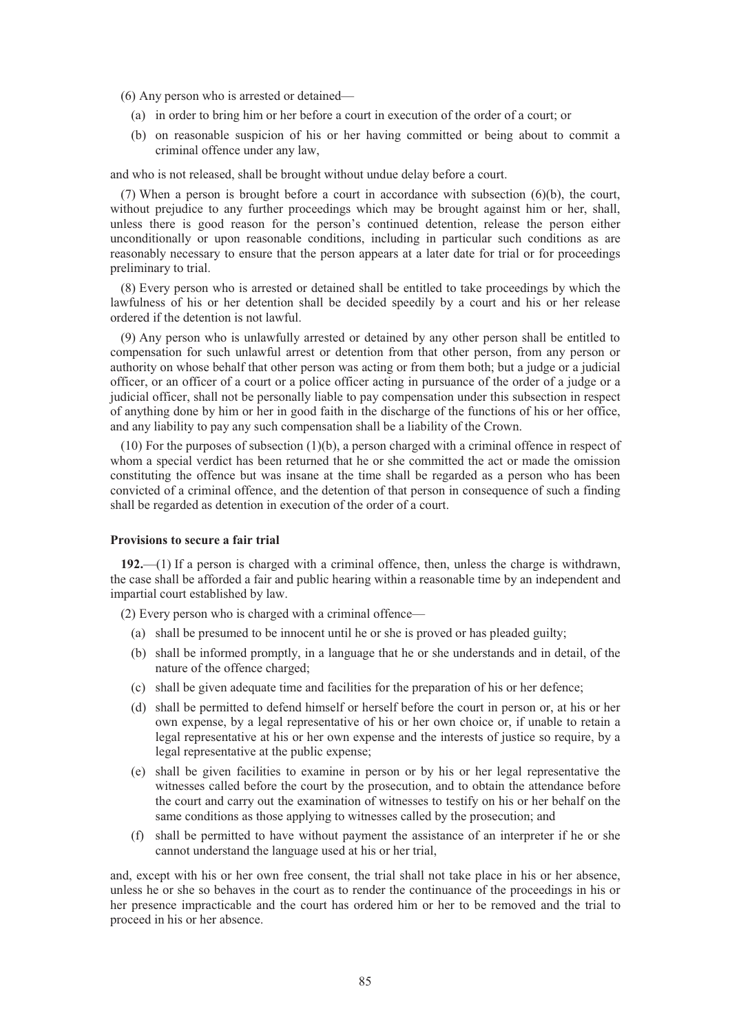(6) Any person who is arrested or detained—

(a) in order to bring him or her before a court in execution of the order of a court; or

(b) on reasonable suspicion of his or her having committed or being about to commit a criminal offence under any law,

and who is not released, shall be brought without undue delay before a court.

(7) When a person is brought before a court in accordance with subsection (6)(b), the court, without prejudice to any further proceedings which may be brought against him or her, shall, unless there is good reason for the person's continued detention, release the person either unconditionally or upon reasonable conditions, including in particular such conditions as are reasonably necessary to ensure that the person appears at a later date for trial or for proceedings preliminary to trial.

(8) Every person who is arrested or detained shall be entitled to take proceedings by which the lawfulness of his or her detention shall be decided speedily by a court and his or her release ordered if the detention is not lawful.

(9) Any person who is unlawfully arrested or detained by any other person shall be entitled to compensation for such unlawful arrest or detention from that other person, from any person or authority on whose behalf that other person was acting or from them both; but a judge or a judicial officer, or an officer of a court or a police officer acting in pursuance of the order of a judge or a judicial officer, shall not be personally liable to pay compensation under this subsection in respect of anything done by him or her in good faith in the discharge of the functions of his or her office, and any liability to pay any such compensation shall be a liability of the Crown.

(10) For the purposes of subsection (1)(b), a person charged with a criminal offence in respect of whom a special verdict has been returned that he or she committed the act or made the omission constituting the offence but was insane at the time shall be regarded as a person who has been convicted of a criminal offence, and the detention of that person in consequence of such a finding shall be regarded as detention in execution of the order of a court.

**Provisions to secure a fair trial**

**192.**—(1) If a person is charged with a criminal offence, then, unless the charge is withdrawn, the case shall be afforded a fair and public hearing within a reasonable time by an independent and impartial court established by law.

(2) Every person who is charged with a criminal offence—

(a) shall be presumed to be innocent until he or she is proved or has pleaded guilty;

(b) shall be informed promptly, in a language that he or she understands and in detail, of the nature of the offence charged;

(c) shall be given adequate time and facilities for the preparation of his or her defence;

(d) shall be permitted to defend himself or herself before the court in person or, at his or her own expense, by a legal representative of his or her own choice or, if unable to retain a legal representative at his or her own expense and the interests of justice so require, by a legal representative at the public expense;

(e) shall be given facilities to examine in person or by his or her legal representative the witnesses called before the court by the prosecution, and to obtain the attendance before the court and carry out the examination of witnesses to testify on his or her behalf on the same conditions as those applying to witnesses called by the prosecution; and

(f) shall be permitted to have without payment the assistance of an interpreter if he or she cannot understand the language used at his or her trial,

and, except with his or her own free consent, the trial shall not take place in his or her absence, unless he or she so behaves in the court as to render the continuance of the proceedings in his or her presence impracticable and the court has ordered him or her to be removed and the trial to proceed in his or her absence.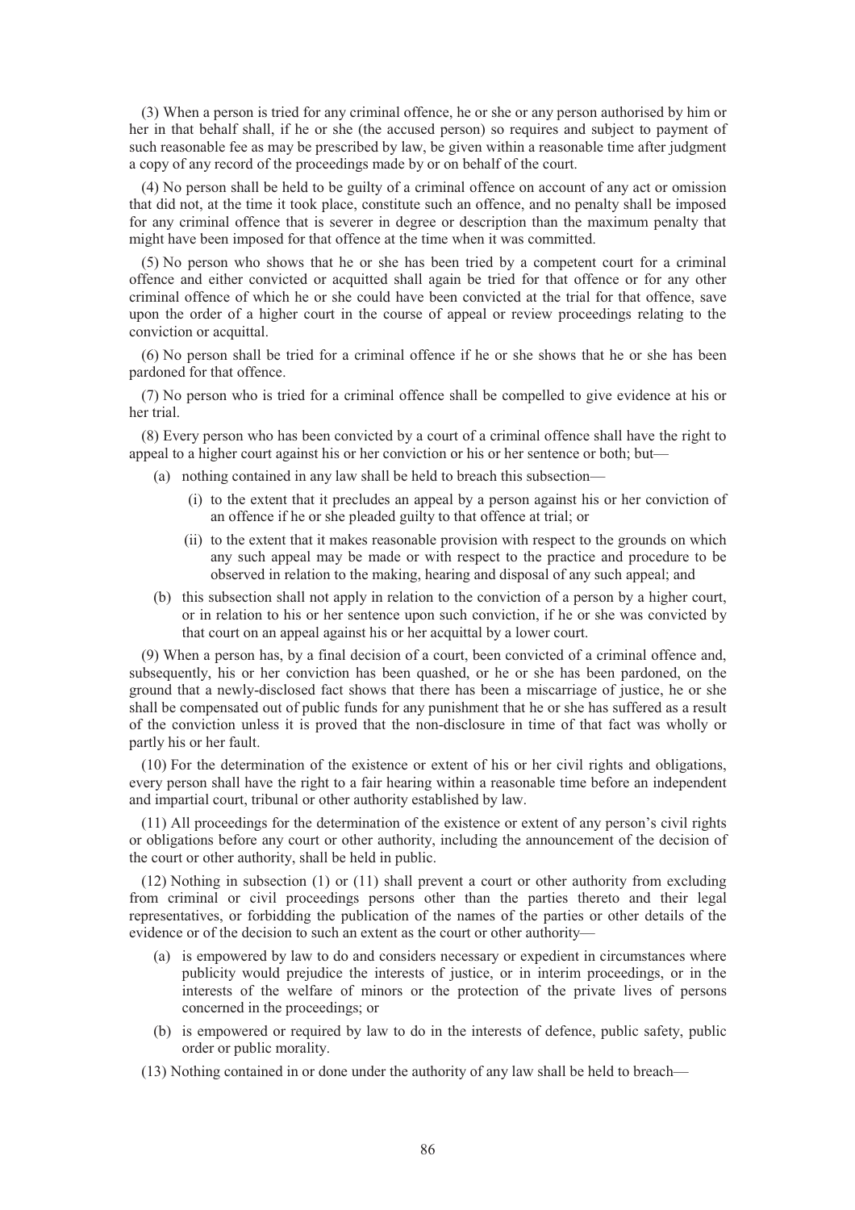(3) When a person is tried for any criminal offence, he or she or any person authorised by him or her in that behalf shall, if he or she (the accused person) so requires and subject to payment of such reasonable fee as may be prescribed by law, be given within a reasonable time after judgment a copy of any record of the proceedings made by or on behalf of the court.

(4) No person shall be held to be guilty of a criminal offence on account of any act or omission that did not, at the time it took place, constitute such an offence, and no penalty shall be imposed for any criminal offence that is severer in degree or description than the maximum penalty that might have been imposed for that offence at the time when it was committed.

(5) No person who shows that he or she has been tried by a competent court for a criminal offence and either convicted or acquitted shall again be tried for that offence or for any other criminal offence of which he or she could have been convicted at the trial for that offence, save upon the order of a higher court in the course of appeal or review proceedings relating to the conviction or acquittal.

(6) No person shall be tried for a criminal offence if he or she shows that he or she has been pardoned for that offence.

(7) No person who is tried for a criminal offence shall be compelled to give evidence at his or her trial.

(8) Every person who has been convicted by a court of a criminal offence shall have the right to appeal to a higher court against his or her conviction or his or her sentence or both; but—

- (a) nothing contained in any law shall be held to breach this subsection—
  - (i) to the extent that it precludes an appeal by a person against his or her conviction of an offence if he or she pleaded guilty to that offence at trial; or
  - (ii) to the extent that it makes reasonable provision with respect to the grounds on which any such appeal may be made or with respect to the practice and procedure to be observed in relation to the making, hearing and disposal of any such appeal; and
- (b) this subsection shall not apply in relation to the conviction of a person by a higher court, or in relation to his or her sentence upon such conviction, if he or she was convicted by that court on an appeal against his or her acquittal by a lower court.

(9) When a person has, by a final decision of a court, been convicted of a criminal offence and, subsequently, his or her conviction has been quashed, or he or she has been pardoned, on the ground that a newly-disclosed fact shows that there has been a miscarriage of justice, he or she shall be compensated out of public funds for any punishment that he or she has suffered as a result of the conviction unless it is proved that the non-disclosure in time of that fact was wholly or partly his or her fault.

(10) For the determination of the existence or extent of his or her civil rights and obligations, every person shall have the right to a fair hearing within a reasonable time before an independent and impartial court, tribunal or other authority established by law.

(11) All proceedings for the determination of the existence or extent of any person's civil rights or obligations before any court or other authority, including the announcement of the decision of the court or other authority, shall be held in public.

(12) Nothing in subsection (1) or (11) shall prevent a court or other authority from excluding from criminal or civil proceedings persons other than the parties thereto and their legal representatives, or forbidding the publication of the names of the parties or other details of the evidence or of the decision to such an extent as the court or other authority—

- (a) is empowered by law to do and considers necessary or expedient in circumstances where publicity would prejudice the interests of justice, or in interim proceedings, or in the interests of the welfare of minors or the protection of the private lives of persons concerned in the proceedings; or
- (b) is empowered or required by law to do in the interests of defence, public safety, public order or public morality.

(13) Nothing contained in or done under the authority of any law shall be held to breach—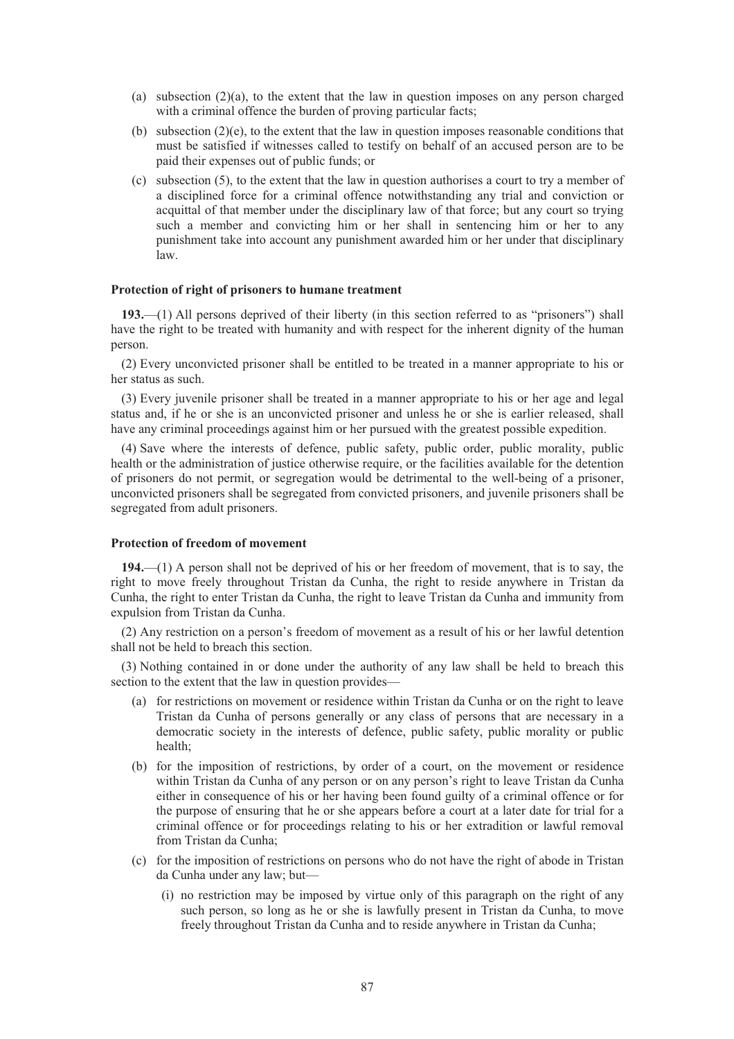(a) subsection (2)(a), to the extent that the law in question imposes on any person charged with a criminal offence the burden of proving particular facts;

(b) subsection (2)(e), to the extent that the law in question imposes reasonable conditions that must be satisfied if witnesses called to testify on behalf of an accused person are to be paid their expenses out of public funds; or

(c) subsection (5), to the extent that the law in question authorises a court to try a member of a disciplined force for a criminal offence notwithstanding any trial and conviction or acquittal of that member under the disciplinary law of that force; but any court so trying such a member and convicting him or her shall in sentencing him or her to any punishment take into account any punishment awarded him or her under that disciplinary law.

**Protection of right of prisoners to humane treatment**

**193.**—(1) All persons deprived of their liberty (in this section referred to as "prisoners") shall have the right to be treated with humanity and with respect for the inherent dignity of the human person.

(2) Every unconvicted prisoner shall be entitled to be treated in a manner appropriate to his or her status as such.

(3) Every juvenile prisoner shall be treated in a manner appropriate to his or her age and legal status and, if he or she is an unconvicted prisoner and unless he or she is earlier released, shall have any criminal proceedings against him or her pursued with the greatest possible expedition.

(4) Save where the interests of defence, public safety, public order, public morality, public health or the administration of justice otherwise require, or the facilities available for the detention of prisoners do not permit, or segregation would be detrimental to the well-being of a prisoner, unconvicted prisoners shall be segregated from convicted prisoners, and juvenile prisoners shall be segregated from adult prisoners.

**Protection of freedom of movement**

**194.**—(1) A person shall not be deprived of his or her freedom of movement, that is to say, the right to move freely throughout Tristan da Cunha, the right to reside anywhere in Tristan da Cunha, the right to enter Tristan da Cunha, the right to leave Tristan da Cunha and immunity from expulsion from Tristan da Cunha.

(2) Any restriction on a person's freedom of movement as a result of his or her lawful detention shall not be held to breach this section.

(3) Nothing contained in or done under the authority of any law shall be held to breach this section to the extent that the law in question provides—

(a) for restrictions on movement or residence within Tristan da Cunha or on the right to leave Tristan da Cunha of persons generally or any class of persons that are necessary in a democratic society in the interests of defence, public safety, public morality or public health;

(b) for the imposition of restrictions, by order of a court, on the movement or residence within Tristan da Cunha of any person or on any person's right to leave Tristan da Cunha either in consequence of his or her having been found guilty of a criminal offence or for the purpose of ensuring that he or she appears before a court at a later date for trial for a criminal offence or for proceedings relating to his or her extradition or lawful removal from Tristan da Cunha;

(c) for the imposition of restrictions on persons who do not have the right of abode in Tristan da Cunha under any law; but—

(i) no restriction may be imposed by virtue only of this paragraph on the right of any such person, so long as he or she is lawfully present in Tristan da Cunha, to move freely throughout Tristan da Cunha and to reside anywhere in Tristan da Cunha;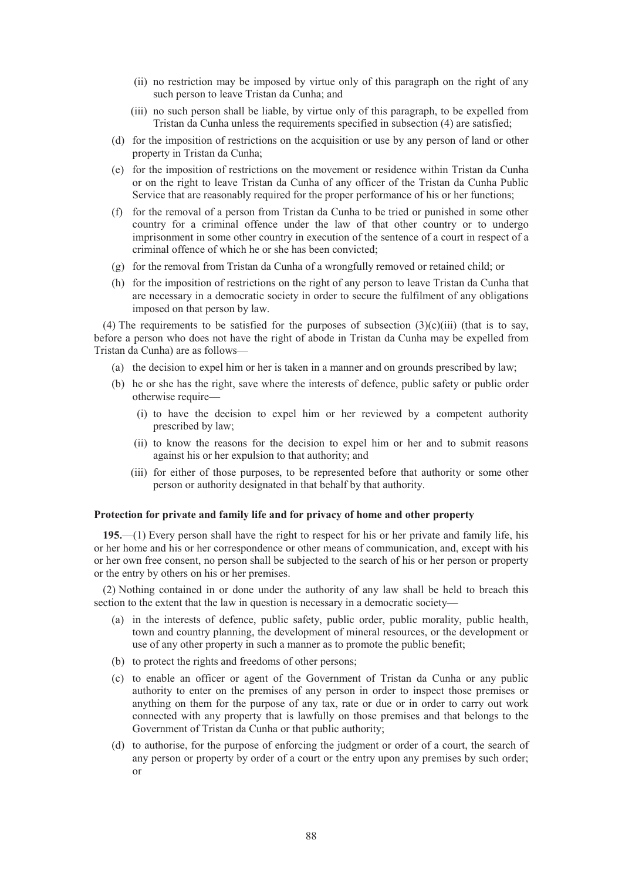(ii) no restriction may be imposed by virtue only of this paragraph on the right of any such person to leave Tristan da Cunha; and

(iii) no such person shall be liable, by virtue only of this paragraph, to be expelled from Tristan da Cunha unless the requirements specified in subsection (4) are satisfied;

(d) for the imposition of restrictions on the acquisition or use by any person of land or other property in Tristan da Cunha;

(e) for the imposition of restrictions on the movement or residence within Tristan da Cunha or on the right to leave Tristan da Cunha of any officer of the Tristan da Cunha Public Service that are reasonably required for the proper performance of his or her functions;

(f) for the removal of a person from Tristan da Cunha to be tried or punished in some other country for a criminal offence under the law of that other country or to undergo imprisonment in some other country in execution of the sentence of a court in respect of a criminal offence of which he or she has been convicted;

(g) for the removal from Tristan da Cunha of a wrongfully removed or retained child; or

(h) for the imposition of restrictions on the right of any person to leave Tristan da Cunha that are necessary in a democratic society in order to secure the fulfilment of any obligations imposed on that person by law.

(4) The requirements to be satisfied for the purposes of subsection (3)(c)(iii) (that is to say, before a person who does not have the right of abode in Tristan da Cunha may be expelled from Tristan da Cunha) are as follows—

(a) the decision to expel him or her is taken in a manner and on grounds prescribed by law;

(b) he or she has the right, save where the interests of defence, public safety or public order otherwise require—

(i) to have the decision to expel him or her reviewed by a competent authority prescribed by law;

(ii) to know the reasons for the decision to expel him or her and to submit reasons against his or her expulsion to that authority; and

(iii) for either of those purposes, to be represented before that authority or some other person or authority designated in that behalf by that authority.

**Protection for private and family life and for privacy of home and other property**

**195.**—(1) Every person shall have the right to respect for his or her private and family life, his or her home and his or her correspondence or other means of communication, and, except with his or her own free consent, no person shall be subjected to the search of his or her person or property or the entry by others on his or her premises.

(2) Nothing contained in or done under the authority of any law shall be held to breach this section to the extent that the law in question is necessary in a democratic society—

(a) in the interests of defence, public safety, public order, public morality, public health, town and country planning, the development of mineral resources, or the development or use of any other property in such a manner as to promote the public benefit;

(b) to protect the rights and freedoms of other persons;

(c) to enable an officer or agent of the Government of Tristan da Cunha or any public authority to enter on the premises of any person in order to inspect those premises or anything on them for the purpose of any tax, rate or due or in order to carry out work connected with any property that is lawfully on those premises and that belongs to the Government of Tristan da Cunha or that public authority;

(d) to authorise, for the purpose of enforcing the judgment or order of a court, the search of any person or property by order of a court or the entry upon any premises by such order; or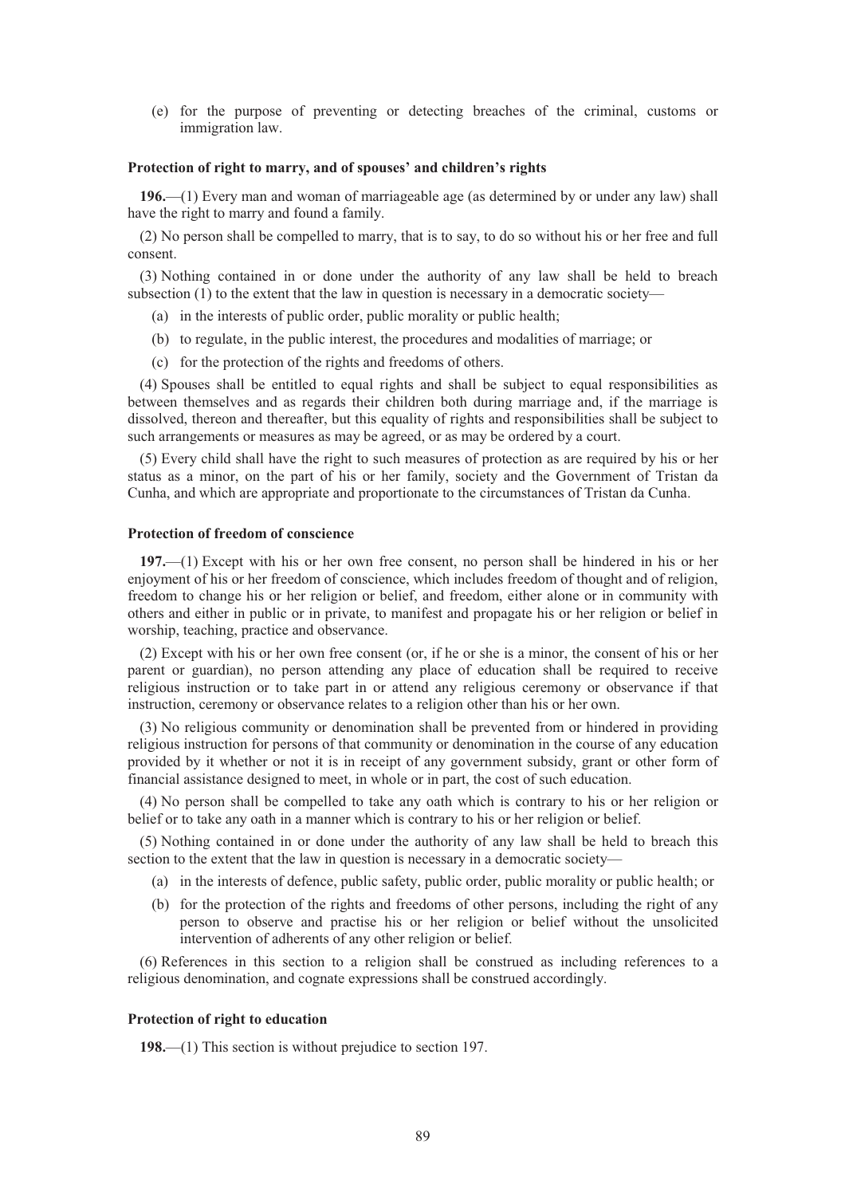(e) for the purpose of preventing or detecting breaches of the criminal, customs or immigration law.

**Protection of right to marry, and of spouses' and children's rights**

**196.**—(1) Every man and woman of marriageable age (as determined by or under any law) shall have the right to marry and found a family.

(2) No person shall be compelled to marry, that is to say, to do so without his or her free and full consent.

(3) Nothing contained in or done under the authority of any law shall be held to breach subsection (1) to the extent that the law in question is necessary in a democratic society—

- (a) in the interests of public order, public morality or public health;
- (b) to regulate, in the public interest, the procedures and modalities of marriage; or
- (c) for the protection of the rights and freedoms of others.

(4) Spouses shall be entitled to equal rights and shall be subject to equal responsibilities as between themselves and as regards their children both during marriage and, if the marriage is dissolved, thereon and thereafter, but this equality of rights and responsibilities shall be subject to such arrangements or measures as may be agreed, or as may be ordered by a court.

(5) Every child shall have the right to such measures of protection as are required by his or her status as a minor, on the part of his or her family, society and the Government of Tristan da Cunha, and which are appropriate and proportionate to the circumstances of Tristan da Cunha.

**Protection of freedom of conscience**

**197.**—(1) Except with his or her own free consent, no person shall be hindered in his or her enjoyment of his or her freedom of conscience, which includes freedom of thought and of religion, freedom to change his or her religion or belief, and freedom, either alone or in community with others and either in public or in private, to manifest and propagate his or her religion or belief in worship, teaching, practice and observance.

(2) Except with his or her own free consent (or, if he or she is a minor, the consent of his or her parent or guardian), no person attending any place of education shall be required to receive religious instruction or to take part in or attend any religious ceremony or observance if that instruction, ceremony or observance relates to a religion other than his or her own.

(3) No religious community or denomination shall be prevented from or hindered in providing religious instruction for persons of that community or denomination in the course of any education provided by it whether or not it is in receipt of any government subsidy, grant or other form of financial assistance designed to meet, in whole or in part, the cost of such education.

(4) No person shall be compelled to take any oath which is contrary to his or her religion or belief or to take any oath in a manner which is contrary to his or her religion or belief.

(5) Nothing contained in or done under the authority of any law shall be held to breach this section to the extent that the law in question is necessary in a democratic society—

- (a) in the interests of defence, public safety, public order, public morality or public health; or
- (b) for the protection of the rights and freedoms of other persons, including the right of any person to observe and practise his or her religion or belief without the unsolicited intervention of adherents of any other religion or belief.

(6) References in this section to a religion shall be construed as including references to a religious denomination, and cognate expressions shall be construed accordingly.

**Protection of right to education**

**198.**—(1) This section is without prejudice to section 197.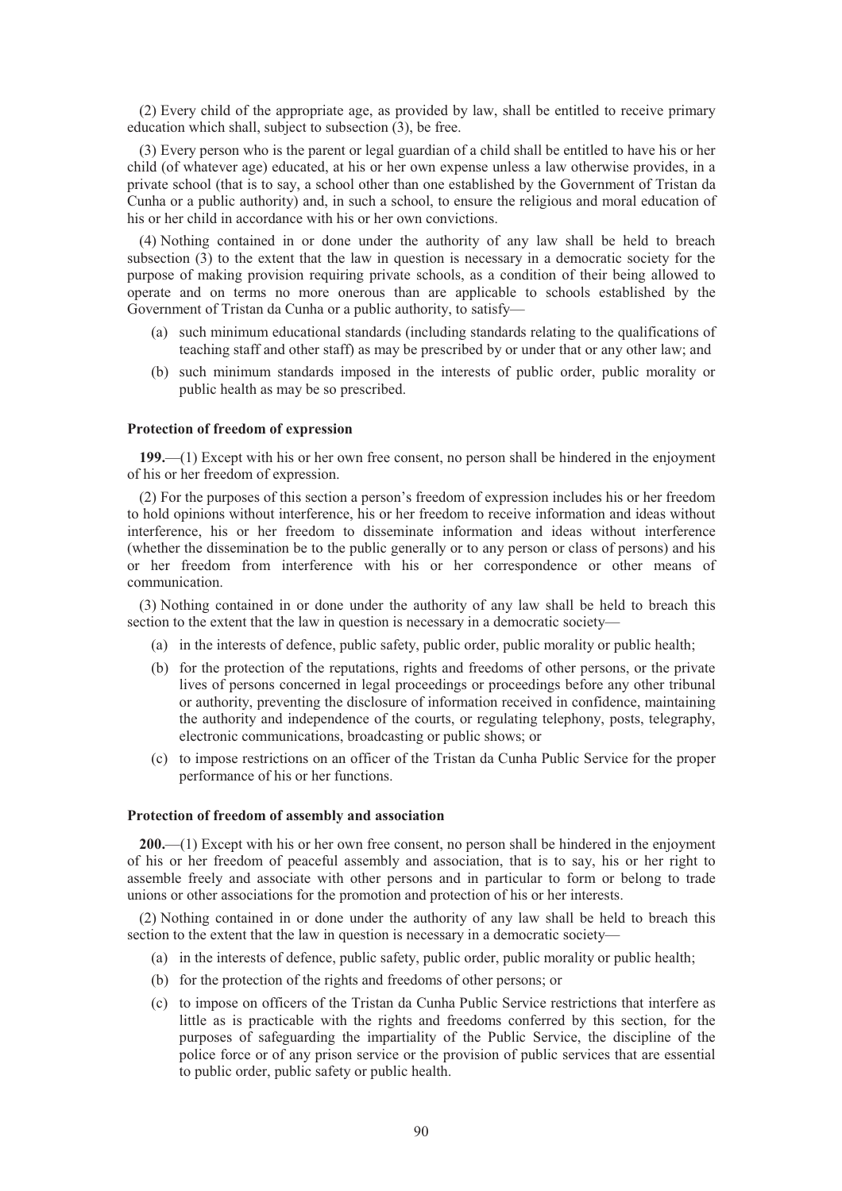(2) Every child of the appropriate age, as provided by law, shall be entitled to receive primary education which shall, subject to subsection (3), be free.

(3) Every person who is the parent or legal guardian of a child shall be entitled to have his or her child (of whatever age) educated, at his or her own expense unless a law otherwise provides, in a private school (that is to say, a school other than one established by the Government of Tristan da Cunha or a public authority) and, in such a school, to ensure the religious and moral education of his or her child in accordance with his or her own convictions.

(4) Nothing contained in or done under the authority of any law shall be held to breach subsection (3) to the extent that the law in question is necessary in a democratic society for the purpose of making provision requiring private schools, as a condition of their being allowed to operate and on terms no more onerous than are applicable to schools established by the Government of Tristan da Cunha or a public authority, to satisfy—

- (a) such minimum educational standards (including standards relating to the qualifications of teaching staff and other staff) as may be prescribed by or under that or any other law; and
- (b) such minimum standards imposed in the interests of public order, public morality or public health as may be so prescribed.

**Protection of freedom of expression**

**199.**—(1) Except with his or her own free consent, no person shall be hindered in the enjoyment of his or her freedom of expression.

(2) For the purposes of this section a person's freedom of expression includes his or her freedom to hold opinions without interference, his or her freedom to receive information and ideas without interference, his or her freedom to disseminate information and ideas without interference (whether the dissemination be to the public generally or to any person or class of persons) and his or her freedom from interference with his or her correspondence or other means of communication.

(3) Nothing contained in or done under the authority of any law shall be held to breach this section to the extent that the law in question is necessary in a democratic society—

- (a) in the interests of defence, public safety, public order, public morality or public health;
- (b) for the protection of the reputations, rights and freedoms of other persons, or the private lives of persons concerned in legal proceedings or proceedings before any other tribunal or authority, preventing the disclosure of information received in confidence, maintaining the authority and independence of the courts, or regulating telephony, posts, telegraphy, electronic communications, broadcasting or public shows; or
- (c) to impose restrictions on an officer of the Tristan da Cunha Public Service for the proper performance of his or her functions.

**Protection of freedom of assembly and association**

**200.**—(1) Except with his or her own free consent, no person shall be hindered in the enjoyment of his or her freedom of peaceful assembly and association, that is to say, his or her right to assemble freely and associate with other persons and in particular to form or belong to trade unions or other associations for the promotion and protection of his or her interests.

(2) Nothing contained in or done under the authority of any law shall be held to breach this section to the extent that the law in question is necessary in a democratic society—

- (a) in the interests of defence, public safety, public order, public morality or public health;
- (b) for the protection of the rights and freedoms of other persons; or
- (c) to impose on officers of the Tristan da Cunha Public Service restrictions that interfere as little as is practicable with the rights and freedoms conferred by this section, for the purposes of safeguarding the impartiality of the Public Service, the discipline of the police force or of any prison service or the provision of public services that are essential to public order, public safety or public health.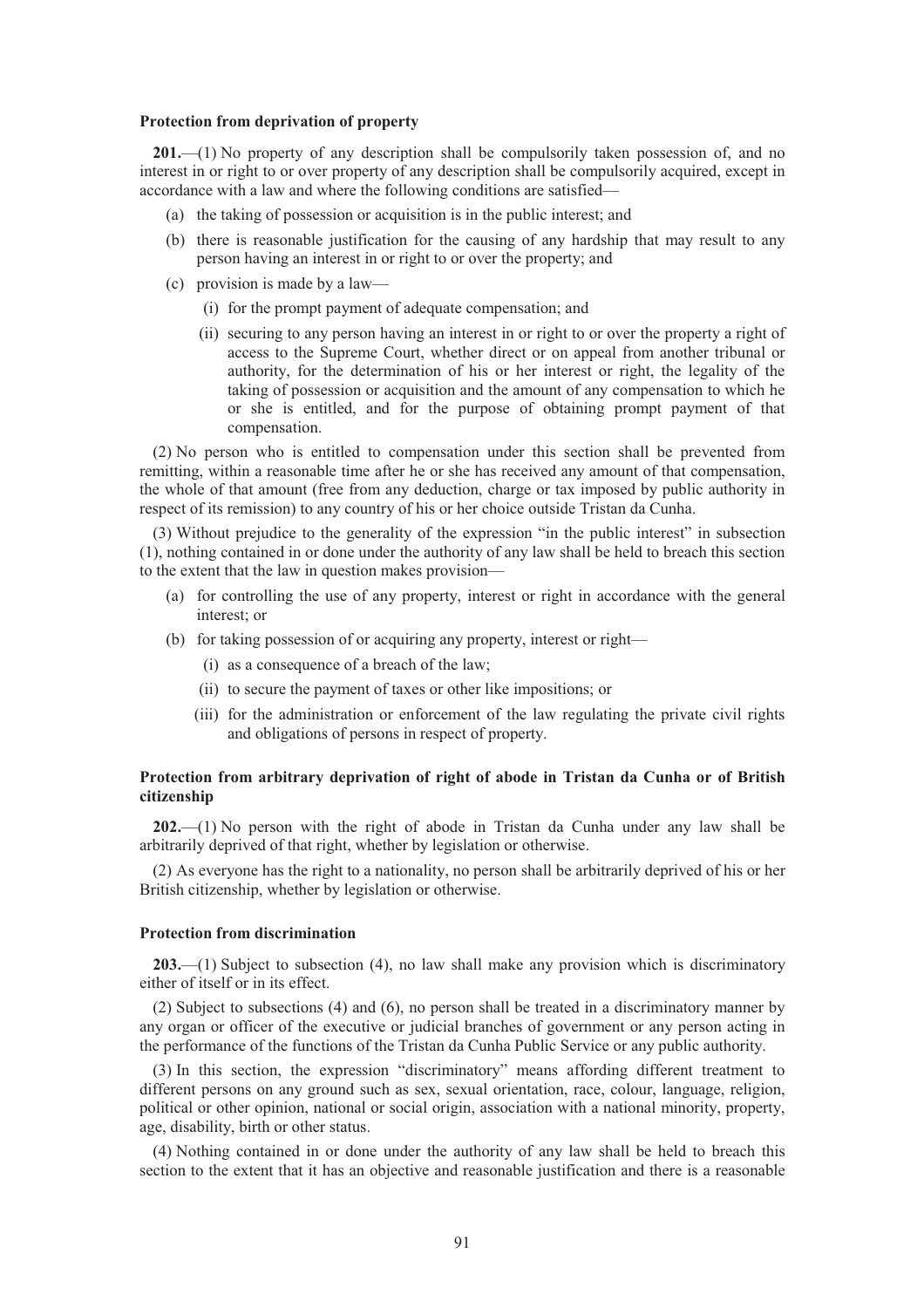**Protection from deprivation of property**

**201.**—(1) No property of any description shall be compulsorily taken possession of, and no interest in or right to or over property of any description shall be compulsorily acquired, except in accordance with a law and where the following conditions are satisfied—

- (a) the taking of possession or acquisition is in the public interest; and
- (b) there is reasonable justification for the causing of any hardship that may result to any person having an interest in or right to or over the property; and
- (c) provision is made by a law—
  - (i) for the prompt payment of adequate compensation; and
  - (ii) securing to any person having an interest in or right to or over the property a right of access to the Supreme Court, whether direct or on appeal from another tribunal or authority, for the determination of his or her interest or right, the legality of the taking of possession or acquisition and the amount of any compensation to which he or she is entitled, and for the purpose of obtaining prompt payment of that compensation.

(2) No person who is entitled to compensation under this section shall be prevented from remitting, within a reasonable time after he or she has received any amount of that compensation, the whole of that amount (free from any deduction, charge or tax imposed by public authority in respect of its remission) to any country of his or her choice outside Tristan da Cunha.

(3) Without prejudice to the generality of the expression "in the public interest" in subsection (1), nothing contained in or done under the authority of any law shall be held to breach this section to the extent that the law in question makes provision—

- (a) for controlling the use of any property, interest or right in accordance with the general interest; or
- (b) for taking possession of or acquiring any property, interest or right—
  - (i) as a consequence of a breach of the law;
  - (ii) to secure the payment of taxes or other like impositions; or
  - (iii) for the administration or enforcement of the law regulating the private civil rights and obligations of persons in respect of property.

**Protection from arbitrary deprivation of right of abode in Tristan da Cunha or of British citizenship**

**202.**—(1) No person with the right of abode in Tristan da Cunha under any law shall be arbitrarily deprived of that right, whether by legislation or otherwise.

(2) As everyone has the right to a nationality, no person shall be arbitrarily deprived of his or her British citizenship, whether by legislation or otherwise.

**Protection from discrimination**

**203.**—(1) Subject to subsection (4), no law shall make any provision which is discriminatory either of itself or in its effect.

(2) Subject to subsections (4) and (6), no person shall be treated in a discriminatory manner by any organ or officer of the executive or judicial branches of government or any person acting in the performance of the functions of the Tristan da Cunha Public Service or any public authority.

(3) In this section, the expression "discriminatory" means affording different treatment to different persons on any ground such as sex, sexual orientation, race, colour, language, religion, political or other opinion, national or social origin, association with a national minority, property, age, disability, birth or other status.

(4) Nothing contained in or done under the authority of any law shall be held to breach this section to the extent that it has an objective and reasonable justification and there is a reasonable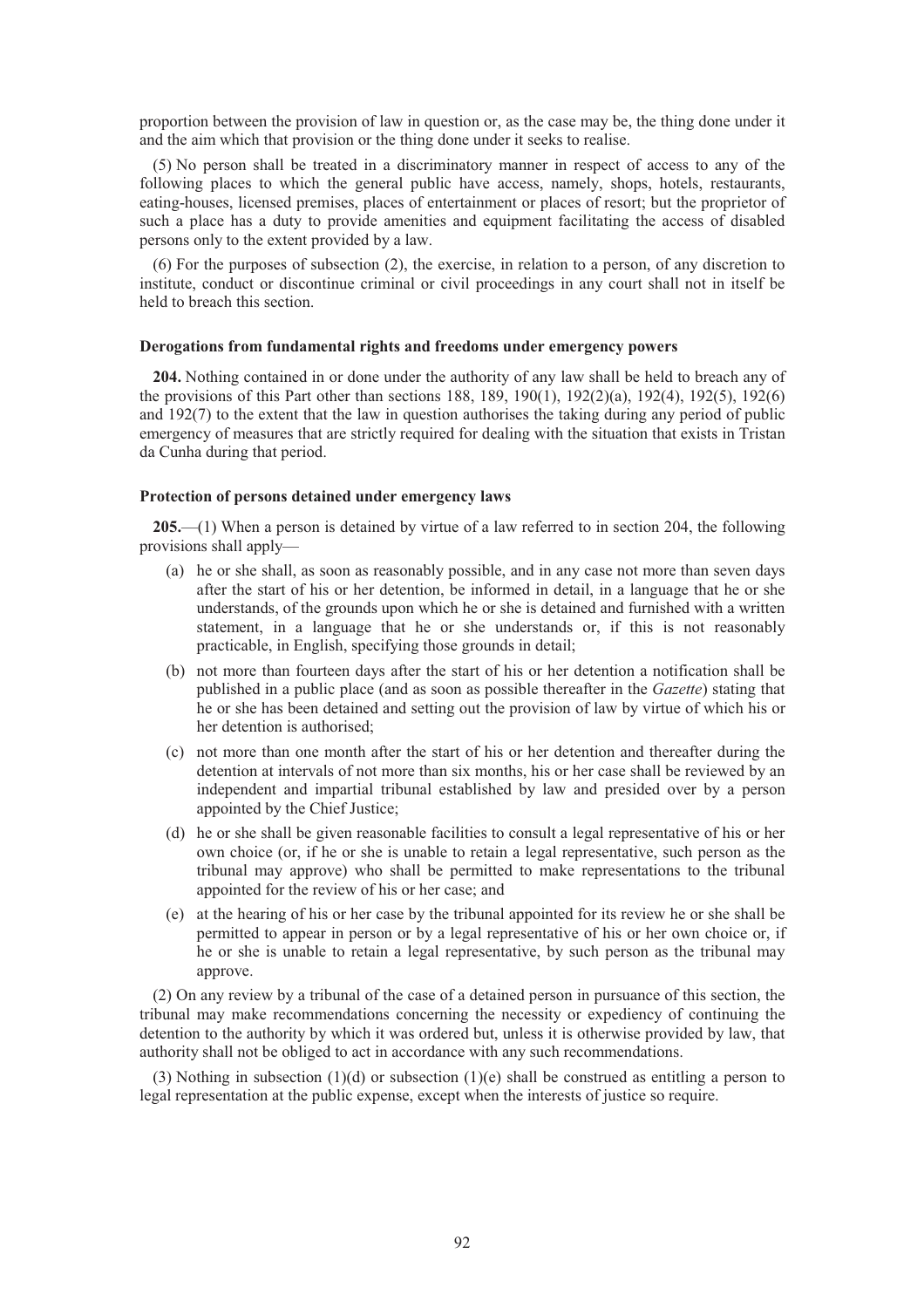proportion between the provision of law in question or, as the case may be, the thing done under it and the aim which that provision or the thing done under it seeks to realise.

(5) No person shall be treated in a discriminatory manner in respect of access to any of the following places to which the general public have access, namely, shops, hotels, restaurants, eating-houses, licensed premises, places of entertainment or places of resort; but the proprietor of such a place has a duty to provide amenities and equipment facilitating the access of disabled persons only to the extent provided by a law.

(6) For the purposes of subsection (2), the exercise, in relation to a person, of any discretion to institute, conduct or discontinue criminal or civil proceedings in any court shall not in itself be held to breach this section.

**Derogations from fundamental rights and freedoms under emergency powers**

**204.** Nothing contained in or done under the authority of any law shall be held to breach any of the provisions of this Part other than sections 188, 189, 190(1), 192(2)(a), 192(4), 192(5), 192(6) and 192(7) to the extent that the law in question authorises the taking during any period of public emergency of measures that are strictly required for dealing with the situation that exists in Tristan da Cunha during that period.

**Protection of persons detained under emergency laws**

**205.**—(1) When a person is detained by virtue of a law referred to in section 204, the following provisions shall apply—

(a) he or she shall, as soon as reasonably possible, and in any case not more than seven days after the start of his or her detention, be informed in detail, in a language that he or she understands, of the grounds upon which he or she is detained and furnished with a written statement, in a language that he or she understands or, if this is not reasonably practicable, in English, specifying those grounds in detail;

(b) not more than fourteen days after the start of his or her detention a notification shall be published in a public place (and as soon as possible thereafter in the *Gazette*) stating that he or she has been detained and setting out the provision of law by virtue of which his or her detention is authorised;

(c) not more than one month after the start of his or her detention and thereafter during the detention at intervals of not more than six months, his or her case shall be reviewed by an independent and impartial tribunal established by law and presided over by a person appointed by the Chief Justice;

(d) he or she shall be given reasonable facilities to consult a legal representative of his or her own choice (or, if he or she is unable to retain a legal representative, such person as the tribunal may approve) who shall be permitted to make representations to the tribunal appointed for the review of his or her case; and

(e) at the hearing of his or her case by the tribunal appointed for its review he or she shall be permitted to appear in person or by a legal representative of his or her own choice or, if he or she is unable to retain a legal representative, by such person as the tribunal may approve.

(2) On any review by a tribunal of the case of a detained person in pursuance of this section, the tribunal may make recommendations concerning the necessity or expediency of continuing the detention to the authority by which it was ordered but, unless it is otherwise provided by law, that authority shall not be obliged to act in accordance with any such recommendations.

(3) Nothing in subsection (1)(d) or subsection (1)(e) shall be construed as entitling a person to legal representation at the public expense, except when the interests of justice so require.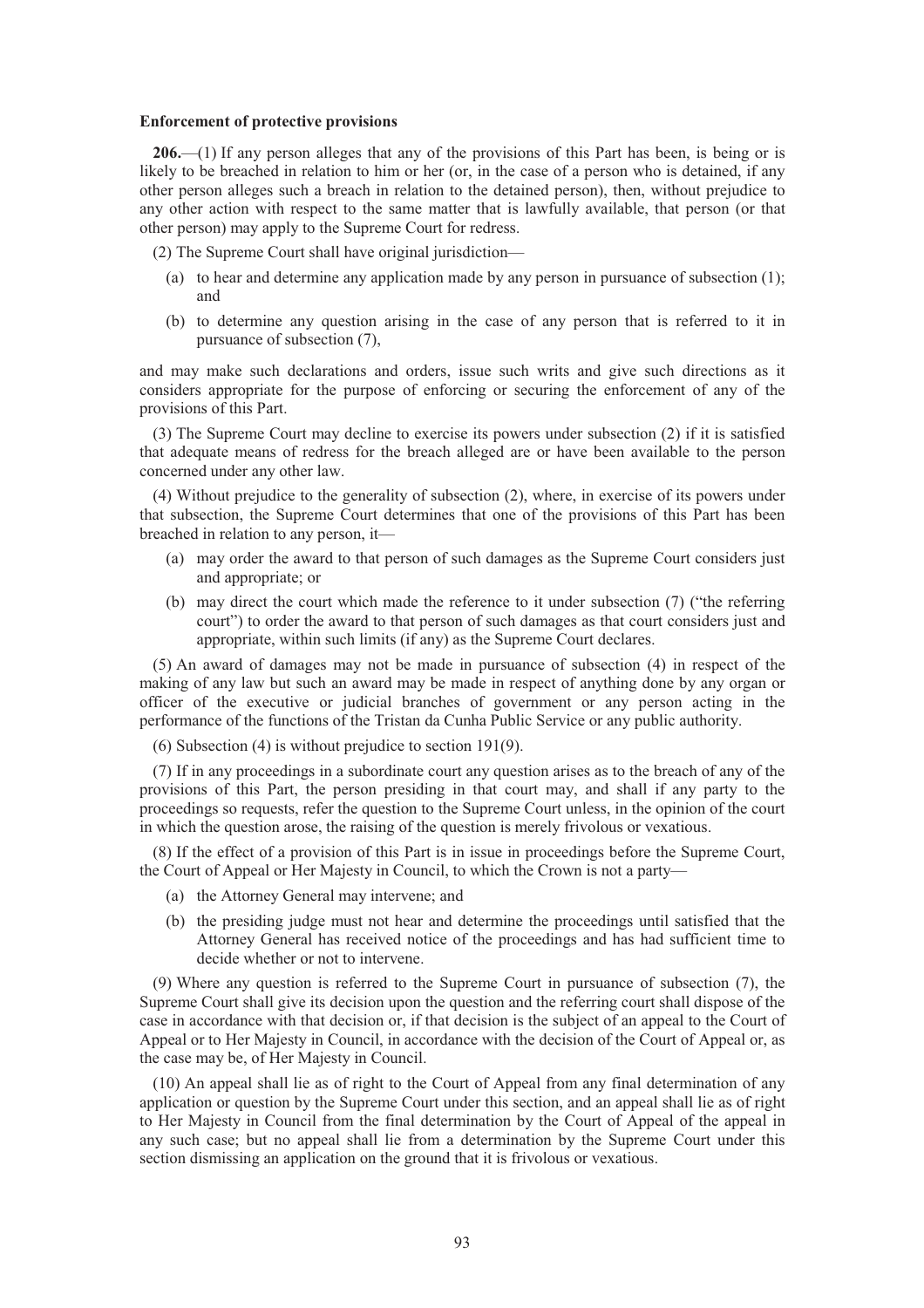**Enforcement of protective provisions**

**206.**—(1) If any person alleges that any of the provisions of this Part has been, is being or is likely to be breached in relation to him or her (or, in the case of a person who is detained, if any other person alleges such a breach in relation to the detained person), then, without prejudice to any other action with respect to the same matter that is lawfully available, that person (or that other person) may apply to the Supreme Court for redress.

(2) The Supreme Court shall have original jurisdiction—

- (a) to hear and determine any application made by any person in pursuance of subsection (1); and
- (b) to determine any question arising in the case of any person that is referred to it in pursuance of subsection (7),

and may make such declarations and orders, issue such writs and give such directions as it considers appropriate for the purpose of enforcing or securing the enforcement of any of the provisions of this Part.

(3) The Supreme Court may decline to exercise its powers under subsection (2) if it is satisfied that adequate means of redress for the breach alleged are or have been available to the person concerned under any other law.

(4) Without prejudice to the generality of subsection (2), where, in exercise of its powers under that subsection, the Supreme Court determines that one of the provisions of this Part has been breached in relation to any person, it—

- (a) may order the award to that person of such damages as the Supreme Court considers just and appropriate; or
- (b) may direct the court which made the reference to it under subsection (7) ("the referring court") to order the award to that person of such damages as that court considers just and appropriate, within such limits (if any) as the Supreme Court declares.

(5) An award of damages may not be made in pursuance of subsection (4) in respect of the making of any law but such an award may be made in respect of anything done by any organ or officer of the executive or judicial branches of government or any person acting in the performance of the functions of the Tristan da Cunha Public Service or any public authority.

(6) Subsection (4) is without prejudice to section 191(9).

(7) If in any proceedings in a subordinate court any question arises as to the breach of any of the provisions of this Part, the person presiding in that court may, and shall if any party to the proceedings so requests, refer the question to the Supreme Court unless, in the opinion of the court in which the question arose, the raising of the question is merely frivolous or vexatious.

(8) If the effect of a provision of this Part is in issue in proceedings before the Supreme Court, the Court of Appeal or Her Majesty in Council, to which the Crown is not a party—

- (a) the Attorney General may intervene; and
- (b) the presiding judge must not hear and determine the proceedings until satisfied that the Attorney General has received notice of the proceedings and has had sufficient time to decide whether or not to intervene.

(9) Where any question is referred to the Supreme Court in pursuance of subsection (7), the Supreme Court shall give its decision upon the question and the referring court shall dispose of the case in accordance with that decision or, if that decision is the subject of an appeal to the Court of Appeal or to Her Majesty in Council, in accordance with the decision of the Court of Appeal or, as the case may be, of Her Majesty in Council.

(10) An appeal shall lie as of right to the Court of Appeal from any final determination of any application or question by the Supreme Court under this section, and an appeal shall lie as of right to Her Majesty in Council from the final determination by the Court of Appeal of the appeal in any such case; but no appeal shall lie from a determination by the Supreme Court under this section dismissing an application on the ground that it is frivolous or vexatious.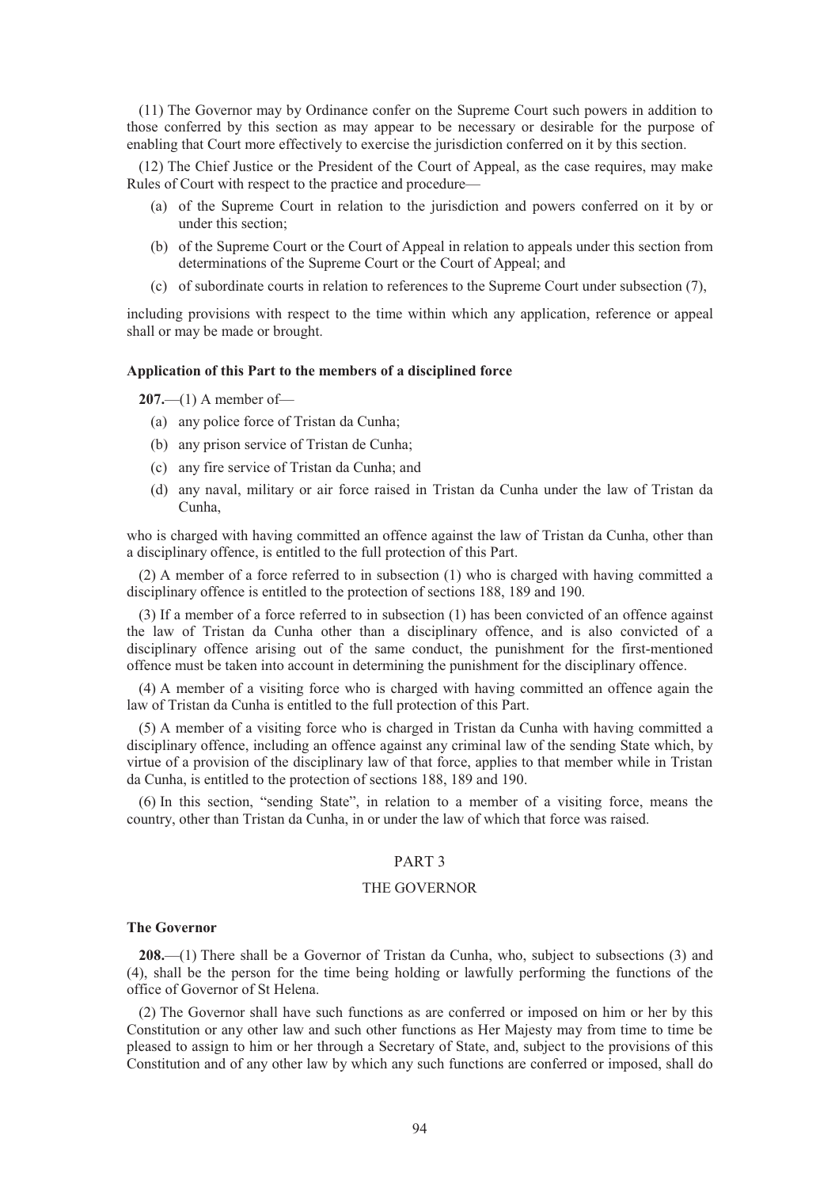(11) The Governor may by Ordinance confer on the Supreme Court such powers in addition to those conferred by this section as may appear to be necessary or desirable for the purpose of enabling that Court more effectively to exercise the jurisdiction conferred on it by this section.

(12) The Chief Justice or the President of the Court of Appeal, as the case requires, may make Rules of Court with respect to the practice and procedure—

- (a) of the Supreme Court in relation to the jurisdiction and powers conferred on it by or under this section;
- (b) of the Supreme Court or the Court of Appeal in relation to appeals under this section from determinations of the Supreme Court or the Court of Appeal; and
- (c) of subordinate courts in relation to references to the Supreme Court under subsection (7),

including provisions with respect to the time within which any application, reference or appeal shall or may be made or brought.

**Application of this Part to the members of a disciplined force**

**207.**—(1) A member of—

- (a) any police force of Tristan da Cunha;
- (b) any prison service of Tristan de Cunha;
- (c) any fire service of Tristan da Cunha; and
- (d) any naval, military or air force raised in Tristan da Cunha under the law of Tristan da Cunha,

who is charged with having committed an offence against the law of Tristan da Cunha, other than a disciplinary offence, is entitled to the full protection of this Part.

(2) A member of a force referred to in subsection (1) who is charged with having committed a disciplinary offence is entitled to the protection of sections 188, 189 and 190.

(3) If a member of a force referred to in subsection (1) has been convicted of an offence against the law of Tristan da Cunha other than a disciplinary offence, and is also convicted of a disciplinary offence arising out of the same conduct, the punishment for the first-mentioned offence must be taken into account in determining the punishment for the disciplinary offence.

(4) A member of a visiting force who is charged with having committed an offence again the law of Tristan da Cunha is entitled to the full protection of this Part.

(5) A member of a visiting force who is charged in Tristan da Cunha with having committed a disciplinary offence, including an offence against any criminal law of the sending State which, by virtue of a provision of the disciplinary law of that force, applies to that member while in Tristan da Cunha, is entitled to the protection of sections 188, 189 and 190.

(6) In this section, "sending State", in relation to a member of a visiting force, means the country, other than Tristan da Cunha, in or under the law of which that force was raised.

## PART 3

## THE GOVERNOR

**The Governor**

**208.**—(1) There shall be a Governor of Tristan da Cunha, who, subject to subsections (3) and (4), shall be the person for the time being holding or lawfully performing the functions of the office of Governor of St Helena.

(2) The Governor shall have such functions as are conferred or imposed on him or her by this Constitution or any other law and such other functions as Her Majesty may from time to time be pleased to assign to him or her through a Secretary of State, and, subject to the provisions of this Constitution and of any other law by which any such functions are conferred or imposed, shall do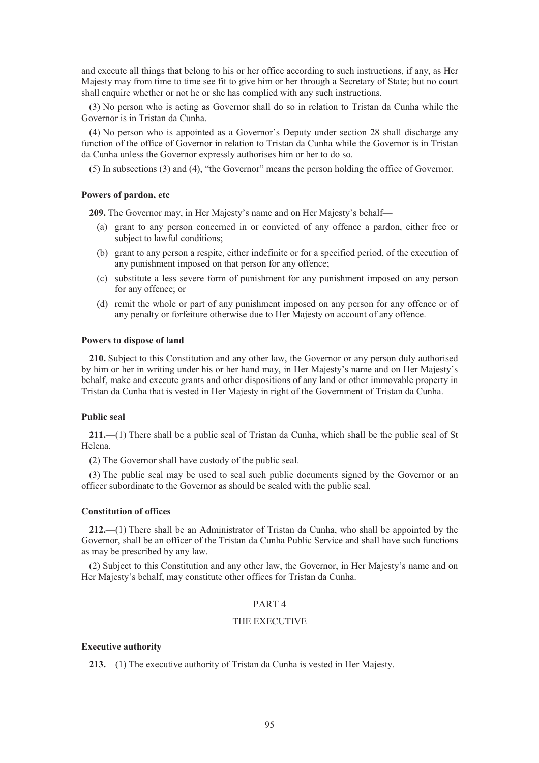and execute all things that belong to his or her office according to such instructions, if any, as Her Majesty may from time to time see fit to give him or her through a Secretary of State; but no court shall enquire whether or not he or she has complied with any such instructions.

(3) No person who is acting as Governor shall do so in relation to Tristan da Cunha while the Governor is in Tristan da Cunha.

(4) No person who is appointed as a Governor's Deputy under section 28 shall discharge any function of the office of Governor in relation to Tristan da Cunha while the Governor is in Tristan da Cunha unless the Governor expressly authorises him or her to do so.

(5) In subsections (3) and (4), "the Governor" means the person holding the office of Governor.

#### Powers of pardon, etc

**209.** The Governor may, in Her Majesty's name and on Her Majesty's behalf—

(a) grant to any person concerned in or convicted of any offence a pardon, either free or subject to lawful conditions;

(b) grant to any person a respite, either indefinite or for a specified period, of the execution of any punishment imposed on that person for any offence;

(c) substitute a less severe form of punishment for any punishment imposed on any person for any offence; or

(d) remit the whole or part of any punishment imposed on any person for any offence or of any penalty or forfeiture otherwise due to Her Majesty on account of any offence.

#### Powers to dispose of land

**210.** Subject to this Constitution and any other law, the Governor or any person duly authorised by him or her in writing under his or her hand may, in Her Majesty's name and on Her Majesty's behalf, make and execute grants and other dispositions of any land or other immovable property in Tristan da Cunha that is vested in Her Majesty in right of the Government of Tristan da Cunha.

#### Public seal

**211.**—(1) There shall be a public seal of Tristan da Cunha, which shall be the public seal of St Helena.

(2) The Governor shall have custody of the public seal.

(3) The public seal may be used to seal such public documents signed by the Governor or an officer subordinate to the Governor as should be sealed with the public seal.

#### Constitution of offices

**212.**—(1) There shall be an Administrator of Tristan da Cunha, who shall be appointed by the Governor, shall be an officer of the Tristan da Cunha Public Service and shall have such functions as may be prescribed by any law.

(2) Subject to this Constitution and any other law, the Governor, in Her Majesty's name and on Her Majesty's behalf, may constitute other offices for Tristan da Cunha.

## PART 4

## THE EXECUTIVE

#### Executive authority

**213.**—(1) The executive authority of Tristan da Cunha is vested in Her Majesty.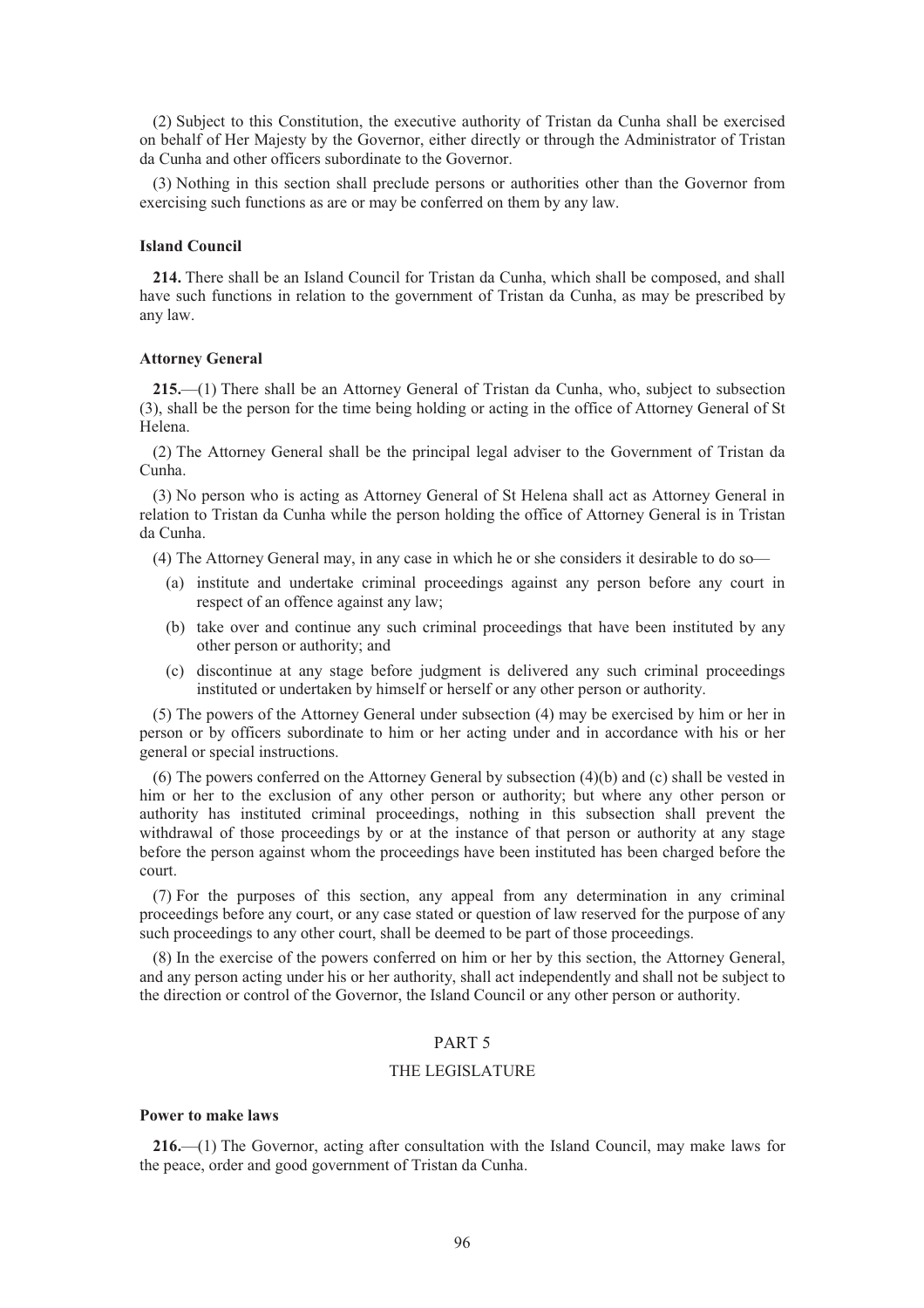(2) Subject to this Constitution, the executive authority of Tristan da Cunha shall be exercised on behalf of Her Majesty by the Governor, either directly or through the Administrator of Tristan da Cunha and other officers subordinate to the Governor.

(3) Nothing in this section shall preclude persons or authorities other than the Governor from exercising such functions as are or may be conferred on them by any law.

**Island Council**

**214.** There shall be an Island Council for Tristan da Cunha, which shall be composed, and shall have such functions in relation to the government of Tristan da Cunha, as may be prescribed by any law.

**Attorney General**

**215.**—(1) There shall be an Attorney General of Tristan da Cunha, who, subject to subsection (3), shall be the person for the time being holding or acting in the office of Attorney General of St Helena.

(2) The Attorney General shall be the principal legal adviser to the Government of Tristan da Cunha.

(3) No person who is acting as Attorney General of St Helena shall act as Attorney General in relation to Tristan da Cunha while the person holding the office of Attorney General is in Tristan da Cunha.

(4) The Attorney General may, in any case in which he or she considers it desirable to do so—

(a) institute and undertake criminal proceedings against any person before any court in respect of an offence against any law;

(b) take over and continue any such criminal proceedings that have been instituted by any other person or authority; and

(c) discontinue at any stage before judgment is delivered any such criminal proceedings instituted or undertaken by himself or herself or any other person or authority.

(5) The powers of the Attorney General under subsection (4) may be exercised by him or her in person or by officers subordinate to him or her acting under and in accordance with his or her general or special instructions.

(6) The powers conferred on the Attorney General by subsection (4)(b) and (c) shall be vested in him or her to the exclusion of any other person or authority; but where any other person or authority has instituted criminal proceedings, nothing in this subsection shall prevent the withdrawal of those proceedings by or at the instance of that person or authority at any stage before the person against whom the proceedings have been instituted has been charged before the court.

(7) For the purposes of this section, any appeal from any determination in any criminal proceedings before any court, or any case stated or question of law reserved for the purpose of any such proceedings to any other court, shall be deemed to be part of those proceedings.

(8) In the exercise of the powers conferred on him or her by this section, the Attorney General, and any person acting under his or her authority, shall act independently and shall not be subject to the direction or control of the Governor, the Island Council or any other person or authority.

## PART 5

## THE LEGISLATURE

**Power to make laws**

**216.**—(1) The Governor, acting after consultation with the Island Council, may make laws for the peace, order and good government of Tristan da Cunha.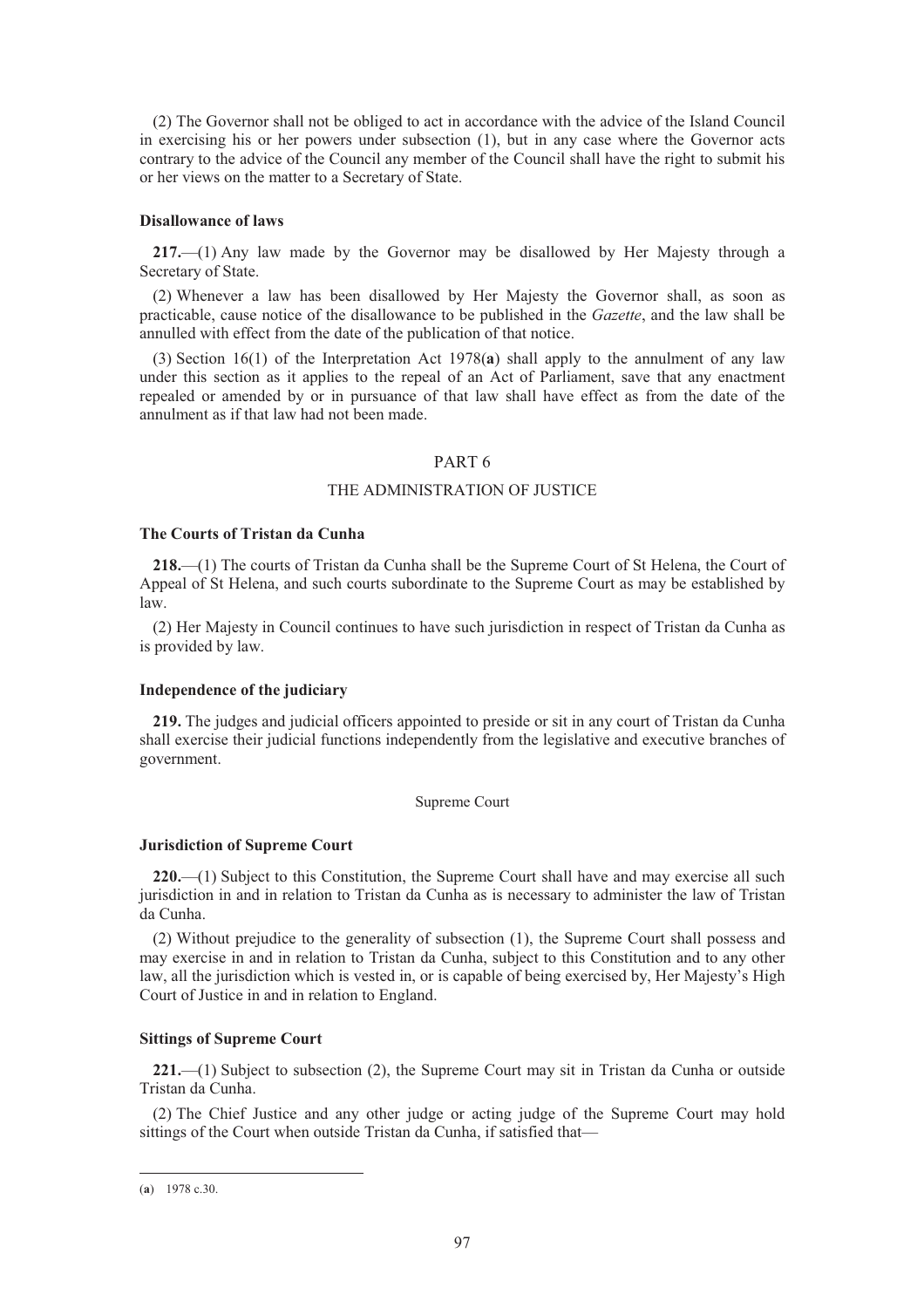(2) The Governor shall not be obliged to act in accordance with the advice of the Island Council in exercising his or her powers under subsection (1), but in any case where the Governor acts contrary to the advice of the Council any member of the Council shall have the right to submit his or her views on the matter to a Secretary of State.

**Disallowance of laws**

**217.**—(1) Any law made by the Governor may be disallowed by Her Majesty through a Secretary of State.

(2) Whenever a law has been disallowed by Her Majesty the Governor shall, as soon as practicable, cause notice of the disallowance to be published in the *Gazette*, and the law shall be annulled with effect from the date of the publication of that notice.

(3) Section 16(1) of the Interpretation Act 1978(**a**) shall apply to the annulment of any law under this section as it applies to the repeal of an Act of Parliament, save that any enactment repealed or amended by or in pursuance of that law shall have effect as from the date of the annulment as if that law had not been made.

## PART 6

## THE ADMINISTRATION OF JUSTICE

**The Courts of Tristan da Cunha**

**218.**—(1) The courts of Tristan da Cunha shall be the Supreme Court of St Helena, the Court of Appeal of St Helena, and such courts subordinate to the Supreme Court as may be established by law.

(2) Her Majesty in Council continues to have such jurisdiction in respect of Tristan da Cunha as is provided by law.

**Independence of the judiciary**

**219.** The judges and judicial officers appointed to preside or sit in any court of Tristan da Cunha shall exercise their judicial functions independently from the legislative and executive branches of government.

Supreme Court

**Jurisdiction of Supreme Court**

**220.**—(1) Subject to this Constitution, the Supreme Court shall have and may exercise all such jurisdiction in and in relation to Tristan da Cunha as is necessary to administer the law of Tristan da Cunha.

(2) Without prejudice to the generality of subsection (1), the Supreme Court shall possess and may exercise in and in relation to Tristan da Cunha, subject to this Constitution and to any other law, all the jurisdiction which is vested in, or is capable of being exercised by, Her Majesty's High Court of Justice in and in relation to England.

**Sittings of Supreme Court**

**221.**—(1) Subject to subsection (2), the Supreme Court may sit in Tristan da Cunha or outside Tristan da Cunha.

(2) The Chief Justice and any other judge or acting judge of the Supreme Court may hold sittings of the Court when outside Tristan da Cunha, if satisfied that—

---

(**a**) 1978 c.30.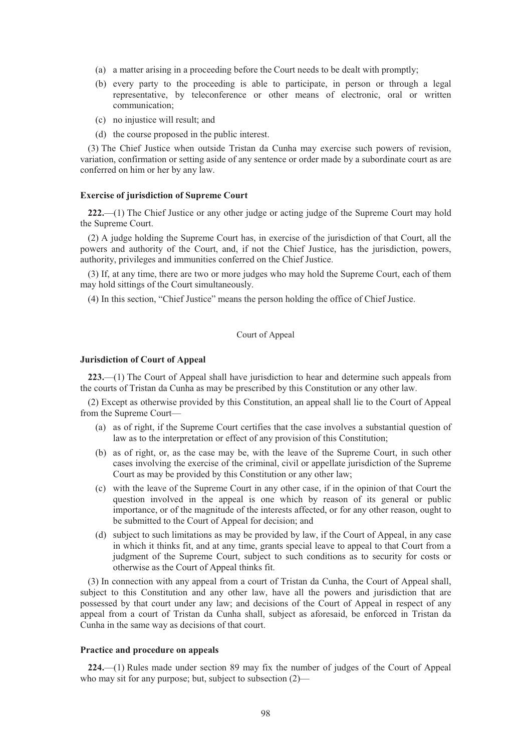(a) a matter arising in a proceeding before the Court needs to be dealt with promptly;

(b) every party to the proceeding is able to participate, in person or through a legal representative, by teleconference or other means of electronic, oral or written communication;

(c) no injustice will result; and

(d) the course proposed in the public interest.

(3) The Chief Justice when outside Tristan da Cunha may exercise such powers of revision, variation, confirmation or setting aside of any sentence or order made by a subordinate court as are conferred on him or her by any law.

**Exercise of jurisdiction of Supreme Court**

**222.**—(1) The Chief Justice or any other judge or acting judge of the Supreme Court may hold the Supreme Court.

(2) A judge holding the Supreme Court has, in exercise of the jurisdiction of that Court, all the powers and authority of the Court, and, if not the Chief Justice, has the jurisdiction, powers, authority, privileges and immunities conferred on the Chief Justice.

(3) If, at any time, there are two or more judges who may hold the Supreme Court, each of them may hold sittings of the Court simultaneously.

(4) In this section, "Chief Justice" means the person holding the office of Chief Justice.

Court of Appeal

**Jurisdiction of Court of Appeal**

**223.**—(1) The Court of Appeal shall have jurisdiction to hear and determine such appeals from the courts of Tristan da Cunha as may be prescribed by this Constitution or any other law.

(2) Except as otherwise provided by this Constitution, an appeal shall lie to the Court of Appeal from the Supreme Court—

(a) as of right, if the Supreme Court certifies that the case involves a substantial question of law as to the interpretation or effect of any provision of this Constitution;

(b) as of right, or, as the case may be, with the leave of the Supreme Court, in such other cases involving the exercise of the criminal, civil or appellate jurisdiction of the Supreme Court as may be provided by this Constitution or any other law;

(c) with the leave of the Supreme Court in any other case, if in the opinion of that Court the question involved in the appeal is one which by reason of its general or public importance, or of the magnitude of the interests affected, or for any other reason, ought to be submitted to the Court of Appeal for decision; and

(d) subject to such limitations as may be provided by law, if the Court of Appeal, in any case in which it thinks fit, and at any time, grants special leave to appeal to that Court from a judgment of the Supreme Court, subject to such conditions as to security for costs or otherwise as the Court of Appeal thinks fit.

(3) In connection with any appeal from a court of Tristan da Cunha, the Court of Appeal shall, subject to this Constitution and any other law, have all the powers and jurisdiction that are possessed by that court under any law; and decisions of the Court of Appeal in respect of any appeal from a court of Tristan da Cunha shall, subject as aforesaid, be enforced in Tristan da Cunha in the same way as decisions of that court.

**Practice and procedure on appeals**

**224.**—(1) Rules made under section 89 may fix the number of judges of the Court of Appeal who may sit for any purpose; but, subject to subsection (2)—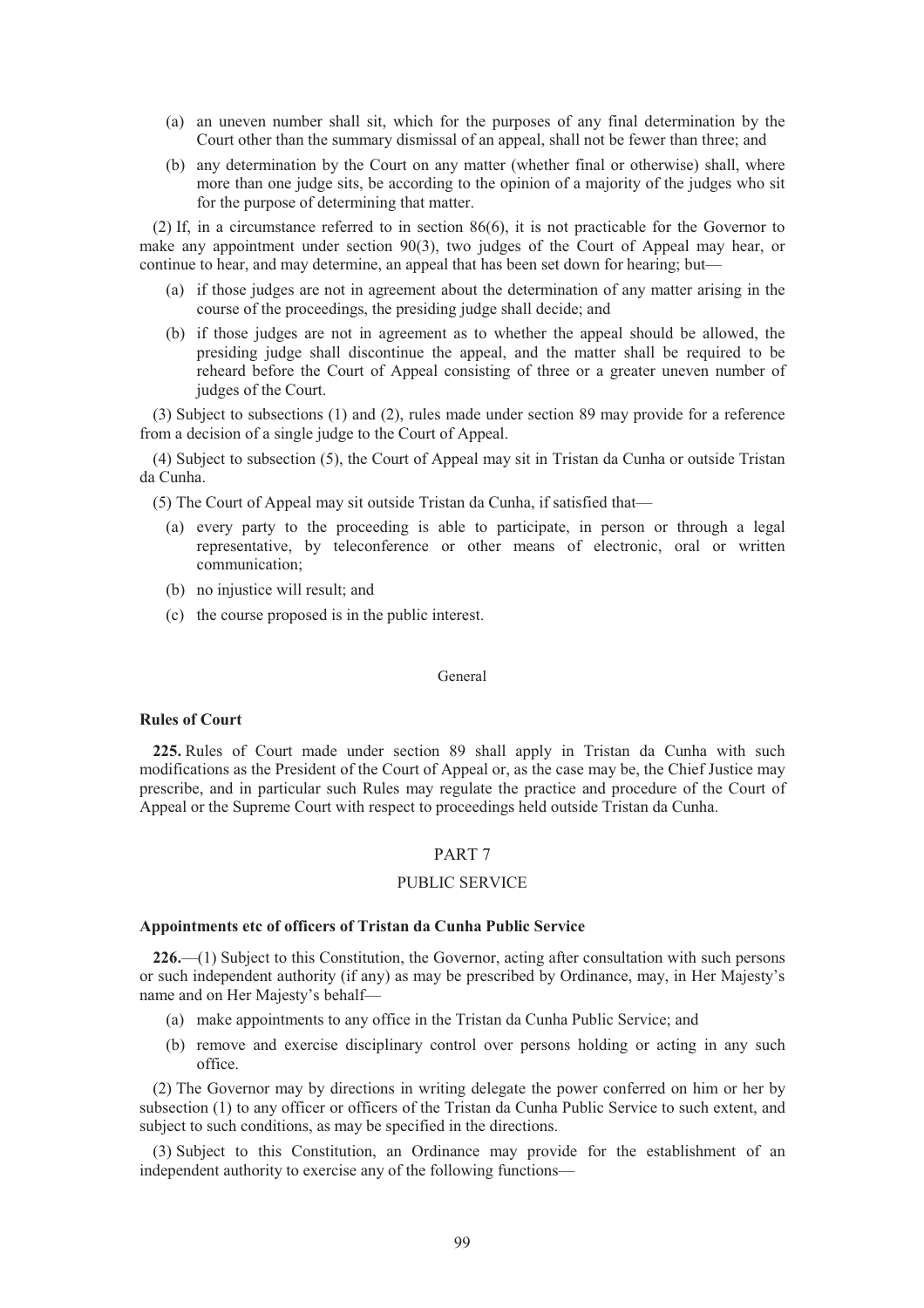(a) an uneven number shall sit, which for the purposes of any final determination by the Court other than the summary dismissal of an appeal, shall not be fewer than three; and

(b) any determination by the Court on any matter (whether final or otherwise) shall, where more than one judge sits, be according to the opinion of a majority of the judges who sit for the purpose of determining that matter.

(2) If, in a circumstance referred to in section 86(6), it is not practicable for the Governor to make any appointment under section 90(3), two judges of the Court of Appeal may hear, or continue to hear, and may determine, an appeal that has been set down for hearing; but—

(a) if those judges are not in agreement about the determination of any matter arising in the course of the proceedings, the presiding judge shall decide; and

(b) if those judges are not in agreement as to whether the appeal should be allowed, the presiding judge shall discontinue the appeal, and the matter shall be required to be reheard before the Court of Appeal consisting of three or a greater uneven number of judges of the Court.

(3) Subject to subsections (1) and (2), rules made under section 89 may provide for a reference from a decision of a single judge to the Court of Appeal.

(4) Subject to subsection (5), the Court of Appeal may sit in Tristan da Cunha or outside Tristan da Cunha.

(5) The Court of Appeal may sit outside Tristan da Cunha, if satisfied that—

(a) every party to the proceeding is able to participate, in person or through a legal representative, by teleconference or other means of electronic, oral or written communication;

(b) no injustice will result; and

(c) the course proposed is in the public interest.

General

**Rules of Court**

**225.** Rules of Court made under section 89 shall apply in Tristan da Cunha with such modifications as the President of the Court of Appeal or, as the case may be, the Chief Justice may prescribe, and in particular such Rules may regulate the practice and procedure of the Court of Appeal or the Supreme Court with respect to proceedings held outside Tristan da Cunha.

## PART 7

## PUBLIC SERVICE

**Appointments etc of officers of Tristan da Cunha Public Service**

**226.**—(1) Subject to this Constitution, the Governor, acting after consultation with such persons or such independent authority (if any) as may be prescribed by Ordinance, may, in Her Majesty's name and on Her Majesty's behalf—

(a) make appointments to any office in the Tristan da Cunha Public Service; and

(b) remove and exercise disciplinary control over persons holding or acting in any such office.

(2) The Governor may by directions in writing delegate the power conferred on him or her by subsection (1) to any officer or officers of the Tristan da Cunha Public Service to such extent, and subject to such conditions, as may be specified in the directions.

(3) Subject to this Constitution, an Ordinance may provide for the establishment of an independent authority to exercise any of the following functions—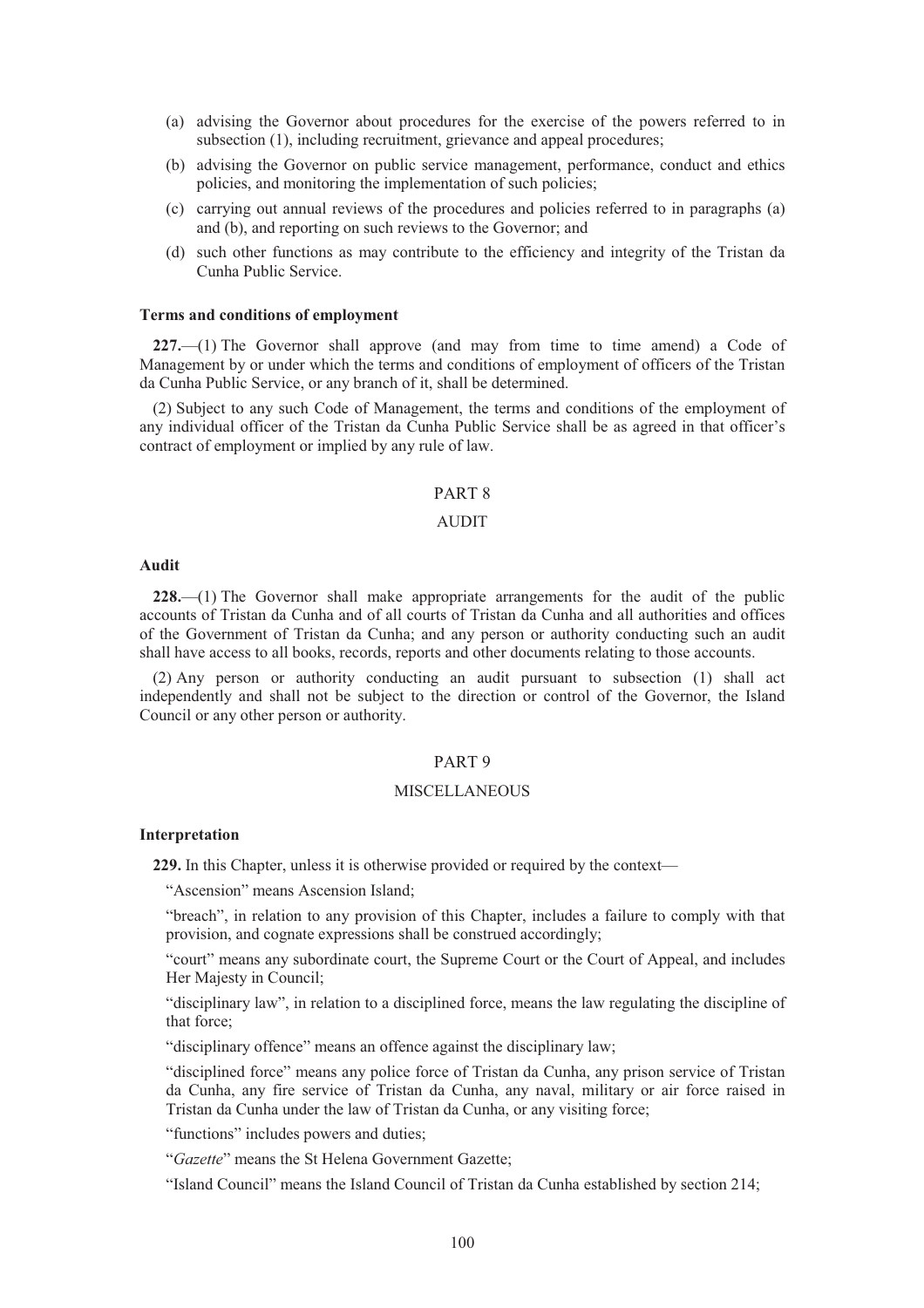(a) advising the Governor about procedures for the exercise of the powers referred to in subsection (1), including recruitment, grievance and appeal procedures;

(b) advising the Governor on public service management, performance, conduct and ethics policies, and monitoring the implementation of such policies;

(c) carrying out annual reviews of the procedures and policies referred to in paragraphs (a) and (b), and reporting on such reviews to the Governor; and

(d) such other functions as may contribute to the efficiency and integrity of the Tristan da Cunha Public Service.

**Terms and conditions of employment**

**227.**—(1) The Governor shall approve (and may from time to time amend) a Code of Management by or under which the terms and conditions of employment of officers of the Tristan da Cunha Public Service, or any branch of it, shall be determined.

(2) Subject to any such Code of Management, the terms and conditions of the employment of any individual officer of the Tristan da Cunha Public Service shall be as agreed in that officer's contract of employment or implied by any rule of law.

## PART 8

## AUDIT

**Audit**

**228.**—(1) The Governor shall make appropriate arrangements for the audit of the public accounts of Tristan da Cunha and of all courts of Tristan da Cunha and all authorities and offices of the Government of Tristan da Cunha; and any person or authority conducting such an audit shall have access to all books, records, reports and other documents relating to those accounts.

(2) Any person or authority conducting an audit pursuant to subsection (1) shall act independently and shall not be subject to the direction or control of the Governor, the Island Council or any other person or authority.

## PART 9

## MISCELLANEOUS

**Interpretation**

**229.** In this Chapter, unless it is otherwise provided or required by the context—

"Ascension" means Ascension Island;

"breach", in relation to any provision of this Chapter, includes a failure to comply with that provision, and cognate expressions shall be construed accordingly;

"court" means any subordinate court, the Supreme Court or the Court of Appeal, and includes Her Majesty in Council;

"disciplinary law", in relation to a disciplined force, means the law regulating the discipline of that force;

"disciplinary offence" means an offence against the disciplinary law;

"disciplined force" means any police force of Tristan da Cunha, any prison service of Tristan da Cunha, any fire service of Tristan da Cunha, any naval, military or air force raised in Tristan da Cunha under the law of Tristan da Cunha, or any visiting force;

"functions" includes powers and duties;

"*Gazette*" means the St Helena Government Gazette;

"Island Council" means the Island Council of Tristan da Cunha established by section 214;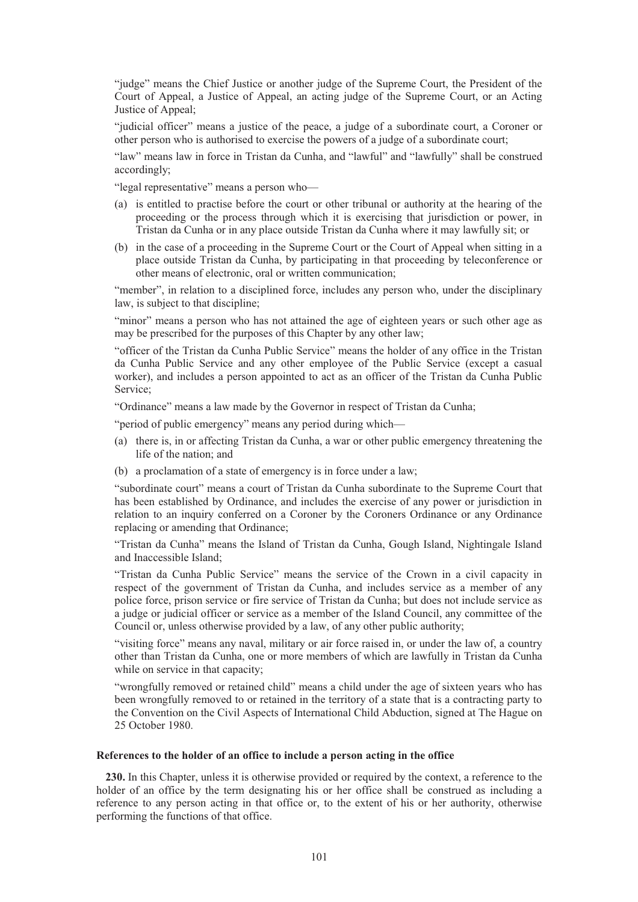"judge" means the Chief Justice or another judge of the Supreme Court, the President of the Court of Appeal, a Justice of Appeal, an acting judge of the Supreme Court, or an Acting Justice of Appeal;

"judicial officer" means a justice of the peace, a judge of a subordinate court, a Coroner or other person who is authorised to exercise the powers of a judge of a subordinate court;

"law" means law in force in Tristan da Cunha, and "lawful" and "lawfully" shall be construed accordingly;

"legal representative" means a person who—

(a) is entitled to practise before the court or other tribunal or authority at the hearing of the proceeding or the process through which it is exercising that jurisdiction or power, in Tristan da Cunha or in any place outside Tristan da Cunha where it may lawfully sit; or

(b) in the case of a proceeding in the Supreme Court or the Court of Appeal when sitting in a place outside Tristan da Cunha, by participating in that proceeding by teleconference or other means of electronic, oral or written communication;

"member", in relation to a disciplined force, includes any person who, under the disciplinary law, is subject to that discipline;

"minor" means a person who has not attained the age of eighteen years or such other age as may be prescribed for the purposes of this Chapter by any other law;

"officer of the Tristan da Cunha Public Service" means the holder of any office in the Tristan da Cunha Public Service and any other employee of the Public Service (except a casual worker), and includes a person appointed to act as an officer of the Tristan da Cunha Public Service;

"Ordinance" means a law made by the Governor in respect of Tristan da Cunha;

"period of public emergency" means any period during which—

(a) there is, in or affecting Tristan da Cunha, a war or other public emergency threatening the life of the nation; and

(b) a proclamation of a state of emergency is in force under a law;

"subordinate court" means a court of Tristan da Cunha subordinate to the Supreme Court that has been established by Ordinance, and includes the exercise of any power or jurisdiction in relation to an inquiry conferred on a Coroner by the Coroners Ordinance or any Ordinance replacing or amending that Ordinance;

"Tristan da Cunha" means the Island of Tristan da Cunha, Gough Island, Nightingale Island and Inaccessible Island;

"Tristan da Cunha Public Service" means the service of the Crown in a civil capacity in respect of the government of Tristan da Cunha, and includes service as a member of any police force, prison service or fire service of Tristan da Cunha; but does not include service as a judge or judicial officer or service as a member of the Island Council, any committee of the Council or, unless otherwise provided by a law, of any other public authority;

"visiting force" means any naval, military or air force raised in, or under the law of, a country other than Tristan da Cunha, one or more members of which are lawfully in Tristan da Cunha while on service in that capacity;

"wrongfully removed or retained child" means a child under the age of sixteen years who has been wrongfully removed to or retained in the territory of a state that is a contracting party to the Convention on the Civil Aspects of International Child Abduction, signed at The Hague on 25 October 1980.

**References to the holder of an office to include a person acting in the office**

**230.** In this Chapter, unless it is otherwise provided or required by the context, a reference to the holder of an office by the term designating his or her office shall be construed as including a reference to any person acting in that office or, to the extent of his or her authority, otherwise performing the functions of that office.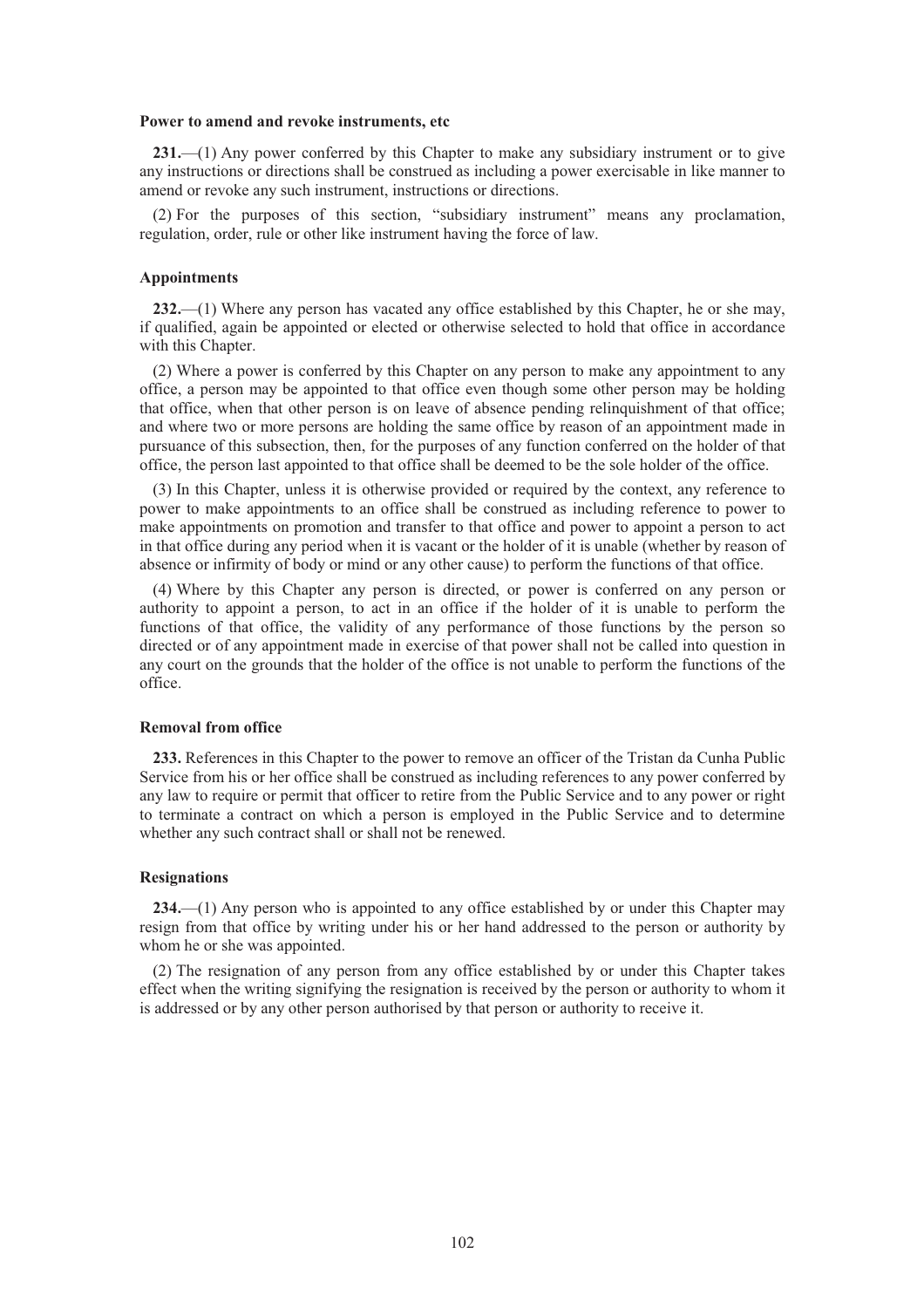**Power to amend and revoke instruments, etc**

**231.**—(1) Any power conferred by this Chapter to make any subsidiary instrument or to give any instructions or directions shall be construed as including a power exercisable in like manner to amend or revoke any such instrument, instructions or directions.

(2) For the purposes of this section, "subsidiary instrument" means any proclamation, regulation, order, rule or other like instrument having the force of law.

**Appointments**

**232.**—(1) Where any person has vacated any office established by this Chapter, he or she may, if qualified, again be appointed or elected or otherwise selected to hold that office in accordance with this Chapter.

(2) Where a power is conferred by this Chapter on any person to make any appointment to any office, a person may be appointed to that office even though some other person may be holding that office, when that other person is on leave of absence pending relinquishment of that office; and where two or more persons are holding the same office by reason of an appointment made in pursuance of this subsection, then, for the purposes of any function conferred on the holder of that office, the person last appointed to that office shall be deemed to be the sole holder of the office.

(3) In this Chapter, unless it is otherwise provided or required by the context, any reference to power to make appointments to an office shall be construed as including reference to power to make appointments on promotion and transfer to that office and power to appoint a person to act in that office during any period when it is vacant or the holder of it is unable (whether by reason of absence or infirmity of body or mind or any other cause) to perform the functions of that office.

(4) Where by this Chapter any person is directed, or power is conferred on any person or authority to appoint a person, to act in an office if the holder of it is unable to perform the functions of that office, the validity of any performance of those functions by the person so directed or of any appointment made in exercise of that power shall not be called into question in any court on the grounds that the holder of the office is not unable to perform the functions of the office.

**Removal from office**

**233.** References in this Chapter to the power to remove an officer of the Tristan da Cunha Public Service from his or her office shall be construed as including references to any power conferred by any law to require or permit that officer to retire from the Public Service and to any power or right to terminate a contract on which a person is employed in the Public Service and to determine whether any such contract shall or shall not be renewed.

**Resignations**

**234.**—(1) Any person who is appointed to any office established by or under this Chapter may resign from that office by writing under his or her hand addressed to the person or authority by whom he or she was appointed.

(2) The resignation of any person from any office established by or under this Chapter takes effect when the writing signifying the resignation is received by the person or authority to whom it is addressed or by any other person authorised by that person or authority to receive it.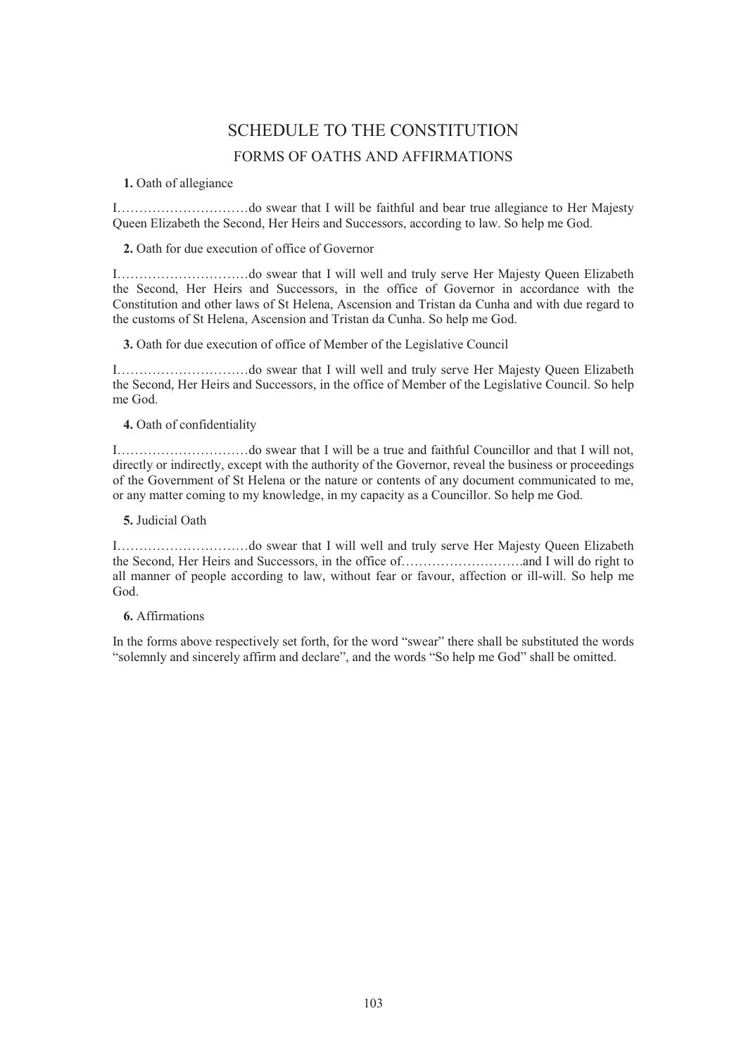# SCHEDULE TO THE CONSTITUTION

## FORMS OF OATHS AND AFFIRMATIONS

**1.** Oath of allegiance

I…………………………do swear that I will be faithful and bear true allegiance to Her Majesty Queen Elizabeth the Second, Her Heirs and Successors, according to law. So help me God.

**2.** Oath for due execution of office of Governor

I…………………………do swear that I will well and truly serve Her Majesty Queen Elizabeth the Second, Her Heirs and Successors, in the office of Governor in accordance with the Constitution and other laws of St Helena, Ascension and Tristan da Cunha and with due regard to the customs of St Helena, Ascension and Tristan da Cunha. So help me God.

**3.** Oath for due execution of office of Member of the Legislative Council

I…………………………do swear that I will well and truly serve Her Majesty Queen Elizabeth the Second, Her Heirs and Successors, in the office of Member of the Legislative Council. So help me God.

**4.** Oath of confidentiality

I…………………………do swear that I will be a true and faithful Councillor and that I will not, directly or indirectly, except with the authority of the Governor, reveal the business or proceedings of the Government of St Helena or the nature or contents of any document communicated to me, or any matter coming to my knowledge, in my capacity as a Councillor. So help me God.

**5.** Judicial Oath

I…………………………do swear that I will well and truly serve Her Majesty Queen Elizabeth the Second, Her Heirs and Successors, in the office of……………………….and I will do right to all manner of people according to law, without fear or favour, affection or ill-will. So help me God.

**6.** Affirmations

In the forms above respectively set forth, for the word "swear" there shall be substituted the words "solemnly and sincerely affirm and declare", and the words "So help me God" shall be omitted.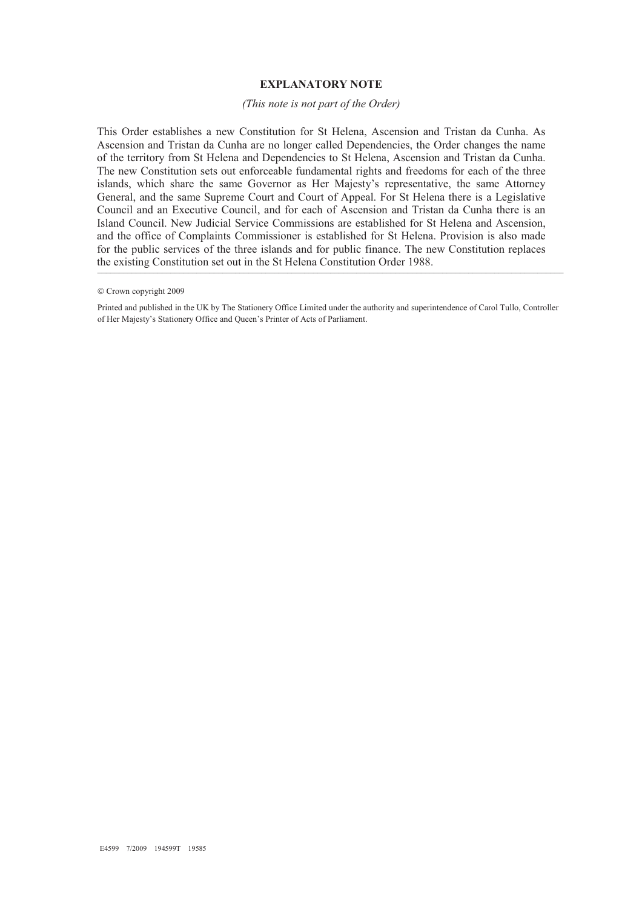**EXPLANATORY NOTE**

*(This note is not part of the Order)*

This Order establishes a new Constitution for St Helena, Ascension and Tristan da Cunha. As Ascension and Tristan da Cunha are no longer called Dependencies, the Order changes the name of the territory from St Helena and Dependencies to St Helena, Ascension and Tristan da Cunha. The new Constitution sets out enforceable fundamental rights and freedoms for each of the three islands, which share the same Governor as Her Majesty's representative, the same Attorney General, and the same Supreme Court and Court of Appeal. For St Helena there is a Legislative Council and an Executive Council, and for each of Ascension and Tristan da Cunha there is an Island Council. New Judicial Service Commissions are established for St Helena and Ascension, and the office of Complaints Commissioner is established for St Helena. Provision is also made for the public services of the three islands and for public finance. The new Constitution replaces the existing Constitution set out in the St Helena Constitution Order 1988.

---

© Crown copyright 2009

Printed and published in the UK by The Stationery Office Limited under the authority and superintendence of Carol Tullo, Controller of Her Majesty's Stationery Office and Queen's Printer of Acts of Parliament.

E4599 7/2009 194599T 19585